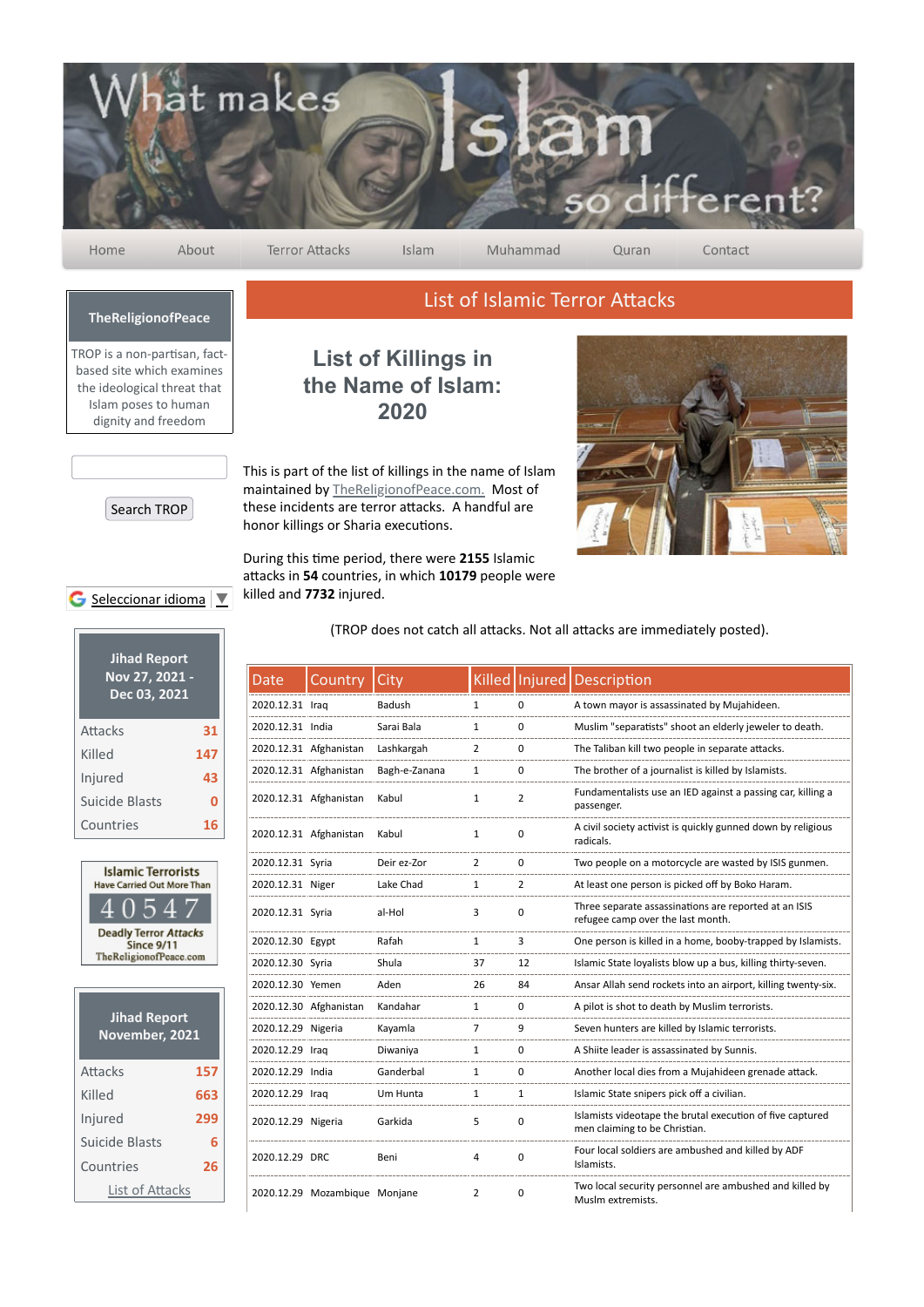# What makes Islam so different?

Home | About | Terror Attacks | Islam | Muhammad | Quran | Contact

**TheReligionofPeace**

TROP is a non-partisan, fact-based site which examines the ideological threat that Islam poses to human dignity and freedom

Search TROP

Seleccionar idioma

**Jihad Report Nov 27, 2021 - Dec 03, 2021**

| | |
|---|---|
| Attacks | 31 |
| Killed | 147 |
| Injured | 43 |
| Suicide Blasts | 0 |
| Countries | 16 |

Islamic Terrorists Have Carried Out More Than 40547 Deadly Terror Attacks Since 9/11 TheReligionofPeace.com

**Jihad Report November, 2021**

| | |
|---|---|
| Attacks | 157 |
| Killed | 663 |
| Injured | 299 |
| Suicide Blasts | 6 |
| Countries | 26 |

List of Attacks

## List of Islamic Terror Attacks

# List of Killings in the Name of Islam: 2020

This is part of the list of killings in the name of Islam maintained by TheReligionofPeace.com. Most of these incidents are terror attacks. A handful are honor killings or Sharia executions.

During this time period, there were **2155** Islamic attacks in **54** countries, in which **10179** people were killed and **7732** injured.

(TROP does not catch all attacks. Not all attacks are immediately posted).

| Date | Country | City | Killed | Injured | Description |
|---|---|---|---|---|---|
| 2020.12.31 | Iraq | Badush | 1 | 0 | A town mayor is assassinated by Mujahideen. |
| 2020.12.31 | India | Sarai Bala | 1 | 0 | Muslim "separatists" shoot an elderly jeweler to death. |
| 2020.12.31 | Afghanistan | Lashkargah | 2 | 0 | The Taliban kill two people in separate attacks. |
| 2020.12.31 | Afghanistan | Bagh-e-Zanana | 1 | 0 | The brother of a journalist is killed by Islamists. |
| 2020.12.31 | Afghanistan | Kabul | 1 | 2 | Fundamentalists use an IED against a passing car, killing a passenger. |
| 2020.12.31 | Afghanistan | Kabul | 1 | 0 | A civil society activist is quickly gunned down by religious radicals. |
| 2020.12.31 | Syria | Deir ez-Zor | 2 | 0 | Two people on a motorcycle are wasted by ISIS gunmen. |
| 2020.12.31 | Niger | Lake Chad | 1 | 2 | At least one person is picked off by Boko Haram. |
| 2020.12.31 | Syria | al-Hol | 3 | 0 | Three separate assassinations are reported at an ISIS refugee camp over the last month. |
| 2020.12.30 | Egypt | Rafah | 1 | 3 | One person is killed in a home, booby-trapped by Islamists. |
| 2020.12.30 | Syria | Shula | 37 | 12 | Islamic State loyalists blow up a bus, killing thirty-seven. |
| 2020.12.30 | Yemen | Aden | 26 | 84 | Ansar Allah send rockets into an airport, killing twenty-six. |
| 2020.12.30 | Afghanistan | Kandahar | 1 | 0 | A pilot is shot to death by Muslim terrorists. |
| 2020.12.29 | Nigeria | Kayamla | 7 | 9 | Seven hunters are killed by Islamic terrorists. |
| 2020.12.29 | Iraq | Diwaniya | 1 | 0 | A Shiite leader is assassinated by Sunnis. |
| 2020.12.29 | India | Ganderbal | 1 | 0 | Another local dies from a Mujahideen grenade attack. |
| 2020.12.29 | Iraq | Um Hunta | 1 | 1 | Islamic State snipers pick off a civilian. |
| 2020.12.29 | Nigeria | Garkida | 5 | 0 | Islamists videotape the brutal execution of five captured men claiming to be Christian. |
| 2020.12.29 | DRC | Beni | 4 | 0 | Four local soldiers are ambushed and killed by ADF Islamists. |
| 2020.12.29 | Mozambique | Monjane | 2 | 0 | Two local security personnel are ambushed and killed by Muslm extremists. |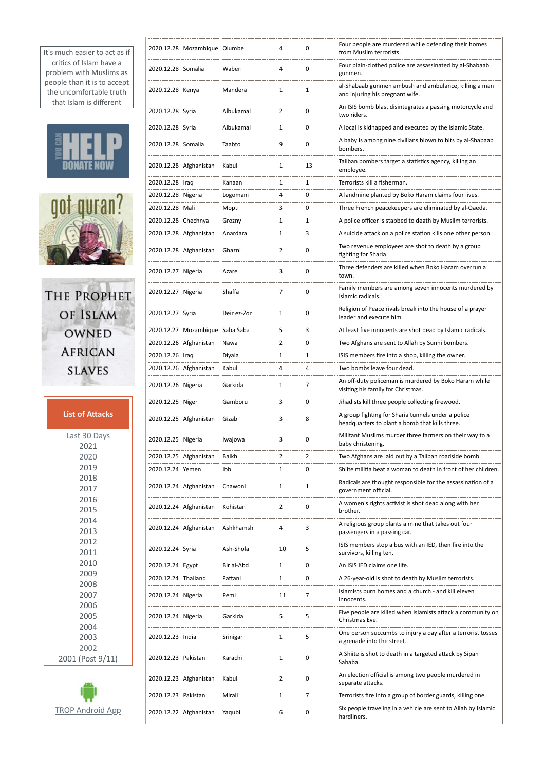It's much easier to act as if critics of Islam have a problem with Muslims as people than it is to accept the uncomfortable truth that Islam is different

YOU CAN HELP DONATE NOW

got quran?

THE PROPHET OF ISLAM OWNED AFRICAN SLAVES

**List of Attacks**

Last 30 Days
2021
2020
2019
2018
2017
2016
2015
2014
2013
2012
2011
2010
2009
2008
2007
2006
2005
2004
2003
2002
2001 (Post 9/11)

TROP Android App

| | | | | | |
|---|---|---|---|---|---|
| 2020.12.28 | Mozambique | Olumbe | 4 | 0 | Four people are murdered while defending their homes from Muslim terrorists. |
| 2020.12.28 | Somalia | Waberi | 4 | 0 | Four plain-clothed police are assassinated by al-Shabaab gunmen. |
| 2020.12.28 | Kenya | Mandera | 1 | 1 | al-Shabaab gunmen ambush and ambulance, killing a man and injuring his pregnant wife. |
| 2020.12.28 | Syria | Albukamal | 2 | 0 | An ISIS bomb blast disintegrates a passing motorcycle and two riders. |
| 2020.12.28 | Syria | Albukamal | 1 | 0 | A local is kidnapped and executed by the Islamic State. |
| 2020.12.28 | Somalia | Taabto | 9 | 0 | A baby is among nine civilians blown to bits by al-Shabaab bombers. |
| 2020.12.28 | Afghanistan | Kabul | 1 | 13 | Taliban bombers target a statistics agency, killing an employee. |
| 2020.12.28 | Iraq | Kanaan | 1 | 1 | Terrorists kill a fisherman. |
| 2020.12.28 | Nigeria | Logomani | 4 | 0 | A landmine planted by Boko Haram claims four lives. |
| 2020.12.28 | Mali | Mopti | 3 | 0 | Three French peacekeepers are eliminated by al-Qaeda. |
| 2020.12.28 | Chechnya | Grozny | 1 | 1 | A police officer is stabbed to death by Muslim terrorists. |
| 2020.12.28 | Afghanistan | Anardara | 1 | 3 | A suicide attack on a police station kills one other person. |
| 2020.12.28 | Afghanistan | Ghazni | 2 | 0 | Two revenue employees are shot to death by a group fighting for Sharia. |
| 2020.12.27 | Nigeria | Azare | 3 | 0 | Three defenders are killed when Boko Haram overrun a town. |
| 2020.12.27 | Nigeria | Shaffa | 7 | 0 | Family members are among seven innocents murdered by Islamic radicals. |
| 2020.12.27 | Syria | Deir ez-Zor | 1 | 0 | Religion of Peace rivals break into the house of a prayer leader and execute him. |
| 2020.12.27 | Mozambique | Saba Saba | 5 | 3 | At least five innocents are shot dead by Islamic radicals. |
| 2020.12.26 | Afghanistan | Nawa | 2 | 0 | Two Afghans are sent to Allah by Sunni bombers. |
| 2020.12.26 | Iraq | Diyala | 1 | 1 | ISIS members fire into a shop, killing the owner. |
| 2020.12.26 | Afghanistan | Kabul | 4 | 4 | Two bombs leave four dead. |
| 2020.12.26 | Nigeria | Garkida | 1 | 7 | An off-duty policeman is murdered by Boko Haram while visiting his family for Christmas. |
| 2020.12.25 | Niger | Gamboru | 3 | 0 | Jihadists kill three people collecting firewood. |
| 2020.12.25 | Afghanistan | Gizab | 3 | 8 | A group fighting for Sharia tunnels under a police headquarters to plant a bomb that kills three. |
| 2020.12.25 | Nigeria | Iwajowa | 3 | 0 | Militant Muslims murder three farmers on their way to a baby christening. |
| 2020.12.25 | Afghanistan | Balkh | 2 | 2 | Two Afghans are laid out by a Taliban roadside bomb. |
| 2020.12.24 | Yemen | Ibb | 1 | 0 | Shiite militia beat a woman to death in front of her children. |
| 2020.12.24 | Afghanistan | Chawoni | 1 | 1 | Radicals are thought responsible for the assassination of a government official. |
| 2020.12.24 | Afghanistan | Kohistan | 2 | 0 | A women's rights activist is shot dead along with her brother. |
| 2020.12.24 | Afghanistan | Ashkhamsh | 4 | 3 | A religious group plants a mine that takes out four passengers in a passing car. |
| 2020.12.24 | Syria | Ash-Shola | 10 | 5 | ISIS members stop a bus with an IED, then fire into the survivors, killing ten. |
| 2020.12.24 | Egypt | Bir al-Abd | 1 | 0 | An ISIS IED claims one life. |
| 2020.12.24 | Thailand | Pattani | 1 | 0 | A 26-year-old is shot to death by Muslim terrorists. |
| 2020.12.24 | Nigeria | Pemi | 11 | 7 | Islamists burn homes and a church - and kill eleven innocents. |
| 2020.12.24 | Nigeria | Garkida | 5 | 5 | Five people are killed when Islamists attack a community on Christmas Eve. |
| 2020.12.23 | India | Srinigar | 1 | 5 | One person succumbs to injury a day after a terrorist tosses a grenade into the street. |
| 2020.12.23 | Pakistan | Karachi | 1 | 0 | A Shiite is shot to death in a targeted attack by Sipah Sahaba. |
| 2020.12.23 | Afghanistan | Kabul | 2 | 0 | An election official is among two people murdered in separate attacks. |
| 2020.12.23 | Pakistan | Mirali | 1 | 7 | Terrorists fire into a group of border guards, killing one. |
| 2020.12.22 | Afghanistan | Yaqubi | 6 | 0 | Six people traveling in a vehicle are sent to Allah by Islamic hardliners. |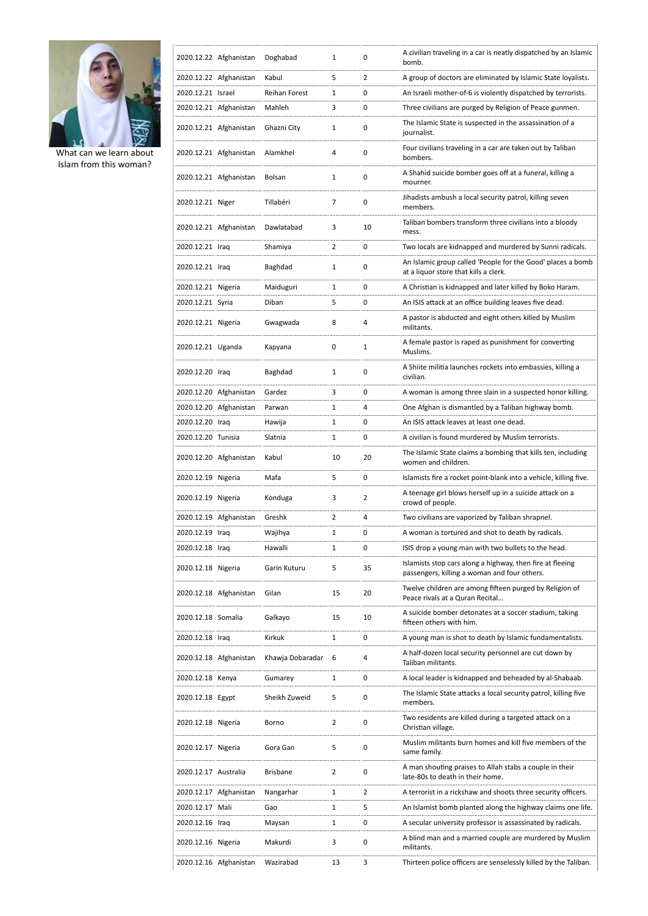What can we learn about Islam from this woman?

| | | | | | |
|---|---|---|---|---|---|
| 2020.12.22 | Afghanistan | Doghabad | 1 | 0 | A civilian traveling in a car is neatly dispatched by an Islamic bomb. |
| 2020.12.22 | Afghanistan | Kabul | 5 | 2 | A group of doctors are eliminated by Islamic State loyalists. |
| 2020.12.21 | Israel | Reihan Forest | 1 | 0 | An Israeli mother-of-6 is violently dispatched by terrorists. |
| 2020.12.21 | Afghanistan | Mahleh | 3 | 0 | Three civilians are purged by Religion of Peace gunmen. |
| 2020.12.21 | Afghanistan | Ghazni City | 1 | 0 | The Islamic State is suspected in the assassination of a journalist. |
| 2020.12.21 | Afghanistan | Alamkhel | 4 | 0 | Four civilians traveling in a car are taken out by Taliban bombers. |
| 2020.12.21 | Afghanistan | Bolsan | 1 | 0 | A Shahid suicide bomber goes off at a funeral, killing a mourner. |
| 2020.12.21 | Niger | Tillabéri | 7 | 0 | Jihadists ambush a local security patrol, killing seven members. |
| 2020.12.21 | Afghanistan | Dawlatabad | 3 | 10 | Taliban bombers transform three civilians into a bloody mess. |
| 2020.12.21 | Iraq | Shamiya | 2 | 0 | Two locals are kidnapped and murdered by Sunni radicals. |
| 2020.12.21 | Iraq | Baghdad | 1 | 0 | An Islamic group called 'People for the Good' places a bomb at a liquor store that kills a clerk. |
| 2020.12.21 | Nigeria | Maiduguri | 1 | 0 | A Christian is kidnapped and later killed by Boko Haram. |
| 2020.12.21 | Syria | Diban | 5 | 0 | An ISIS attack at an office building leaves five dead. |
| 2020.12.21 | Nigeria | Gwagwada | 8 | 4 | A pastor is abducted and eight others killed by Muslim militants. |
| 2020.12.21 | Uganda | Kapyana | 0 | 1 | A female pastor is raped as punishment for converting Muslims. |
| 2020.12.20 | Iraq | Baghdad | 1 | 0 | A Shiite militia launches rockets into embassies, killing a civilian. |
| 2020.12.20 | Afghanistan | Gardez | 3 | 0 | A woman is among three slain in a suspected honor killing. |
| 2020.12.20 | Afghanistan | Parwan | 1 | 4 | One Afghan is dismantled by a Taliban highway bomb. |
| 2020.12.20 | Iraq | Hawija | 1 | 0 | An ISIS attack leaves at least one dead. |
| 2020.12.20 | Tunisia | Slatnia | 1 | 0 | A civilian is found murdered by Muslim terrorists. |
| 2020.12.20 | Afghanistan | Kabul | 10 | 20 | The Islamic State claims a bombing that kills ten, including women and children. |
| 2020.12.19 | Nigeria | Mafa | 5 | 0 | Islamists fire a rocket point-blank into a vehicle, killing five. |
| 2020.12.19 | Nigeria | Konduga | 3 | 2 | A teenage girl blows herself up in a suicide attack on a crowd of people. |
| 2020.12.19 | Afghanistan | Greshk | 2 | 4 | Two civilians are vaporized by Taliban shrapnel. |
| 2020.12.19 | Iraq | Wajihya | 1 | 0 | A woman is tortured and shot to death by radicals. |
| 2020.12.18 | Iraq | Hawalli | 1 | 0 | ISIS drop a young man with two bullets to the head. |
| 2020.12.18 | Nigeria | Garin Kuturu | 5 | 35 | Islamists stop cars along a highway, then fire at fleeing passengers, killing a woman and four others. |
| 2020.12.18 | Afghanistan | Gilan | 15 | 20 | Twelve children are among fifteen purged by Religion of Peace rivals at a Quran Recital... |
| 2020.12.18 | Somalia | Galkayo | 15 | 10 | A suicide bomber detonates at a soccer stadium, taking fifteen others with him. |
| 2020.12.18 | Iraq | Kirkuk | 1 | 0 | A young man is shot to death by Islamic fundamentalists. |
| 2020.12.18 | Afghanistan | Khawja Dobaradar | 6 | 4 | A half-dozen local security personnel are cut down by Taliban militants. |
| 2020.12.18 | Kenya | Gumarey | 1 | 0 | A local leader is kidnapped and beheaded by al-Shabaab. |
| 2020.12.18 | Egypt | Sheikh Zuweid | 5 | 0 | The Islamic State attacks a local security patrol, killing five members. |
| 2020.12.18 | Nigeria | Borno | 2 | 0 | Two residents are killed during a targeted attack on a Christian village. |
| 2020.12.17 | Nigeria | Gora Gan | 5 | 0 | Muslim militants burn homes and kill five members of the same family. |
| 2020.12.17 | Australia | Brisbane | 2 | 0 | A man shouting praises to Allah stabs a couple in their late-80s to death in their home. |
| 2020.12.17 | Afghanistan | Nangarhar | 1 | 2 | A terrorist in a rickshaw and shoots three security officers. |
| 2020.12.17 | Mali | Gao | 1 | 5 | An Islamist bomb planted along the highway claims one life. |
| 2020.12.16 | Iraq | Maysan | 1 | 0 | A secular university professor is assassinated by radicals. |
| 2020.12.16 | Nigeria | Makurdi | 3 | 0 | A blind man and a married couple are murdered by Muslim militants. |
| 2020.12.16 | Afghanistan | Wazirabad | 13 | 3 | Thirteen police officers are senselessly killed by the Taliban. |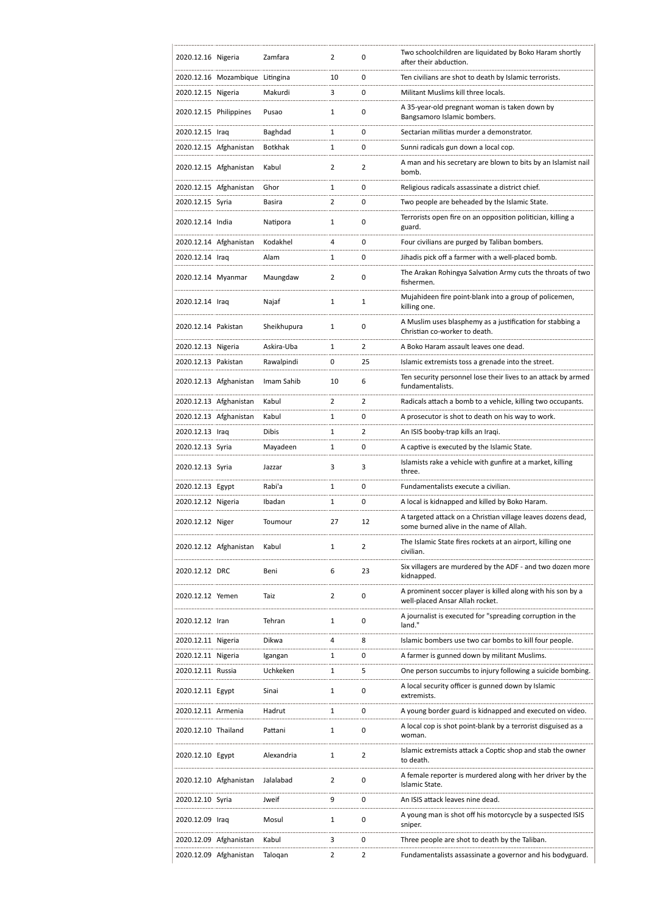| 2020.12.16 | Nigeria | Zamfara | 2 | 0 | Two schoolchildren are liquidated by Boko Haram shortly after their abduction. |
|---|---|---|---|---|---|
| 2020.12.16 | Mozambique | Litingina | 10 | 0 | Ten civilians are shot to death by Islamic terrorists. |
| 2020.12.15 | Nigeria | Makurdi | 3 | 0 | Militant Muslims kill three locals. |
| 2020.12.15 | Philippines | Pusao | 1 | 0 | A 35-year-old pregnant woman is taken down by Bangsamoro Islamic bombers. |
| 2020.12.15 | Iraq | Baghdad | 1 | 0 | Sectarian militias murder a demonstrator. |
| 2020.12.15 | Afghanistan | Botkhak | 1 | 0 | Sunni radicals gun down a local cop. |
| 2020.12.15 | Afghanistan | Kabul | 2 | 2 | A man and his secretary are blown to bits by an Islamist nail bomb. |
| 2020.12.15 | Afghanistan | Ghor | 1 | 0 | Religious radicals assassinate a district chief. |
| 2020.12.15 | Syria | Basira | 2 | 0 | Two people are beheaded by the Islamic State. |
| 2020.12.14 | India | Natipora | 1 | 0 | Terrorists open fire on an opposition politician, killing a guard. |
| 2020.12.14 | Afghanistan | Kodakhel | 4 | 0 | Four civilians are purged by Taliban bombers. |
| 2020.12.14 | Iraq | Alam | 1 | 0 | Jihadis pick off a farmer with a well-placed bomb. |
| 2020.12.14 | Myanmar | Maungdaw | 2 | 0 | The Arakan Rohingya Salvation Army cuts the throats of two fishermen. |
| 2020.12.14 | Iraq | Najaf | 1 | 1 | Mujahideen fire point-blank into a group of policemen, killing one. |
| 2020.12.14 | Pakistan | Sheikhupura | 1 | 0 | A Muslim uses blasphemy as a justification for stabbing a Christian co-worker to death. |
| 2020.12.13 | Nigeria | Askira-Uba | 1 | 2 | A Boko Haram assault leaves one dead. |
| 2020.12.13 | Pakistan | Rawalpindi | 0 | 25 | Islamic extremists toss a grenade into the street. |
| 2020.12.13 | Afghanistan | Imam Sahib | 10 | 6 | Ten security personnel lose their lives to an attack by armed fundamentalists. |
| 2020.12.13 | Afghanistan | Kabul | 2 | 2 | Radicals attach a bomb to a vehicle, killing two occupants. |
| 2020.12.13 | Afghanistan | Kabul | 1 | 0 | A prosecutor is shot to death on his way to work. |
| 2020.12.13 | Iraq | Dibis | 1 | 2 | An ISIS booby-trap kills an Iraqi. |
| 2020.12.13 | Syria | Mayadeen | 1 | 0 | A captive is executed by the Islamic State. |
| 2020.12.13 | Syria | Jazzar | 3 | 3 | Islamists rake a vehicle with gunfire at a market, killing three. |
| 2020.12.13 | Egypt | Rabi'a | 1 | 0 | Fundamentalists execute a civilian. |
| 2020.12.12 | Nigeria | Ibadan | 1 | 0 | A local is kidnapped and killed by Boko Haram. |
| 2020.12.12 | Niger | Toumour | 27 | 12 | A targeted attack on a Christian village leaves dozens dead, some burned alive in the name of Allah. |
| 2020.12.12 | Afghanistan | Kabul | 1 | 2 | The Islamic State fires rockets at an airport, killing one civilian. |
| 2020.12.12 | DRC | Beni | 6 | 23 | Six villagers are murdered by the ADF - and two dozen more kidnapped. |
| 2020.12.12 | Yemen | Taiz | 2 | 0 | A prominent soccer player is killed along with his son by a well-placed Ansar Allah rocket. |
| 2020.12.12 | Iran | Tehran | 1 | 0 | A journalist is executed for "spreading corruption in the land." |
| 2020.12.11 | Nigeria | Dikwa | 4 | 8 | Islamic bombers use two car bombs to kill four people. |
| 2020.12.11 | Nigeria | Igangan | 1 | 0 | A farmer is gunned down by militant Muslims. |
| 2020.12.11 | Russia | Uchkeken | 1 | 5 | One person succumbs to injury following a suicide bombing. |
| 2020.12.11 | Egypt | Sinai | 1 | 0 | A local security officer is gunned down by Islamic extremists. |
| 2020.12.11 | Armenia | Hadrut | 1 | 0 | A young border guard is kidnapped and executed on video. |
| 2020.12.10 | Thailand | Pattani | 1 | 0 | A local cop is shot point-blank by a terrorist disguised as a woman. |
| 2020.12.10 | Egypt | Alexandria | 1 | 2 | Islamic extremists attack a Coptic shop and stab the owner to death. |
| 2020.12.10 | Afghanistan | Jalalabad | 2 | 0 | A female reporter is murdered along with her driver by the Islamic State. |
| 2020.12.10 | Syria | Jweif | 9 | 0 | An ISIS attack leaves nine dead. |
| 2020.12.09 | Iraq | Mosul | 1 | 0 | A young man is shot off his motorcycle by a suspected ISIS sniper. |
| 2020.12.09 | Afghanistan | Kabul | 3 | 0 | Three people are shot to death by the Taliban. |
| 2020.12.09 | Afghanistan | Taloqan | 2 | 2 | Fundamentalists assassinate a governor and his bodyguard. |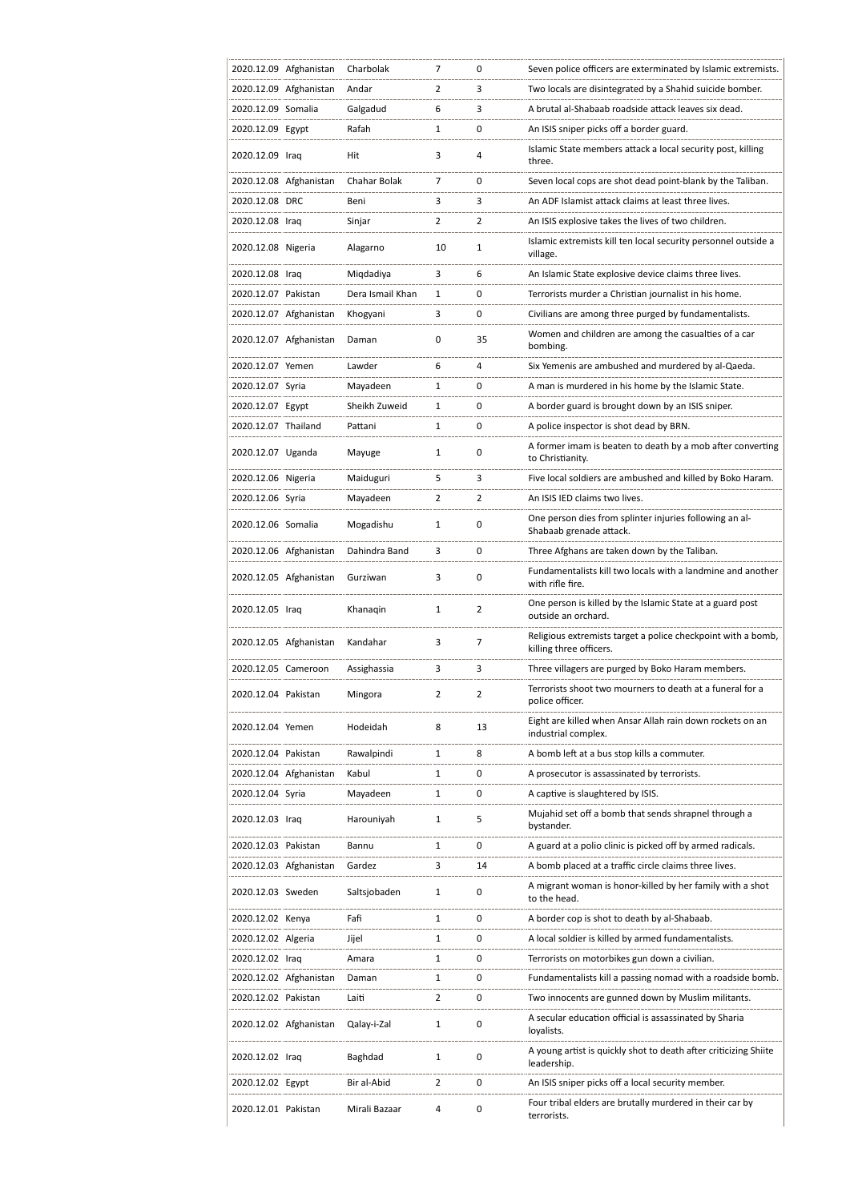| | | | | | |
|---|---|---|---|---|---|
| 2020.12.09 | Afghanistan | Charbolak | 7 | 0 | Seven police officers are exterminated by Islamic extremists. |
| 2020.12.09 | Afghanistan | Andar | 2 | 3 | Two locals are disintegrated by a Shahid suicide bomber. |
| 2020.12.09 | Somalia | Galgadud | 6 | 3 | A brutal al-Shabaab roadside attack leaves six dead. |
| 2020.12.09 | Egypt | Rafah | 1 | 0 | An ISIS sniper picks off a border guard. |
| 2020.12.09 | Iraq | Hit | 3 | 4 | Islamic State members attack a local security post, killing three. |
| 2020.12.08 | Afghanistan | Chahar Bolak | 7 | 0 | Seven local cops are shot dead point-blank by the Taliban. |
| 2020.12.08 | DRC | Beni | 3 | 3 | An ADF Islamist attack claims at least three lives. |
| 2020.12.08 | Iraq | Sinjar | 2 | 2 | An ISIS explosive takes the lives of two children. |
| 2020.12.08 | Nigeria | Alagarno | 10 | 1 | Islamic extremists kill ten local security personnel outside a village. |
| 2020.12.08 | Iraq | Miqdadiya | 3 | 6 | An Islamic State explosive device claims three lives. |
| 2020.12.07 | Pakistan | Dera Ismail Khan | 1 | 0 | Terrorists murder a Christian journalist in his home. |
| 2020.12.07 | Afghanistan | Khogyani | 3 | 0 | Civilians are among three purged by fundamentalists. |
| 2020.12.07 | Afghanistan | Daman | 0 | 35 | Women and children are among the casualties of a car bombing. |
| 2020.12.07 | Yemen | Lawder | 6 | 4 | Six Yemenis are ambushed and murdered by al-Qaeda. |
| 2020.12.07 | Syria | Mayadeen | 1 | 0 | A man is murdered in his home by the Islamic State. |
| 2020.12.07 | Egypt | Sheikh Zuweid | 1 | 0 | A border guard is brought down by an ISIS sniper. |
| 2020.12.07 | Thailand | Pattani | 1 | 0 | A police inspector is shot dead by BRN. |
| 2020.12.07 | Uganda | Mayuge | 1 | 0 | A former imam is beaten to death by a mob after converting to Christianity. |
| 2020.12.06 | Nigeria | Maiduguri | 5 | 3 | Five local soldiers are ambushed and killed by Boko Haram. |
| 2020.12.06 | Syria | Mayadeen | 2 | 2 | An ISIS IED claims two lives. |
| 2020.12.06 | Somalia | Mogadishu | 1 | 0 | One person dies from splinter injuries following an al-Shabaab grenade attack. |
| 2020.12.06 | Afghanistan | Dahindra Band | 3 | 0 | Three Afghans are taken down by the Taliban. |
| 2020.12.05 | Afghanistan | Gurziwan | 3 | 0 | Fundamentalists kill two locals with a landmine and another with rifle fire. |
| 2020.12.05 | Iraq | Khanaqin | 1 | 2 | One person is killed by the Islamic State at a guard post outside an orchard. |
| 2020.12.05 | Afghanistan | Kandahar | 3 | 7 | Religious extremists target a police checkpoint with a bomb, killing three officers. |
| 2020.12.05 | Cameroon | Assighassia | 3 | 3 | Three villagers are purged by Boko Haram members. |
| 2020.12.04 | Pakistan | Mingora | 2 | 2 | Terrorists shoot two mourners to death at a funeral for a police officer. |
| 2020.12.04 | Yemen | Hodeidah | 8 | 13 | Eight are killed when Ansar Allah rain down rockets on an industrial complex. |
| 2020.12.04 | Pakistan | Rawalpindi | 1 | 8 | A bomb left at a bus stop kills a commuter. |
| 2020.12.04 | Afghanistan | Kabul | 1 | 0 | A prosecutor is assassinated by terrorists. |
| 2020.12.04 | Syria | Mayadeen | 1 | 0 | A captive is slaughtered by ISIS. |
| 2020.12.03 | Iraq | Harouniyah | 1 | 5 | Mujahid set off a bomb that sends shrapnel through a bystander. |
| 2020.12.03 | Pakistan | Bannu | 1 | 0 | A guard at a polio clinic is picked off by armed radicals. |
| 2020.12.03 | Afghanistan | Gardez | 3 | 14 | A bomb placed at a traffic circle claims three lives. |
| 2020.12.03 | Sweden | Saltsjobaden | 1 | 0 | A migrant woman is honor-killed by her family with a shot to the head. |
| 2020.12.02 | Kenya | Fafi | 1 | 0 | A border cop is shot to death by al-Shabaab. |
| 2020.12.02 | Algeria | Jijel | 1 | 0 | A local soldier is killed by armed fundamentalists. |
| 2020.12.02 | Iraq | Amara | 1 | 0 | Terrorists on motorbikes gun down a civilian. |
| 2020.12.02 | Afghanistan | Daman | 1 | 0 | Fundamentalists kill a passing nomad with a roadside bomb. |
| 2020.12.02 | Pakistan | Laiti | 2 | 0 | Two innocents are gunned down by Muslim militants. |
| 2020.12.02 | Afghanistan | Qalay-i-Zal | 1 | 0 | A secular education official is assassinated by Sharia loyalists. |
| 2020.12.02 | Iraq | Baghdad | 1 | 0 | A young artist is quickly shot to death after criticizing Shiite leadership. |
| 2020.12.02 | Egypt | Bir al-Abid | 2 | 0 | An ISIS sniper picks off a local security member. |
| 2020.12.01 | Pakistan | Mirali Bazaar | 4 | 0 | Four tribal elders are brutally murdered in their car by terrorists. |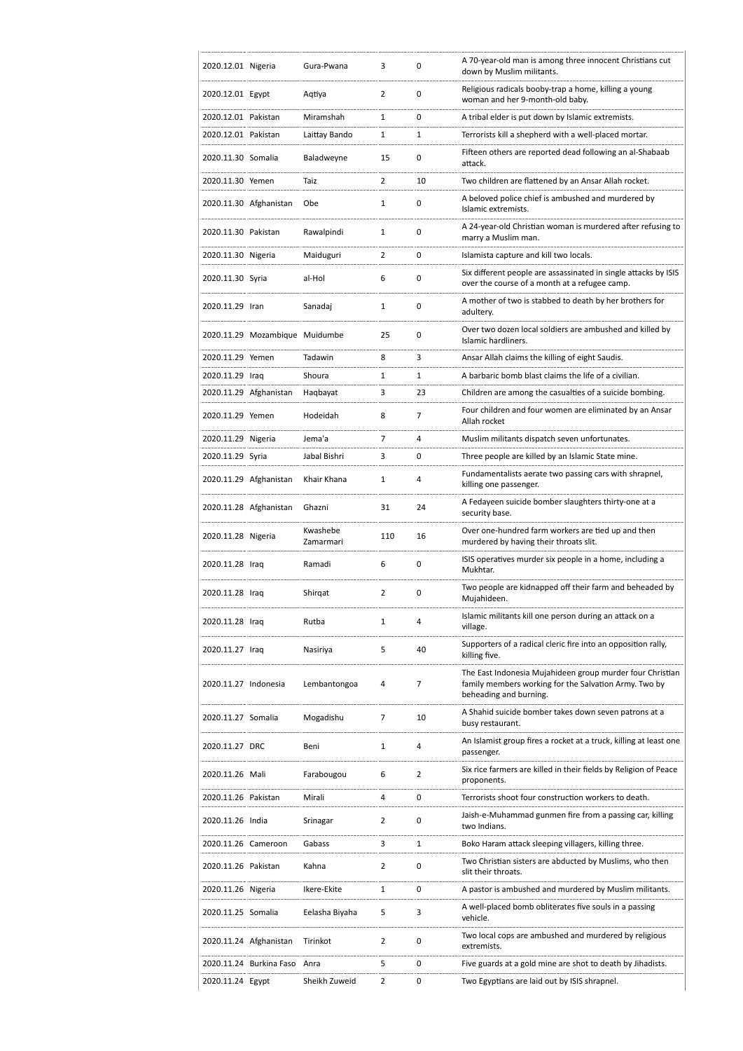| | | | | | |
|---|---|---|---|---|---|
| 2020.12.01 | Nigeria | Gura-Pwana | 3 | 0 | A 70-year-old man is among three innocent Christians cut down by Muslim militants. |
| 2020.12.01 | Egypt | Aqtiya | 2 | 0 | Religious radicals booby-trap a home, killing a young woman and her 9-month-old baby. |
| 2020.12.01 | Pakistan | Miramshah | 1 | 0 | A tribal elder is put down by Islamic extremists. |
| 2020.12.01 | Pakistan | Laittay Bando | 1 | 1 | Terrorists kill a shepherd with a well-placed mortar. |
| 2020.11.30 | Somalia | Baladweyne | 15 | 0 | Fifteen others are reported dead following an al-Shabaab attack. |
| 2020.11.30 | Yemen | Taiz | 2 | 10 | Two children are flattened by an Ansar Allah rocket. |
| 2020.11.30 | Afghanistan | Obe | 1 | 0 | A beloved police chief is ambushed and murdered by Islamic extremists. |
| 2020.11.30 | Pakistan | Rawalpindi | 1 | 0 | A 24-year-old Christian woman is murdered after refusing to marry a Muslim man. |
| 2020.11.30 | Nigeria | Maiduguri | 2 | 0 | Islamista capture and kill two locals. |
| 2020.11.30 | Syria | al-Hol | 6 | 0 | Six different people are assassinated in single attacks by ISIS over the course of a month at a refugee camp. |
| 2020.11.29 | Iran | Sanadaj | 1 | 0 | A mother of two is stabbed to death by her brothers for adultery. |
| 2020.11.29 | Mozambique | Muidumbe | 25 | 0 | Over two dozen local soldiers are ambushed and killed by Islamic hardliners. |
| 2020.11.29 | Yemen | Tadawin | 8 | 3 | Ansar Allah claims the killing of eight Saudis. |
| 2020.11.29 | Iraq | Shoura | 1 | 1 | A barbaric bomb blast claims the life of a civilian. |
| 2020.11.29 | Afghanistan | Haqbayat | 3 | 23 | Children are among the casualties of a suicide bombing. |
| 2020.11.29 | Yemen | Hodeidah | 8 | 7 | Four children and four women are eliminated by an Ansar Allah rocket |
| 2020.11.29 | Nigeria | Jema'a | 7 | 4 | Muslim militants dispatch seven unfortunates. |
| 2020.11.29 | Syria | Jabal Bishri | 3 | 0 | Three people are killed by an Islamic State mine. |
| 2020.11.29 | Afghanistan | Khair Khana | 1 | 4 | Fundamentalists aerate two passing cars with shrapnel, killing one passenger. |
| 2020.11.28 | Afghanistan | Ghazni | 31 | 24 | A Fedayeen suicide bomber slaughters thirty-one at a security base. |
| 2020.11.28 | Nigeria | Kwashebe Zamarmari | 110 | 16 | Over one-hundred farm workers are tied up and then murdered by having their throats slit. |
| 2020.11.28 | Iraq | Ramadi | 6 | 0 | ISIS operatives murder six people in a home, including a Mukhtar. |
| 2020.11.28 | Iraq | Shirqat | 2 | 0 | Two people are kidnapped off their farm and beheaded by Mujahideen. |
| 2020.11.28 | Iraq | Rutba | 1 | 4 | Islamic militants kill one person during an attack on a village. |
| 2020.11.27 | Iraq | Nasiriya | 5 | 40 | Supporters of a radical cleric fire into an opposition rally, killing five. |
| 2020.11.27 | Indonesia | Lembantongoa | 4 | 7 | The East Indonesia Mujahideen group murder four Christian family members working for the Salvation Army. Two by beheading and burning. |
| 2020.11.27 | Somalia | Mogadishu | 7 | 10 | A Shahid suicide bomber takes down seven patrons at a busy restaurant. |
| 2020.11.27 | DRC | Beni | 1 | 4 | An Islamist group fires a rocket at a truck, killing at least one passenger. |
| 2020.11.26 | Mali | Farabougou | 6 | 2 | Six rice farmers are killed in their fields by Religion of Peace proponents. |
| 2020.11.26 | Pakistan | Mirali | 4 | 0 | Terrorists shoot four construction workers to death. |
| 2020.11.26 | India | Srinagar | 2 | 0 | Jaish-e-Muhammad gunmen fire from a passing car, killing two Indians. |
| 2020.11.26 | Cameroon | Gabass | 3 | 1 | Boko Haram attack sleeping villagers, killing three. |
| 2020.11.26 | Pakistan | Kahna | 2 | 0 | Two Christian sisters are abducted by Muslims, who then slit their throats. |
| 2020.11.26 | Nigeria | Ikere-Ekite | 1 | 0 | A pastor is ambushed and murdered by Muslim militants. |
| 2020.11.25 | Somalia | Eelasha Biyaha | 5 | 3 | A well-placed bomb obliterates five souls in a passing vehicle. |
| 2020.11.24 | Afghanistan | Tirinkot | 2 | 0 | Two local cops are ambushed and murdered by religious extremists. |
| 2020.11.24 | Burkina Faso | Anra | 5 | 0 | Five guards at a gold mine are shot to death by Jihadists. |
| 2020.11.24 | Egypt | Sheikh Zuweid | 2 | 0 | Two Egyptians are laid out by ISIS shrapnel. |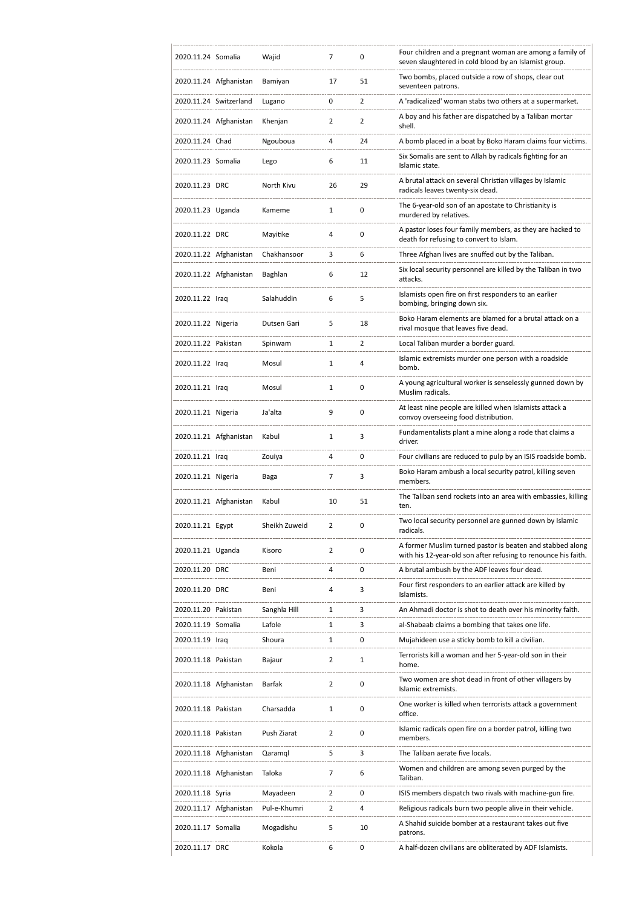| | | | | | |
|---|---|---|---|---|---|
| 2020.11.24 | Somalia | Wajid | 7 | 0 | Four children and a pregnant woman are among a family of seven slaughtered in cold blood by an Islamist group. |
| 2020.11.24 | Afghanistan | Bamiyan | 17 | 51 | Two bombs, placed outside a row of shops, clear out seventeen patrons. |
| 2020.11.24 | Switzerland | Lugano | 0 | 2 | A 'radicalized' woman stabs two others at a supermarket. |
| 2020.11.24 | Afghanistan | Khenjan | 2 | 2 | A boy and his father are dispatched by a Taliban mortar shell. |
| 2020.11.24 | Chad | Ngouboua | 4 | 24 | A bomb placed in a boat by Boko Haram claims four victims. |
| 2020.11.23 | Somalia | Lego | 6 | 11 | Six Somalis are sent to Allah by radicals fighting for an Islamic state. |
| 2020.11.23 | DRC | North Kivu | 26 | 29 | A brutal attack on several Christian villages by Islamic radicals leaves twenty-six dead. |
| 2020.11.23 | Uganda | Kameme | 1 | 0 | The 6-year-old son of an apostate to Christianity is murdered by relatives. |
| 2020.11.22 | DRC | Mayitike | 4 | 0 | A pastor loses four family members, as they are hacked to death for refusing to convert to Islam. |
| 2020.11.22 | Afghanistan | Chakhansoor | 3 | 6 | Three Afghan lives are snuffed out by the Taliban. |
| 2020.11.22 | Afghanistan | Baghlan | 6 | 12 | Six local security personnel are killed by the Taliban in two attacks. |
| 2020.11.22 | Iraq | Salahuddin | 6 | 5 | Islamists open fire on first responders to an earlier bombing, bringing down six. |
| 2020.11.22 | Nigeria | Dutsen Gari | 5 | 18 | Boko Haram elements are blamed for a brutal attack on a rival mosque that leaves five dead. |
| 2020.11.22 | Pakistan | Spinwam | 1 | 2 | Local Taliban murder a border guard. |
| 2020.11.22 | Iraq | Mosul | 1 | 4 | Islamic extremists murder one person with a roadside bomb. |
| 2020.11.21 | Iraq | Mosul | 1 | 0 | A young agricultural worker is senselessly gunned down by Muslim radicals. |
| 2020.11.21 | Nigeria | Ja'alta | 9 | 0 | At least nine people are killed when Islamists attack a convoy overseeing food distribution. |
| 2020.11.21 | Afghanistan | Kabul | 1 | 3 | Fundamentalists plant a mine along a rode that claims a driver. |
| 2020.11.21 | Iraq | Zouiya | 4 | 0 | Four civilians are reduced to pulp by an ISIS roadside bomb. |
| 2020.11.21 | Nigeria | Baga | 7 | 3 | Boko Haram ambush a local security patrol, killing seven members. |
| 2020.11.21 | Afghanistan | Kabul | 10 | 51 | The Taliban send rockets into an area with embassies, killing ten. |
| 2020.11.21 | Egypt | Sheikh Zuweid | 2 | 0 | Two local security personnel are gunned down by Islamic radicals. |
| 2020.11.21 | Uganda | Kisoro | 2 | 0 | A former Muslim turned pastor is beaten and stabbed along with his 12-year-old son after refusing to renounce his faith. |
| 2020.11.20 | DRC | Beni | 4 | 0 | A brutal ambush by the ADF leaves four dead. |
| 2020.11.20 | DRC | Beni | 4 | 3 | Four first responders to an earlier attack are killed by Islamists. |
| 2020.11.20 | Pakistan | Sanghla Hill | 1 | 3 | An Ahmadi doctor is shot to death over his minority faith. |
| 2020.11.19 | Somalia | Lafole | 1 | 3 | al-Shabaab claims a bombing that takes one life. |
| 2020.11.19 | Iraq | Shoura | 1 | 0 | Mujahideen use a sticky bomb to kill a civilian. |
| 2020.11.18 | Pakistan | Bajaur | 2 | 1 | Terrorists kill a woman and her 5-year-old son in their home. |
| 2020.11.18 | Afghanistan | Barfak | 2 | 0 | Two women are shot dead in front of other villagers by Islamic extremists. |
| 2020.11.18 | Pakistan | Charsadda | 1 | 0 | One worker is killed when terrorists attack a government office. |
| 2020.11.18 | Pakistan | Push Ziarat | 2 | 0 | Islamic radicals open fire on a border patrol, killing two members. |
| 2020.11.18 | Afghanistan | Qaramql | 5 | 3 | The Taliban aerate five locals. |
| 2020.11.18 | Afghanistan | Taloka | 7 | 6 | Women and children are among seven purged by the Taliban. |
| 2020.11.18 | Syria | Mayadeen | 2 | 0 | ISIS members dispatch two rivals with machine-gun fire. |
| 2020.11.17 | Afghanistan | Pul-e-Khumri | 2 | 4 | Religious radicals burn two people alive in their vehicle. |
| 2020.11.17 | Somalia | Mogadishu | 5 | 10 | A Shahid suicide bomber at a restaurant takes out five patrons. |
| 2020.11.17 | DRC | Kokola | 6 | 0 | A half-dozen civilians are obliterated by ADF Islamists. |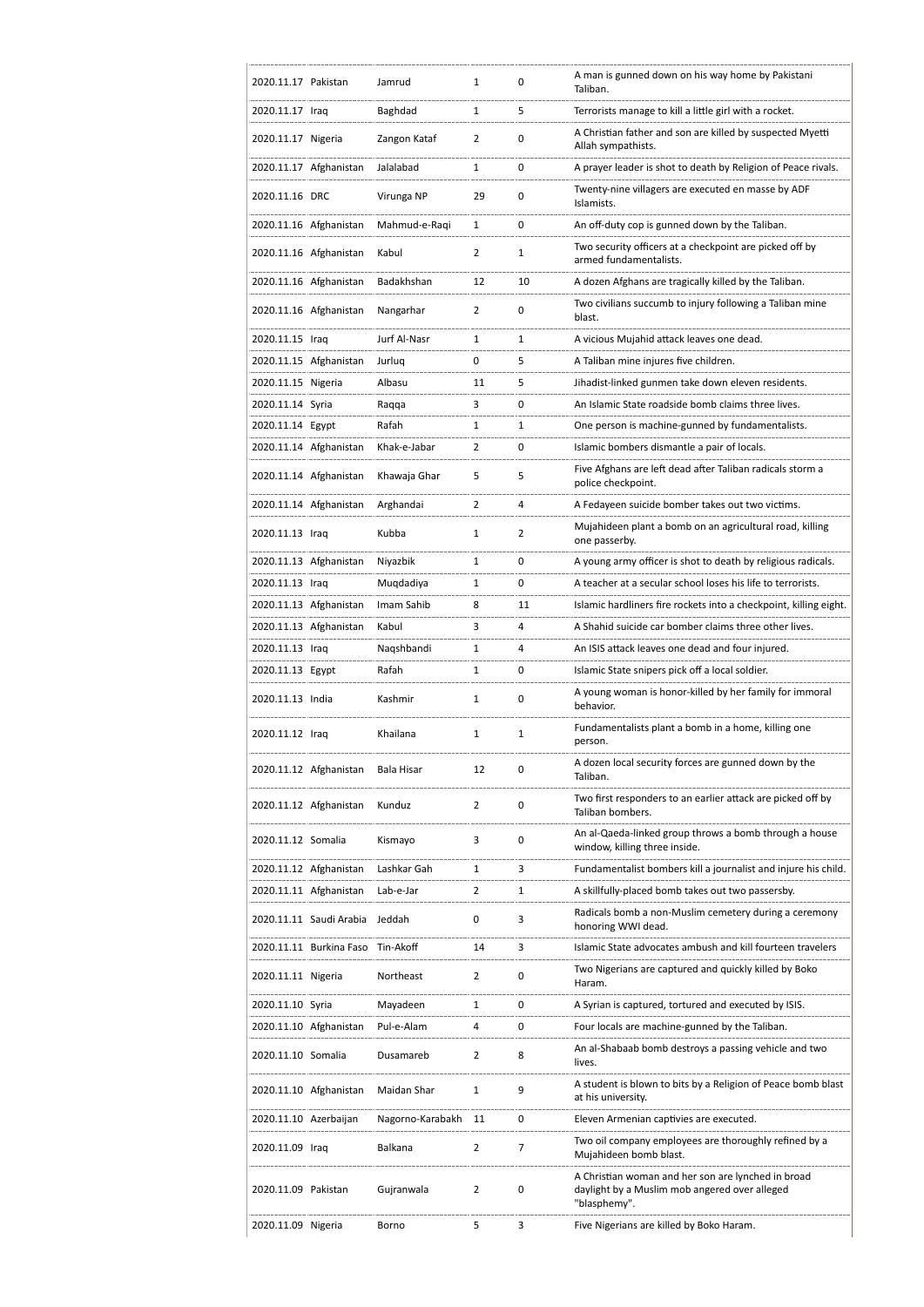| | | | | | |
|---|---|---|---|---|---|
| 2020.11.17 | Pakistan | Jamrud | 1 | 0 | A man is gunned down on his way home by Pakistani Taliban. |
| 2020.11.17 | Iraq | Baghdad | 1 | 5 | Terrorists manage to kill a little girl with a rocket. |
| 2020.11.17 | Nigeria | Zangon Kataf | 2 | 0 | A Christian father and son are killed by suspected Myetti Allah sympathists. |
| 2020.11.17 | Afghanistan | Jalalabad | 1 | 0 | A prayer leader is shot to death by Religion of Peace rivals. |
| 2020.11.16 | DRC | Virunga NP | 29 | 0 | Twenty-nine villagers are executed en masse by ADF Islamists. |
| 2020.11.16 | Afghanistan | Mahmud-e-Raqi | 1 | 0 | An off-duty cop is gunned down by the Taliban. |
| 2020.11.16 | Afghanistan | Kabul | 2 | 1 | Two security officers at a checkpoint are picked off by armed fundamentalists. |
| 2020.11.16 | Afghanistan | Badakhshan | 12 | 10 | A dozen Afghans are tragically killed by the Taliban. |
| 2020.11.16 | Afghanistan | Nangarhar | 2 | 0 | Two civilians succumb to injury following a Taliban mine blast. |
| 2020.11.15 | Iraq | Jurf Al-Nasr | 1 | 1 | A vicious Mujahid attack leaves one dead. |
| 2020.11.15 | Afghanistan | Jurluq | 0 | 5 | A Taliban mine injures five children. |
| 2020.11.15 | Nigeria | Albasu | 11 | 5 | Jihadist-linked gunmen take down eleven residents. |
| 2020.11.14 | Syria | Raqqa | 3 | 0 | An Islamic State roadside bomb claims three lives. |
| 2020.11.14 | Egypt | Rafah | 1 | 1 | One person is machine-gunned by fundamentalists. |
| 2020.11.14 | Afghanistan | Khak-e-Jabar | 2 | 0 | Islamic bombers dismantle a pair of locals. |
| 2020.11.14 | Afghanistan | Khawaja Ghar | 5 | 5 | Five Afghans are left dead after Taliban radicals storm a police checkpoint. |
| 2020.11.14 | Afghanistan | Arghandai | 2 | 4 | A Fedayeen suicide bomber takes out two victims. |
| 2020.11.13 | Iraq | Kubba | 1 | 2 | Mujahideen plant a bomb on an agricultural road, killing one passerby. |
| 2020.11.13 | Afghanistan | Niyazbik | 1 | 0 | A young army officer is shot to death by religious radicals. |
| 2020.11.13 | Iraq | Muqdadiya | 1 | 0 | A teacher at a secular school loses his life to terrorists. |
| 2020.11.13 | Afghanistan | Imam Sahib | 8 | 11 | Islamic hardliners fire rockets into a checkpoint, killing eight. |
| 2020.11.13 | Afghanistan | Kabul | 3 | 4 | A Shahid suicide car bomber claims three other lives. |
| 2020.11.13 | Iraq | Naqshbandi | 1 | 4 | An ISIS attack leaves one dead and four injured. |
| 2020.11.13 | Egypt | Rafah | 1 | 0 | Islamic State snipers pick off a local soldier. |
| 2020.11.13 | India | Kashmir | 1 | 0 | A young woman is honor-killed by her family for immoral behavior. |
| 2020.11.12 | Iraq | Khailana | 1 | 1 | Fundamentalists plant a bomb in a home, killing one person. |
| 2020.11.12 | Afghanistan | Bala Hisar | 12 | 0 | A dozen local security forces are gunned down by the Taliban. |
| 2020.11.12 | Afghanistan | Kunduz | 2 | 0 | Two first responders to an earlier attack are picked off by Taliban bombers. |
| 2020.11.12 | Somalia | Kismayo | 3 | 0 | An al-Qaeda-linked group throws a bomb through a house window, killing three inside. |
| 2020.11.12 | Afghanistan | Lashkar Gah | 1 | 3 | Fundamentalist bombers kill a journalist and injure his child. |
| 2020.11.11 | Afghanistan | Lab-e-Jar | 2 | 1 | A skillfully-placed bomb takes out two passersby. |
| 2020.11.11 | Saudi Arabia | Jeddah | 0 | 3 | Radicals bomb a non-Muslim cemetery during a ceremony honoring WWI dead. |
| 2020.11.11 | Burkina Faso | Tin-Akoff | 14 | 3 | Islamic State advocates ambush and kill fourteen travelers |
| 2020.11.11 | Nigeria | Northeast | 2 | 0 | Two Nigerians are captured and quickly killed by Boko Haram. |
| 2020.11.10 | Syria | Mayadeen | 1 | 0 | A Syrian is captured, tortured and executed by ISIS. |
| 2020.11.10 | Afghanistan | Pul-e-Alam | 4 | 0 | Four locals are machine-gunned by the Taliban. |
| 2020.11.10 | Somalia | Dusamareb | 2 | 8 | An al-Shabaab bomb destroys a passing vehicle and two lives. |
| 2020.11.10 | Afghanistan | Maidan Shar | 1 | 9 | A student is blown to bits by a Religion of Peace bomb blast at his university. |
| 2020.11.10 | Azerbaijan | Nagorno-Karabakh | 11 | 0 | Eleven Armenian captivies are executed. |
| 2020.11.09 | Iraq | Balkana | 2 | 7 | Two oil company employees are thoroughly refined by a Mujahideen bomb blast. |
| 2020.11.09 | Pakistan | Gujranwala | 2 | 0 | A Christian woman and her son are lynched in broad daylight by a Muslim mob angered over alleged "blasphemy". |
| 2020.11.09 | Nigeria | Borno | 5 | 3 | Five Nigerians are killed by Boko Haram. |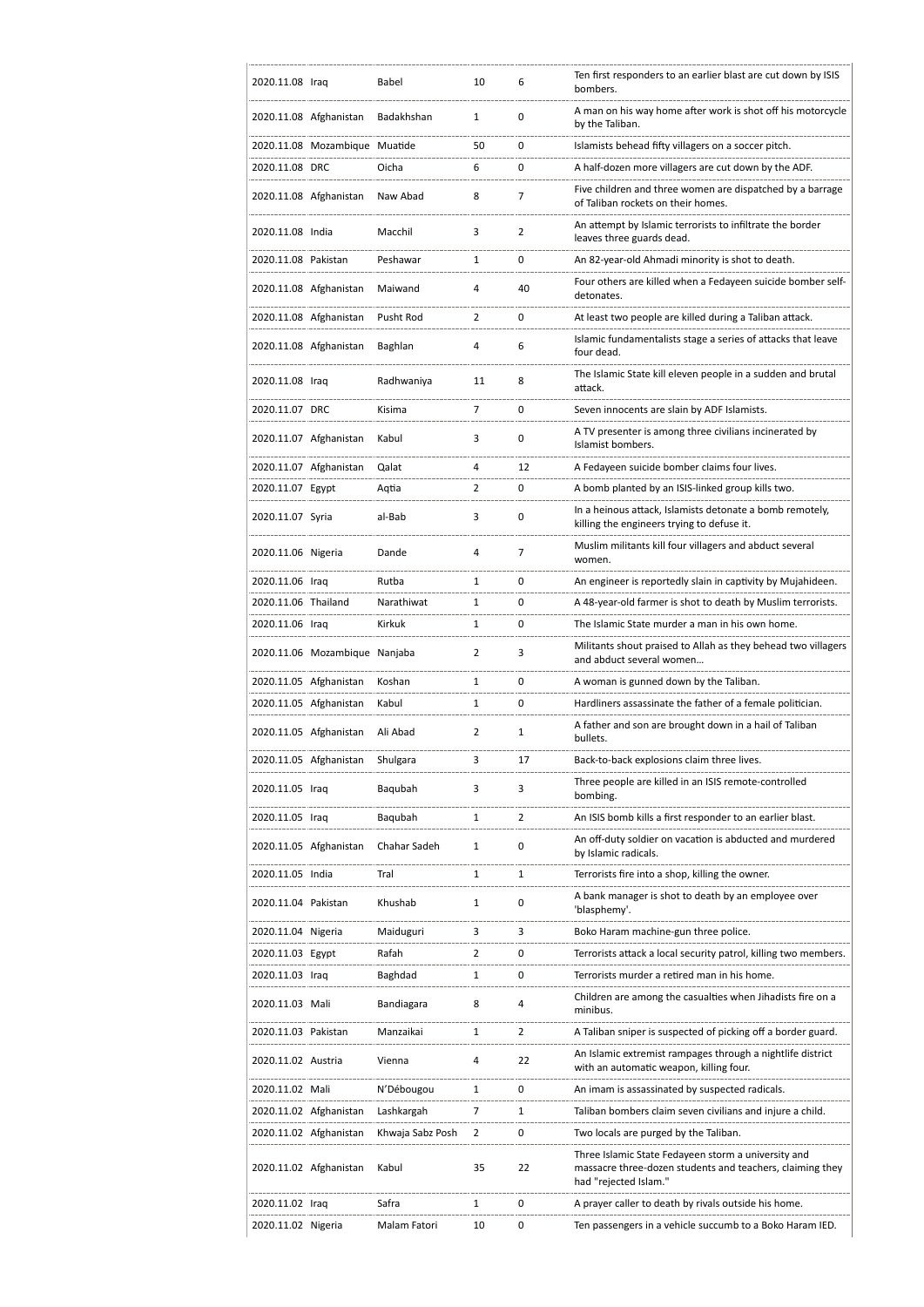| | | | | | |
|---|---|---|---|---|---|
| 2020.11.08 | Iraq | Babel | 10 | 6 | Ten first responders to an earlier blast are cut down by ISIS bombers. |
| 2020.11.08 | Afghanistan | Badakhshan | 1 | 0 | A man on his way home after work is shot off his motorcycle by the Taliban. |
| 2020.11.08 | Mozambique | Muatide | 50 | 0 | Islamists behead fifty villagers on a soccer pitch. |
| 2020.11.08 | DRC | Oicha | 6 | 0 | A half-dozen more villagers are cut down by the ADF. |
| 2020.11.08 | Afghanistan | Naw Abad | 8 | 7 | Five children and three women are dispatched by a barrage of Taliban rockets on their homes. |
| 2020.11.08 | India | Macchil | 3 | 2 | An attempt by Islamic terrorists to infiltrate the border leaves three guards dead. |
| 2020.11.08 | Pakistan | Peshawar | 1 | 0 | An 82-year-old Ahmadi minority is shot to death. |
| 2020.11.08 | Afghanistan | Maiwand | 4 | 40 | Four others are killed when a Fedayeen suicide bomber self-detonates. |
| 2020.11.08 | Afghanistan | Pusht Rod | 2 | 0 | At least two people are killed during a Taliban attack. |
| 2020.11.08 | Afghanistan | Baghlan | 4 | 6 | Islamic fundamentalists stage a series of attacks that leave four dead. |
| 2020.11.08 | Iraq | Radhwaniya | 11 | 8 | The Islamic State kill eleven people in a sudden and brutal attack. |
| 2020.11.07 | DRC | Kisima | 7 | 0 | Seven innocents are slain by ADF Islamists. |
| 2020.11.07 | Afghanistan | Kabul | 3 | 0 | A TV presenter is among three civilians incinerated by Islamist bombers. |
| 2020.11.07 | Afghanistan | Qalat | 4 | 12 | A Fedayeen suicide bomber claims four lives. |
| 2020.11.07 | Egypt | Aqtia | 2 | 0 | A bomb planted by an ISIS-linked group kills two. |
| 2020.11.07 | Syria | al-Bab | 3 | 0 | In a heinous attack, Islamists detonate a bomb remotely, killing the engineers trying to defuse it. |
| 2020.11.06 | Nigeria | Dande | 4 | 7 | Muslim militants kill four villagers and abduct several women. |
| 2020.11.06 | Iraq | Rutba | 1 | 0 | An engineer is reportedly slain in captivity by Mujahideen. |
| 2020.11.06 | Thailand | Narathiwat | 1 | 0 | A 48-year-old farmer is shot to death by Muslim terrorists. |
| 2020.11.06 | Iraq | Kirkuk | 1 | 0 | The Islamic State murder a man in his own home. |
| 2020.11.06 | Mozambique | Nanjaba | 2 | 3 | Militants shout praised to Allah as they behead two villagers and abduct several women... |
| 2020.11.05 | Afghanistan | Koshan | 1 | 0 | A woman is gunned down by the Taliban. |
| 2020.11.05 | Afghanistan | Kabul | 1 | 0 | Hardliners assassinate the father of a female politician. |
| 2020.11.05 | Afghanistan | Ali Abad | 2 | 1 | A father and son are brought down in a hail of Taliban bullets. |
| 2020.11.05 | Afghanistan | Shulgara | 3 | 17 | Back-to-back explosions claim three lives. |
| 2020.11.05 | Iraq | Baqubah | 3 | 3 | Three people are killed in an ISIS remote-controlled bombing. |
| 2020.11.05 | Iraq | Baqubah | 1 | 2 | An ISIS bomb kills a first responder to an earlier blast. |
| 2020.11.05 | Afghanistan | Chahar Sadeh | 1 | 0 | An off-duty soldier on vacation is abducted and murdered by Islamic radicals. |
| 2020.11.05 | India | Tral | 1 | 1 | Terrorists fire into a shop, killing the owner. |
| 2020.11.04 | Pakistan | Khushab | 1 | 0 | A bank manager is shot to death by an employee over 'blasphemy'. |
| 2020.11.04 | Nigeria | Maiduguri | 3 | 3 | Boko Haram machine-gun three police. |
| 2020.11.03 | Egypt | Rafah | 2 | 0 | Terrorists attack a local security patrol, killing two members. |
| 2020.11.03 | Iraq | Baghdad | 1 | 0 | Terrorists murder a retired man in his home. |
| 2020.11.03 | Mali | Bandiagara | 8 | 4 | Children are among the casualties when Jihadists fire on a minibus. |
| 2020.11.03 | Pakistan | Manzaikai | 1 | 2 | A Taliban sniper is suspected of picking off a border guard. |
| 2020.11.02 | Austria | Vienna | 4 | 22 | An Islamic extremist rampages through a nightlife district with an automatic weapon, killing four. |
| 2020.11.02 | Mali | N'Débougou | 1 | 0 | An imam is assassinated by suspected radicals. |
| 2020.11.02 | Afghanistan | Lashkargah | 7 | 1 | Taliban bombers claim seven civilians and injure a child. |
| 2020.11.02 | Afghanistan | Khwaja Sabz Posh | 2 | 0 | Two locals are purged by the Taliban. |
| 2020.11.02 | Afghanistan | Kabul | 35 | 22 | Three Islamic State Fedayeen storm a university and massacre three-dozen students and teachers, claiming they had "rejected Islam." |
| 2020.11.02 | Iraq | Safra | 1 | 0 | A prayer caller to death by rivals outside his home. |
| 2020.11.02 | Nigeria | Malam Fatori | 10 | 0 | Ten passengers in a vehicle succumb to a Boko Haram IED. |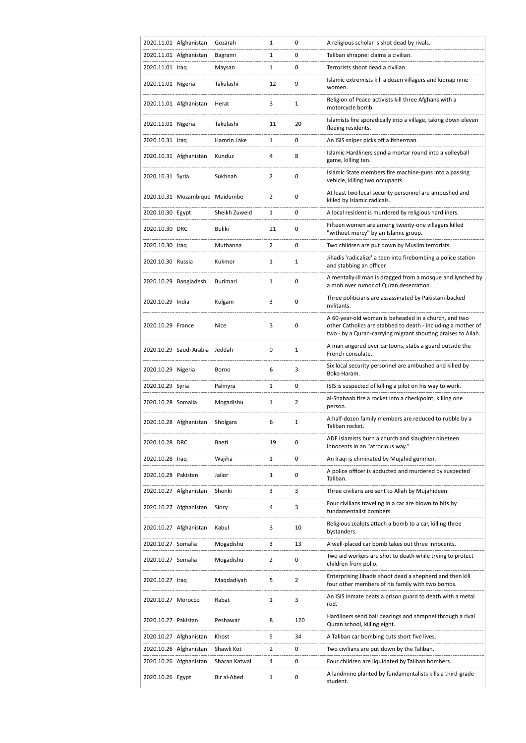| | | | | | |
|---|---|---|---|---|---|
| 2020.11.01 | Afghanistan | Gozarah | 1 | 0 | A religious scholar is shot dead by rivals. |
| 2020.11.01 | Afghanistan | Bagrami | 1 | 0 | Taliban shrapnel claims a civilian. |
| 2020.11.01 | Iraq | Maysan | 1 | 0 | Terrorists shoot dead a civilian. |
| 2020.11.01 | Nigeria | Takulashi | 12 | 9 | Islamic extremists kill a dozen villagers and kidnap nine women. |
| 2020.11.01 | Afghanistan | Herat | 3 | 1 | Religion of Peace activists kill three Afghans with a motorcycle bomb. |
| 2020.11.01 | Nigeria | Takulashi | 11 | 20 | Islamists fire sporadically into a village, taking down eleven fleeing residents. |
| 2020.10.31 | Iraq | Hamrin Lake | 1 | 0 | An ISIS sniper picks off a fisherman. |
| 2020.10.31 | Afghanistan | Kunduz | 4 | 8 | Islamic Hardliners send a mortar round into a volleyball game, killing ten. |
| 2020.10.31 | Syria | Sukhnah | 2 | 0 | Islamic State members fire machine-guns into a passing vehicle, killing two occupants. |
| 2020.10.31 | Mozambique | Muidumbe | 2 | 0 | At least two local security personnel are ambushed and killed by Islamic radicals. |
| 2020.10.30 | Egypt | Sheikh Zuweid | 1 | 0 | A local resident is murdered by religious hardliners. |
| 2020.10.30 | DRC | Buliki | 21 | 0 | Fifteen women are among twenty-one villagers killed "without mercy" by an Islamic group. |
| 2020.10.30 | Iraq | Muthanna | 2 | 0 | Two children are put down by Muslim terrorists. |
| 2020.10.30 | Russia | Kukmor | 1 | 1 | Jihadis 'radicalize' a teen into firebombing a police station and stabbing an officer. |
| 2020.10.29 | Bangladesh | Burimari | 1 | 0 | A mentally-ill man is dragged from a mosque and lynched by a mob over rumor of Quran desecration. |
| 2020.10.29 | India | Kulgam | 3 | 0 | Three politicians are assassinated by Pakistani-backed militants. |
| 2020.10.29 | France | Nice | 3 | 0 | A 60-year-old woman is beheaded in a church, and two other Catholics are stabbed to death - including a mother of two - by a Quran-carrying migrant shouting praises to Allah. |
| 2020.10.29 | Saudi Arabia | Jeddah | 0 | 1 | A man angered over cartoons, stabs a guard outside the French consulate. |
| 2020.10.29 | Nigeria | Borno | 6 | 3 | Six local security personnel are ambushed and killed by Boko Haram. |
| 2020.10.29 | Syria | Palmyra | 1 | 0 | ISIS is suspected of killing a pilot on his way to work. |
| 2020.10.28 | Somalia | Mogadishu | 1 | 2 | al-Shabaab fire a rocket into a checkpoint, killing one person. |
| 2020.10.28 | Afghanistan | Sholgara | 6 | 1 | A half-dozen family members are reduced to rubble by a Taliban rocket. |
| 2020.10.28 | DRC | Baeti | 19 | 0 | ADF Islamists burn a church and slaughter nineteen innocents in an "atrocious way." |
| 2020.10.28 | Iraq | Wajiha | 1 | 0 | An Iraqi is eliminated by Mujahid gunmen. |
| 2020.10.28 | Pakistan | Jailor | 1 | 0 | A police officer is abducted and murdered by suspected Taliban. |
| 2020.10.27 | Afghanistan | Shenki | 3 | 3 | Three civilians are sent to Allah by Mujahideen. |
| 2020.10.27 | Afghanistan | Siory | 4 | 3 | Four civilians traveling in a car are blown to bits by fundamentalist bombers. |
| 2020.10.27 | Afghanistan | Kabul | 3 | 10 | Religious zealots attach a bomb to a car, killing three bystanders. |
| 2020.10.27 | Somalia | Mogadishu | 3 | 13 | A well-placed car bomb takes out three innocents. |
| 2020.10.27 | Somalia | Mogadishu | 2 | 0 | Two aid workers are shot to death while trying to protect children from polio. |
| 2020.10.27 | Iraq | Maqdadiyah | 5 | 2 | Enterprising Jihadis shoot dead a shepherd and then kill four other members of his family with two bombs. |
| 2020.10.27 | Morocco | Rabat | 1 | 3 | An ISIS inmate beats a prison guard to death with a metal rod. |
| 2020.10.27 | Pakistan | Peshawar | 8 | 120 | Hardliners send ball bearings and shrapnel through a rival Quran school, killing eight. |
| 2020.10.27 | Afghanistan | Khost | 5 | 34 | A Taliban car bombing cuts short five lives. |
| 2020.10.26 | Afghanistan | Shawli Kot | 2 | 0 | Two civilians are put down by the Taliban. |
| 2020.10.26 | Afghanistan | Sharan Katwal | 4 | 0 | Four children are liquidated by Taliban bombers. |
| 2020.10.26 | Egypt | Bir al-Abed | 1 | 0 | A landmine planted by fundamentalists kills a third-grade student. |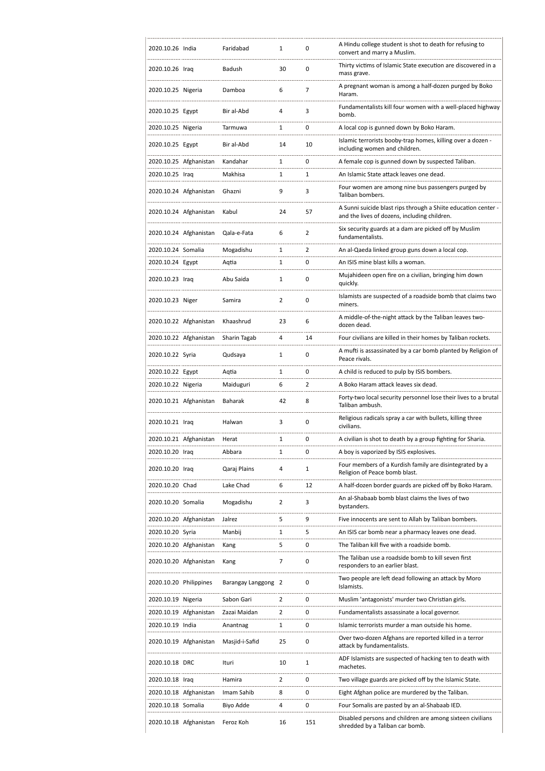| | | | | | |
|---|---|---|---|---|---|
| 2020.10.26 | India | Faridabad | 1 | 0 | A Hindu college student is shot to death for refusing to convert and marry a Muslim. |
| 2020.10.26 | Iraq | Badush | 30 | 0 | Thirty victims of Islamic State execution are discovered in a mass grave. |
| 2020.10.25 | Nigeria | Damboa | 6 | 7 | A pregnant woman is among a half-dozen purged by Boko Haram. |
| 2020.10.25 | Egypt | Bir al-Abd | 4 | 3 | Fundamentalists kill four women with a well-placed highway bomb. |
| 2020.10.25 | Nigeria | Tarmuwa | 1 | 0 | A local cop is gunned down by Boko Haram. |
| 2020.10.25 | Egypt | Bir al-Abd | 14 | 10 | Islamic terrorists booby-trap homes, killing over a dozen - including women and children. |
| 2020.10.25 | Afghanistan | Kandahar | 1 | 0 | A female cop is gunned down by suspected Taliban. |
| 2020.10.25 | Iraq | Makhisa | 1 | 1 | An Islamic State attack leaves one dead. |
| 2020.10.24 | Afghanistan | Ghazni | 9 | 3 | Four women are among nine bus passengers purged by Taliban bombers. |
| 2020.10.24 | Afghanistan | Kabul | 24 | 57 | A Sunni suicide blast rips through a Shiite education center - and the lives of dozens, including children. |
| 2020.10.24 | Afghanistan | Qala-e-Fata | 6 | 2 | Six security guards at a dam are picked off by Muslim fundamentalists. |
| 2020.10.24 | Somalia | Mogadishu | 1 | 2 | An al-Qaeda linked group guns down a local cop. |
| 2020.10.24 | Egypt | Aqtia | 1 | 0 | An ISIS mine blast kills a woman. |
| 2020.10.23 | Iraq | Abu Saida | 1 | 0 | Mujahideen open fire on a civilian, bringing him down quickly. |
| 2020.10.23 | Niger | Samira | 2 | 0 | Islamists are suspected of a roadside bomb that claims two miners. |
| 2020.10.22 | Afghanistan | Khaashrud | 23 | 6 | A middle-of-the-night attack by the Taliban leaves two-dozen dead. |
| 2020.10.22 | Afghanistan | Sharin Tagab | 4 | 14 | Four civilians are killed in their homes by Taliban rockets. |
| 2020.10.22 | Syria | Qudsaya | 1 | 0 | A mufti is assassinated by a car bomb planted by Religion of Peace rivals. |
| 2020.10.22 | Egypt | Aqtia | 1 | 0 | A child is reduced to pulp by ISIS bombers. |
| 2020.10.22 | Nigeria | Maiduguri | 6 | 2 | A Boko Haram attack leaves six dead. |
| 2020.10.21 | Afghanistan | Baharak | 42 | 8 | Forty-two local security personnel lose their lives to a brutal Taliban ambush. |
| 2020.10.21 | Iraq | Halwan | 3 | 0 | Religious radicals spray a car with bullets, killing three civilians. |
| 2020.10.21 | Afghanistan | Herat | 1 | 0 | A civilian is shot to death by a group fighting for Sharia. |
| 2020.10.20 | Iraq | Abbara | 1 | 0 | A boy is vaporized by ISIS explosives. |
| 2020.10.20 | Iraq | Qaraj Plains | 4 | 1 | Four members of a Kurdish family are disintegrated by a Religion of Peace bomb blast. |
| 2020.10.20 | Chad | Lake Chad | 6 | 12 | A half-dozen border guards are picked off by Boko Haram. |
| 2020.10.20 | Somalia | Mogadishu | 2 | 3 | An al-Shabaab bomb blast claims the lives of two bystanders. |
| 2020.10.20 | Afghanistan | Jalrez | 5 | 9 | Five innocents are sent to Allah by Taliban bombers. |
| 2020.10.20 | Syria | Manbij | 1 | 5 | An ISIS car bomb near a pharmacy leaves one dead. |
| 2020.10.20 | Afghanistan | Kang | 5 | 0 | The Taliban kill five with a roadside bomb. |
| 2020.10.20 | Afghanistan | Kang | 7 | 0 | The Taliban use a roadside bomb to kill seven first responders to an earlier blast. |
| 2020.10.20 | Philippines | Barangay Langgong | 2 | 0 | Two people are left dead following an attack by Moro Islamists. |
| 2020.10.19 | Nigeria | Sabon Gari | 2 | 0 | Muslim 'antagonists' murder two Christian girls. |
| 2020.10.19 | Afghanistan | Zazai Maidan | 2 | 0 | Fundamentalists assassinate a local governor. |
| 2020.10.19 | India | Anantnag | 1 | 0 | Islamic terrorists murder a man outside his home. |
| 2020.10.19 | Afghanistan | Masjid-i-Safid | 25 | 0 | Over two-dozen Afghans are reported killed in a terror attack by fundamentalists. |
| 2020.10.18 | DRC | Ituri | 10 | 1 | ADF Islamists are suspected of hacking ten to death with machetes. |
| 2020.10.18 | Iraq | Hamira | 2 | 0 | Two village guards are picked off by the Islamic State. |
| 2020.10.18 | Afghanistan | Imam Sahib | 8 | 0 | Eight Afghan police are murdered by the Taliban. |
| 2020.10.18 | Somalia | Biyo Adde | 4 | 0 | Four Somalis are pasted by an al-Shabaab IED. |
| 2020.10.18 | Afghanistan | Feroz Koh | 16 | 151 | Disabled persons and children are among sixteen civilians shredded by a Taliban car bomb. |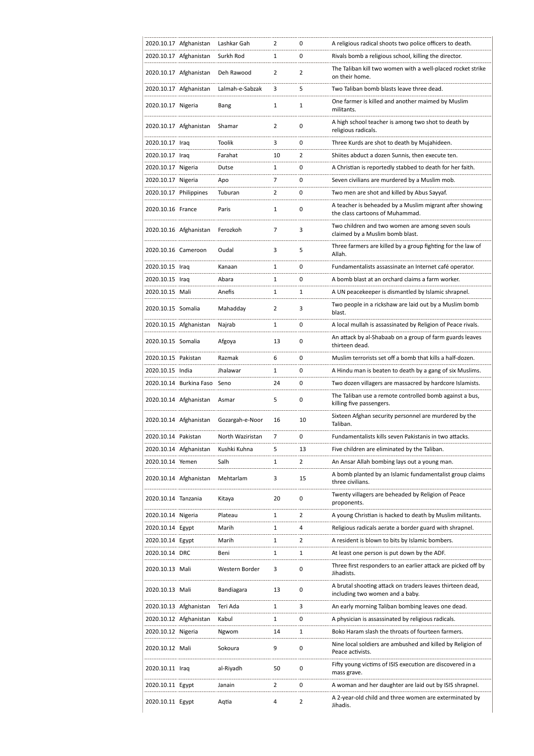| | | | | | |
|---|---|---|---|---|---|
| 2020.10.17 | Afghanistan | Lashkar Gah | 2 | 0 | A religious radical shoots two police officers to death. |
| 2020.10.17 | Afghanistan | Surkh Rod | 1 | 0 | Rivals bomb a religious school, killing the director. |
| 2020.10.17 | Afghanistan | Deh Rawood | 2 | 2 | The Taliban kill two women with a well-placed rocket strike on their home. |
| 2020.10.17 | Afghanistan | Lalmah-e-Sabzak | 3 | 5 | Two Taliban bomb blasts leave three dead. |
| 2020.10.17 | Nigeria | Bang | 1 | 1 | One farmer is killed and another maimed by Muslim militants. |
| 2020.10.17 | Afghanistan | Shamar | 2 | 0 | A high school teacher is among two shot to death by religious radicals. |
| 2020.10.17 | Iraq | Toolik | 3 | 0 | Three Kurds are shot to death by Mujahideen. |
| 2020.10.17 | Iraq | Farahat | 10 | 2 | Shiites abduct a dozen Sunnis, then execute ten. |
| 2020.10.17 | Nigeria | Dutse | 1 | 0 | A Christian is reportedly stabbed to death for her faith. |
| 2020.10.17 | Nigeria | Apo | 7 | 0 | Seven civilians are murdered by a Muslim mob. |
| 2020.10.17 | Philippines | Tuburan | 2 | 0 | Two men are shot and killed by Abus Sayyaf. |
| 2020.10.16 | France | Paris | 1 | 0 | A teacher is beheaded by a Muslim migrant after showing the class cartoons of Muhammad. |
| 2020.10.16 | Afghanistan | Ferozkoh | 7 | 3 | Two children and two women are among seven souls claimed by a Muslim bomb blast. |
| 2020.10.16 | Cameroon | Oudal | 3 | 5 | Three farmers are killed by a group fighting for the law of Allah. |
| 2020.10.15 | Iraq | Kanaan | 1 | 0 | Fundamentalists assassinate an Internet café operator. |
| 2020.10.15 | Iraq | Abara | 1 | 0 | A bomb blast at an orchard claims a farm worker. |
| 2020.10.15 | Mali | Anefis | 1 | 1 | A UN peacekeeper is dismantled by Islamic shrapnel. |
| 2020.10.15 | Somalia | Mahadday | 2 | 3 | Two people in a rickshaw are laid out by a Muslim bomb blast. |
| 2020.10.15 | Afghanistan | Najrab | 1 | 0 | A local mullah is assassinated by Religion of Peace rivals. |
| 2020.10.15 | Somalia | Afgoya | 13 | 0 | An attack by al-Shabaab on a group of farm guards leaves thirteen dead. |
| 2020.10.15 | Pakistan | Razmak | 6 | 0 | Muslim terrorists set off a bomb that kills a half-dozen. |
| 2020.10.15 | India | Jhalawar | 1 | 0 | A Hindu man is beaten to death by a gang of six Muslims. |
| 2020.10.14 | Burkina Faso | Seno | 24 | 0 | Two dozen villagers are massacred by hardcore Islamists. |
| 2020.10.14 | Afghanistan | Asmar | 5 | 0 | The Taliban use a remote controlled bomb against a bus, killing five passengers. |
| 2020.10.14 | Afghanistan | Gozargah-e-Noor | 16 | 10 | Sixteen Afghan security personnel are murdered by the Taliban. |
| 2020.10.14 | Pakistan | North Waziristan | 7 | 0 | Fundamentalists kills seven Pakistanis in two attacks. |
| 2020.10.14 | Afghanistan | Kushki Kuhna | 5 | 13 | Five children are eliminated by the Taliban. |
| 2020.10.14 | Yemen | Salh | 1 | 2 | An Ansar Allah bombing lays out a young man. |
| 2020.10.14 | Afghanistan | Mehtarlam | 3 | 15 | A bomb planted by an Islamic fundamentalist group claims three civilians. |
| 2020.10.14 | Tanzania | Kitaya | 20 | 0 | Twenty villagers are beheaded by Religion of Peace proponents. |
| 2020.10.14 | Nigeria | Plateau | 1 | 2 | A young Christian is hacked to death by Muslim militants. |
| 2020.10.14 | Egypt | Marih | 1 | 4 | Religious radicals aerate a border guard with shrapnel. |
| 2020.10.14 | Egypt | Marih | 1 | 2 | A resident is blown to bits by Islamic bombers. |
| 2020.10.14 | DRC | Beni | 1 | 1 | At least one person is put down by the ADF. |
| 2020.10.13 | Mali | Western Border | 3 | 0 | Three first responders to an earlier attack are picked off by Jihadists. |
| 2020.10.13 | Mali | Bandiagara | 13 | 0 | A brutal shooting attack on traders leaves thirteen dead, including two women and a baby. |
| 2020.10.13 | Afghanistan | Teri Ada | 1 | 3 | An early morning Taliban bombing leaves one dead. |
| 2020.10.12 | Afghanistan | Kabul | 1 | 0 | A physician is assassinated by religious radicals. |
| 2020.10.12 | Nigeria | Ngwom | 14 | 1 | Boko Haram slash the throats of fourteen farmers. |
| 2020.10.12 | Mali | Sokoura | 9 | 0 | Nine local soldiers are ambushed and killed by Religion of Peace activists. |
| 2020.10.11 | Iraq | al-Riyadh | 50 | 0 | Fifty young victims of ISIS execution are discovered in a mass grave. |
| 2020.10.11 | Egypt | Janain | 2 | 0 | A woman and her daughter are laid out by ISIS shrapnel. |
| 2020.10.11 | Egypt | Aqtia | 4 | 2 | A 2-year-old child and three women are exterminated by Jihadis. |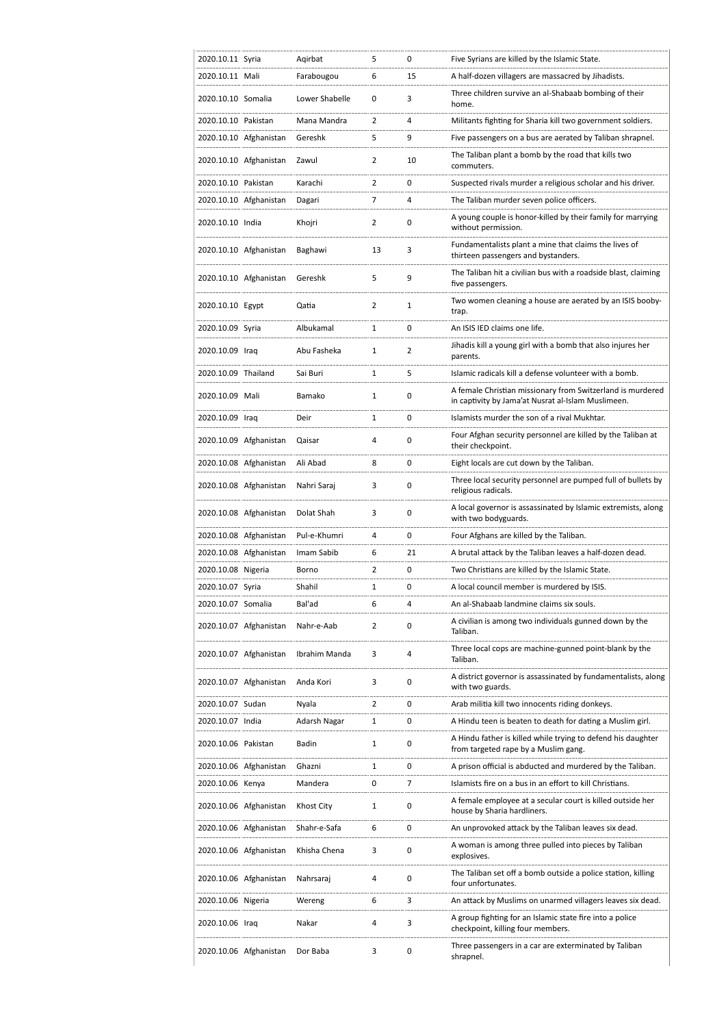| | | | | | |
|---|---|---|---|---|---|
| 2020.10.11 | Syria | Aqirbat | 5 | 0 | Five Syrians are killed by the Islamic State. |
| 2020.10.11 | Mali | Farabougou | 6 | 15 | A half-dozen villagers are massacred by Jihadists. |
| 2020.10.10 | Somalia | Lower Shabelle | 0 | 3 | Three children survive an al-Shabaab bombing of their home. |
| 2020.10.10 | Pakistan | Mana Mandra | 2 | 4 | Militants fighting for Sharia kill two government soldiers. |
| 2020.10.10 | Afghanistan | Gereshk | 5 | 9 | Five passengers on a bus are aerated by Taliban shrapnel. |
| 2020.10.10 | Afghanistan | Zawul | 2 | 10 | The Taliban plant a bomb by the road that kills two commuters. |
| 2020.10.10 | Pakistan | Karachi | 2 | 0 | Suspected rivals murder a religious scholar and his driver. |
| 2020.10.10 | Afghanistan | Dagari | 7 | 4 | The Taliban murder seven police officers. |
| 2020.10.10 | India | Khojri | 2 | 0 | A young couple is honor-killed by their family for marrying without permission. |
| 2020.10.10 | Afghanistan | Baghawi | 13 | 3 | Fundamentalists plant a mine that claims the lives of thirteen passengers and bystanders. |
| 2020.10.10 | Afghanistan | Gereshk | 5 | 9 | The Taliban hit a civilian bus with a roadside blast, claiming five passengers. |
| 2020.10.10 | Egypt | Qatia | 2 | 1 | Two women cleaning a house are aerated by an ISIS booby-trap. |
| 2020.10.09 | Syria | Albukamal | 1 | 0 | An ISIS IED claims one life. |
| 2020.10.09 | Iraq | Abu Fasheka | 1 | 2 | Jihadis kill a young girl with a bomb that also injures her parents. |
| 2020.10.09 | Thailand | Sai Buri | 1 | 5 | Islamic radicals kill a defense volunteer with a bomb. |
| 2020.10.09 | Mali | Bamako | 1 | 0 | A female Christian missionary from Switzerland is murdered in captivity by Jama'at Nusrat al-Islam Muslimeen. |
| 2020.10.09 | Iraq | Deir | 1 | 0 | Islamists murder the son of a rival Mukhtar. |
| 2020.10.09 | Afghanistan | Qaisar | 4 | 0 | Four Afghan security personnel are killed by the Taliban at their checkpoint. |
| 2020.10.08 | Afghanistan | Ali Abad | 8 | 0 | Eight locals are cut down by the Taliban. |
| 2020.10.08 | Afghanistan | Nahri Saraj | 3 | 0 | Three local security personnel are pumped full of bullets by religious radicals. |
| 2020.10.08 | Afghanistan | Dolat Shah | 3 | 0 | A local governor is assassinated by Islamic extremists, along with two bodyguards. |
| 2020.10.08 | Afghanistan | Pul-e-Khumri | 4 | 0 | Four Afghans are killed by the Taliban. |
| 2020.10.08 | Afghanistan | Imam Sabib | 6 | 21 | A brutal attack by the Taliban leaves a half-dozen dead. |
| 2020.10.08 | Nigeria | Borno | 2 | 0 | Two Christians are killed by the Islamic State. |
| 2020.10.07 | Syria | Shahil | 1 | 0 | A local council member is murdered by ISIS. |
| 2020.10.07 | Somalia | Bal'ad | 6 | 4 | An al-Shabaab landmine claims six souls. |
| 2020.10.07 | Afghanistan | Nahr-e-Aab | 2 | 0 | A civilian is among two individuals gunned down by the Taliban. |
| 2020.10.07 | Afghanistan | Ibrahim Manda | 3 | 4 | Three local cops are machine-gunned point-blank by the Taliban. |
| 2020.10.07 | Afghanistan | Anda Kori | 3 | 0 | A district governor is assassinated by fundamentalists, along with two guards. |
| 2020.10.07 | Sudan | Nyala | 2 | 0 | Arab militia kill two innocents riding donkeys. |
| 2020.10.07 | India | Adarsh Nagar | 1 | 0 | A Hindu teen is beaten to death for dating a Muslim girl. |
| 2020.10.06 | Pakistan | Badin | 1 | 0 | A Hindu father is killed while trying to defend his daughter from targeted rape by a Muslim gang. |
| 2020.10.06 | Afghanistan | Ghazni | 1 | 0 | A prison official is abducted and murdered by the Taliban. |
| 2020.10.06 | Kenya | Mandera | 0 | 7 | Islamists fire on a bus in an effort to kill Christians. |
| 2020.10.06 | Afghanistan | Khost City | 1 | 0 | A female employee at a secular court is killed outside her house by Sharia hardliners. |
| 2020.10.06 | Afghanistan | Shahr-e-Safa | 6 | 0 | An unprovoked attack by the Taliban leaves six dead. |
| 2020.10.06 | Afghanistan | Khisha Chena | 3 | 0 | A woman is among three pulled into pieces by Taliban explosives. |
| 2020.10.06 | Afghanistan | Nahrsaraj | 4 | 0 | The Taliban set off a bomb outside a police station, killing four unfortunates. |
| 2020.10.06 | Nigeria | Wereng | 6 | 3 | An attack by Muslims on unarmed villagers leaves six dead. |
| 2020.10.06 | Iraq | Nakar | 4 | 3 | A group fighting for an Islamic state fire into a police checkpoint, killing four members. |
| 2020.10.06 | Afghanistan | Dor Baba | 3 | 0 | Three passengers in a car are exterminated by Taliban shrapnel. |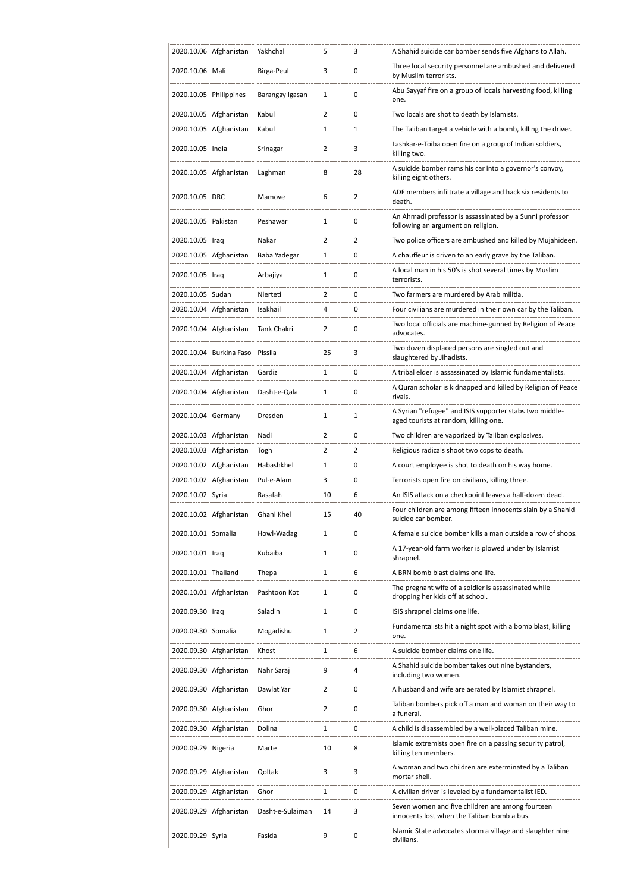| | | | | | |
|---|---|---|---|---|---|
| 2020.10.06 | Afghanistan | Yakhchal | 5 | 3 | A Shahid suicide car bomber sends five Afghans to Allah. |
| 2020.10.06 | Mali | Birga-Peul | 3 | 0 | Three local security personnel are ambushed and delivered by Muslim terrorists. |
| 2020.10.05 | Philippines | Barangay Igasan | 1 | 0 | Abu Sayyaf fire on a group of locals harvesting food, killing one. |
| 2020.10.05 | Afghanistan | Kabul | 2 | 0 | Two locals are shot to death by Islamists. |
| 2020.10.05 | Afghanistan | Kabul | 1 | 1 | The Taliban target a vehicle with a bomb, killing the driver. |
| 2020.10.05 | India | Srinagar | 2 | 3 | Lashkar-e-Toiba open fire on a group of Indian soldiers, killing two. |
| 2020.10.05 | Afghanistan | Laghman | 8 | 28 | A suicide bomber rams his car into a governor's convoy, killing eight others. |
| 2020.10.05 | DRC | Mamove | 6 | 2 | ADF members infiltrate a village and hack six residents to death. |
| 2020.10.05 | Pakistan | Peshawar | 1 | 0 | An Ahmadi professor is assassinated by a Sunni professor following an argument on religion. |
| 2020.10.05 | Iraq | Nakar | 2 | 2 | Two police officers are ambushed and killed by Mujahideen. |
| 2020.10.05 | Afghanistan | Baba Yadegar | 1 | 0 | A chauffeur is driven to an early grave by the Taliban. |
| 2020.10.05 | Iraq | Arbajiya | 1 | 0 | A local man in his 50's is shot several times by Muslim terrorists. |
| 2020.10.05 | Sudan | Nierteti | 2 | 0 | Two farmers are murdered by Arab militia. |
| 2020.10.04 | Afghanistan | Isakhail | 4 | 0 | Four civilians are murdered in their own car by the Taliban. |
| 2020.10.04 | Afghanistan | Tank Chakri | 2 | 0 | Two local officials are machine-gunned by Religion of Peace advocates. |
| 2020.10.04 | Burkina Faso | Pissila | 25 | 3 | Two dozen displaced persons are singled out and slaughtered by Jihadists. |
| 2020.10.04 | Afghanistan | Gardiz | 1 | 0 | A tribal elder is assassinated by Islamic fundamentalists. |
| 2020.10.04 | Afghanistan | Dasht-e-Qala | 1 | 0 | A Quran scholar is kidnapped and killed by Religion of Peace rivals. |
| 2020.10.04 | Germany | Dresden | 1 | 1 | A Syrian "refugee" and ISIS supporter stabs two middle-aged tourists at random, killing one. |
| 2020.10.03 | Afghanistan | Nadi | 2 | 0 | Two children are vaporized by Taliban explosives. |
| 2020.10.03 | Afghanistan | Togh | 2 | 2 | Religious radicals shoot two cops to death. |
| 2020.10.02 | Afghanistan | Habashkhel | 1 | 0 | A court employee is shot to death on his way home. |
| 2020.10.02 | Afghanistan | Pul-e-Alam | 3 | 0 | Terrorists open fire on civilians, killing three. |
| 2020.10.02 | Syria | Rasafah | 10 | 6 | An ISIS attack on a checkpoint leaves a half-dozen dead. |
| 2020.10.02 | Afghanistan | Ghani Khel | 15 | 40 | Four children are among fifteen innocents slain by a Shahid suicide car bomber. |
| 2020.10.01 | Somalia | Howl-Wadag | 1 | 0 | A female suicide bomber kills a man outside a row of shops. |
| 2020.10.01 | Iraq | Kubaiba | 1 | 0 | A 17-year-old farm worker is plowed under by Islamist shrapnel. |
| 2020.10.01 | Thailand | Thepa | 1 | 6 | A BRN bomb blast claims one life. |
| 2020.10.01 | Afghanistan | Pashtoon Kot | 1 | 0 | The pregnant wife of a soldier is assassinated while dropping her kids off at school. |
| 2020.09.30 | Iraq | Saladin | 1 | 0 | ISIS shrapnel claims one life. |
| 2020.09.30 | Somalia | Mogadishu | 1 | 2 | Fundamentalists hit a night spot with a bomb blast, killing one. |
| 2020.09.30 | Afghanistan | Khost | 1 | 6 | A suicide bomber claims one life. |
| 2020.09.30 | Afghanistan | Nahr Saraj | 9 | 4 | A Shahid suicide bomber takes out nine bystanders, including two women. |
| 2020.09.30 | Afghanistan | Dawlat Yar | 2 | 0 | A husband and wife are aerated by Islamist shrapnel. |
| 2020.09.30 | Afghanistan | Ghor | 2 | 0 | Taliban bombers pick off a man and woman on their way to a funeral. |
| 2020.09.30 | Afghanistan | Dolina | 1 | 0 | A child is disassembled by a well-placed Taliban mine. |
| 2020.09.29 | Nigeria | Marte | 10 | 8 | Islamic extremists open fire on a passing security patrol, killing ten members. |
| 2020.09.29 | Afghanistan | Qoltak | 3 | 3 | A woman and two children are exterminated by a Taliban mortar shell. |
| 2020.09.29 | Afghanistan | Ghor | 1 | 0 | A civilian driver is leveled by a fundamentalist IED. |
| 2020.09.29 | Afghanistan | Dasht-e-Sulaiman | 14 | 3 | Seven women and five children are among fourteen innocents lost when the Taliban bomb a bus. |
| 2020.09.29 | Syria | Fasida | 9 | 0 | Islamic State advocates storm a village and slaughter nine civilians. |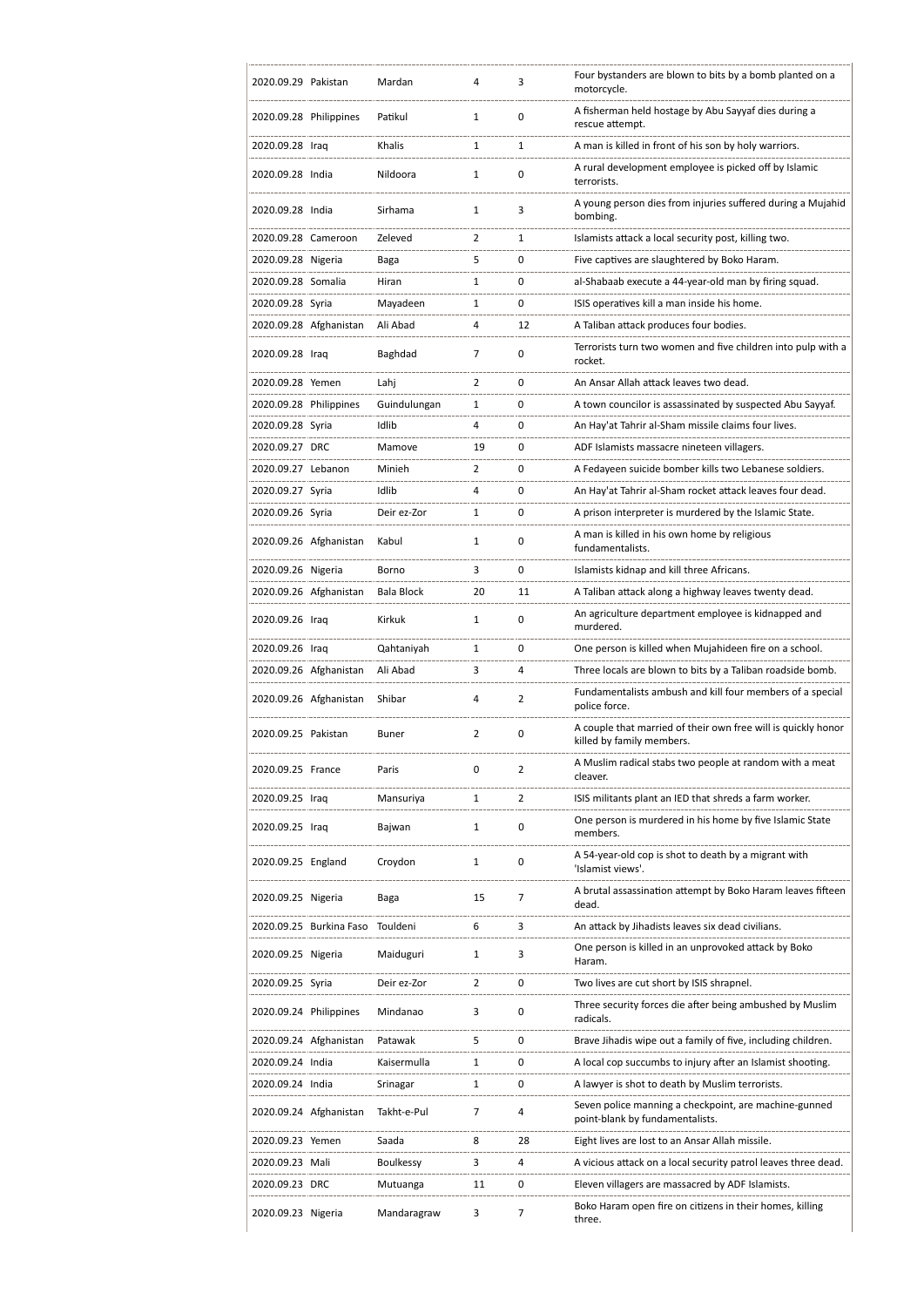| | | | | | |
|---|---|---|---|---|---|
| 2020.09.29 | Pakistan | Mardan | 4 | 3 | Four bystanders are blown to bits by a bomb planted on a motorcycle. |
| 2020.09.28 | Philippines | Patikul | 1 | 0 | A fisherman held hostage by Abu Sayyaf dies during a rescue attempt. |
| 2020.09.28 | Iraq | Khalis | 1 | 1 | A man is killed in front of his son by holy warriors. |
| 2020.09.28 | India | Nildoora | 1 | 0 | A rural development employee is picked off by Islamic terrorists. |
| 2020.09.28 | India | Sirhama | 1 | 3 | A young person dies from injuries suffered during a Mujahid bombing. |
| 2020.09.28 | Cameroon | Zeleved | 2 | 1 | Islamists attack a local security post, killing two. |
| 2020.09.28 | Nigeria | Baga | 5 | 0 | Five captives are slaughtered by Boko Haram. |
| 2020.09.28 | Somalia | Hiran | 1 | 0 | al-Shabaab execute a 44-year-old man by firing squad. |
| 2020.09.28 | Syria | Mayadeen | 1 | 0 | ISIS operatives kill a man inside his home. |
| 2020.09.28 | Afghanistan | Ali Abad | 4 | 12 | A Taliban attack produces four bodies. |
| 2020.09.28 | Iraq | Baghdad | 7 | 0 | Terrorists turn two women and five children into pulp with a rocket. |
| 2020.09.28 | Yemen | Lahj | 2 | 0 | An Ansar Allah attack leaves two dead. |
| 2020.09.28 | Philippines | Guindulungan | 1 | 0 | A town councilor is assassinated by suspected Abu Sayyaf. |
| 2020.09.28 | Syria | Idlib | 4 | 0 | An Hay'at Tahrir al-Sham missile claims four lives. |
| 2020.09.27 | DRC | Mamove | 19 | 0 | ADF Islamists massacre nineteen villagers. |
| 2020.09.27 | Lebanon | Minieh | 2 | 0 | A Fedayeen suicide bomber kills two Lebanese soldiers. |
| 2020.09.27 | Syria | Idlib | 4 | 0 | An Hay'at Tahrir al-Sham rocket attack leaves four dead. |
| 2020.09.26 | Syria | Deir ez-Zor | 1 | 0 | A prison interpreter is murdered by the Islamic State. |
| 2020.09.26 | Afghanistan | Kabul | 1 | 0 | A man is killed in his own home by religious fundamentalists. |
| 2020.09.26 | Nigeria | Borno | 3 | 0 | Islamists kidnap and kill three Africans. |
| 2020.09.26 | Afghanistan | Bala Block | 20 | 11 | A Taliban attack along a highway leaves twenty dead. |
| 2020.09.26 | Iraq | Kirkuk | 1 | 0 | An agriculture department employee is kidnapped and murdered. |
| 2020.09.26 | Iraq | Qahtaniyah | 1 | 0 | One person is killed when Mujahideen fire on a school. |
| 2020.09.26 | Afghanistan | Ali Abad | 3 | 4 | Three locals are blown to bits by a Taliban roadside bomb. |
| 2020.09.26 | Afghanistan | Shibar | 4 | 2 | Fundamentalists ambush and kill four members of a special police force. |
| 2020.09.25 | Pakistan | Buner | 2 | 0 | A couple that married of their own free will is quickly honor killed by family members. |
| 2020.09.25 | France | Paris | 0 | 2 | A Muslim radical stabs two people at random with a meat cleaver. |
| 2020.09.25 | Iraq | Mansuriya | 1 | 2 | ISIS militants plant an IED that shreds a farm worker. |
| 2020.09.25 | Iraq | Bajwan | 1 | 0 | One person is murdered in his home by five Islamic State members. |
| 2020.09.25 | England | Croydon | 1 | 0 | A 54-year-old cop is shot to death by a migrant with 'Islamist views'. |
| 2020.09.25 | Nigeria | Baga | 15 | 7 | A brutal assassination attempt by Boko Haram leaves fifteen dead. |
| 2020.09.25 | Burkina Faso | Touldeni | 6 | 3 | An attack by Jihadists leaves six dead civilians. |
| 2020.09.25 | Nigeria | Maiduguri | 1 | 3 | One person is killed in an unprovoked attack by Boko Haram. |
| 2020.09.25 | Syria | Deir ez-Zor | 2 | 0 | Two lives are cut short by ISIS shrapnel. |
| 2020.09.24 | Philippines | Mindanao | 3 | 0 | Three security forces die after being ambushed by Muslim radicals. |
| 2020.09.24 | Afghanistan | Patawak | 5 | 0 | Brave Jihadis wipe out a family of five, including children. |
| 2020.09.24 | India | Kaisermulla | 1 | 0 | A local cop succumbs to injury after an Islamist shooting. |
| 2020.09.24 | India | Srinagar | 1 | 0 | A lawyer is shot to death by Muslim terrorists. |
| 2020.09.24 | Afghanistan | Takht-e-Pul | 7 | 4 | Seven police manning a checkpoint, are machine-gunned point-blank by fundamentalists. |
| 2020.09.23 | Yemen | Saada | 8 | 28 | Eight lives are lost to an Ansar Allah missile. |
| 2020.09.23 | Mali | Boulkessy | 3 | 4 | A vicious attack on a local security patrol leaves three dead. |
| 2020.09.23 | DRC | Mutuanga | 11 | 0 | Eleven villagers are massacred by ADF Islamists. |
| 2020.09.23 | Nigeria | Mandaragraw | 3 | 7 | Boko Haram open fire on citizens in their homes, killing three. |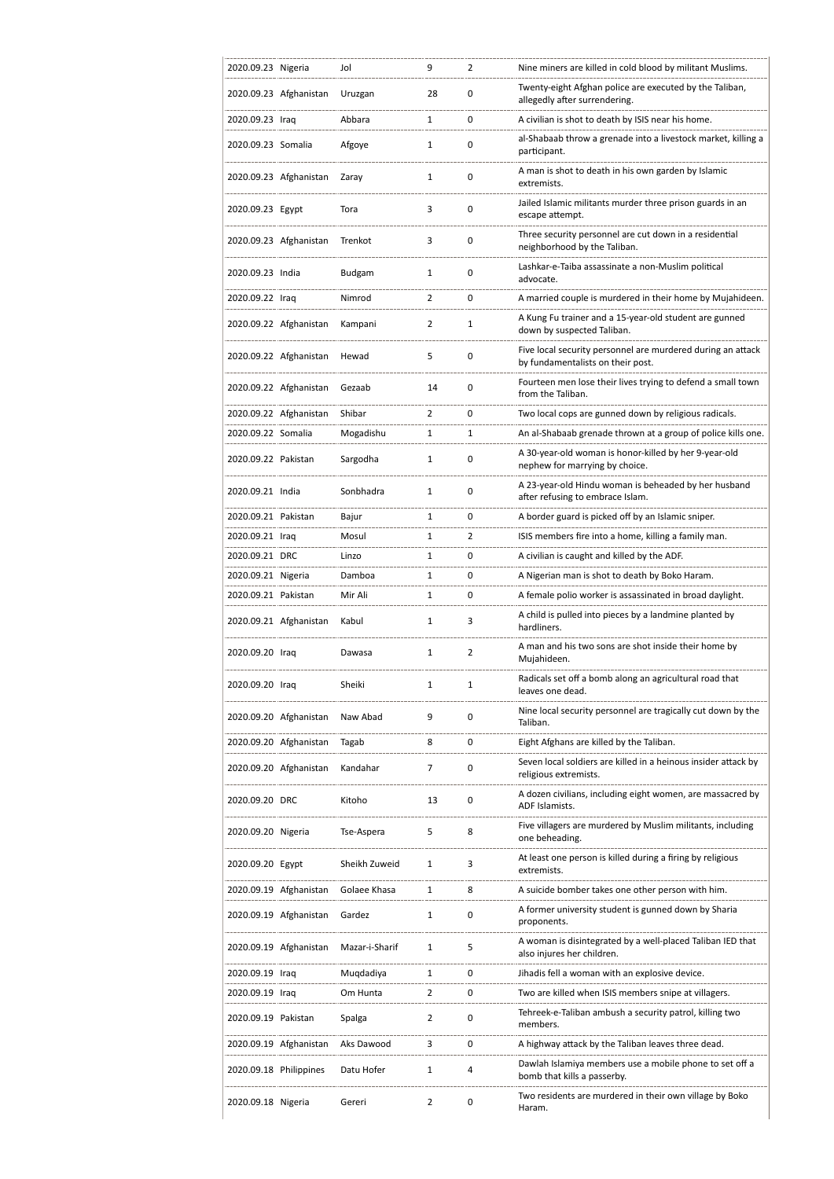| | | | | | |
|---|---|---|---|---|---|
| 2020.09.23 | Nigeria | Jol | 9 | 2 | Nine miners are killed in cold blood by militant Muslims. |
| 2020.09.23 | Afghanistan | Uruzgan | 28 | 0 | Twenty-eight Afghan police are executed by the Taliban, allegedly after surrendering. |
| 2020.09.23 | Iraq | Abbara | 1 | 0 | A civilian is shot to death by ISIS near his home. |
| 2020.09.23 | Somalia | Afgoye | 1 | 0 | al-Shabaab throw a grenade into a livestock market, killing a participant. |
| 2020.09.23 | Afghanistan | Zaray | 1 | 0 | A man is shot to death in his own garden by Islamic extremists. |
| 2020.09.23 | Egypt | Tora | 3 | 0 | Jailed Islamic militants murder three prison guards in an escape attempt. |
| 2020.09.23 | Afghanistan | Trenkot | 3 | 0 | Three security personnel are cut down in a residential neighborhood by the Taliban. |
| 2020.09.23 | India | Budgam | 1 | 0 | Lashkar-e-Taiba assassinate a non-Muslim political advocate. |
| 2020.09.22 | Iraq | Nimrod | 2 | 0 | A married couple is murdered in their home by Mujahideen. |
| 2020.09.22 | Afghanistan | Kampani | 2 | 1 | A Kung Fu trainer and a 15-year-old student are gunned down by suspected Taliban. |
| 2020.09.22 | Afghanistan | Hewad | 5 | 0 | Five local security personnel are murdered during an attack by fundamentalists on their post. |
| 2020.09.22 | Afghanistan | Gezaab | 14 | 0 | Fourteen men lose their lives trying to defend a small town from the Taliban. |
| 2020.09.22 | Afghanistan | Shibar | 2 | 0 | Two local cops are gunned down by religious radicals. |
| 2020.09.22 | Somalia | Mogadishu | 1 | 1 | An al-Shabaab grenade thrown at a group of police kills one. |
| 2020.09.22 | Pakistan | Sargodha | 1 | 0 | A 30-year-old woman is honor-killed by her 9-year-old nephew for marrying by choice. |
| 2020.09.21 | India | Sonbhadra | 1 | 0 | A 23-year-old Hindu woman is beheaded by her husband after refusing to embrace Islam. |
| 2020.09.21 | Pakistan | Bajur | 1 | 0 | A border guard is picked off by an Islamic sniper. |
| 2020.09.21 | Iraq | Mosul | 1 | 2 | ISIS members fire into a home, killing a family man. |
| 2020.09.21 | DRC | Linzo | 1 | 0 | A civilian is caught and killed by the ADF. |
| 2020.09.21 | Nigeria | Damboa | 1 | 0 | A Nigerian man is shot to death by Boko Haram. |
| 2020.09.21 | Pakistan | Mir Ali | 1 | 0 | A female polio worker is assassinated in broad daylight. |
| 2020.09.21 | Afghanistan | Kabul | 1 | 3 | A child is pulled into pieces by a landmine planted by hardliners. |
| 2020.09.20 | Iraq | Dawasa | 1 | 2 | A man and his two sons are shot inside their home by Mujahideen. |
| 2020.09.20 | Iraq | Sheiki | 1 | 1 | Radicals set off a bomb along an agricultural road that leaves one dead. |
| 2020.09.20 | Afghanistan | Naw Abad | 9 | 0 | Nine local security personnel are tragically cut down by the Taliban. |
| 2020.09.20 | Afghanistan | Tagab | 8 | 0 | Eight Afghans are killed by the Taliban. |
| 2020.09.20 | Afghanistan | Kandahar | 7 | 0 | Seven local soldiers are killed in a heinous insider attack by religious extremists. |
| 2020.09.20 | DRC | Kitoho | 13 | 0 | A dozen civilians, including eight women, are massacred by ADF Islamists. |
| 2020.09.20 | Nigeria | Tse-Aspera | 5 | 8 | Five villagers are murdered by Muslim militants, including one beheading. |
| 2020.09.20 | Egypt | Sheikh Zuweid | 1 | 3 | At least one person is killed during a firing by religious extremists. |
| 2020.09.19 | Afghanistan | Golaee Khasa | 1 | 8 | A suicide bomber takes one other person with him. |
| 2020.09.19 | Afghanistan | Gardez | 1 | 0 | A former university student is gunned down by Sharia proponents. |
| 2020.09.19 | Afghanistan | Mazar-i-Sharif | 1 | 5 | A woman is disintegrated by a well-placed Taliban IED that also injures her children. |
| 2020.09.19 | Iraq | Muqdadiya | 1 | 0 | Jihadis fell a woman with an explosive device. |
| 2020.09.19 | Iraq | Om Hunta | 2 | 0 | Two are killed when ISIS members snipe at villagers. |
| 2020.09.19 | Pakistan | Spalga | 2 | 0 | Tehreek-e-Taliban ambush a security patrol, killing two members. |
| 2020.09.19 | Afghanistan | Aks Dawood | 3 | 0 | A highway attack by the Taliban leaves three dead. |
| 2020.09.18 | Philippines | Datu Hofer | 1 | 4 | Dawlah Islamiya members use a mobile phone to set off a bomb that kills a passerby. |
| 2020.09.18 | Nigeria | Gereri | 2 | 0 | Two residents are murdered in their own village by Boko Haram. |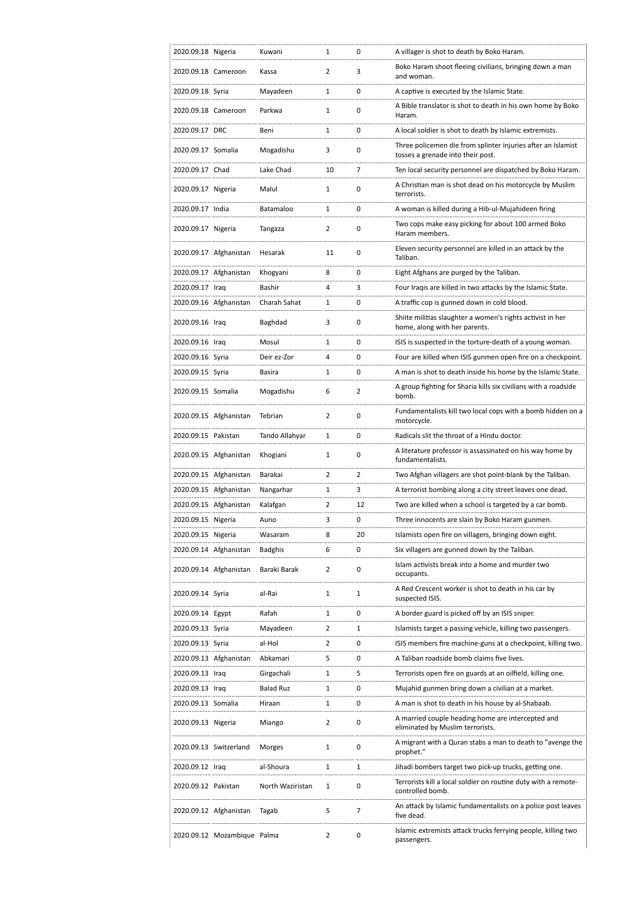| | | | | | |
|---|---|---|---|---|---|
| 2020.09.18 | Nigeria | Kuwani | 1 | 0 | A villager is shot to death by Boko Haram. |
| 2020.09.18 | Cameroon | Kassa | 2 | 3 | Boko Haram shoot fleeing civilians, bringing down a man and woman. |
| 2020.09.18 | Syria | Mayadeen | 1 | 0 | A captive is executed by the Islamic State. |
| 2020.09.18 | Cameroon | Parkwa | 1 | 0 | A Bible translator is shot to death in his own home by Boko Haram. |
| 2020.09.17 | DRC | Beni | 1 | 0 | A local soldier is shot to death by Islamic extremists. |
| 2020.09.17 | Somalia | Mogadishu | 3 | 0 | Three policemen die from splinter injuries after an Islamist tosses a grenade into their post. |
| 2020.09.17 | Chad | Lake Chad | 10 | 7 | Ten local security personnel are dispatched by Boko Haram. |
| 2020.09.17 | Nigeria | Malul | 1 | 0 | A Christian man is shot dead on his motorcycle by Muslim terrorists. |
| 2020.09.17 | India | Batamaloo | 1 | 0 | A woman is killed during a Hib-ul-Mujahideen firing |
| 2020.09.17 | Nigeria | Tangaza | 2 | 0 | Two cops make easy picking for about 100 armed Boko Haram members. |
| 2020.09.17 | Afghanistan | Hesarak | 11 | 0 | Eleven security personnel are killed in an attack by the Taliban. |
| 2020.09.17 | Afghanistan | Khogyani | 8 | 0 | Eight Afghans are purged by the Taliban. |
| 2020.09.17 | Iraq | Bashir | 4 | 3 | Four Iraqis are killed in two attacks by the Islamic State. |
| 2020.09.16 | Afghanistan | Charah Sahat | 1 | 0 | A traffic cop is gunned down in cold blood. |
| 2020.09.16 | Iraq | Baghdad | 3 | 0 | Shiite militias slaughter a women's rights activist in her home, along with her parents. |
| 2020.09.16 | Iraq | Mosul | 1 | 0 | ISIS is suspected in the torture-death of a young woman. |
| 2020.09.16 | Syria | Deir ez-Zor | 4 | 0 | Four are killed when ISIS gunmen open fire on a checkpoint. |
| 2020.09.15 | Syria | Basira | 1 | 0 | A man is shot to death inside his home by the Islamic State. |
| 2020.09.15 | Somalia | Mogadishu | 6 | 2 | A group fighting for Sharia kills six civilians with a roadside bomb. |
| 2020.09.15 | Afghanistan | Tebrian | 2 | 0 | Fundamentalists kill two local cops with a bomb hidden on a motorcycle. |
| 2020.09.15 | Pakistan | Tando Allahyar | 1 | 0 | Radicals slit the throat of a Hindu doctor. |
| 2020.09.15 | Afghanistan | Khogiani | 1 | 0 | A literature professor is assassinated on his way home by fundamentalists. |
| 2020.09.15 | Afghanistan | Barakai | 2 | 2 | Two Afghan villagers are shot point-blank by the Taliban. |
| 2020.09.15 | Afghanistan | Nangarhar | 1 | 3 | A terrorist bombing along a city street leaves one dead. |
| 2020.09.15 | Afghanistan | Kalafgan | 2 | 12 | Two are killed when a school is targeted by a car bomb. |
| 2020.09.15 | Nigeria | Auno | 3 | 0 | Three innocents are slain by Boko Haram gunmen. |
| 2020.09.15 | Nigeria | Wasaram | 8 | 20 | Islamists open fire on villagers, bringing down eight. |
| 2020.09.14 | Afghanistan | Badghis | 6 | 0 | Six villagers are gunned down by the Taliban. |
| 2020.09.14 | Afghanistan | Baraki Barak | 2 | 0 | Islam activists break into a home and murder two occupants. |
| 2020.09.14 | Syria | al-Rai | 1 | 1 | A Red Crescent worker is shot to death in his car by suspected ISIS. |
| 2020.09.14 | Egypt | Rafah | 1 | 0 | A border guard is picked off by an ISIS sniper. |
| 2020.09.13 | Syria | Mayadeen | 2 | 1 | Islamists target a passing vehicle, killing two passengers. |
| 2020.09.13 | Syria | al-Hol | 2 | 0 | ISIS members fire machine-guns at a checkpoint, killing two. |
| 2020.09.13 | Afghanistan | Abkamari | 5 | 0 | A Taliban roadside bomb claims five lives. |
| 2020.09.13 | Iraq | Girgachali | 1 | 5 | Terrorists open fire on guards at an oilfield, killing one. |
| 2020.09.13 | Iraq | Balad Ruz | 1 | 0 | Mujahid gunmen bring down a civilian at a market. |
| 2020.09.13 | Somalia | Hiraan | 1 | 0 | A man is shot to death in his house by al-Shabaab. |
| 2020.09.13 | Nigeria | Miango | 2 | 0 | A married couple heading home are intercepted and eliminated by Muslim terrorists. |
| 2020.09.13 | Switzerland | Morges | 1 | 0 | A migrant with a Quran stabs a man to death to "avenge the prophet." |
| 2020.09.12 | Iraq | al-Shoura | 1 | 1 | Jihadi bombers target two pick-up trucks, getting one. |
| 2020.09.12 | Pakistan | North Waziristan | 1 | 0 | Terrorists kill a local soldier on routine duty with a remote-controlled bomb. |
| 2020.09.12 | Afghanistan | Tagab | 5 | 7 | An attack by Islamic fundamentalists on a police post leaves five dead. |
| 2020.09.12 | Mozambique | Palma | 2 | 0 | Islamic extremists attack trucks ferrying people, killing two passengers. |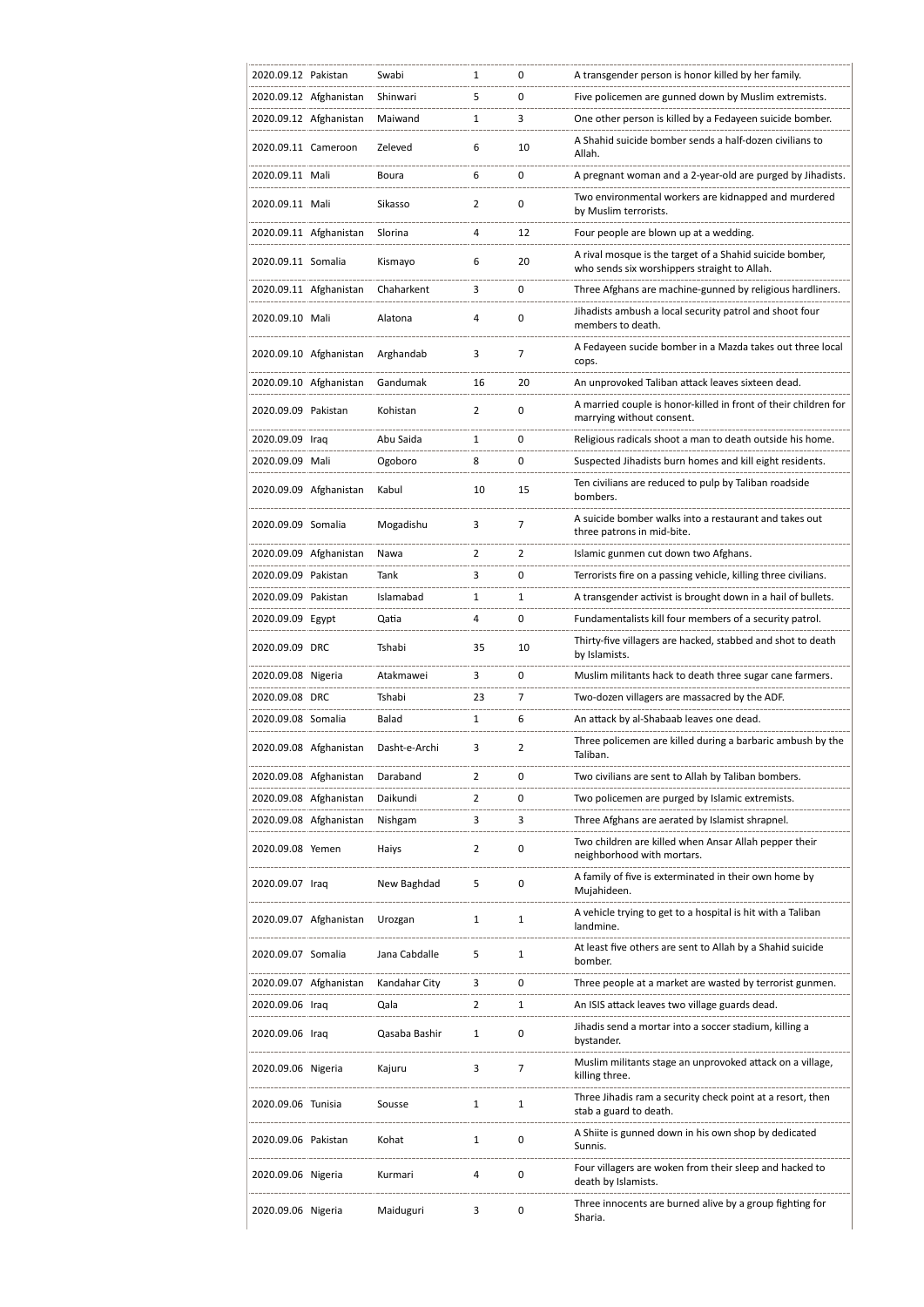| | | | | | |
|---|---|---|---|---|---|
| 2020.09.12 | Pakistan | Swabi | 1 | 0 | A transgender person is honor killed by her family. |
| 2020.09.12 | Afghanistan | Shinwari | 5 | 0 | Five policemen are gunned down by Muslim extremists. |
| 2020.09.12 | Afghanistan | Maiwand | 1 | 3 | One other person is killed by a Fedayeen suicide bomber. |
| 2020.09.11 | Cameroon | Zeleved | 6 | 10 | A Shahid suicide bomber sends a half-dozen civilians to Allah. |
| 2020.09.11 | Mali | Boura | 6 | 0 | A pregnant woman and a 2-year-old are purged by Jihadists. |
| 2020.09.11 | Mali | Sikasso | 2 | 0 | Two environmental workers are kidnapped and murdered by Muslim terrorists. |
| 2020.09.11 | Afghanistan | Slorina | 4 | 12 | Four people are blown up at a wedding. |
| 2020.09.11 | Somalia | Kismayo | 6 | 20 | A rival mosque is the target of a Shahid suicide bomber, who sends six worshippers straight to Allah. |
| 2020.09.11 | Afghanistan | Chaharkent | 3 | 0 | Three Afghans are machine-gunned by religious hardliners. |
| 2020.09.10 | Mali | Alatona | 4 | 0 | Jihadists ambush a local security patrol and shoot four members to death. |
| 2020.09.10 | Afghanistan | Arghandab | 3 | 7 | A Fedayeen sucide bomber in a Mazda takes out three local cops. |
| 2020.09.10 | Afghanistan | Gandumak | 16 | 20 | An unprovoked Taliban attack leaves sixteen dead. |
| 2020.09.09 | Pakistan | Kohistan | 2 | 0 | A married couple is honor-killed in front of their children for marrying without consent. |
| 2020.09.09 | Iraq | Abu Saida | 1 | 0 | Religious radicals shoot a man to death outside his home. |
| 2020.09.09 | Mali | Ogoboro | 8 | 0 | Suspected Jihadists burn homes and kill eight residents. |
| 2020.09.09 | Afghanistan | Kabul | 10 | 15 | Ten civilians are reduced to pulp by Taliban roadside bombers. |
| 2020.09.09 | Somalia | Mogadishu | 3 | 7 | A suicide bomber walks into a restaurant and takes out three patrons in mid-bite. |
| 2020.09.09 | Afghanistan | Nawa | 2 | 2 | Islamic gunmen cut down two Afghans. |
| 2020.09.09 | Pakistan | Tank | 3 | 0 | Terrorists fire on a passing vehicle, killing three civilians. |
| 2020.09.09 | Pakistan | Islamabad | 1 | 1 | A transgender activist is brought down in a hail of bullets. |
| 2020.09.09 | Egypt | Qatia | 4 | 0 | Fundamentalists kill four members of a security patrol. |
| 2020.09.09 | DRC | Tshabi | 35 | 10 | Thirty-five villagers are hacked, stabbed and shot to death by Islamists. |
| 2020.09.08 | Nigeria | Atakmawei | 3 | 0 | Muslim militants hack to death three sugar cane farmers. |
| 2020.09.08 | DRC | Tshabi | 23 | 7 | Two-dozen villagers are massacred by the ADF. |
| 2020.09.08 | Somalia | Balad | 1 | 6 | An attack by al-Shabaab leaves one dead. |
| 2020.09.08 | Afghanistan | Dasht-e-Archi | 3 | 2 | Three policemen are killed during a barbaric ambush by the Taliban. |
| 2020.09.08 | Afghanistan | Daraband | 2 | 0 | Two civilians are sent to Allah by Taliban bombers. |
| 2020.09.08 | Afghanistan | Daikundi | 2 | 0 | Two policemen are purged by Islamic extremists. |
| 2020.09.08 | Afghanistan | Nishgam | 3 | 3 | Three Afghans are aerated by Islamist shrapnel. |
| 2020.09.08 | Yemen | Haiys | 2 | 0 | Two children are killed when Ansar Allah pepper their neighborhood with mortars. |
| 2020.09.07 | Iraq | New Baghdad | 5 | 0 | A family of five is exterminated in their own home by Mujahideen. |
| 2020.09.07 | Afghanistan | Urozgan | 1 | 1 | A vehicle trying to get to a hospital is hit with a Taliban landmine. |
| 2020.09.07 | Somalia | Jana Cabdalle | 5 | 1 | At least five others are sent to Allah by a Shahid suicide bomber. |
| 2020.09.07 | Afghanistan | Kandahar City | 3 | 0 | Three people at a market are wasted by terrorist gunmen. |
| 2020.09.06 | Iraq | Qala | 2 | 1 | An ISIS attack leaves two village guards dead. |
| 2020.09.06 | Iraq | Qasaba Bashir | 1 | 0 | Jihadis send a mortar into a soccer stadium, killing a bystander. |
| 2020.09.06 | Nigeria | Kajuru | 3 | 7 | Muslim militants stage an unprovoked attack on a village, killing three. |
| 2020.09.06 | Tunisia | Sousse | 1 | 1 | Three Jihadis ram a security check point at a resort, then stab a guard to death. |
| 2020.09.06 | Pakistan | Kohat | 1 | 0 | A Shiite is gunned down in his own shop by dedicated Sunnis. |
| 2020.09.06 | Nigeria | Kurmari | 4 | 0 | Four villagers are woken from their sleep and hacked to death by Islamists. |
| 2020.09.06 | Nigeria | Maiduguri | 3 | 0 | Three innocents are burned alive by a group fighting for Sharia. |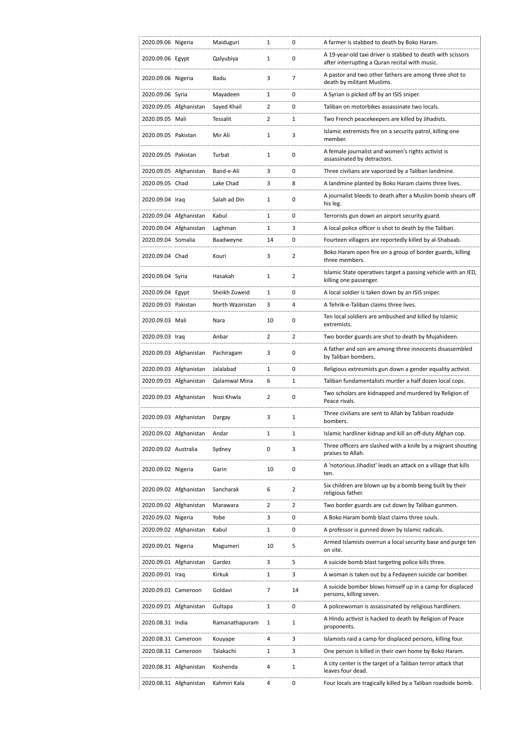| | | | | | |
|---|---|---|---|---|---|
| 2020.09.06 | Nigeria | Maiduguri | 1 | 0 | A farmer is stabbed to death by Boko Haram. |
| 2020.09.06 | Egypt | Qalyubiya | 1 | 0 | A 19-year-old taxi driver is stabbed to death with scissors after interrupting a Quran recital with music. |
| 2020.09.06 | Nigeria | Badu | 3 | 7 | A pastor and two other fathers are among three shot to death by militant Muslims. |
| 2020.09.06 | Syria | Mayadeen | 1 | 0 | A Syrian is picked off by an ISIS sniper. |
| 2020.09.05 | Afghanistan | Sayed Khail | 2 | 0 | Taliban on motorbikes assassinate two locals. |
| 2020.09.05 | Mali | Tessalit | 2 | 1 | Two French peacekeepers are killed by Jihadists. |
| 2020.09.05 | Pakistan | Mir Ali | 1 | 3 | Islamic extremists fire on a security patrol, killing one member. |
| 2020.09.05 | Pakistan | Turbat | 1 | 0 | A female journalist and women's rights activist is assassinated by detractors. |
| 2020.09.05 | Afghanistan | Band-e-Ali | 3 | 0 | Three civilians are vaporized by a Taliban landmine. |
| 2020.09.05 | Chad | Lake Chad | 3 | 8 | A landmine planted by Boko Haram claims three lives. |
| 2020.09.04 | Iraq | Salah ad Din | 1 | 0 | A journalist bleeds to death after a Muslim bomb shears off his leg. |
| 2020.09.04 | Afghanistan | Kabul | 1 | 0 | Terrorists gun down an airport security guard. |
| 2020.09.04 | Afghanistan | Laghman | 1 | 3 | A local police officer is shot to death by the Taliban. |
| 2020.09.04 | Somalia | Baadweyne | 14 | 0 | Fourteen villagers are reportedly killed by al-Shabaab. |
| 2020.09.04 | Chad | Kouri | 3 | 2 | Boko Haram open fire on a group of border guards, killing three members. |
| 2020.09.04 | Syria | Hasakah | 1 | 2 | Islamic State operatives target a passing vehicle with an IED, killing one passenger. |
| 2020.09.04 | Egypt | Sheikh Zuweid | 1 | 0 | A local soldier is taken down by an ISIS sniper. |
| 2020.09.03 | Pakistan | North Waziristan | 3 | 4 | A Tehrik-e-Taliban claims three lives. |
| 2020.09.03 | Mali | Nara | 10 | 0 | Ten local soldiers are ambushed and killed by Islamic extremists. |
| 2020.09.03 | Iraq | Anbar | 2 | 2 | Two border guards are shot to death by Mujahideen. |
| 2020.09.03 | Afghanistan | Pachiragam | 3 | 0 | A father and son are among three innocents disassembled by Taliban bombers. |
| 2020.09.03 | Afghanistan | Jalalabad | 1 | 0 | Religious extremists gun down a gender equality activist. |
| 2020.09.03 | Afghanistan | Qalamwal Mina | 6 | 1 | Taliban fundamentalists murder a half dozen local cops. |
| 2020.09.03 | Afghanistan | Nozi Khwla | 2 | 0 | Two scholars are kidnapped and murdered by Religion of Peace rivals. |
| 2020.09.03 | Afghanistan | Dargay | 3 | 1 | Three civilians are sent to Allah by Taliban roadside bombers. |
| 2020.09.02 | Afghanistan | Andar | 1 | 1 | Islamic hardliner kidnap and kill an off-duty Afghan cop. |
| 2020.09.02 | Australia | Sydney | 0 | 3 | Three officers are slashed with a knife by a migrant shouting praises to Allah. |
| 2020.09.02 | Nigeria | Garin | 10 | 0 | A 'notorious Jihadist' leads an attack on a village that kills ten. |
| 2020.09.02 | Afghanistan | Sancharak | 6 | 2 | Six children are blown up by a bomb being built by their religious father. |
| 2020.09.02 | Afghanistan | Marawara | 2 | 2 | Two border guards are cut down by Taliban gunmen. |
| 2020.09.02 | Nigeria | Yobe | 3 | 0 | A Boko Haram bomb blast claims three souls. |
| 2020.09.02 | Afghanistan | Kabul | 1 | 0 | A professor is gunned down by Islamic radicals. |
| 2020.09.01 | Nigeria | Magumeri | 10 | 5 | Armed Islamists overrun a local security base and purge ten on site. |
| 2020.09.01 | Afghanistan | Gardez | 3 | 5 | A suicide bomb blast targeting police kills three. |
| 2020.09.01 | Iraq | Kirkuk | 1 | 3 | A woman is taken out by a Fedayeen suicide car bomber. |
| 2020.09.01 | Cameroon | Goldavi | 7 | 14 | A suicide bomber blows himself up in a camp for displaced persons, killing seven. |
| 2020.09.01 | Afghanistan | Gultapa | 1 | 0 | A policewoman is assassinated by religious hardliners. |
| 2020.08.31 | India | Ramanathapuram | 1 | 1 | A Hindu activist is hacked to death by Religion of Peace proponents. |
| 2020.08.31 | Cameroon | Kouyape | 4 | 3 | Islamists raid a camp for displaced persons, killing four. |
| 2020.08.31 | Cameroon | Talakachi | 1 | 3 | One person is killed in their own home by Boko Haram. |
| 2020.08.31 | Afghanistan | Koshenda | 4 | 1 | A city center is the target of a Taliban terror attack that leaves four dead. |
| 2020.08.31 | Afghanistan | Kahmiri Kala | 4 | 0 | Four locals are tragically killed by a Taliban roadside bomb. |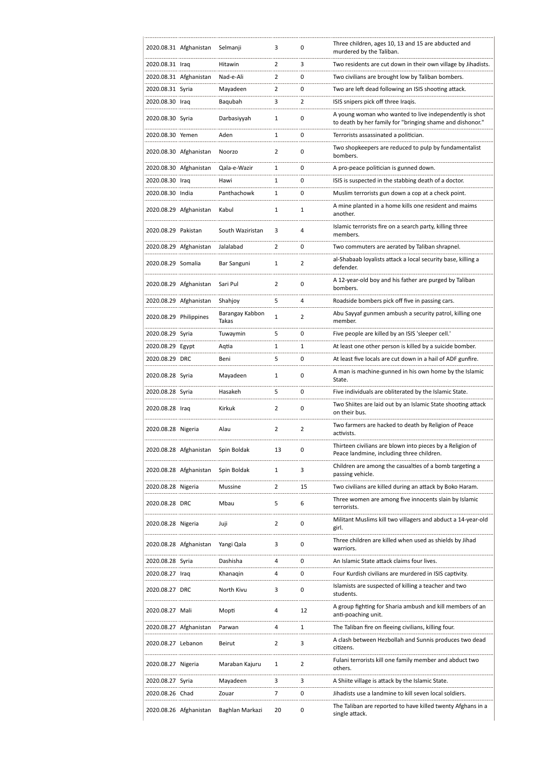| | | | | | |
|---|---|---|---|---|---|
| 2020.08.31 | Afghanistan | Selmanji | 3 | 0 | Three children, ages 10, 13 and 15 are abducted and murdered by the Taliban. |
| 2020.08.31 | Iraq | Hitawin | 2 | 3 | Two residents are cut down in their own village by Jihadists. |
| 2020.08.31 | Afghanistan | Nad-e-Ali | 2 | 0 | Two civilians are brought low by Taliban bombers. |
| 2020.08.31 | Syria | Mayadeen | 2 | 0 | Two are left dead following an ISIS shooting attack. |
| 2020.08.30 | Iraq | Baqubah | 3 | 2 | ISIS snipers pick off three Iraqis. |
| 2020.08.30 | Syria | Darbasiyyah | 1 | 0 | A young woman who wanted to live independently is shot to death by her family for "bringing shame and dishonor." |
| 2020.08.30 | Yemen | Aden | 1 | 0 | Terrorists assassinated a politician. |
| 2020.08.30 | Afghanistan | Noorzo | 2 | 0 | Two shopkeepers are reduced to pulp by fundamentalist bombers. |
| 2020.08.30 | Afghanistan | Qala-e-Wazir | 1 | 0 | A pro-peace politician is gunned down. |
| 2020.08.30 | Iraq | Hawi | 1 | 0 | ISIS is suspected in the stabbing death of a doctor. |
| 2020.08.30 | India | Panthachowk | 1 | 0 | Muslim terrorists gun down a cop at a check point. |
| 2020.08.29 | Afghanistan | Kabul | 1 | 1 | A mine planted in a home kills one resident and maims another. |
| 2020.08.29 | Pakistan | South Waziristan | 3 | 4 | Islamic terrorists fire on a search party, killing three members. |
| 2020.08.29 | Afghanistan | Jalalabad | 2 | 0 | Two commuters are aerated by Taliban shrapnel. |
| 2020.08.29 | Somalia | Bar Sanguni | 1 | 2 | al-Shabaab loyalists attack a local security base, killing a defender. |
| 2020.08.29 | Afghanistan | Sari Pul | 2 | 0 | A 12-year-old boy and his father are purged by Taliban bombers. |
| 2020.08.29 | Afghanistan | Shahjoy | 5 | 4 | Roadside bombers pick off five in passing cars. |
| 2020.08.29 | Philippines | Barangay Kabbon Takas | 1 | 2 | Abu Sayyaf gunmen ambush a security patrol, killing one member. |
| 2020.08.29 | Syria | Tuwaymin | 5 | 0 | Five people are killed by an ISIS 'sleeper cell.' |
| 2020.08.29 | Egypt | Aqtia | 1 | 1 | At least one other person is killed by a suicide bomber. |
| 2020.08.29 | DRC | Beni | 5 | 0 | At least five locals are cut down in a hail of ADF gunfire. |
| 2020.08.28 | Syria | Mayadeen | 1 | 0 | A man is machine-gunned in his own home by the Islamic State. |
| 2020.08.28 | Syria | Hasakeh | 5 | 0 | Five individuals are obliterated by the Islamic State. |
| 2020.08.28 | Iraq | Kirkuk | 2 | 0 | Two Shiites are laid out by an Islamic State shooting attack on their bus. |
| 2020.08.28 | Nigeria | Alau | 2 | 2 | Two farmers are hacked to death by Religion of Peace activists. |
| 2020.08.28 | Afghanistan | Spin Boldak | 13 | 0 | Thirteen civilians are blown into pieces by a Religion of Peace landmine, including three children. |
| 2020.08.28 | Afghanistan | Spin Boldak | 1 | 3 | Children are among the casualties of a bomb targeting a passing vehicle. |
| 2020.08.28 | Nigeria | Mussine | 2 | 15 | Two civilians are killed during an attack by Boko Haram. |
| 2020.08.28 | DRC | Mbau | 5 | 6 | Three women are among five innocents slain by Islamic terrorists. |
| 2020.08.28 | Nigeria | Juji | 2 | 0 | Militant Muslims kill two villagers and abduct a 14-year-old girl. |
| 2020.08.28 | Afghanistan | Yangi Qala | 3 | 0 | Three children are killed when used as shields by Jihad warriors. |
| 2020.08.28 | Syria | Dashisha | 4 | 0 | An Islamic State attack claims four lives. |
| 2020.08.27 | Iraq | Khanaqin | 4 | 0 | Four Kurdish civilians are murdered in ISIS captivity. |
| 2020.08.27 | DRC | North Kivu | 3 | 0 | Islamists are suspected of killing a teacher and two students. |
| 2020.08.27 | Mali | Mopti | 4 | 12 | A group fighting for Sharia ambush and kill members of an anti-poaching unit. |
| 2020.08.27 | Afghanistan | Parwan | 4 | 1 | The Taliban fire on fleeing civilians, killing four. |
| 2020.08.27 | Lebanon | Beirut | 2 | 3 | A clash between Hezbollah and Sunnis produces two dead citizens. |
| 2020.08.27 | Nigeria | Maraban Kajuru | 1 | 2 | Fulani terrorists kill one family member and abduct two others. |
| 2020.08.27 | Syria | Mayadeen | 3 | 3 | A Shiite village is attack by the Islamic State. |
| 2020.08.26 | Chad | Zouar | 7 | 0 | Jihadists use a landmine to kill seven local soldiers. |
| 2020.08.26 | Afghanistan | Baghlan Markazi | 20 | 0 | The Taliban are reported to have killed twenty Afghans in a single attack. |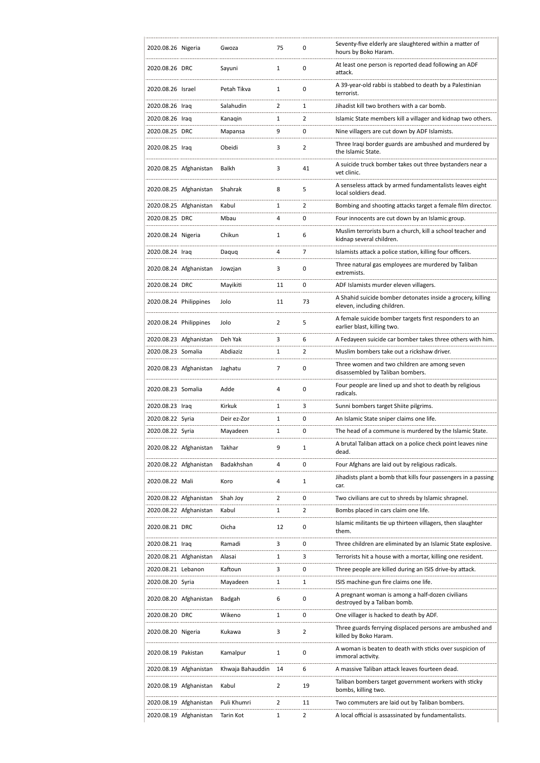| | | | | | |
|---|---|---|---|---|---|
| 2020.08.26 | Nigeria | Gwoza | 75 | 0 | Seventy-five elderly are slaughtered within a matter of hours by Boko Haram. |
| 2020.08.26 | DRC | Sayuni | 1 | 0 | At least one person is reported dead following an ADF attack. |
| 2020.08.26 | Israel | Petah Tikva | 1 | 0 | A 39-year-old rabbi is stabbed to death by a Palestinian terrorist. |
| 2020.08.26 | Iraq | Salahudin | 2 | 1 | Jihadist kill two brothers with a car bomb. |
| 2020.08.26 | Iraq | Kanaqin | 1 | 2 | Islamic State members kill a villager and kidnap two others. |
| 2020.08.25 | DRC | Mapansa | 9 | 0 | Nine villagers are cut down by ADF Islamists. |
| 2020.08.25 | Iraq | Obeidi | 3 | 2 | Three Iraqi border guards are ambushed and murdered by the Islamic State. |
| 2020.08.25 | Afghanistan | Balkh | 3 | 41 | A suicide truck bomber takes out three bystanders near a vet clinic. |
| 2020.08.25 | Afghanistan | Shahrak | 8 | 5 | A senseless attack by armed fundamentalists leaves eight local soldiers dead. |
| 2020.08.25 | Afghanistan | Kabul | 1 | 2 | Bombing and shooting attacks target a female film director. |
| 2020.08.25 | DRC | Mbau | 4 | 0 | Four innocents are cut down by an Islamic group. |
| 2020.08.24 | Nigeria | Chikun | 1 | 6 | Muslim terrorists burn a church, kill a school teacher and kidnap several children. |
| 2020.08.24 | Iraq | Daquq | 4 | 7 | Islamists attack a police station, killing four officers. |
| 2020.08.24 | Afghanistan | Jowzjan | 3 | 0 | Three natural gas employees are murdered by Taliban extremists. |
| 2020.08.24 | DRC | Mayikiti | 11 | 0 | ADF Islamists murder eleven villagers. |
| 2020.08.24 | Philippines | Jolo | 11 | 73 | A Shahid suicide bomber detonates inside a grocery, killing eleven, including children. |
| 2020.08.24 | Philippines | Jolo | 2 | 5 | A female suicide bomber targets first responders to an earlier blast, killing two. |
| 2020.08.23 | Afghanistan | Deh Yak | 3 | 6 | A Fedayeen suicide car bomber takes three others with him. |
| 2020.08.23 | Somalia | Abdiaziz | 1 | 2 | Muslim bombers take out a rickshaw driver. |
| 2020.08.23 | Afghanistan | Jaghatu | 7 | 0 | Three women and two children are among seven disassembled by Taliban bombers. |
| 2020.08.23 | Somalia | Adde | 4 | 0 | Four people are lined up and shot to death by religious radicals. |
| 2020.08.23 | Iraq | Kirkuk | 1 | 3 | Sunni bombers target Shiite pilgrims. |
| 2020.08.22 | Syria | Deir ez-Zor | 1 | 0 | An Islamic State sniper claims one life. |
| 2020.08.22 | Syria | Mayadeen | 1 | 0 | The head of a commune is murdered by the Islamic State. |
| 2020.08.22 | Afghanistan | Takhar | 9 | 1 | A brutal Taliban attack on a police check point leaves nine dead. |
| 2020.08.22 | Afghanistan | Badakhshan | 4 | 0 | Four Afghans are laid out by religious radicals. |
| 2020.08.22 | Mali | Koro | 4 | 1 | Jihadists plant a bomb that kills four passengers in a passing car. |
| 2020.08.22 | Afghanistan | Shah Joy | 2 | 0 | Two civilians are cut to shreds by Islamic shrapnel. |
| 2020.08.22 | Afghanistan | Kabul | 1 | 2 | Bombs placed in cars claim one life. |
| 2020.08.21 | DRC | Oicha | 12 | 0 | Islamic militants tie up thirteen villagers, then slaughter them. |
| 2020.08.21 | Iraq | Ramadi | 3 | 0 | Three children are eliminated by an Islamic State explosive. |
| 2020.08.21 | Afghanistan | Alasai | 1 | 3 | Terrorists hit a house with a mortar, killing one resident. |
| 2020.08.21 | Lebanon | Kaftoun | 3 | 0 | Three people are killed during an ISIS drive-by attack. |
| 2020.08.20 | Syria | Mayadeen | 1 | 1 | ISIS machine-gun fire claims one life. |
| 2020.08.20 | Afghanistan | Badgah | 6 | 0 | A pregnant woman is among a half-dozen civilians destroyed by a Taliban bomb. |
| 2020.08.20 | DRC | Wikeno | 1 | 0 | One villager is hacked to death by ADF. |
| 2020.08.20 | Nigeria | Kukawa | 3 | 2 | Three guards ferrying displaced persons are ambushed and killed by Boko Haram. |
| 2020.08.19 | Pakistan | Kamalpur | 1 | 0 | A woman is beaten to death with sticks over suspicion of immoral activity. |
| 2020.08.19 | Afghanistan | Khwaja Bahauddin | 14 | 6 | A massive Taliban attack leaves fourteen dead. |
| 2020.08.19 | Afghanistan | Kabul | 2 | 19 | Taliban bombers target government workers with sticky bombs, killing two. |
| 2020.08.19 | Afghanistan | Puli Khumri | 2 | 11 | Two commuters are laid out by Taliban bombers. |
| 2020.08.19 | Afghanistan | Tarin Kot | 1 | 2 | A local official is assassinated by fundamentalists. |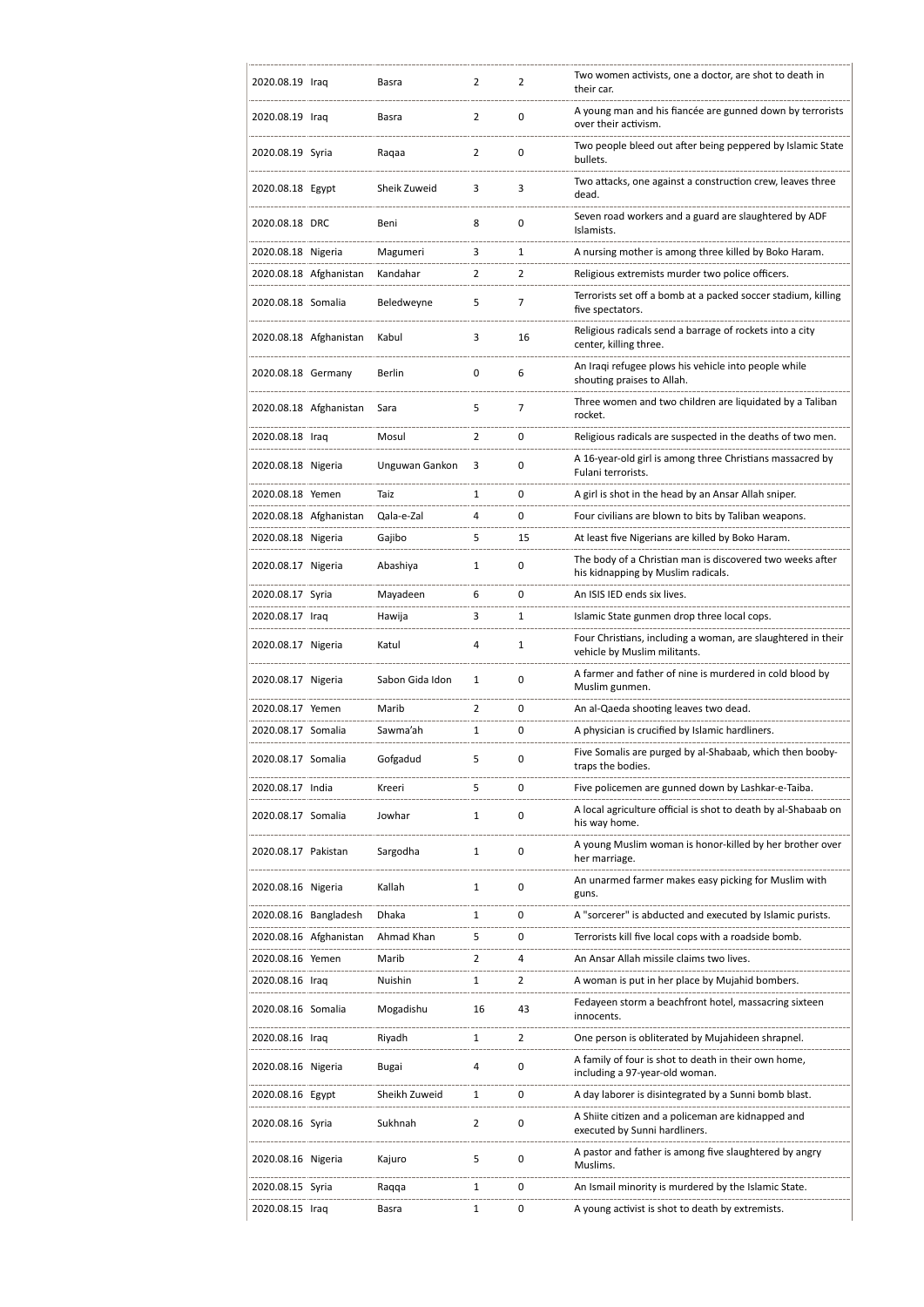| 2020.08.19 | Iraq | Basra | 2 | 2 | Two women activists, one a doctor, are shot to death in their car. |
|---|---|---|---|---|---|
| 2020.08.19 | Iraq | Basra | 2 | 0 | A young man and his fiancée are gunned down by terrorists over their activism. |
| 2020.08.19 | Syria | Raqaa | 2 | 0 | Two people bleed out after being peppered by Islamic State bullets. |
| 2020.08.18 | Egypt | Sheik Zuweid | 3 | 3 | Two attacks, one against a construction crew, leaves three dead. |
| 2020.08.18 | DRC | Beni | 8 | 0 | Seven road workers and a guard are slaughtered by ADF Islamists. |
| 2020.08.18 | Nigeria | Magumeri | 3 | 1 | A nursing mother is among three killed by Boko Haram. |
| 2020.08.18 | Afghanistan | Kandahar | 2 | 2 | Religious extremists murder two police officers. |
| 2020.08.18 | Somalia | Beledweyne | 5 | 7 | Terrorists set off a bomb at a packed soccer stadium, killing five spectators. |
| 2020.08.18 | Afghanistan | Kabul | 3 | 16 | Religious radicals send a barrage of rockets into a city center, killing three. |
| 2020.08.18 | Germany | Berlin | 0 | 6 | An Iraqi refugee plows his vehicle into people while shouting praises to Allah. |
| 2020.08.18 | Afghanistan | Sara | 5 | 7 | Three women and two children are liquidated by a Taliban rocket. |
| 2020.08.18 | Iraq | Mosul | 2 | 0 | Religious radicals are suspected in the deaths of two men. |
| 2020.08.18 | Nigeria | Unguwan Gankon | 3 | 0 | A 16-year-old girl is among three Christians massacred by Fulani terrorists. |
| 2020.08.18 | Yemen | Taiz | 1 | 0 | A girl is shot in the head by an Ansar Allah sniper. |
| 2020.08.18 | Afghanistan | Qala-e-Zal | 4 | 0 | Four civilians are blown to bits by Taliban weapons. |
| 2020.08.18 | Nigeria | Gajibo | 5 | 15 | At least five Nigerians are killed by Boko Haram. |
| 2020.08.17 | Nigeria | Abashiya | 1 | 0 | The body of a Christian man is discovered two weeks after his kidnapping by Muslim radicals. |
| 2020.08.17 | Syria | Mayadeen | 6 | 0 | An ISIS IED ends six lives. |
| 2020.08.17 | Iraq | Hawija | 3 | 1 | Islamic State gunmen drop three local cops. |
| 2020.08.17 | Nigeria | Katul | 4 | 1 | Four Christians, including a woman, are slaughtered in their vehicle by Muslim militants. |
| 2020.08.17 | Nigeria | Sabon Gida Idon | 1 | 0 | A farmer and father of nine is murdered in cold blood by Muslim gunmen. |
| 2020.08.17 | Yemen | Marib | 2 | 0 | An al-Qaeda shooting leaves two dead. |
| 2020.08.17 | Somalia | Sawma'ah | 1 | 0 | A physician is crucified by Islamic hardliners. |
| 2020.08.17 | Somalia | Gofgadud | 5 | 0 | Five Somalis are purged by al-Shabaab, which then booby-traps the bodies. |
| 2020.08.17 | India | Kreeri | 5 | 0 | Five policemen are gunned down by Lashkar-e-Taiba. |
| 2020.08.17 | Somalia | Jowhar | 1 | 0 | A local agriculture official is shot to death by al-Shabaab on his way home. |
| 2020.08.17 | Pakistan | Sargodha | 1 | 0 | A young Muslim woman is honor-killed by her brother over her marriage. |
| 2020.08.16 | Nigeria | Kallah | 1 | 0 | An unarmed farmer makes easy picking for Muslim with guns. |
| 2020.08.16 | Bangladesh | Dhaka | 1 | 0 | A "sorcerer" is abducted and executed by Islamic purists. |
| 2020.08.16 | Afghanistan | Ahmad Khan | 5 | 0 | Terrorists kill five local cops with a roadside bomb. |
| 2020.08.16 | Yemen | Marib | 2 | 4 | An Ansar Allah missile claims two lives. |
| 2020.08.16 | Iraq | Nuishin | 1 | 2 | A woman is put in her place by Mujahid bombers. |
| 2020.08.16 | Somalia | Mogadishu | 16 | 43 | Fedayeen storm a beachfront hotel, massacring sixteen innocents. |
| 2020.08.16 | Iraq | Riyadh | 1 | 2 | One person is obliterated by Mujahideen shrapnel. |
| 2020.08.16 | Nigeria | Bugai | 4 | 0 | A family of four is shot to death in their own home, including a 97-year-old woman. |
| 2020.08.16 | Egypt | Sheikh Zuweid | 1 | 0 | A day laborer is disintegrated by a Sunni bomb blast. |
| 2020.08.16 | Syria | Sukhnah | 2 | 0 | A Shiite citizen and a policeman are kidnapped and executed by Sunni hardliners. |
| 2020.08.16 | Nigeria | Kajuro | 5 | 0 | A pastor and father is among five slaughtered by angry Muslims. |
| 2020.08.15 | Syria | Raqqa | 1 | 0 | An Ismail minority is murdered by the Islamic State. |
| 2020.08.15 | Iraq | Basra | 1 | 0 | A young activist is shot to death by extremists. |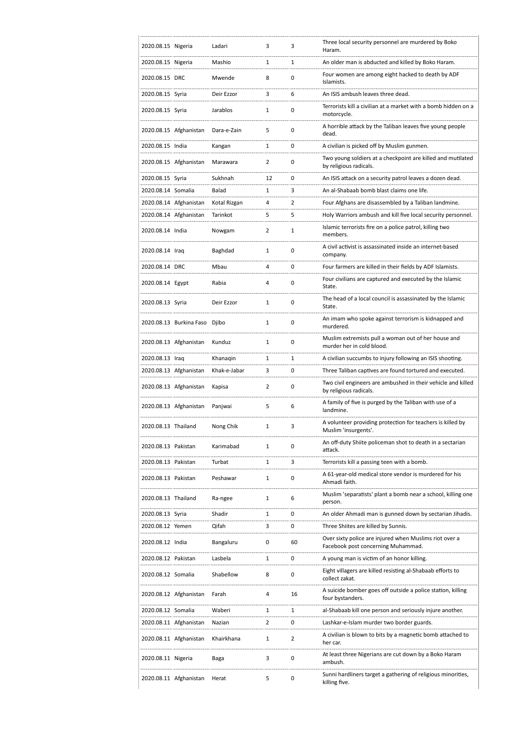| | | | | | |
|---|---|---|---|---|---|
| 2020.08.15 | Nigeria | Ladari | 3 | 3 | Three local security personnel are murdered by Boko Haram. |
| 2020.08.15 | Nigeria | Mashio | 1 | 1 | An older man is abducted and killed by Boko Haram. |
| 2020.08.15 | DRC | Mwende | 8 | 0 | Four women are among eight hacked to death by ADF Islamists. |
| 2020.08.15 | Syria | Deir Ezzor | 3 | 6 | An ISIS ambush leaves three dead. |
| 2020.08.15 | Syria | Jarablos | 1 | 0 | Terrorists kill a civilian at a market with a bomb hidden on a motorcycle. |
| 2020.08.15 | Afghanistan | Dara-e-Zain | 5 | 0 | A horrible attack by the Taliban leaves five young people dead. |
| 2020.08.15 | India | Kangan | 1 | 0 | A civilian is picked off by Muslim gunmen. |
| 2020.08.15 | Afghanistan | Marawara | 2 | 0 | Two young soldiers at a checkpoint are killed and mutilated by religious radicals. |
| 2020.08.15 | Syria | Sukhnah | 12 | 0 | An ISIS attack on a security patrol leaves a dozen dead. |
| 2020.08.14 | Somalia | Balad | 1 | 3 | An al-Shabaab bomb blast claims one life. |
| 2020.08.14 | Afghanistan | Kotal Rizgan | 4 | 2 | Four Afghans are disassembled by a Taliban landmine. |
| 2020.08.14 | Afghanistan | Tarinkot | 5 | 5 | Holy Warriors ambush and kill five local security personnel. |
| 2020.08.14 | India | Nowgam | 2 | 1 | Islamic terrorists fire on a police patrol, killing two members. |
| 2020.08.14 | Iraq | Baghdad | 1 | 0 | A civil activist is assassinated inside an internet-based company. |
| 2020.08.14 | DRC | Mbau | 4 | 0 | Four farmers are killed in their fields by ADF Islamists. |
| 2020.08.14 | Egypt | Rabia | 4 | 0 | Four civilians are captured and executed by the Islamic State. |
| 2020.08.13 | Syria | Deir Ezzor | 1 | 0 | The head of a local council is assassinated by the Islamic State. |
| 2020.08.13 | Burkina Faso | Djibo | 1 | 0 | An imam who spoke against terrorism is kidnapped and murdered. |
| 2020.08.13 | Afghanistan | Kunduz | 1 | 0 | Muslim extremists pull a woman out of her house and murder her in cold blood. |
| 2020.08.13 | Iraq | Khanaqin | 1 | 1 | A civilian succumbs to injury following an ISIS shooting. |
| 2020.08.13 | Afghanistan | Khak-e-Jabar | 3 | 0 | Three Taliban captives are found tortured and executed. |
| 2020.08.13 | Afghanistan | Kapisa | 2 | 0 | Two civil engineers are ambushed in their vehicle and killed by religious radicals. |
| 2020.08.13 | Afghanistan | Panjwai | 5 | 6 | A family of five is purged by the Taliban with use of a landmine. |
| 2020.08.13 | Thailand | Nong Chik | 1 | 3 | A volunteer providing protection for teachers is killed by Muslim 'insurgents'. |
| 2020.08.13 | Pakistan | Karimabad | 1 | 0 | An off-duty Shiite policeman shot to death in a sectarian attack. |
| 2020.08.13 | Pakistan | Turbat | 1 | 3 | Terrorists kill a passing teen with a bomb. |
| 2020.08.13 | Pakistan | Peshawar | 1 | 0 | A 61-year-old medical store vendor is murdered for his Ahmadi faith. |
| 2020.08.13 | Thailand | Ra-ngee | 1 | 6 | Muslim 'separatists' plant a bomb near a school, killing one person. |
| 2020.08.13 | Syria | Shadir | 1 | 0 | An older Ahmadi man is gunned down by sectarian Jihadis. |
| 2020.08.12 | Yemen | Qifah | 3 | 0 | Three Shiites are killed by Sunnis. |
| 2020.08.12 | India | Bangaluru | 0 | 60 | Over sixty police are injured when Muslims riot over a Facebook post concerning Muhammad. |
| 2020.08.12 | Pakistan | Lasbela | 1 | 0 | A young man is victim of an honor killing. |
| 2020.08.12 | Somalia | Shabellow | 8 | 0 | Eight villagers are killed resisting al-Shabaab efforts to collect zakat. |
| 2020.08.12 | Afghanistan | Farah | 4 | 16 | A suicide bomber goes off outside a police station, killing four bystanders. |
| 2020.08.12 | Somalia | Waberi | 1 | 1 | al-Shabaab kill one person and seriously injure another. |
| 2020.08.11 | Afghanistan | Nazian | 2 | 0 | Lashkar-e-Islam murder two border guards. |
| 2020.08.11 | Afghanistan | Khairkhana | 1 | 2 | A civilian is blown to bits by a magnetic bomb attached to her car. |
| 2020.08.11 | Nigeria | Baga | 3 | 0 | At least three Nigerians are cut down by a Boko Haram ambush. |
| 2020.08.11 | Afghanistan | Herat | 5 | 0 | Sunni hardliners target a gathering of religious minorities, killing five. |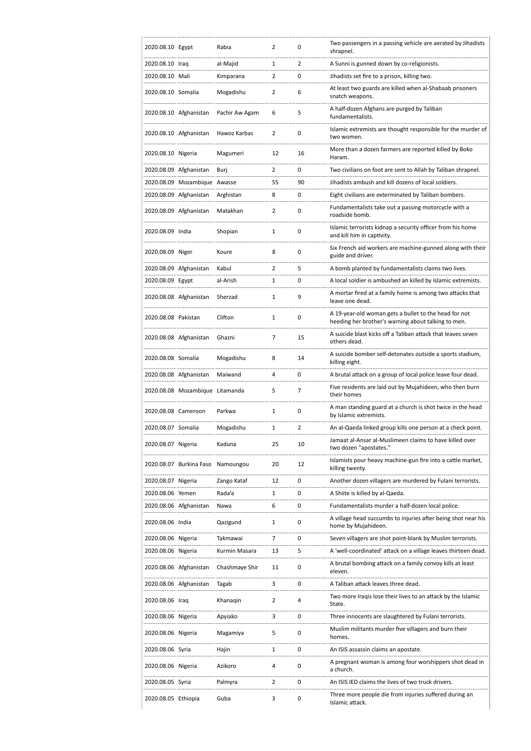| | | | | | |
|---|---|---|---|---|---|
| 2020.08.10 | Egypt | Rabia | 2 | 0 | Two passengers in a passing vehicle are aerated by Jihadists shrapnel. |
| 2020.08.10 | Iraq | al-Majid | 1 | 2 | A Sunni is gunned down by co-religionists. |
| 2020.08.10 | Mali | Kimparana | 2 | 0 | Jihadists set fire to a prison, killing two. |
| 2020.08.10 | Somalia | Mogadishu | 2 | 6 | At least two guards are killed when al-Shabaab prisoners snatch weapons. |
| 2020.08.10 | Afghanistan | Pachir Aw Agam | 6 | 5 | A half-dozen Afghans are purged by Taliban fundamentalists. |
| 2020.08.10 | Afghanistan | Hawoz Karbas | 2 | 0 | Islamic extremists are thought responsible for the murder of two women. |
| 2020.08.10 | Nigeria | Magumeri | 12 | 16 | More than a dozen farmers are reported killed by Boko Haram. |
| 2020.08.09 | Afghanistan | Burj | 2 | 0 | Two civilians on foot are sent to Allah by Taliban shrapnel. |
| 2020.08.09 | Mozambique | Awasse | 55 | 90 | Jihadists ambush and kill dozens of local soldiers. |
| 2020.08.09 | Afghanistan | Arghistan | 8 | 0 | Eight civilians are exterminated by Taliban bombers. |
| 2020.08.09 | Afghanistan | Matakhan | 2 | 0 | Fundamentalists take out a passing motorcycle with a roadside bomb. |
| 2020.08.09 | India | Shopian | 1 | 0 | Islamic terrorists kidnap a security officer from his home and kill him in captivity. |
| 2020.08.09 | Niger | Koure | 8 | 0 | Six French aid workers are machine-gunned along with their guide and driver. |
| 2020.08.09 | Afghanistan | Kabul | 2 | 5 | A bomb planted by fundamentalists claims two lives. |
| 2020.08.09 | Egypt | al-Arish | 1 | 0 | A local soldier is ambushed an killed by Islamic extremists. |
| 2020.08.08 | Afghanistan | Sherzad | 1 | 9 | A mortar fired at a family home is among two attacks that leave one dead. |
| 2020.08.08 | Pakistan | Clifton | 1 | 0 | A 19-year-old woman gets a bullet to the head for not heeding her brother's warning about talking to men. |
| 2020.08.08 | Afghanistan | Ghazni | 7 | 15 | A suicide blast kicks off a Taliban attack that leaves seven others dead. |
| 2020.08.08 | Somalia | Mogadishu | 8 | 14 | A suicide bomber self-detonates outside a sports stadium, killing eight. |
| 2020.08.08 | Afghanistan | Maiwand | 4 | 0 | A brutal attack on a group of local police leave four dead. |
| 2020.08.08 | Mozambique | Litamanda | 5 | 7 | Five residents are laid out by Mujahideen, who then burn their homes |
| 2020.08.08 | Cameroon | Parkwa | 1 | 0 | A man standing guard at a church is shot twice in the head by Islamic extremists. |
| 2020.08.07 | Somalia | Mogadishu | 1 | 2 | An al-Qaeda linked group kills one person at a check point. |
| 2020.08.07 | Nigeria | Kaduna | 25 | 10 | Jamaat al-Ansar al-Muslimeen claims to have killed over two dozen "apostates." |
| 2020.08.07 | Burkina Faso | Namoungou | 20 | 12 | Islamists pour heavy machine-gun fire into a cattle market, killing twenty. |
| 2020.08.07 | Nigeria | Zango Kataf | 12 | 0 | Another dozen villagers are murdered by Fulani terrorists. |
| 2020.08.06 | Yemen | Rada'a | 1 | 0 | A Shiite is killed by al-Qaeda. |
| 2020.08.06 | Afghanistan | Nawa | 6 | 0 | Fundamentalists murder a half-dozen local police. |
| 2020.08.06 | India | Qazigund | 1 | 0 | A village head succumbs to injuries after being shot near his home by Mujahideen. |
| 2020.08.06 | Nigeria | Takmawai | 7 | 0 | Seven villagers are shot point-blank by Muslim terrorists. |
| 2020.08.06 | Nigeria | Kurmin Masara | 13 | 5 | A 'well-coordinated' attack on a village leaves thirteen dead. |
| 2020.08.06 | Afghanistan | Chashmaye Shir | 11 | 0 | A brutal bombing attack on a family convoy kills at least eleven. |
| 2020.08.06 | Afghanistan | Tagab | 3 | 0 | A Taliban attack leaves three dead. |
| 2020.08.06 | Iraq | Khanaqin | 2 | 4 | Two more Iraqis lose their lives to an attack by the Islamic State. |
| 2020.08.06 | Nigeria | Apyiako | 3 | 0 | Three innocents are slaughtered by Fulani terrorists. |
| 2020.08.06 | Nigeria | Magamiya | 5 | 0 | Muslim militants murder five villagers and burn their homes. |
| 2020.08.06 | Syria | Hajin | 1 | 0 | An ISIS assassin claims an apostate. |
| 2020.08.06 | Nigeria | Azikoro | 4 | 0 | A pregnant woman is among four worshippers shot dead in a church. |
| 2020.08.05 | Syria | Palmyra | 2 | 0 | An ISIS IED claims the lives of two truck drivers. |
| 2020.08.05 | Ethiopia | Guba | 3 | 0 | Three more people die from injuries suffered during an Islamic attack. |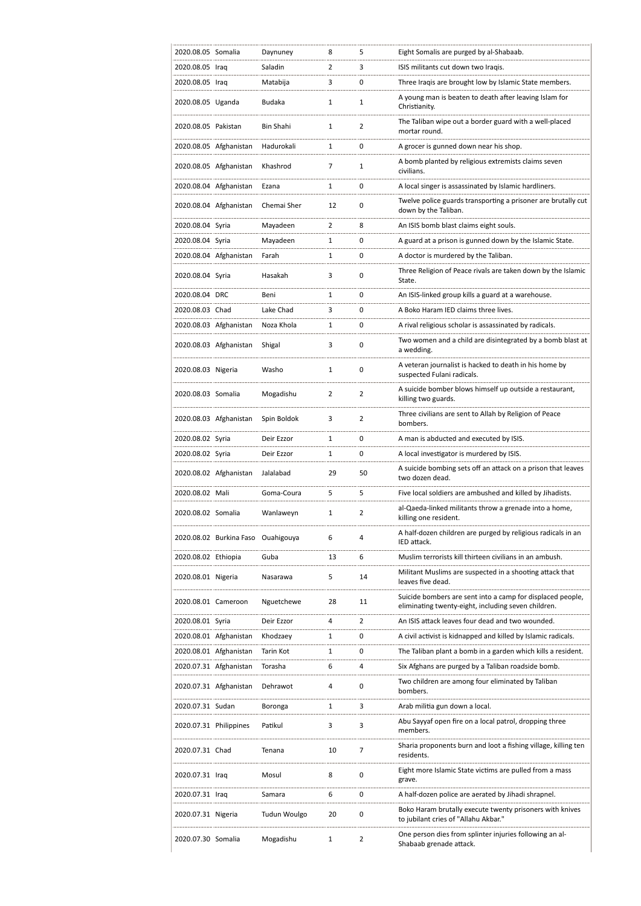| | | | | | |
|---|---|---|---|---|---|
| 2020.08.05 | Somalia | Daynuney | 8 | 5 | Eight Somalis are purged by al-Shabaab. |
| 2020.08.05 | Iraq | Saladin | 2 | 3 | ISIS militants cut down two Iraqis. |
| 2020.08.05 | Iraq | Matabija | 3 | 0 | Three Iraqis are brought low by Islamic State members. |
| 2020.08.05 | Uganda | Budaka | 1 | 1 | A young man is beaten to death after leaving Islam for Christianity. |
| 2020.08.05 | Pakistan | Bin Shahi | 1 | 2 | The Taliban wipe out a border guard with a well-placed mortar round. |
| 2020.08.05 | Afghanistan | Hadurokali | 1 | 0 | A grocer is gunned down near his shop. |
| 2020.08.05 | Afghanistan | Khashrod | 7 | 1 | A bomb planted by religious extremists claims seven civilians. |
| 2020.08.04 | Afghanistan | Ezana | 1 | 0 | A local singer is assassinated by Islamic hardliners. |
| 2020.08.04 | Afghanistan | Chemai Sher | 12 | 0 | Twelve police guards transporting a prisoner are brutally cut down by the Taliban. |
| 2020.08.04 | Syria | Mayadeen | 2 | 8 | An ISIS bomb blast claims eight souls. |
| 2020.08.04 | Syria | Mayadeen | 1 | 0 | A guard at a prison is gunned down by the Islamic State. |
| 2020.08.04 | Afghanistan | Farah | 1 | 0 | A doctor is murdered by the Taliban. |
| 2020.08.04 | Syria | Hasakah | 3 | 0 | Three Religion of Peace rivals are taken down by the Islamic State. |
| 2020.08.04 | DRC | Beni | 1 | 0 | An ISIS-linked group kills a guard at a warehouse. |
| 2020.08.03 | Chad | Lake Chad | 3 | 0 | A Boko Haram IED claims three lives. |
| 2020.08.03 | Afghanistan | Noza Khola | 1 | 0 | A rival religious scholar is assassinated by radicals. |
| 2020.08.03 | Afghanistan | Shigal | 3 | 0 | Two women and a child are disintegrated by a bomb blast at a wedding. |
| 2020.08.03 | Nigeria | Washo | 1 | 0 | A veteran journalist is hacked to death in his home by suspected Fulani radicals. |
| 2020.08.03 | Somalia | Mogadishu | 2 | 2 | A suicide bomber blows himself up outside a restaurant, killing two guards. |
| 2020.08.03 | Afghanistan | Spin Boldok | 3 | 2 | Three civilians are sent to Allah by Religion of Peace bombers. |
| 2020.08.02 | Syria | Deir Ezzor | 1 | 0 | A man is abducted and executed by ISIS. |
| 2020.08.02 | Syria | Deir Ezzor | 1 | 0 | A local investigator is murdered by ISIS. |
| 2020.08.02 | Afghanistan | Jalalabad | 29 | 50 | A suicide bombing sets off an attack on a prison that leaves two dozen dead. |
| 2020.08.02 | Mali | Goma-Coura | 5 | 5 | Five local soldiers are ambushed and killed by Jihadists. |
| 2020.08.02 | Somalia | Wanlaweyn | 1 | 2 | al-Qaeda-linked militants throw a grenade into a home, killing one resident. |
| 2020.08.02 | Burkina Faso | Ouahigouya | 6 | 4 | A half-dozen children are purged by religious radicals in an IED attack. |
| 2020.08.02 | Ethiopia | Guba | 13 | 6 | Muslim terrorists kill thirteen civilians in an ambush. |
| 2020.08.01 | Nigeria | Nasarawa | 5 | 14 | Militant Muslims are suspected in a shooting attack that leaves five dead. |
| 2020.08.01 | Cameroon | Nguetchewe | 28 | 11 | Suicide bombers are sent into a camp for displaced people, eliminating twenty-eight, including seven children. |
| 2020.08.01 | Syria | Deir Ezzor | 4 | 2 | An ISIS attack leaves four dead and two wounded. |
| 2020.08.01 | Afghanistan | Khodzaey | 1 | 0 | A civil activist is kidnapped and killed by Islamic radicals. |
| 2020.08.01 | Afghanistan | Tarin Kot | 1 | 0 | The Taliban plant a bomb in a garden which kills a resident. |
| 2020.07.31 | Afghanistan | Torasha | 6 | 4 | Six Afghans are purged by a Taliban roadside bomb. |
| 2020.07.31 | Afghanistan | Dehrawot | 4 | 0 | Two children are among four eliminated by Taliban bombers. |
| 2020.07.31 | Sudan | Boronga | 1 | 3 | Arab militia gun down a local. |
| 2020.07.31 | Philippines | Patikul | 3 | 3 | Abu Sayyaf open fire on a local patrol, dropping three members. |
| 2020.07.31 | Chad | Tenana | 10 | 7 | Sharia proponents burn and loot a fishing village, killing ten residents. |
| 2020.07.31 | Iraq | Mosul | 8 | 0 | Eight more Islamic State victims are pulled from a mass grave. |
| 2020.07.31 | Iraq | Samara | 6 | 0 | A half-dozen police are aerated by Jihadi shrapnel. |
| 2020.07.31 | Nigeria | Tudun Woulgo | 20 | 0 | Boko Haram brutally execute twenty prisoners with knives to jubilant cries of "Allahu Akbar." |
| 2020.07.30 | Somalia | Mogadishu | 1 | 2 | One person dies from splinter injuries following an al-Shabaab grenade attack. |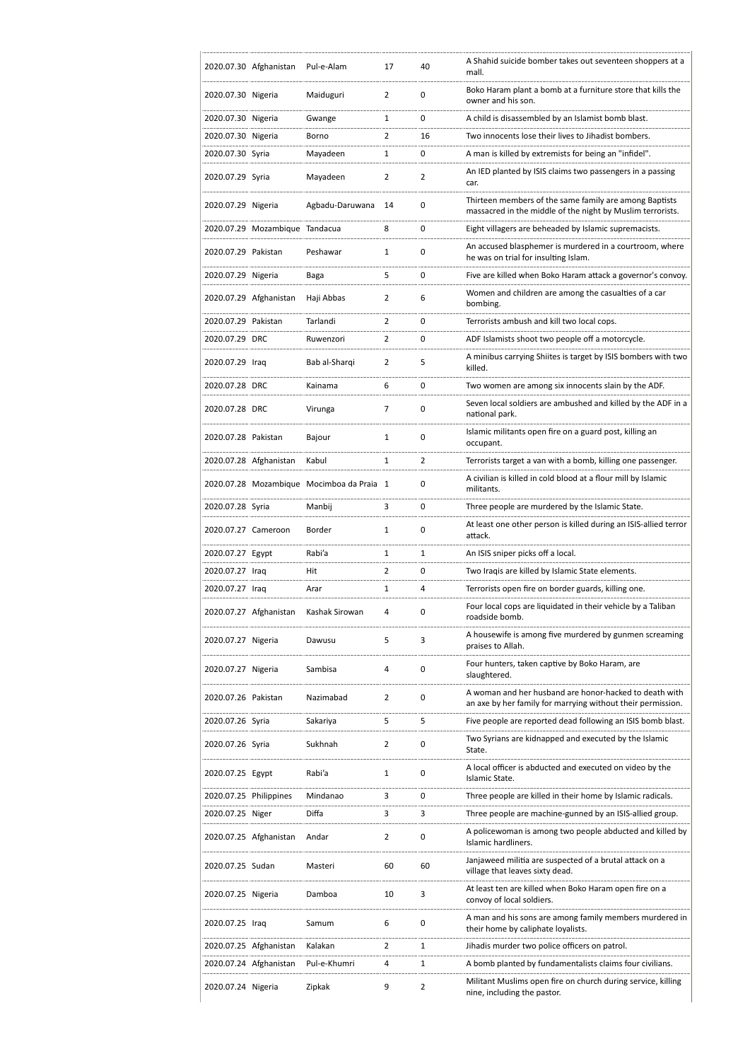| | | | | | |
|---|---|---|---|---|---|
| 2020.07.30 | Afghanistan | Pul-e-Alam | 17 | 40 | A Shahid suicide bomber takes out seventeen shoppers at a mall. |
| 2020.07.30 | Nigeria | Maiduguri | 2 | 0 | Boko Haram plant a bomb at a furniture store that kills the owner and his son. |
| 2020.07.30 | Nigeria | Gwange | 1 | 0 | A child is disassembled by an Islamist bomb blast. |
| 2020.07.30 | Nigeria | Borno | 2 | 16 | Two innocents lose their lives to Jihadist bombers. |
| 2020.07.30 | Syria | Mayadeen | 1 | 0 | A man is killed by extremists for being an "infidel". |
| 2020.07.29 | Syria | Mayadeen | 2 | 2 | An IED planted by ISIS claims two passengers in a passing car. |
| 2020.07.29 | Nigeria | Agbadu-Daruwana | 14 | 0 | Thirteen members of the same family are among Baptists massacred in the middle of the night by Muslim terrorists. |
| 2020.07.29 | Mozambique | Tandacua | 8 | 0 | Eight villagers are beheaded by Islamic supremacists. |
| 2020.07.29 | Pakistan | Peshawar | 1 | 0 | An accused blasphemer is murdered in a courtroom, where he was on trial for insulting Islam. |
| 2020.07.29 | Nigeria | Baga | 5 | 0 | Five are killed when Boko Haram attack a governor's convoy. |
| 2020.07.29 | Afghanistan | Haji Abbas | 2 | 6 | Women and children are among the casualties of a car bombing. |
| 2020.07.29 | Pakistan | Tarlandi | 2 | 0 | Terrorists ambush and kill two local cops. |
| 2020.07.29 | DRC | Ruwenzori | 2 | 0 | ADF Islamists shoot two people off a motorcycle. |
| 2020.07.29 | Iraq | Bab al-Sharqi | 2 | 5 | A minibus carrying Shiites is target by ISIS bombers with two killed. |
| 2020.07.28 | DRC | Kainama | 6 | 0 | Two women are among six innocents slain by the ADF. |
| 2020.07.28 | DRC | Virunga | 7 | 0 | Seven local soldiers are ambushed and killed by the ADF in a national park. |
| 2020.07.28 | Pakistan | Bajour | 1 | 0 | Islamic militants open fire on a guard post, killing an occupant. |
| 2020.07.28 | Afghanistan | Kabul | 1 | 2 | Terrorists target a van with a bomb, killing one passenger. |
| 2020.07.28 | Mozambique | Mocimboa da Praia | 1 | 0 | A civilian is killed in cold blood at a flour mill by Islamic militants. |
| 2020.07.28 | Syria | Manbij | 3 | 0 | Three people are murdered by the Islamic State. |
| 2020.07.27 | Cameroon | Border | 1 | 0 | At least one other person is killed during an ISIS-allied terror attack. |
| 2020.07.27 | Egypt | Rabi'a | 1 | 1 | An ISIS sniper picks off a local. |
| 2020.07.27 | Iraq | Hit | 2 | 0 | Two Iraqis are killed by Islamic State elements. |
| 2020.07.27 | Iraq | Arar | 1 | 4 | Terrorists open fire on border guards, killing one. |
| 2020.07.27 | Afghanistan | Kashak Sirowan | 4 | 0 | Four local cops are liquidated in their vehicle by a Taliban roadside bomb. |
| 2020.07.27 | Nigeria | Dawusu | 5 | 3 | A housewife is among five murdered by gunmen screaming praises to Allah. |
| 2020.07.27 | Nigeria | Sambisa | 4 | 0 | Four hunters, taken captive by Boko Haram, are slaughtered. |
| 2020.07.26 | Pakistan | Nazimabad | 2 | 0 | A woman and her husband are honor-hacked to death with an axe by her family for marrying without their permission. |
| 2020.07.26 | Syria | Sakariya | 5 | 5 | Five people are reported dead following an ISIS bomb blast. |
| 2020.07.26 | Syria | Sukhnah | 2 | 0 | Two Syrians are kidnapped and executed by the Islamic State. |
| 2020.07.25 | Egypt | Rabi'a | 1 | 0 | A local officer is abducted and executed on video by the Islamic State. |
| 2020.07.25 | Philippines | Mindanao | 3 | 0 | Three people are killed in their home by Islamic radicals. |
| 2020.07.25 | Niger | Diffa | 3 | 3 | Three people are machine-gunned by an ISIS-allied group. |
| 2020.07.25 | Afghanistan | Andar | 2 | 0 | A policewoman is among two people abducted and killed by Islamic hardliners. |
| 2020.07.25 | Sudan | Masteri | 60 | 60 | Janjaweed militia are suspected of a brutal attack on a village that leaves sixty dead. |
| 2020.07.25 | Nigeria | Damboa | 10 | 3 | At least ten are killed when Boko Haram open fire on a convoy of local soldiers. |
| 2020.07.25 | Iraq | Samum | 6 | 0 | A man and his sons are among family members murdered in their home by caliphate loyalists. |
| 2020.07.25 | Afghanistan | Kalakan | 2 | 1 | Jihadis murder two police officers on patrol. |
| 2020.07.24 | Afghanistan | Pul-e-Khumri | 4 | 1 | A bomb planted by fundamentalists claims four civilians. |
| 2020.07.24 | Nigeria | Zipkak | 9 | 2 | Militant Muslims open fire on church during service, killing nine, including the pastor. |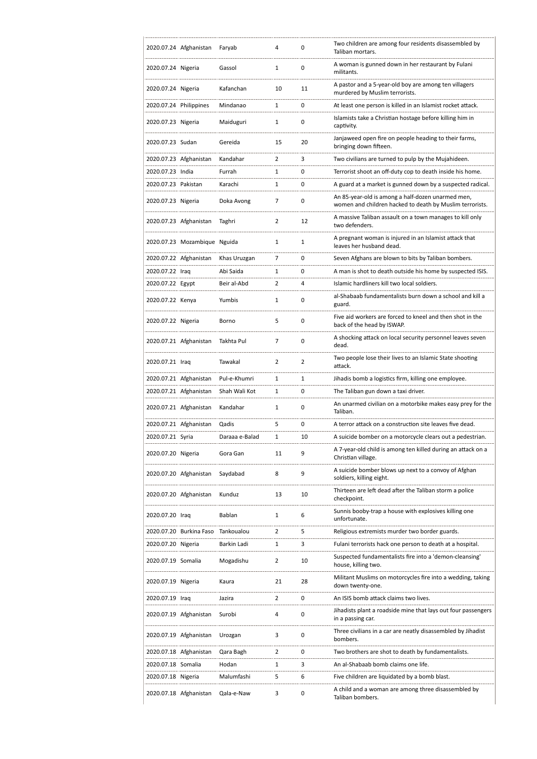| | | | | | |
|---|---|---|---|---|---|
| 2020.07.24 | Afghanistan | Faryab | 4 | 0 | Two children are among four residents disassembled by Taliban mortars. |
| 2020.07.24 | Nigeria | Gassol | 1 | 0 | A woman is gunned down in her restaurant by Fulani militants. |
| 2020.07.24 | Nigeria | Kafanchan | 10 | 11 | A pastor and a 5-year-old boy are among ten villagers murdered by Muslim terrorists. |
| 2020.07.24 | Philippines | Mindanao | 1 | 0 | At least one person is killed in an Islamist rocket attack. |
| 2020.07.23 | Nigeria | Maiduguri | 1 | 0 | Islamists take a Christian hostage before killing him in captivity. |
| 2020.07.23 | Sudan | Gereida | 15 | 20 | Janjaweed open fire on people heading to their farms, bringing down fifteen. |
| 2020.07.23 | Afghanistan | Kandahar | 2 | 3 | Two civilians are turned to pulp by the Mujahideen. |
| 2020.07.23 | India | Furrah | 1 | 0 | Terrorist shoot an off-duty cop to death inside his home. |
| 2020.07.23 | Pakistan | Karachi | 1 | 0 | A guard at a market is gunned down by a suspected radical. |
| 2020.07.23 | Nigeria | Doka Avong | 7 | 0 | An 85-year-old is among a half-dozen unarmed men, women and children hacked to death by Muslim terrorists. |
| 2020.07.23 | Afghanistan | Taghri | 2 | 12 | A massive Taliban assault on a town manages to kill only two defenders. |
| 2020.07.23 | Mozambique | Nguida | 1 | 1 | A pregnant woman is injured in an Islamist attack that leaves her husband dead. |
| 2020.07.22 | Afghanistan | Khas Uruzgan | 7 | 0 | Seven Afghans are blown to bits by Taliban bombers. |
| 2020.07.22 | Iraq | Abi Saida | 1 | 0 | A man is shot to death outside his home by suspected ISIS. |
| 2020.07.22 | Egypt | Beir al-Abd | 2 | 4 | Islamic hardliners kill two local soldiers. |
| 2020.07.22 | Kenya | Yumbis | 1 | 0 | al-Shabaab fundamentalists burn down a school and kill a guard. |
| 2020.07.22 | Nigeria | Borno | 5 | 0 | Five aid workers are forced to kneel and then shot in the back of the head by ISWAP. |
| 2020.07.21 | Afghanistan | Takhta Pul | 7 | 0 | A shocking attack on local security personnel leaves seven dead. |
| 2020.07.21 | Iraq | Tawakal | 2 | 2 | Two people lose their lives to an Islamic State shooting attack. |
| 2020.07.21 | Afghanistan | Pul-e-Khumri | 1 | 1 | Jihadis bomb a logistics firm, killing one employee. |
| 2020.07.21 | Afghanistan | Shah Wali Kot | 1 | 0 | The Taliban gun down a taxi driver. |
| 2020.07.21 | Afghanistan | Kandahar | 1 | 0 | An unarmed civilian on a motorbike makes easy prey for the Taliban. |
| 2020.07.21 | Afghanistan | Qadis | 5 | 0 | A terror attack on a construction site leaves five dead. |
| 2020.07.21 | Syria | Daraaa e-Balad | 1 | 10 | A suicide bomber on a motorcycle clears out a pedestrian. |
| 2020.07.20 | Nigeria | Gora Gan | 11 | 9 | A 7-year-old child is among ten killed during an attack on a Christian village. |
| 2020.07.20 | Afghanistan | Saydabad | 8 | 9 | A suicide bomber blows up next to a convoy of Afghan soldiers, killing eight. |
| 2020.07.20 | Afghanistan | Kunduz | 13 | 10 | Thirteen are left dead after the Taliban storm a police checkpoint. |
| 2020.07.20 | Iraq | Bablan | 1 | 6 | Sunnis booby-trap a house with explosives killing one unfortunate. |
| 2020.07.20 | Burkina Faso | Tankoualou | 2 | 5 | Religious extremists murder two border guards. |
| 2020.07.20 | Nigeria | Barkin Ladi | 1 | 3 | Fulani terrorists hack one person to death at a hospital. |
| 2020.07.19 | Somalia | Mogadishu | 2 | 10 | Suspected fundamentalists fire into a 'demon-cleansing' house, killing two. |
| 2020.07.19 | Nigeria | Kaura | 21 | 28 | Militant Muslims on motorcycles fire into a wedding, taking down twenty-one. |
| 2020.07.19 | Iraq | Jazira | 2 | 0 | An ISIS bomb attack claims two lives. |
| 2020.07.19 | Afghanistan | Surobi | 4 | 0 | Jihadists plant a roadside mine that lays out four passengers in a passing car. |
| 2020.07.19 | Afghanistan | Urozgan | 3 | 0 | Three civilians in a car are neatly disassembled by Jihadist bombers. |
| 2020.07.18 | Afghanistan | Qara Bagh | 2 | 0 | Two brothers are shot to death by fundamentalists. |
| 2020.07.18 | Somalia | Hodan | 1 | 3 | An al-Shabaab bomb claims one life. |
| 2020.07.18 | Nigeria | Malumfashi | 5 | 6 | Five children are liquidated by a bomb blast. |
| 2020.07.18 | Afghanistan | Qala-e-Naw | 3 | 0 | A child and a woman are among three disassembled by Taliban bombers. |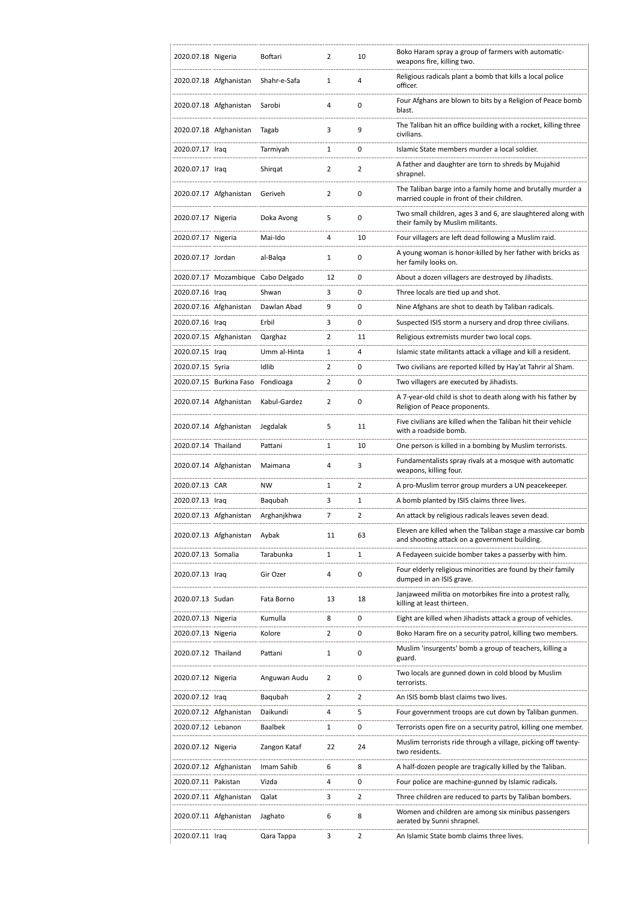| | | | | | |
|---|---|---|---|---|---|
| 2020.07.18 | Nigeria | Boftari | 2 | 10 | Boko Haram spray a group of farmers with automatic-weapons fire, killing two. |
| 2020.07.18 | Afghanistan | Shahr-e-Safa | 1 | 4 | Religious radicals plant a bomb that kills a local police officer. |
| 2020.07.18 | Afghanistan | Sarobi | 4 | 0 | Four Afghans are blown to bits by a Religion of Peace bomb blast. |
| 2020.07.18 | Afghanistan | Tagab | 3 | 9 | The Taliban hit an office building with a rocket, killing three civilians. |
| 2020.07.17 | Iraq | Tarmiyah | 1 | 0 | Islamic State members murder a local soldier. |
| 2020.07.17 | Iraq | Shirqat | 2 | 2 | A father and daughter are torn to shreds by Mujahid shrapnel. |
| 2020.07.17 | Afghanistan | Geriveh | 2 | 0 | The Taliban barge into a family home and brutally murder a married couple in front of their children. |
| 2020.07.17 | Nigeria | Doka Avong | 5 | 0 | Two small children, ages 3 and 6, are slaughtered along with their family by Muslim militants. |
| 2020.07.17 | Nigeria | Mai-Ido | 4 | 10 | Four villagers are left dead following a Muslim raid. |
| 2020.07.17 | Jordan | al-Balqa | 1 | 0 | A young woman is honor-killed by her father with bricks as her family looks on. |
| 2020.07.17 | Mozambique | Cabo Delgado | 12 | 0 | About a dozen villagers are destroyed by Jihadists. |
| 2020.07.16 | Iraq | Shwan | 3 | 0 | Three locals are tied up and shot. |
| 2020.07.16 | Afghanistan | Dawlan Abad | 9 | 0 | Nine Afghans are shot to death by Taliban radicals. |
| 2020.07.16 | Iraq | Erbil | 3 | 0 | Suspected ISIS storm a nursery and drop three civilians. |
| 2020.07.15 | Afghanistan | Qarghaz | 2 | 11 | Religious extremists murder two local cops. |
| 2020.07.15 | Iraq | Umm al-Hinta | 1 | 4 | Islamic state militants attack a village and kill a resident. |
| 2020.07.15 | Syria | Idlib | 2 | 0 | Two civilians are reported killed by Hay'at Tahrir al Sham. |
| 2020.07.15 | Burkina Faso | Fondioaga | 2 | 0 | Two villagers are executed by Jihadists. |
| 2020.07.14 | Afghanistan | Kabul-Gardez | 2 | 0 | A 7-year-old child is shot to death along with his father by Religion of Peace proponents. |
| 2020.07.14 | Afghanistan | Jegdalak | 5 | 11 | Five civilians are killed when the Taliban hit their vehicle with a roadside bomb. |
| 2020.07.14 | Thailand | Pattani | 1 | 10 | One person is killed in a bombing by Muslim terrorists. |
| 2020.07.14 | Afghanistan | Maimana | 4 | 3 | Fundamentalists spray rivals at a mosque with automatic weapons, killing four. |
| 2020.07.13 | CAR | NW | 1 | 2 | A pro-Muslim terror group murders a UN peacekeeper. |
| 2020.07.13 | Iraq | Baqubah | 3 | 1 | A bomb planted by ISIS claims three lives. |
| 2020.07.13 | Afghanistan | Arghanjkhwa | 7 | 2 | An attack by religious radicals leaves seven dead. |
| 2020.07.13 | Afghanistan | Aybak | 11 | 63 | Eleven are killed when the Taliban stage a massive car bomb and shooting attack on a government building. |
| 2020.07.13 | Somalia | Tarabunka | 1 | 1 | A Fedayeen suicide bomber takes a passerby with him. |
| 2020.07.13 | Iraq | Gir Ozer | 4 | 0 | Four elderly religious minorities are found by their family dumped in an ISIS grave. |
| 2020.07.13 | Sudan | Fata Borno | 13 | 18 | Janjaweed militia on motorbikes fire into a protest rally, killing at least thirteen. |
| 2020.07.13 | Nigeria | Kumulla | 8 | 0 | Eight are killed when Jihadists attack a group of vehicles. |
| 2020.07.13 | Nigeria | Kolore | 2 | 0 | Boko Haram fire on a security patrol, killing two members. |
| 2020.07.12 | Thailand | Pattani | 1 | 0 | Muslim 'insurgents' bomb a group of teachers, killing a guard. |
| 2020.07.12 | Nigeria | Anguwan Audu | 2 | 0 | Two locals are gunned down in cold blood by Muslim terrorists. |
| 2020.07.12 | Iraq | Baqubah | 2 | 2 | An ISIS bomb blast claims two lives. |
| 2020.07.12 | Afghanistan | Daikundi | 4 | 5 | Four government troops are cut down by Taliban gunmen. |
| 2020.07.12 | Lebanon | Baalbek | 1 | 0 | Terrorists open fire on a security patrol, killing one member. |
| 2020.07.12 | Nigeria | Zangon Kataf | 22 | 24 | Muslim terrorists ride through a village, picking off twenty-two residents. |
| 2020.07.12 | Afghanistan | Imam Sahib | 6 | 8 | A half-dozen people are tragically killed by the Taliban. |
| 2020.07.11 | Pakistan | Vizda | 4 | 0 | Four police are machine-gunned by Islamic radicals. |
| 2020.07.11 | Afghanistan | Qalat | 3 | 2 | Three children are reduced to parts by Taliban bombers. |
| 2020.07.11 | Afghanistan | Jaghato | 6 | 8 | Women and children are among six minibus passengers aerated by Sunni shrapnel. |
| 2020.07.11 | Iraq | Qara Tappa | 3 | 2 | An Islamic State bomb claims three lives. |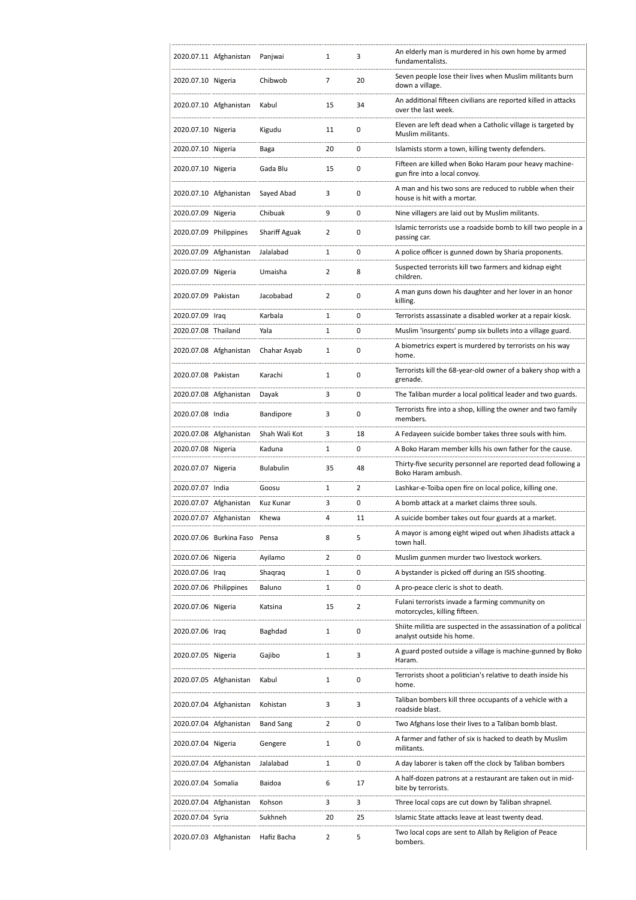| | | | | | |
|---|---|---|---|---|---|
| 2020.07.11 | Afghanistan | Panjwai | 1 | 3 | An elderly man is murdered in his own home by armed fundamentalists. |
| 2020.07.10 | Nigeria | Chibwob | 7 | 20 | Seven people lose their lives when Muslim militants burn down a village. |
| 2020.07.10 | Afghanistan | Kabul | 15 | 34 | An additional fifteen civilians are reported killed in attacks over the last week. |
| 2020.07.10 | Nigeria | Kigudu | 11 | 0 | Eleven are left dead when a Catholic village is targeted by Muslim militants. |
| 2020.07.10 | Nigeria | Baga | 20 | 0 | Islamists storm a town, killing twenty defenders. |
| 2020.07.10 | Nigeria | Gada Blu | 15 | 0 | Fifteen are killed when Boko Haram pour heavy machine-gun fire into a local convoy. |
| 2020.07.10 | Afghanistan | Sayed Abad | 3 | 0 | A man and his two sons are reduced to rubble when their house is hit with a mortar. |
| 2020.07.09 | Nigeria | Chibuak | 9 | 0 | Nine villagers are laid out by Muslim militants. |
| 2020.07.09 | Philippines | Shariff Aguak | 2 | 0 | Islamic terrorists use a roadside bomb to kill two people in a passing car. |
| 2020.07.09 | Afghanistan | Jalalabad | 1 | 0 | A police officer is gunned down by Sharia proponents. |
| 2020.07.09 | Nigeria | Umaisha | 2 | 8 | Suspected terrorists kill two farmers and kidnap eight children. |
| 2020.07.09 | Pakistan | Jacobabad | 2 | 0 | A man guns down his daughter and her lover in an honor killing. |
| 2020.07.09 | Iraq | Karbala | 1 | 0 | Terrorists assassinate a disabled worker at a repair kiosk. |
| 2020.07.08 | Thailand | Yala | 1 | 0 | Muslim 'insurgents' pump six bullets into a village guard. |
| 2020.07.08 | Afghanistan | Chahar Asyab | 1 | 0 | A biometrics expert is murdered by terrorists on his way home. |
| 2020.07.08 | Pakistan | Karachi | 1 | 0 | Terrorists kill the 68-year-old owner of a bakery shop with a grenade. |
| 2020.07.08 | Afghanistan | Dayak | 3 | 0 | The Taliban murder a local political leader and two guards. |
| 2020.07.08 | India | Bandipore | 3 | 0 | Terrorists fire into a shop, killing the owner and two family members. |
| 2020.07.08 | Afghanistan | Shah Wali Kot | 3 | 18 | A Fedayeen suicide bomber takes three souls with him. |
| 2020.07.08 | Nigeria | Kaduna | 1 | 0 | A Boko Haram member kills his own father for the cause. |
| 2020.07.07 | Nigeria | Bulabulin | 35 | 48 | Thirty-five security personnel are reported dead following a Boko Haram ambush. |
| 2020.07.07 | India | Goosu | 1 | 2 | Lashkar-e-Toiba open fire on local police, killing one. |
| 2020.07.07 | Afghanistan | Kuz Kunar | 3 | 0 | A bomb attack at a market claims three souls. |
| 2020.07.07 | Afghanistan | Khewa | 4 | 11 | A suicide bomber takes out four guards at a market. |
| 2020.07.06 | Burkina Faso | Pensa | 8 | 5 | A mayor is among eight wiped out when Jihadists attack a town hall. |
| 2020.07.06 | Nigeria | Ayilamo | 2 | 0 | Muslim gunmen murder two livestock workers. |
| 2020.07.06 | Iraq | Shaqraq | 1 | 0 | A bystander is picked off during an ISIS shooting. |
| 2020.07.06 | Philippines | Baluno | 1 | 0 | A pro-peace cleric is shot to death. |
| 2020.07.06 | Nigeria | Katsina | 15 | 2 | Fulani terrorists invade a farming community on motorcycles, killing fifteen. |
| 2020.07.06 | Iraq | Baghdad | 1 | 0 | Shiite militia are suspected in the assassination of a political analyst outside his home. |
| 2020.07.05 | Nigeria | Gajibo | 1 | 3 | A guard posted outside a village is machine-gunned by Boko Haram. |
| 2020.07.05 | Afghanistan | Kabul | 1 | 0 | Terrorists shoot a politician's relative to death inside his home. |
| 2020.07.04 | Afghanistan | Kohistan | 3 | 3 | Taliban bombers kill three occupants of a vehicle with a roadside blast. |
| 2020.07.04 | Afghanistan | Band Sang | 2 | 0 | Two Afghans lose their lives to a Taliban bomb blast. |
| 2020.07.04 | Nigeria | Gengere | 1 | 0 | A farmer and father of six is hacked to death by Muslim militants. |
| 2020.07.04 | Afghanistan | Jalalabad | 1 | 0 | A day laborer is taken off the clock by Taliban bombers |
| 2020.07.04 | Somalia | Baidoa | 6 | 17 | A half-dozen patrons at a restaurant are taken out in mid-bite by terrorists. |
| 2020.07.04 | Afghanistan | Kohson | 3 | 3 | Three local cops are cut down by Taliban shrapnel. |
| 2020.07.04 | Syria | Sukhneh | 20 | 25 | Islamic State attacks leave at least twenty dead. |
| 2020.07.03 | Afghanistan | Hafiz Bacha | 2 | 5 | Two local cops are sent to Allah by Religion of Peace bombers. |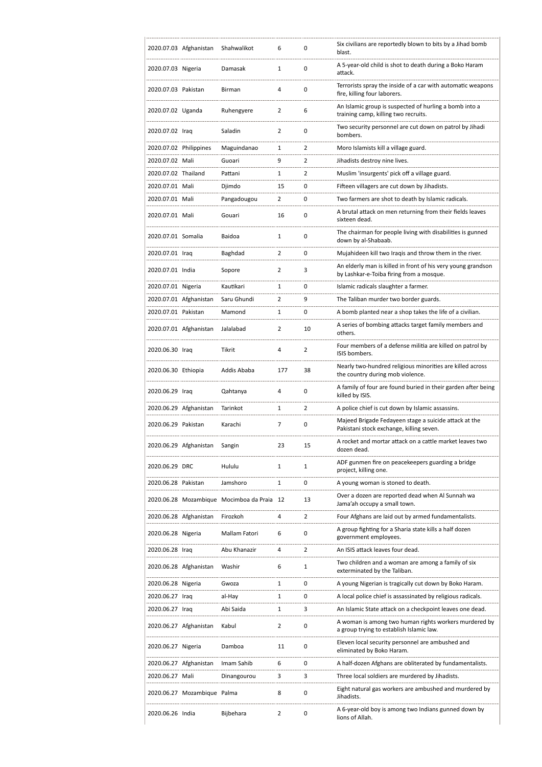| | | | | | |
|---|---|---|---|---|---|
| 2020.07.03 | Afghanistan | Shahwalikot | 6 | 0 | Six civilians are reportedly blown to bits by a Jihad bomb blast. |
| 2020.07.03 | Nigeria | Damasak | 1 | 0 | A 5-year-old child is shot to death during a Boko Haram attack. |
| 2020.07.03 | Pakistan | Birman | 4 | 0 | Terrorists spray the inside of a car with automatic weapons fire, killing four laborers. |
| 2020.07.02 | Uganda | Ruhengyere | 2 | 6 | An Islamic group is suspected of hurling a bomb into a training camp, killing two recruits. |
| 2020.07.02 | Iraq | Saladin | 2 | 0 | Two security personnel are cut down on patrol by Jihadi bombers. |
| 2020.07.02 | Philippines | Maguindanao | 1 | 2 | Moro Islamists kill a village guard. |
| 2020.07.02 | Mali | Guoari | 9 | 2 | Jihadists destroy nine lives. |
| 2020.07.02 | Thailand | Pattani | 1 | 2 | Muslim 'insurgents' pick off a village guard. |
| 2020.07.01 | Mali | Djimdo | 15 | 0 | Fifteen villagers are cut down by Jihadists. |
| 2020.07.01 | Mali | Pangadougou | 2 | 0 | Two farmers are shot to death by Islamic radicals. |
| 2020.07.01 | Mali | Gouari | 16 | 0 | A brutal attack on men returning from their fields leaves sixteen dead. |
| 2020.07.01 | Somalia | Baidoa | 1 | 0 | The chairman for people living with disabilities is gunned down by al-Shabaab. |
| 2020.07.01 | Iraq | Baghdad | 2 | 0 | Mujahideen kill two Iraqis and throw them in the river. |
| 2020.07.01 | India | Sopore | 2 | 3 | An elderly man is killed in front of his very young grandson by Lashkar-e-Toiba firing from a mosque. |
| 2020.07.01 | Nigeria | Kautikari | 1 | 0 | Islamic radicals slaughter a farmer. |
| 2020.07.01 | Afghanistan | Saru Ghundi | 2 | 9 | The Taliban murder two border guards. |
| 2020.07.01 | Pakistan | Mamond | 1 | 0 | A bomb planted near a shop takes the life of a civilian. |
| 2020.07.01 | Afghanistan | Jalalabad | 2 | 10 | A series of bombing attacks target family members and others. |
| 2020.06.30 | Iraq | Tikrit | 4 | 2 | Four members of a defense militia are killed on patrol by ISIS bombers. |
| 2020.06.30 | Ethiopia | Addis Ababa | 177 | 38 | Nearly two-hundred religious minorities are killed across the country during mob violence. |
| 2020.06.29 | Iraq | Qahtanya | 4 | 0 | A family of four are found buried in their garden after being killed by ISIS. |
| 2020.06.29 | Afghanistan | Tarinkot | 1 | 2 | A police chief is cut down by Islamic assassins. |
| 2020.06.29 | Pakistan | Karachi | 7 | 0 | Majeed Brigade Fedayeen stage a suicide attack at the Pakistani stock exchange, killing seven. |
| 2020.06.29 | Afghanistan | Sangin | 23 | 15 | A rocket and mortar attack on a cattle market leaves two dozen dead. |
| 2020.06.29 | DRC | Hululu | 1 | 1 | ADF gunmen fire on peacekeepers guarding a bridge project, killing one. |
| 2020.06.28 | Pakistan | Jamshoro | 1 | 0 | A young woman is stoned to death. |
| 2020.06.28 | Mozambique | Mocimboa da Praia | 12 | 13 | Over a dozen are reported dead when Al Sunnah wa Jama'ah occupy a small town. |
| 2020.06.28 | Afghanistan | Firozkoh | 4 | 2 | Four Afghans are laid out by armed fundamentalists. |
| 2020.06.28 | Nigeria | Mallam Fatori | 6 | 0 | A group fighting for a Sharia state kills a half dozen government employees. |
| 2020.06.28 | Iraq | Abu Khanazir | 4 | 2 | An ISIS attack leaves four dead. |
| 2020.06.28 | Afghanistan | Washir | 6 | 1 | Two children and a woman are among a family of six exterminated by the Taliban. |
| 2020.06.28 | Nigeria | Gwoza | 1 | 0 | A young Nigerian is tragically cut down by Boko Haram. |
| 2020.06.27 | Iraq | al-Hay | 1 | 0 | A local police chief is assassinated by religious radicals. |
| 2020.06.27 | Iraq | Abi Saida | 1 | 3 | An Islamic State attack on a checkpoint leaves one dead. |
| 2020.06.27 | Afghanistan | Kabul | 2 | 0 | A woman is among two human rights workers murdered by a group trying to establish Islamic law. |
| 2020.06.27 | Nigeria | Damboa | 11 | 0 | Eleven local security personnel are ambushed and eliminated by Boko Haram. |
| 2020.06.27 | Afghanistan | Imam Sahib | 6 | 0 | A half-dozen Afghans are obliterated by fundamentalists. |
| 2020.06.27 | Mali | Dinangourou | 3 | 3 | Three local soldiers are murdered by Jihadists. |
| 2020.06.27 | Mozambique | Palma | 8 | 0 | Eight natural gas workers are ambushed and murdered by Jihadists. |
| 2020.06.26 | India | Bijbehara | 2 | 0 | A 6-year-old boy is among two Indians gunned down by lions of Allah. |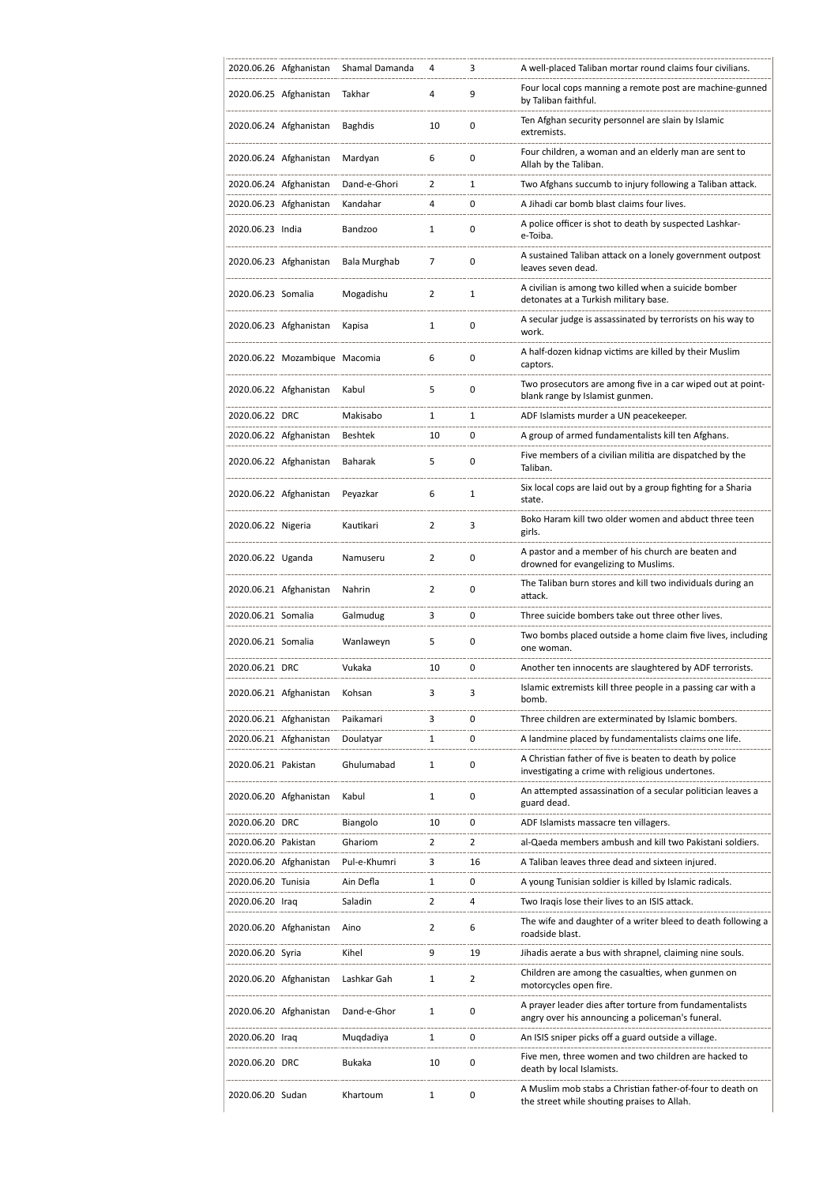| | | | | | |
|---|---|---|---|---|---|
| 2020.06.26 | Afghanistan | Shamal Damanda | 4 | 3 | A well-placed Taliban mortar round claims four civilians. |
| 2020.06.25 | Afghanistan | Takhar | 4 | 9 | Four local cops manning a remote post are machine-gunned by Taliban faithful. |
| 2020.06.24 | Afghanistan | Baghdis | 10 | 0 | Ten Afghan security personnel are slain by Islamic extremists. |
| 2020.06.24 | Afghanistan | Mardyan | 6 | 0 | Four children, a woman and an elderly man are sent to Allah by the Taliban. |
| 2020.06.24 | Afghanistan | Dand-e-Ghori | 2 | 1 | Two Afghans succumb to injury following a Taliban attack. |
| 2020.06.23 | Afghanistan | Kandahar | 4 | 0 | A Jihadi car bomb blast claims four lives. |
| 2020.06.23 | India | Bandzoo | 1 | 0 | A police officer is shot to death by suspected Lashkar-e-Toiba. |
| 2020.06.23 | Afghanistan | Bala Murghab | 7 | 0 | A sustained Taliban attack on a lonely government outpost leaves seven dead. |
| 2020.06.23 | Somalia | Mogadishu | 2 | 1 | A civilian is among two killed when a suicide bomber detonates at a Turkish military base. |
| 2020.06.23 | Afghanistan | Kapisa | 1 | 0 | A secular judge is assassinated by terrorists on his way to work. |
| 2020.06.22 | Mozambique | Macomia | 6 | 0 | A half-dozen kidnap victims are killed by their Muslim captors. |
| 2020.06.22 | Afghanistan | Kabul | 5 | 0 | Two prosecutors are among five in a car wiped out at point-blank range by Islamist gunmen. |
| 2020.06.22 | DRC | Makisabo | 1 | 1 | ADF Islamists murder a UN peacekeeper. |
| 2020.06.22 | Afghanistan | Beshtek | 10 | 0 | A group of armed fundamentalists kill ten Afghans. |
| 2020.06.22 | Afghanistan | Baharak | 5 | 0 | Five members of a civilian militia are dispatched by the Taliban. |
| 2020.06.22 | Afghanistan | Peyazkar | 6 | 1 | Six local cops are laid out by a group fighting for a Sharia state. |
| 2020.06.22 | Nigeria | Kautikari | 2 | 3 | Boko Haram kill two older women and abduct three teen girls. |
| 2020.06.22 | Uganda | Namuseru | 2 | 0 | A pastor and a member of his church are beaten and drowned for evangelizing to Muslims. |
| 2020.06.21 | Afghanistan | Nahrin | 2 | 0 | The Taliban burn stores and kill two individuals during an attack. |
| 2020.06.21 | Somalia | Galmudug | 3 | 0 | Three suicide bombers take out three other lives. |
| 2020.06.21 | Somalia | Wanlaweyn | 5 | 0 | Two bombs placed outside a home claim five lives, including one woman. |
| 2020.06.21 | DRC | Vukaka | 10 | 0 | Another ten innocents are slaughtered by ADF terrorists. |
| 2020.06.21 | Afghanistan | Kohsan | 3 | 3 | Islamic extremists kill three people in a passing car with a bomb. |
| 2020.06.21 | Afghanistan | Paikamari | 3 | 0 | Three children are exterminated by Islamic bombers. |
| 2020.06.21 | Afghanistan | Doulatyar | 1 | 0 | A landmine placed by fundamentalists claims one life. |
| 2020.06.21 | Pakistan | Ghulumabad | 1 | 0 | A Christian father of five is beaten to death by police investigating a crime with religious undertones. |
| 2020.06.20 | Afghanistan | Kabul | 1 | 0 | An attempted assassination of a secular politician leaves a guard dead. |
| 2020.06.20 | DRC | Biangolo | 10 | 0 | ADF Islamists massacre ten villagers. |
| 2020.06.20 | Pakistan | Ghariom | 2 | 2 | al-Qaeda members ambush and kill two Pakistani soldiers. |
| 2020.06.20 | Afghanistan | Pul-e-Khumri | 3 | 16 | A Taliban leaves three dead and sixteen injured. |
| 2020.06.20 | Tunisia | Ain Defla | 1 | 0 | A young Tunisian soldier is killed by Islamic radicals. |
| 2020.06.20 | Iraq | Saladin | 2 | 4 | Two Iraqis lose their lives to an ISIS attack. |
| 2020.06.20 | Afghanistan | Aino | 2 | 6 | The wife and daughter of a writer bleed to death following a roadside blast. |
| 2020.06.20 | Syria | Kihel | 9 | 19 | Jihadis aerate a bus with shrapnel, claiming nine souls. |
| 2020.06.20 | Afghanistan | Lashkar Gah | 1 | 2 | Children are among the casualties, when gunmen on motorcycles open fire. |
| 2020.06.20 | Afghanistan | Dand-e-Ghor | 1 | 0 | A prayer leader dies after torture from fundamentalists angry over his announcing a policeman's funeral. |
| 2020.06.20 | Iraq | Muqdadiya | 1 | 0 | An ISIS sniper picks off a guard outside a village. |
| 2020.06.20 | DRC | Bukaka | 10 | 0 | Five men, three women and two children are hacked to death by local Islamists. |
| 2020.06.20 | Sudan | Khartoum | 1 | 0 | A Muslim mob stabs a Christian father-of-four to death on the street while shouting praises to Allah. |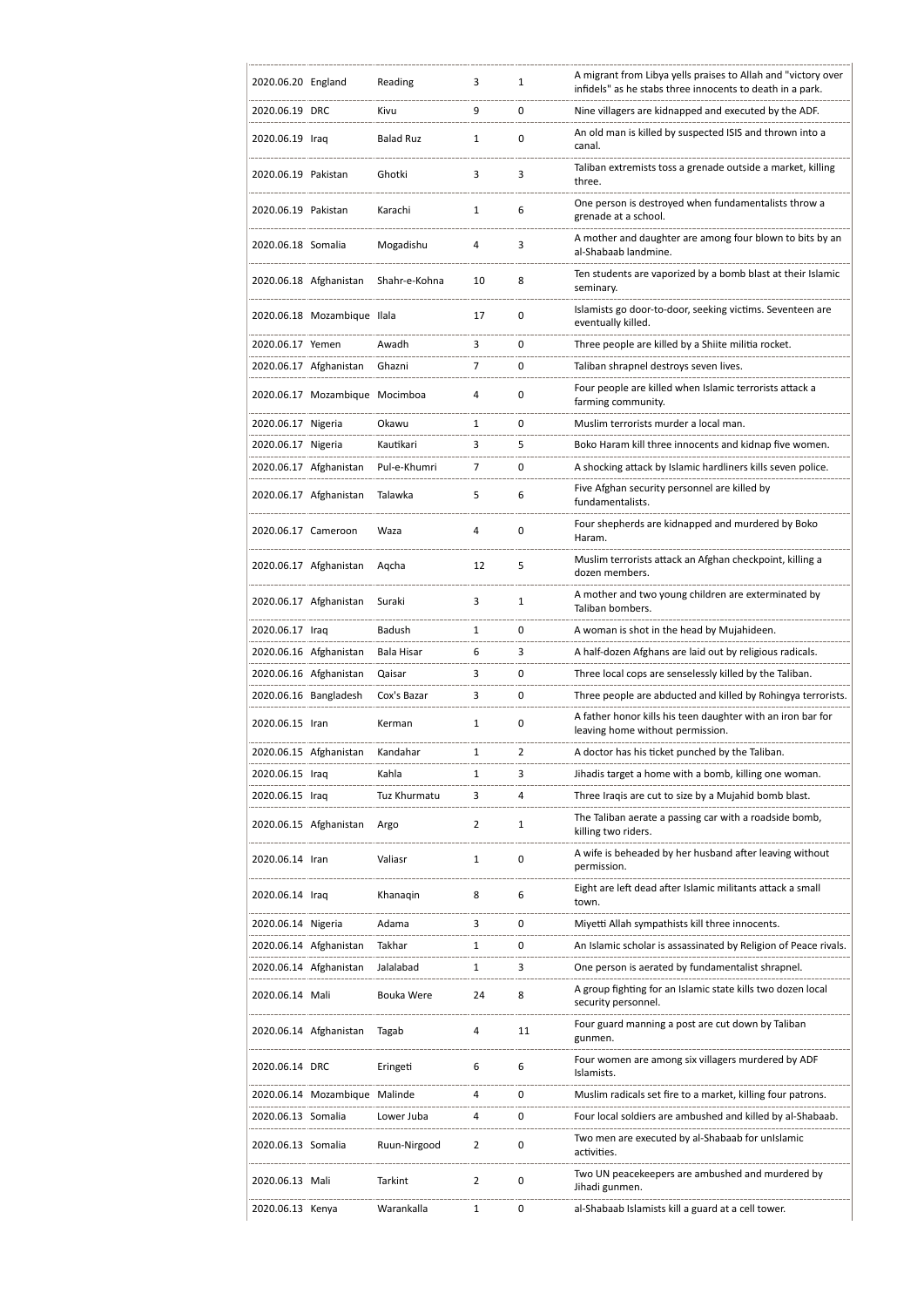| | | | | | |
|---|---|---|---|---|---|
| 2020.06.20 | England | Reading | 3 | 1 | A migrant from Libya yells praises to Allah and "victory over infidels" as he stabs three innocents to death in a park. |
| 2020.06.19 | DRC | Kivu | 9 | 0 | Nine villagers are kidnapped and executed by the ADF. |
| 2020.06.19 | Iraq | Balad Ruz | 1 | 0 | An old man is killed by suspected ISIS and thrown into a canal. |
| 2020.06.19 | Pakistan | Ghotki | 3 | 3 | Taliban extremists toss a grenade outside a market, killing three. |
| 2020.06.19 | Pakistan | Karachi | 1 | 6 | One person is destroyed when fundamentalists throw a grenade at a school. |
| 2020.06.18 | Somalia | Mogadishu | 4 | 3 | A mother and daughter are among four blown to bits by an al-Shabaab landmine. |
| 2020.06.18 | Afghanistan | Shahr-e-Kohna | 10 | 8 | Ten students are vaporized by a bomb blast at their Islamic seminary. |
| 2020.06.18 | Mozambique | Ilala | 17 | 0 | Islamists go door-to-door, seeking victims. Seventeen are eventually killed. |
| 2020.06.17 | Yemen | Awadh | 3 | 0 | Three people are killed by a Shiite militia rocket. |
| 2020.06.17 | Afghanistan | Ghazni | 7 | 0 | Taliban shrapnel destroys seven lives. |
| 2020.06.17 | Mozambique | Mocimboa | 4 | 0 | Four people are killed when Islamic terrorists attack a farming community. |
| 2020.06.17 | Nigeria | Okawu | 1 | 0 | Muslim terrorists murder a local man. |
| 2020.06.17 | Nigeria | Kautikari | 3 | 5 | Boko Haram kill three innocents and kidnap five women. |
| 2020.06.17 | Afghanistan | Pul-e-Khumri | 7 | 0 | A shocking attack by Islamic hardliners kills seven police. |
| 2020.06.17 | Afghanistan | Talawka | 5 | 6 | Five Afghan security personnel are killed by fundamentalists. |
| 2020.06.17 | Cameroon | Waza | 4 | 0 | Four shepherds are kidnapped and murdered by Boko Haram. |
| 2020.06.17 | Afghanistan | Aqcha | 12 | 5 | Muslim terrorists attack an Afghan checkpoint, killing a dozen members. |
| 2020.06.17 | Afghanistan | Suraki | 3 | 1 | A mother and two young children are exterminated by Taliban bombers. |
| 2020.06.17 | Iraq | Badush | 1 | 0 | A woman is shot in the head by Mujahideen. |
| 2020.06.16 | Afghanistan | Bala Hisar | 6 | 3 | A half-dozen Afghans are laid out by religious radicals. |
| 2020.06.16 | Afghanistan | Qaisar | 3 | 0 | Three local cops are senselessly killed by the Taliban. |
| 2020.06.16 | Bangladesh | Cox's Bazar | 3 | 0 | Three people are abducted and killed by Rohingya terrorists. |
| 2020.06.15 | Iran | Kerman | 1 | 0 | A father honor kills his teen daughter with an iron bar for leaving home without permission. |
| 2020.06.15 | Afghanistan | Kandahar | 1 | 2 | A doctor has his ticket punched by the Taliban. |
| 2020.06.15 | Iraq | Kahla | 1 | 3 | Jihadis target a home with a bomb, killing one woman. |
| 2020.06.15 | Iraq | Tuz Khurmatu | 3 | 4 | Three Iraqis are cut to size by a Mujahid bomb blast. |
| 2020.06.15 | Afghanistan | Argo | 2 | 1 | The Taliban aerate a passing car with a roadside bomb, killing two riders. |
| 2020.06.14 | Iran | Valiasr | 1 | 0 | A wife is beheaded by her husband after leaving without permission. |
| 2020.06.14 | Iraq | Khanaqin | 8 | 6 | Eight are left dead after Islamic militants attack a small town. |
| 2020.06.14 | Nigeria | Adama | 3 | 0 | Miyetti Allah sympathists kill three innocents. |
| 2020.06.14 | Afghanistan | Takhar | 1 | 0 | An Islamic scholar is assassinated by Religion of Peace rivals. |
| 2020.06.14 | Afghanistan | Jalalabad | 1 | 3 | One person is aerated by fundamentalist shrapnel. |
| 2020.06.14 | Mali | Bouka Were | 24 | 8 | A group fighting for an Islamic state kills two dozen local security personnel. |
| 2020.06.14 | Afghanistan | Tagab | 4 | 11 | Four guard manning a post are cut down by Taliban gunmen. |
| 2020.06.14 | DRC | Eringeti | 6 | 6 | Four women are among six villagers murdered by ADF Islamists. |
| 2020.06.14 | Mozambique | Malinde | 4 | 0 | Muslim radicals set fire to a market, killing four patrons. |
| 2020.06.13 | Somalia | Lower Juba | 4 | 0 | Four local soldiers are ambushed and killed by al-Shabaab. |
| 2020.06.13 | Somalia | Ruun-Nirgood | 2 | 0 | Two men are executed by al-Shabaab for unIslamic activities. |
| 2020.06.13 | Mali | Tarkint | 2 | 0 | Two UN peacekeepers are ambushed and murdered by Jihadi gunmen. |
| 2020.06.13 | Kenya | Warankalla | 1 | 0 | al-Shabaab Islamists kill a guard at a cell tower. |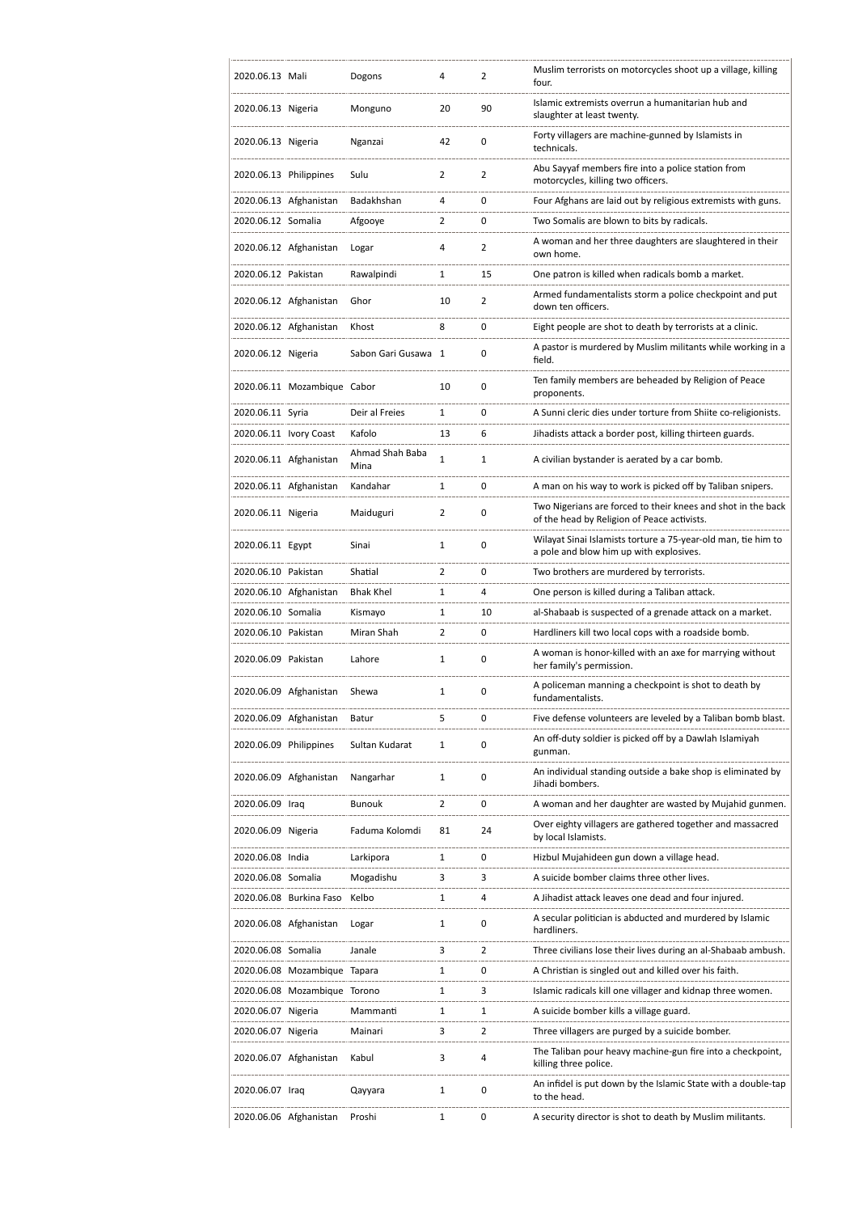| | | | | | |
|---|---|---|---|---|---|
| 2020.06.13 | Mali | Dogons | 4 | 2 | Muslim terrorists on motorcycles shoot up a village, killing four. |
| 2020.06.13 | Nigeria | Monguno | 20 | 90 | Islamic extremists overrun a humanitarian hub and slaughter at least twenty. |
| 2020.06.13 | Nigeria | Nganzai | 42 | 0 | Forty villagers are machine-gunned by Islamists in technicals. |
| 2020.06.13 | Philippines | Sulu | 2 | 2 | Abu Sayyaf members fire into a police station from motorcycles, killing two officers. |
| 2020.06.13 | Afghanistan | Badakhshan | 4 | 0 | Four Afghans are laid out by religious extremists with guns. |
| 2020.06.12 | Somalia | Afgooye | 2 | 0 | Two Somalis are blown to bits by radicals. |
| 2020.06.12 | Afghanistan | Logar | 4 | 2 | A woman and her three daughters are slaughtered in their own home. |
| 2020.06.12 | Pakistan | Rawalpindi | 1 | 15 | One patron is killed when radicals bomb a market. |
| 2020.06.12 | Afghanistan | Ghor | 10 | 2 | Armed fundamentalists storm a police checkpoint and put down ten officers. |
| 2020.06.12 | Afghanistan | Khost | 8 | 0 | Eight people are shot to death by terrorists at a clinic. |
| 2020.06.12 | Nigeria | Sabon Gari Gusawa | 1 | 0 | A pastor is murdered by Muslim militants while working in a field. |
| 2020.06.11 | Mozambique | Cabor | 10 | 0 | Ten family members are beheaded by Religion of Peace proponents. |
| 2020.06.11 | Syria | Deir al Freies | 1 | 0 | A Sunni cleric dies under torture from Shiite co-religionists. |
| 2020.06.11 | Ivory Coast | Kafolo | 13 | 6 | Jihadists attack a border post, killing thirteen guards. |
| 2020.06.11 | Afghanistan | Ahmad Shah Baba Mina | 1 | 1 | A civilian bystander is aerated by a car bomb. |
| 2020.06.11 | Afghanistan | Kandahar | 1 | 0 | A man on his way to work is picked off by Taliban snipers. |
| 2020.06.11 | Nigeria | Maiduguri | 2 | 0 | Two Nigerians are forced to their knees and shot in the back of the head by Religion of Peace activists. |
| 2020.06.11 | Egypt | Sinai | 1 | 0 | Wilayat Sinai Islamists torture a 75-year-old man, tie him to a pole and blow him up with explosives. |
| 2020.06.10 | Pakistan | Shatial | 2 | 0 | Two brothers are murdered by terrorists. |
| 2020.06.10 | Afghanistan | Bhak Khel | 1 | 4 | One person is killed during a Taliban attack. |
| 2020.06.10 | Somalia | Kismayo | 1 | 10 | al-Shabaab is suspected of a grenade attack on a market. |
| 2020.06.10 | Pakistan | Miran Shah | 2 | 0 | Hardliners kill two local cops with a roadside bomb. |
| 2020.06.09 | Pakistan | Lahore | 1 | 0 | A woman is honor-killed with an axe for marrying without her family's permission. |
| 2020.06.09 | Afghanistan | Shewa | 1 | 0 | A policeman manning a checkpoint is shot to death by fundamentalists. |
| 2020.06.09 | Afghanistan | Batur | 5 | 0 | Five defense volunteers are leveled by a Taliban bomb blast. |
| 2020.06.09 | Philippines | Sultan Kudarat | 1 | 0 | An off-duty soldier is picked off by a Dawlah Islamiyah gunman. |
| 2020.06.09 | Afghanistan | Nangarhar | 1 | 0 | An individual standing outside a bake shop is eliminated by Jihadi bombers. |
| 2020.06.09 | Iraq | Bunouk | 2 | 0 | A woman and her daughter are wasted by Mujahid gunmen. |
| 2020.06.09 | Nigeria | Faduma Kolomdi | 81 | 24 | Over eighty villagers are gathered together and massacred by local Islamists. |
| 2020.06.08 | India | Larkipora | 1 | 0 | Hizbul Mujahideen gun down a village head. |
| 2020.06.08 | Somalia | Mogadishu | 3 | 3 | A suicide bomber claims three other lives. |
| 2020.06.08 | Burkina Faso | Kelbo | 1 | 4 | A Jihadist attack leaves one dead and four injured. |
| 2020.06.08 | Afghanistan | Logar | 1 | 0 | A secular politician is abducted and murdered by Islamic hardliners. |
| 2020.06.08 | Somalia | Janale | 3 | 2 | Three civilians lose their lives during an al-Shabaab ambush. |
| 2020.06.08 | Mozambique | Tapara | 1 | 0 | A Christian is singled out and killed over his faith. |
| 2020.06.08 | Mozambique | Torono | 1 | 3 | Islamic radicals kill one villager and kidnap three women. |
| 2020.06.07 | Nigeria | Mammanti | 1 | 1 | A suicide bomber kills a village guard. |
| 2020.06.07 | Nigeria | Mainari | 3 | 2 | Three villagers are purged by a suicide bomber. |
| 2020.06.07 | Afghanistan | Kabul | 3 | 4 | The Taliban pour heavy machine-gun fire into a checkpoint, killing three police. |
| 2020.06.07 | Iraq | Qayyara | 1 | 0 | An infidel is put down by the Islamic State with a double-tap to the head. |
| 2020.06.06 | Afghanistan | Proshi | 1 | 0 | A security director is shot to death by Muslim militants. |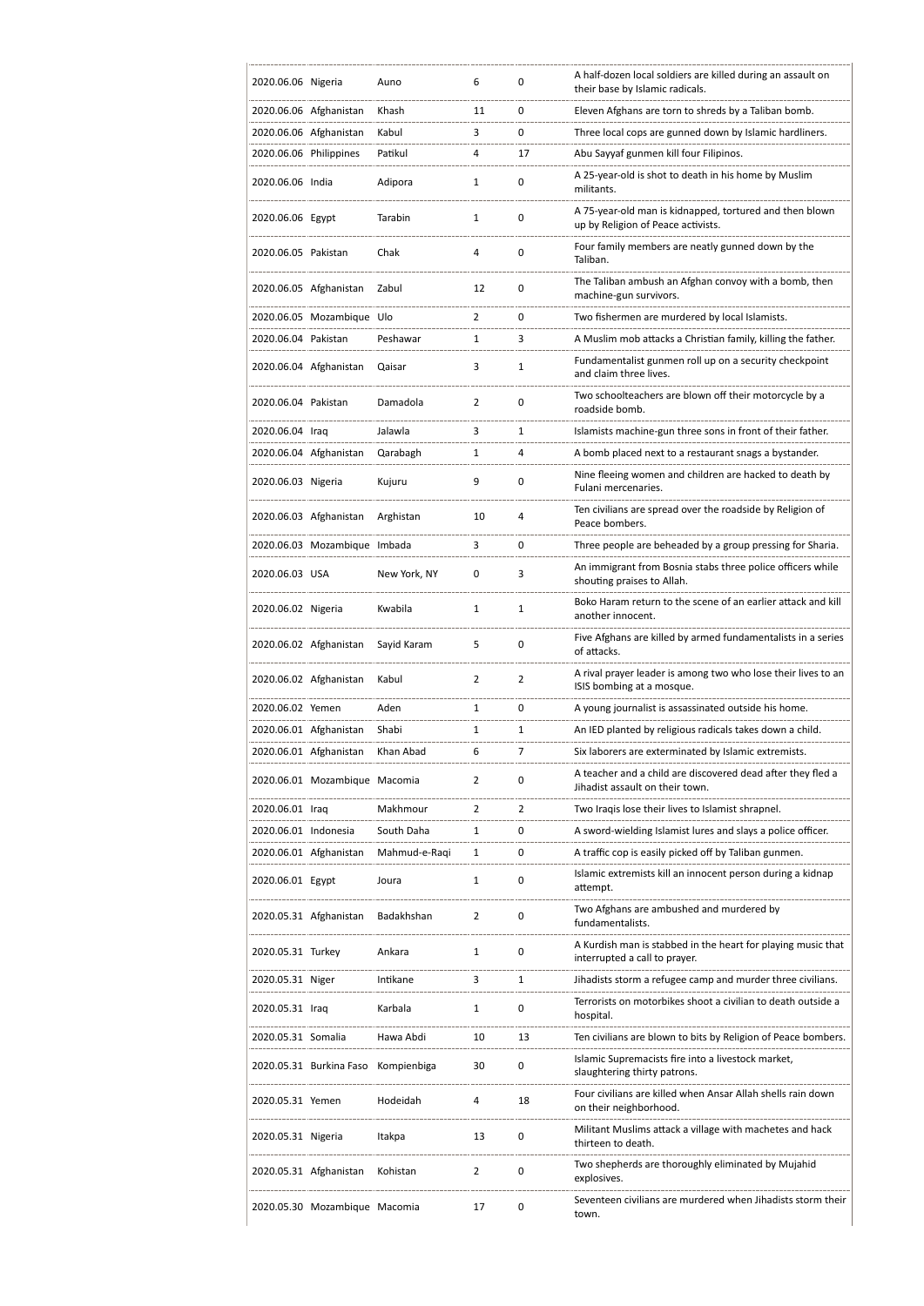| | | | | | |
|---|---|---|---|---|---|
| 2020.06.06 | Nigeria | Auno | 6 | 0 | A half-dozen local soldiers are killed during an assault on their base by Islamic radicals. |
| 2020.06.06 | Afghanistan | Khash | 11 | 0 | Eleven Afghans are torn to shreds by a Taliban bomb. |
| 2020.06.06 | Afghanistan | Kabul | 3 | 0 | Three local cops are gunned down by Islamic hardliners. |
| 2020.06.06 | Philippines | Patikul | 4 | 17 | Abu Sayyaf gunmen kill four Filipinos. |
| 2020.06.06 | India | Adipora | 1 | 0 | A 25-year-old is shot to death in his home by Muslim militants. |
| 2020.06.06 | Egypt | Tarabin | 1 | 0 | A 75-year-old man is kidnapped, tortured and then blown up by Religion of Peace activists. |
| 2020.06.05 | Pakistan | Chak | 4 | 0 | Four family members are neatly gunned down by the Taliban. |
| 2020.06.05 | Afghanistan | Zabul | 12 | 0 | The Taliban ambush an Afghan convoy with a bomb, then machine-gun survivors. |
| 2020.06.05 | Mozambique | Ulo | 2 | 0 | Two fishermen are murdered by local Islamists. |
| 2020.06.04 | Pakistan | Peshawar | 1 | 3 | A Muslim mob attacks a Christian family, killing the father. |
| 2020.06.04 | Afghanistan | Qaisar | 3 | 1 | Fundamentalist gunmen roll up on a security checkpoint and claim three lives. |
| 2020.06.04 | Pakistan | Damadola | 2 | 0 | Two schoolteachers are blown off their motorcycle by a roadside bomb. |
| 2020.06.04 | Iraq | Jalawla | 3 | 1 | Islamists machine-gun three sons in front of their father. |
| 2020.06.04 | Afghanistan | Qarabagh | 1 | 4 | A bomb placed next to a restaurant snags a bystander. |
| 2020.06.03 | Nigeria | Kujuru | 9 | 0 | Nine fleeing women and children are hacked to death by Fulani mercenaries. |
| 2020.06.03 | Afghanistan | Arghistan | 10 | 4 | Ten civilians are spread over the roadside by Religion of Peace bombers. |
| 2020.06.03 | Mozambique | Imbada | 3 | 0 | Three people are beheaded by a group pressing for Sharia. |
| 2020.06.03 | USA | New York, NY | 0 | 3 | An immigrant from Bosnia stabs three police officers while shouting praises to Allah. |
| 2020.06.02 | Nigeria | Kwabila | 1 | 1 | Boko Haram return to the scene of an earlier attack and kill another innocent. |
| 2020.06.02 | Afghanistan | Sayid Karam | 5 | 0 | Five Afghans are killed by armed fundamentalists in a series of attacks. |
| 2020.06.02 | Afghanistan | Kabul | 2 | 2 | A rival prayer leader is among two who lose their lives to an ISIS bombing at a mosque. |
| 2020.06.02 | Yemen | Aden | 1 | 0 | A young journalist is assassinated outside his home. |
| 2020.06.01 | Afghanistan | Shabi | 1 | 1 | An IED planted by religious radicals takes down a child. |
| 2020.06.01 | Afghanistan | Khan Abad | 6 | 7 | Six laborers are exterminated by Islamic extremists. |
| 2020.06.01 | Mozambique | Macomia | 2 | 0 | A teacher and a child are discovered dead after they fled a Jihadist assault on their town. |
| 2020.06.01 | Iraq | Makhmour | 2 | 2 | Two Iraqis lose their lives to Islamist shrapnel. |
| 2020.06.01 | Indonesia | South Daha | 1 | 0 | A sword-wielding Islamist lures and slays a police officer. |
| 2020.06.01 | Afghanistan | Mahmud-e-Raqi | 1 | 0 | A traffic cop is easily picked off by Taliban gunmen. |
| 2020.06.01 | Egypt | Joura | 1 | 0 | Islamic extremists kill an innocent person during a kidnap attempt. |
| 2020.05.31 | Afghanistan | Badakhshan | 2 | 0 | Two Afghans are ambushed and murdered by fundamentalists. |
| 2020.05.31 | Turkey | Ankara | 1 | 0 | A Kurdish man is stabbed in the heart for playing music that interrupted a call to prayer. |
| 2020.05.31 | Niger | Intikane | 3 | 1 | Jihadists storm a refugee camp and murder three civilians. |
| 2020.05.31 | Iraq | Karbala | 1 | 0 | Terrorists on motorbikes shoot a civilian to death outside a hospital. |
| 2020.05.31 | Somalia | Hawa Abdi | 10 | 13 | Ten civilians are blown to bits by Religion of Peace bombers. |
| 2020.05.31 | Burkina Faso | Kompienbiga | 30 | 0 | Islamic Supremacists fire into a livestock market, slaughtering thirty patrons. |
| 2020.05.31 | Yemen | Hodeidah | 4 | 18 | Four civilians are killed when Ansar Allah shells rain down on their neighborhood. |
| 2020.05.31 | Nigeria | Itakpa | 13 | 0 | Militant Muslims attack a village with machetes and hack thirteen to death. |
| 2020.05.31 | Afghanistan | Kohistan | 2 | 0 | Two shepherds are thoroughly eliminated by Mujahid explosives. |
| 2020.05.30 | Mozambique | Macomia | 17 | 0 | Seventeen civilians are murdered when Jihadists storm their town. |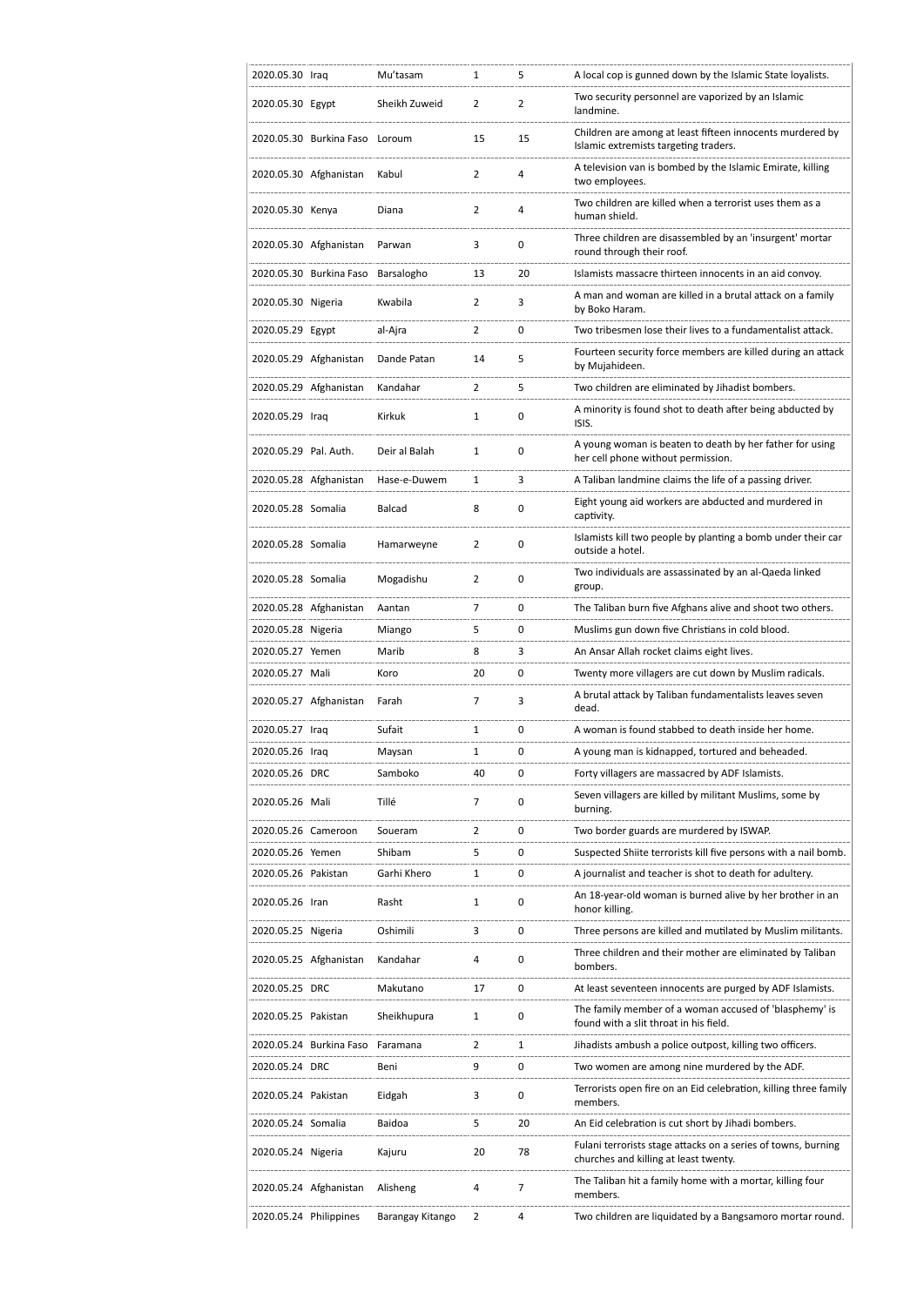| | | | | | |
|---|---|---|---|---|---|
| 2020.05.30 | Iraq | Mu'tasam | 1 | 5 | A local cop is gunned down by the Islamic State loyalists. |
| 2020.05.30 | Egypt | Sheikh Zuweid | 2 | 2 | Two security personnel are vaporized by an Islamic landmine. |
| 2020.05.30 | Burkina Faso | Loroum | 15 | 15 | Children are among at least fifteen innocents murdered by Islamic extremists targeting traders. |
| 2020.05.30 | Afghanistan | Kabul | 2 | 4 | A television van is bombed by the Islamic Emirate, killing two employees. |
| 2020.05.30 | Kenya | Diana | 2 | 4 | Two children are killed when a terrorist uses them as a human shield. |
| 2020.05.30 | Afghanistan | Parwan | 3 | 0 | Three children are disassembled by an 'insurgent' mortar round through their roof. |
| 2020.05.30 | Burkina Faso | Barsalogho | 13 | 20 | Islamists massacre thirteen innocents in an aid convoy. |
| 2020.05.30 | Nigeria | Kwabila | 2 | 3 | A man and woman are killed in a brutal attack on a family by Boko Haram. |
| 2020.05.29 | Egypt | al-Ajra | 2 | 0 | Two tribesmen lose their lives to a fundamentalist attack. |
| 2020.05.29 | Afghanistan | Dande Patan | 14 | 5 | Fourteen security force members are killed during an attack by Mujahideen. |
| 2020.05.29 | Afghanistan | Kandahar | 2 | 5 | Two children are eliminated by Jihadist bombers. |
| 2020.05.29 | Iraq | Kirkuk | 1 | 0 | A minority is found shot to death after being abducted by ISIS. |
| 2020.05.29 | Pal. Auth. | Deir al Balah | 1 | 0 | A young woman is beaten to death by her father for using her cell phone without permission. |
| 2020.05.28 | Afghanistan | Hase-e-Duwem | 1 | 3 | A Taliban landmine claims the life of a passing driver. |
| 2020.05.28 | Somalia | Balcad | 8 | 0 | Eight young aid workers are abducted and murdered in captivity. |
| 2020.05.28 | Somalia | Hamarweyne | 2 | 0 | Islamists kill two people by planting a bomb under their car outside a hotel. |
| 2020.05.28 | Somalia | Mogadishu | 2 | 0 | Two individuals are assassinated by an al-Qaeda linked group. |
| 2020.05.28 | Afghanistan | Aantan | 7 | 0 | The Taliban burn five Afghans alive and shoot two others. |
| 2020.05.28 | Nigeria | Miango | 5 | 0 | Muslims gun down five Christians in cold blood. |
| 2020.05.27 | Yemen | Marib | 8 | 3 | An Ansar Allah rocket claims eight lives. |
| 2020.05.27 | Mali | Koro | 20 | 0 | Twenty more villagers are cut down by Muslim radicals. |
| 2020.05.27 | Afghanistan | Farah | 7 | 3 | A brutal attack by Taliban fundamentalists leaves seven dead. |
| 2020.05.27 | Iraq | Sufait | 1 | 0 | A woman is found stabbed to death inside her home. |
| 2020.05.26 | Iraq | Maysan | 1 | 0 | A young man is kidnapped, tortured and beheaded. |
| 2020.05.26 | DRC | Samboko | 40 | 0 | Forty villagers are massacred by ADF Islamists. |
| 2020.05.26 | Mali | Tillé | 7 | 0 | Seven villagers are killed by militant Muslims, some by burning. |
| 2020.05.26 | Cameroon | Soueram | 2 | 0 | Two border guards are murdered by ISWAP. |
| 2020.05.26 | Yemen | Shibam | 5 | 0 | Suspected Shiite terrorists kill five persons with a nail bomb. |
| 2020.05.26 | Pakistan | Garhi Khero | 1 | 0 | A journalist and teacher is shot to death for adultery. |
| 2020.05.26 | Iran | Rasht | 1 | 0 | An 18-year-old woman is burned alive by her brother in an honor killing. |
| 2020.05.25 | Nigeria | Oshimili | 3 | 0 | Three persons are killed and mutilated by Muslim militants. |
| 2020.05.25 | Afghanistan | Kandahar | 4 | 0 | Three children and their mother are eliminated by Taliban bombers. |
| 2020.05.25 | DRC | Makutano | 17 | 0 | At least seventeen innocents are purged by ADF Islamists. |
| 2020.05.25 | Pakistan | Sheikhupura | 1 | 0 | The family member of a woman accused of 'blasphemy' is found with a slit throat in his field. |
| 2020.05.24 | Burkina Faso | Faramana | 2 | 1 | Jihadists ambush a police outpost, killing two officers. |
| 2020.05.24 | DRC | Beni | 9 | 0 | Two women are among nine murdered by the ADF. |
| 2020.05.24 | Pakistan | Eidgah | 3 | 0 | Terrorists open fire on an Eid celebration, killing three family members. |
| 2020.05.24 | Somalia | Baidoa | 5 | 20 | An Eid celebration is cut short by Jihadi bombers. |
| 2020.05.24 | Nigeria | Kajuru | 20 | 78 | Fulani terrorists stage attacks on a series of towns, burning churches and killing at least twenty. |
| 2020.05.24 | Afghanistan | Alisheng | 4 | 7 | The Taliban hit a family home with a mortar, killing four members. |
| 2020.05.24 | Philippines | Barangay Kitango | 2 | 4 | Two children are liquidated by a Bangsamoro mortar round. |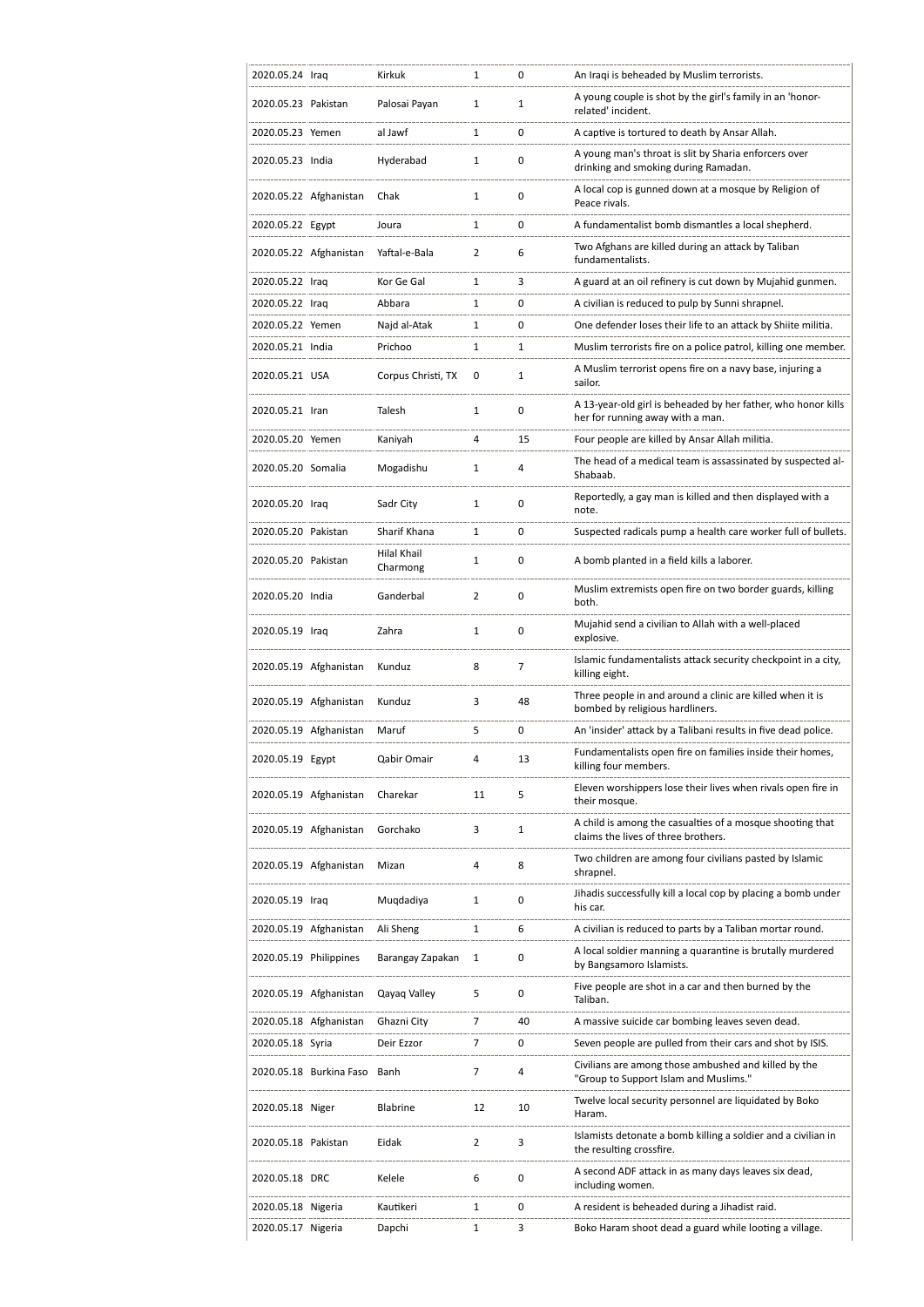| | | | | | |
|---|---|---|---|---|---|
| 2020.05.24 | Iraq | Kirkuk | 1 | 0 | An Iraqi is beheaded by Muslim terrorists. |
| 2020.05.23 | Pakistan | Palosai Payan | 1 | 1 | A young couple is shot by the girl's family in an 'honor-related' incident. |
| 2020.05.23 | Yemen | al Jawf | 1 | 0 | A captive is tortured to death by Ansar Allah. |
| 2020.05.23 | India | Hyderabad | 1 | 0 | A young man's throat is slit by Sharia enforcers over drinking and smoking during Ramadan. |
| 2020.05.22 | Afghanistan | Chak | 1 | 0 | A local cop is gunned down at a mosque by Religion of Peace rivals. |
| 2020.05.22 | Egypt | Joura | 1 | 0 | A fundamentalist bomb dismantles a local shepherd. |
| 2020.05.22 | Afghanistan | Yaftal-e-Bala | 2 | 6 | Two Afghans are killed during an attack by Taliban fundamentalists. |
| 2020.05.22 | Iraq | Kor Ge Gal | 1 | 3 | A guard at an oil refinery is cut down by Mujahid gunmen. |
| 2020.05.22 | Iraq | Abbara | 1 | 0 | A civilian is reduced to pulp by Sunni shrapnel. |
| 2020.05.22 | Yemen | Najd al-Atak | 1 | 0 | One defender loses their life to an attack by Shiite militia. |
| 2020.05.21 | India | Prichoo | 1 | 1 | Muslim terrorists fire on a police patrol, killing one member. |
| 2020.05.21 | USA | Corpus Christi, TX | 0 | 1 | A Muslim terrorist opens fire on a navy base, injuring a sailor. |
| 2020.05.21 | Iran | Talesh | 1 | 0 | A 13-year-old girl is beheaded by her father, who honor kills her for running away with a man. |
| 2020.05.20 | Yemen | Kaniyah | 4 | 15 | Four people are killed by Ansar Allah militia. |
| 2020.05.20 | Somalia | Mogadishu | 1 | 4 | The head of a medical team is assassinated by suspected al-Shabaab. |
| 2020.05.20 | Iraq | Sadr City | 1 | 0 | Reportedly, a gay man is killed and then displayed with a note. |
| 2020.05.20 | Pakistan | Sharif Khana | 1 | 0 | Suspected radicals pump a health care worker full of bullets. |
| 2020.05.20 | Pakistan | Hilal Khail Charmong | 1 | 0 | A bomb planted in a field kills a laborer. |
| 2020.05.20 | India | Ganderbal | 2 | 0 | Muslim extremists open fire on two border guards, killing both. |
| 2020.05.19 | Iraq | Zahra | 1 | 0 | Mujahid send a civilian to Allah with a well-placed explosive. |
| 2020.05.19 | Afghanistan | Kunduz | 8 | 7 | Islamic fundamentalists attack security checkpoint in a city, killing eight. |
| 2020.05.19 | Afghanistan | Kunduz | 3 | 48 | Three people in and around a clinic are killed when it is bombed by religious hardliners. |
| 2020.05.19 | Afghanistan | Maruf | 5 | 0 | An 'insider' attack by a Talibani results in five dead police. |
| 2020.05.19 | Egypt | Qabir Omair | 4 | 13 | Fundamentalists open fire on families inside their homes, killing four members. |
| 2020.05.19 | Afghanistan | Charekar | 11 | 5 | Eleven worshippers lose their lives when rivals open fire in their mosque. |
| 2020.05.19 | Afghanistan | Gorchako | 3 | 1 | A child is among the casualties of a mosque shooting that claims the lives of three brothers. |
| 2020.05.19 | Afghanistan | Mizan | 4 | 8 | Two children are among four civilians pasted by Islamic shrapnel. |
| 2020.05.19 | Iraq | Muqdadiya | 1 | 0 | Jihadis successfully kill a local cop by placing a bomb under his car. |
| 2020.05.19 | Afghanistan | Ali Sheng | 1 | 6 | A civilian is reduced to parts by a Taliban mortar round. |
| 2020.05.19 | Philippines | Barangay Zapakan | 1 | 0 | A local soldier manning a quarantine is brutally murdered by Bangsamoro Islamists. |
| 2020.05.19 | Afghanistan | Qayaq Valley | 5 | 0 | Five people are shot in a car and then burned by the Taliban. |
| 2020.05.18 | Afghanistan | Ghazni City | 7 | 40 | A massive suicide car bombing leaves seven dead. |
| 2020.05.18 | Syria | Deir Ezzor | 7 | 0 | Seven people are pulled from their cars and shot by ISIS. |
| 2020.05.18 | Burkina Faso | Banh | 7 | 4 | Civilians are among those ambushed and killed by the "Group to Support Islam and Muslims." |
| 2020.05.18 | Niger | Blabrine | 12 | 10 | Twelve local security personnel are liquidated by Boko Haram. |
| 2020.05.18 | Pakistan | Eidak | 2 | 3 | Islamists detonate a bomb killing a soldier and a civilian in the resulting crossfire. |
| 2020.05.18 | DRC | Kelele | 6 | 0 | A second ADF attack in as many days leaves six dead, including women. |
| 2020.05.18 | Nigeria | Kautikeri | 1 | 0 | A resident is beheaded during a Jihadist raid. |
| 2020.05.17 | Nigeria | Dapchi | 1 | 3 | Boko Haram shoot dead a guard while looting a village. |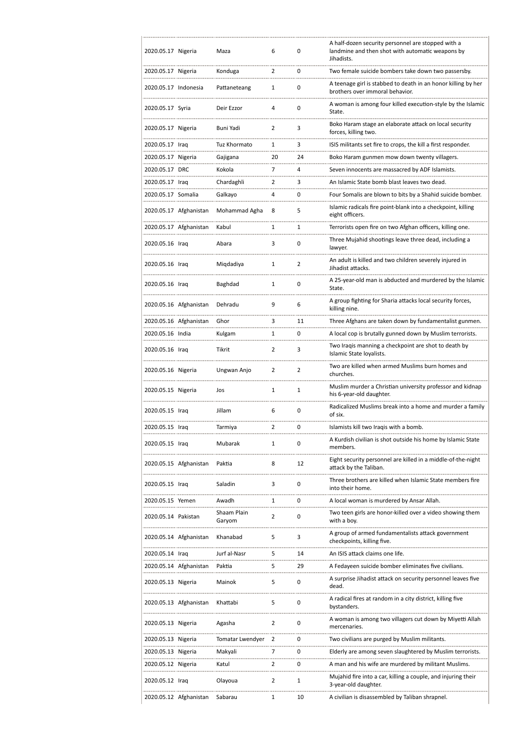| 2020.05.17 | Nigeria | Maza | 6 | 0 | A half-dozen security personnel are stopped with a landmine and then shot with automatic weapons by Jihadists. |
|---|---|---|---|---|---|
| 2020.05.17 | Nigeria | Konduga | 2 | 0 | Two female suicide bombers take down two passersby. |
| 2020.05.17 | Indonesia | Pattaneteang | 1 | 0 | A teenage girl is stabbed to death in an honor killing by her brothers over immoral behavior. |
| 2020.05.17 | Syria | Deir Ezzor | 4 | 0 | A woman is among four killed execution-style by the Islamic State. |
| 2020.05.17 | Nigeria | Buni Yadi | 2 | 3 | Boko Haram stage an elaborate attack on local security forces, killing two. |
| 2020.05.17 | Iraq | Tuz Khormato | 1 | 3 | ISIS militants set fire to crops, the kill a first responder. |
| 2020.05.17 | Nigeria | Gajigana | 20 | 24 | Boko Haram gunmen mow down twenty villagers. |
| 2020.05.17 | DRC | Kokola | 7 | 4 | Seven innocents are massacred by ADF Islamists. |
| 2020.05.17 | Iraq | Chardaghli | 2 | 3 | An Islamic State bomb blast leaves two dead. |
| 2020.05.17 | Somalia | Galkayo | 4 | 0 | Four Somalis are blown to bits by a Shahid suicide bomber. |
| 2020.05.17 | Afghanistan | Mohammad Agha | 8 | 5 | Islamic radicals fire point-blank into a checkpoint, killing eight officers. |
| 2020.05.17 | Afghanistan | Kabul | 1 | 1 | Terrorists open fire on two Afghan officers, killing one. |
| 2020.05.16 | Iraq | Abara | 3 | 0 | Three Mujahid shootings leave three dead, including a lawyer. |
| 2020.05.16 | Iraq | Miqdadiya | 1 | 2 | An adult is killed and two children severely injured in Jihadist attacks. |
| 2020.05.16 | Iraq | Baghdad | 1 | 0 | A 25-year-old man is abducted and murdered by the Islamic State. |
| 2020.05.16 | Afghanistan | Dehradu | 9 | 6 | A group fighting for Sharia attacks local security forces, killing nine. |
| 2020.05.16 | Afghanistan | Ghor | 3 | 11 | Three Afghans are taken down by fundamentalist gunmen. |
| 2020.05.16 | India | Kulgam | 1 | 0 | A local cop is brutally gunned down by Muslim terrorists. |
| 2020.05.16 | Iraq | Tikrit | 2 | 3 | Two Iraqis manning a checkpoint are shot to death by Islamic State loyalists. |
| 2020.05.16 | Nigeria | Ungwan Anjo | 2 | 2 | Two are killed when armed Muslims burn homes and churches. |
| 2020.05.15 | Nigeria | Jos | 1 | 1 | Muslim murder a Christian university professor and kidnap his 6-year-old daughter. |
| 2020.05.15 | Iraq | Jillam | 6 | 0 | Radicalized Muslims break into a home and murder a family of six. |
| 2020.05.15 | Iraq | Tarmiya | 2 | 0 | Islamists kill two Iraqis with a bomb. |
| 2020.05.15 | Iraq | Mubarak | 1 | 0 | A Kurdish civilian is shot outside his home by Islamic State members. |
| 2020.05.15 | Afghanistan | Paktia | 8 | 12 | Eight security personnel are killed in a middle-of-the-night attack by the Taliban. |
| 2020.05.15 | Iraq | Saladin | 3 | 0 | Three brothers are killed when Islamic State members fire into their home. |
| 2020.05.15 | Yemen | Awadh | 1 | 0 | A local woman is murdered by Ansar Allah. |
| 2020.05.14 | Pakistan | Shaam Plain Garyom | 2 | 0 | Two teen girls are honor-killed over a video showing them with a boy. |
| 2020.05.14 | Afghanistan | Khanabad | 5 | 3 | A group of armed fundamentalists attack government checkpoints, killing five. |
| 2020.05.14 | Iraq | Jurf al-Nasr | 5 | 14 | An ISIS attack claims one life. |
| 2020.05.14 | Afghanistan | Paktia | 5 | 29 | A Fedayeen suicide bomber eliminates five civilians. |
| 2020.05.13 | Nigeria | Mainok | 5 | 0 | A surprise Jihadist attack on security personnel leaves five dead. |
| 2020.05.13 | Afghanistan | Khattabi | 5 | 0 | A radical fires at random in a city district, killing five bystanders. |
| 2020.05.13 | Nigeria | Agasha | 2 | 0 | A woman is among two villagers cut down by Miyetti Allah mercenaries. |
| 2020.05.13 | Nigeria | Tomatar Lwendyer | 2 | 0 | Two civilians are purged by Muslim militants. |
| 2020.05.13 | Nigeria | Makyali | 7 | 0 | Elderly are among seven slaughtered by Muslim terrorists. |
| 2020.05.12 | Nigeria | Katul | 2 | 0 | A man and his wife are murdered by militant Muslims. |
| 2020.05.12 | Iraq | Olayoua | 2 | 1 | Mujahid fire into a car, killing a couple, and injuring their 3-year-old daughter. |
| 2020.05.12 | Afghanistan | Sabarau | 1 | 10 | A civilian is disassembled by Taliban shrapnel. |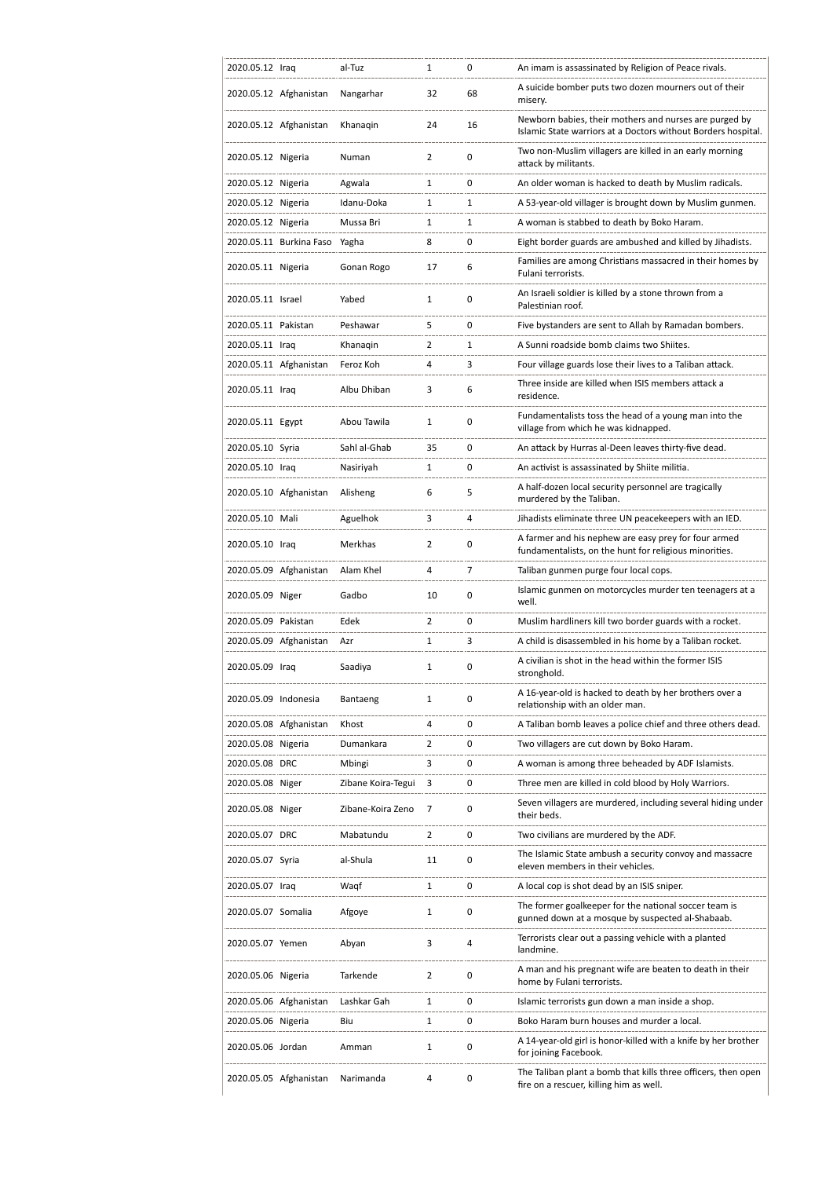| | | | | | |
|---|---|---|---|---|---|
| 2020.05.12 | Iraq | al-Tuz | 1 | 0 | An imam is assassinated by Religion of Peace rivals. |
| 2020.05.12 | Afghanistan | Nangarhar | 32 | 68 | A suicide bomber puts two dozen mourners out of their misery. |
| 2020.05.12 | Afghanistan | Khanaqin | 24 | 16 | Newborn babies, their mothers and nurses are purged by Islamic State warriors at a Doctors without Borders hospital. |
| 2020.05.12 | Nigeria | Numan | 2 | 0 | Two non-Muslim villagers are killed in an early morning attack by militants. |
| 2020.05.12 | Nigeria | Agwala | 1 | 0 | An older woman is hacked to death by Muslim radicals. |
| 2020.05.12 | Nigeria | Idanu-Doka | 1 | 1 | A 53-year-old villager is brought down by Muslim gunmen. |
| 2020.05.12 | Nigeria | Mussa Bri | 1 | 1 | A woman is stabbed to death by Boko Haram. |
| 2020.05.11 | Burkina Faso | Yagha | 8 | 0 | Eight border guards are ambushed and killed by Jihadists. |
| 2020.05.11 | Nigeria | Gonan Rogo | 17 | 6 | Families are among Christians massacred in their homes by Fulani terrorists. |
| 2020.05.11 | Israel | Yabed | 1 | 0 | An Israeli soldier is killed by a stone thrown from a Palestinian roof. |
| 2020.05.11 | Pakistan | Peshawar | 5 | 0 | Five bystanders are sent to Allah by Ramadan bombers. |
| 2020.05.11 | Iraq | Khanaqin | 2 | 1 | A Sunni roadside bomb claims two Shiites. |
| 2020.05.11 | Afghanistan | Feroz Koh | 4 | 3 | Four village guards lose their lives to a Taliban attack. |
| 2020.05.11 | Iraq | Albu Dhiban | 3 | 6 | Three inside are killed when ISIS members attack a residence. |
| 2020.05.11 | Egypt | Abou Tawila | 1 | 0 | Fundamentalists toss the head of a young man into the village from which he was kidnapped. |
| 2020.05.10 | Syria | Sahl al-Ghab | 35 | 0 | An attack by Hurras al-Deen leaves thirty-five dead. |
| 2020.05.10 | Iraq | Nasiriyah | 1 | 0 | An activist is assassinated by Shiite militia. |
| 2020.05.10 | Afghanistan | Alisheng | 6 | 5 | A half-dozen local security personnel are tragically murdered by the Taliban. |
| 2020.05.10 | Mali | Aguelhok | 3 | 4 | Jihadists eliminate three UN peacekeepers with an IED. |
| 2020.05.10 | Iraq | Merkhas | 2 | 0 | A farmer and his nephew are easy prey for four armed fundamentalists, on the hunt for religious minorities. |
| 2020.05.09 | Afghanistan | Alam Khel | 4 | 7 | Taliban gunmen purge four local cops. |
| 2020.05.09 | Niger | Gadbo | 10 | 0 | Islamic gunmen on motorcycles murder ten teenagers at a well. |
| 2020.05.09 | Pakistan | Edek | 2 | 0 | Muslim hardliners kill two border guards with a rocket. |
| 2020.05.09 | Afghanistan | Azr | 1 | 3 | A child is disassembled in his home by a Taliban rocket. |
| 2020.05.09 | Iraq | Saadiya | 1 | 0 | A civilian is shot in the head within the former ISIS stronghold. |
| 2020.05.09 | Indonesia | Bantaeng | 1 | 0 | A 16-year-old is hacked to death by her brothers over a relationship with an older man. |
| 2020.05.08 | Afghanistan | Khost | 4 | 0 | A Taliban bomb leaves a police chief and three others dead. |
| 2020.05.08 | Nigeria | Dumankara | 2 | 0 | Two villagers are cut down by Boko Haram. |
| 2020.05.08 | DRC | Mbingi | 3 | 0 | A woman is among three beheaded by ADF Islamists. |
| 2020.05.08 | Niger | Zibane Koira-Tegui | 3 | 0 | Three men are killed in cold blood by Holy Warriors. |
| 2020.05.08 | Niger | Zibane-Koira Zeno | 7 | 0 | Seven villagers are murdered, including several hiding under their beds. |
| 2020.05.07 | DRC | Mabatundu | 2 | 0 | Two civilians are murdered by the ADF. |
| 2020.05.07 | Syria | al-Shula | 11 | 0 | The Islamic State ambush a security convoy and massacre eleven members in their vehicles. |
| 2020.05.07 | Iraq | Waqf | 1 | 0 | A local cop is shot dead by an ISIS sniper. |
| 2020.05.07 | Somalia | Afgoye | 1 | 0 | The former goalkeeper for the national soccer team is gunned down at a mosque by suspected al-Shabaab. |
| 2020.05.07 | Yemen | Abyan | 3 | 4 | Terrorists clear out a passing vehicle with a planted landmine. |
| 2020.05.06 | Nigeria | Tarkende | 2 | 0 | A man and his pregnant wife are beaten to death in their home by Fulani terrorists. |
| 2020.05.06 | Afghanistan | Lashkar Gah | 1 | 0 | Islamic terrorists gun down a man inside a shop. |
| 2020.05.06 | Nigeria | Biu | 1 | 0 | Boko Haram burn houses and murder a local. |
| 2020.05.06 | Jordan | Amman | 1 | 0 | A 14-year-old girl is honor-killed with a knife by her brother for joining Facebook. |
| 2020.05.05 | Afghanistan | Narimanda | 4 | 0 | The Taliban plant a bomb that kills three officers, then open fire on a rescuer, killing him as well. |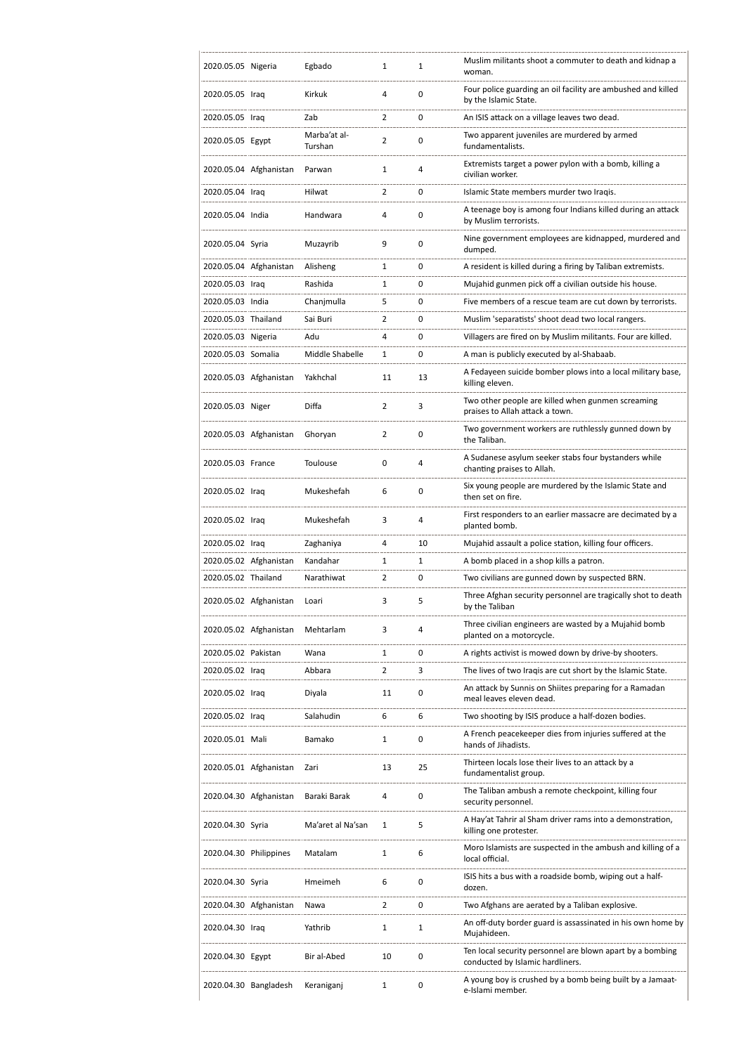| | | | | | |
|---|---|---|---|---|---|
| 2020.05.05 | Nigeria | Egbado | 1 | 1 | Muslim militants shoot a commuter to death and kidnap a woman. |
| 2020.05.05 | Iraq | Kirkuk | 4 | 0 | Four police guarding an oil facility are ambushed and killed by the Islamic State. |
| 2020.05.05 | Iraq | Zab | 2 | 0 | An ISIS attack on a village leaves two dead. |
| 2020.05.05 | Egypt | Marba'at al-Turshan | 2 | 0 | Two apparent juveniles are murdered by armed fundamentalists. |
| 2020.05.04 | Afghanistan | Parwan | 1 | 4 | Extremists target a power pylon with a bomb, killing a civilian worker. |
| 2020.05.04 | Iraq | Hilwat | 2 | 0 | Islamic State members murder two Iraqis. |
| 2020.05.04 | India | Handwara | 4 | 0 | A teenage boy is among four Indians killed during an attack by Muslim terrorists. |
| 2020.05.04 | Syria | Muzayrib | 9 | 0 | Nine government employees are kidnapped, murdered and dumped. |
| 2020.05.04 | Afghanistan | Alisheng | 1 | 0 | A resident is killed during a firing by Taliban extremists. |
| 2020.05.03 | Iraq | Rashida | 1 | 0 | Mujahid gunmen pick off a civilian outside his house. |
| 2020.05.03 | India | Chanjmulla | 5 | 0 | Five members of a rescue team are cut down by terrorists. |
| 2020.05.03 | Thailand | Sai Buri | 2 | 0 | Muslim 'separatists' shoot dead two local rangers. |
| 2020.05.03 | Nigeria | Adu | 4 | 0 | Villagers are fired on by Muslim militants. Four are killed. |
| 2020.05.03 | Somalia | Middle Shabelle | 1 | 0 | A man is publicly executed by al-Shabaab. |
| 2020.05.03 | Afghanistan | Yakhchal | 11 | 13 | A Fedayeen suicide bomber plows into a local military base, killing eleven. |
| 2020.05.03 | Niger | Diffa | 2 | 3 | Two other people are killed when gunmen screaming praises to Allah attack a town. |
| 2020.05.03 | Afghanistan | Ghoryan | 2 | 0 | Two government workers are ruthlessly gunned down by the Taliban. |
| 2020.05.03 | France | Toulouse | 0 | 4 | A Sudanese asylum seeker stabs four bystanders while chanting praises to Allah. |
| 2020.05.02 | Iraq | Mukeshefah | 6 | 0 | Six young people are murdered by the Islamic State and then set on fire. |
| 2020.05.02 | Iraq | Mukeshefah | 3 | 4 | First responders to an earlier massacre are decimated by a planted bomb. |
| 2020.05.02 | Iraq | Zaghaniya | 4 | 10 | Mujahid assault a police station, killing four officers. |
| 2020.05.02 | Afghanistan | Kandahar | 1 | 1 | A bomb placed in a shop kills a patron. |
| 2020.05.02 | Thailand | Narathiwat | 2 | 0 | Two civilians are gunned down by suspected BRN. |
| 2020.05.02 | Afghanistan | Loari | 3 | 5 | Three Afghan security personnel are tragically shot to death by the Taliban |
| 2020.05.02 | Afghanistan | Mehtarlam | 3 | 4 | Three civilian engineers are wasted by a Mujahid bomb planted on a motorcycle. |
| 2020.05.02 | Pakistan | Wana | 1 | 0 | A rights activist is mowed down by drive-by shooters. |
| 2020.05.02 | Iraq | Abbara | 2 | 3 | The lives of two Iraqis are cut short by the Islamic State. |
| 2020.05.02 | Iraq | Diyala | 11 | 0 | An attack by Sunnis on Shiites preparing for a Ramadan meal leaves eleven dead. |
| 2020.05.02 | Iraq | Salahudin | 6 | 6 | Two shooting by ISIS produce a half-dozen bodies. |
| 2020.05.01 | Mali | Bamako | 1 | 0 | A French peacekeeper dies from injuries suffered at the hands of Jihadists. |
| 2020.05.01 | Afghanistan | Zari | 13 | 25 | Thirteen locals lose their lives to an attack by a fundamentalist group. |
| 2020.04.30 | Afghanistan | Baraki Barak | 4 | 0 | The Taliban ambush a remote checkpoint, killing four security personnel. |
| 2020.04.30 | Syria | Ma'aret al Na'san | 1 | 5 | A Hay'at Tahrir al Sham driver rams into a demonstration, killing one protester. |
| 2020.04.30 | Philippines | Matalam | 1 | 6 | Moro Islamists are suspected in the ambush and killing of a local official. |
| 2020.04.30 | Syria | Hmeimeh | 6 | 0 | ISIS hits a bus with a roadside bomb, wiping out a half-dozen. |
| 2020.04.30 | Afghanistan | Nawa | 2 | 0 | Two Afghans are aerated by a Taliban explosive. |
| 2020.04.30 | Iraq | Yathrib | 1 | 1 | An off-duty border guard is assassinated in his own home by Mujahideen. |
| 2020.04.30 | Egypt | Bir al-Abed | 10 | 0 | Ten local security personnel are blown apart by a bombing conducted by Islamic hardliners. |
| 2020.04.30 | Bangladesh | Keraniganj | 1 | 0 | A young boy is crushed by a bomb being built by a Jamaat-e-Islami member. |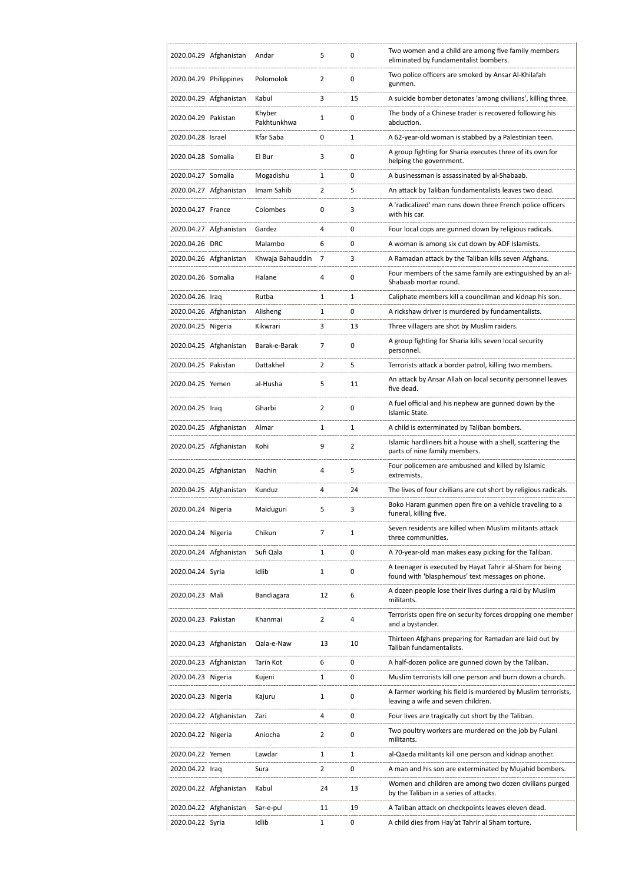| | | | | | |
|---|---|---|---|---|---|
| 2020.04.29 | Afghanistan | Andar | 5 | 0 | Two women and a child are among five family members eliminated by fundamentalist bombers. |
| 2020.04.29 | Philippines | Polomolok | 2 | 0 | Two police officers are smoked by Ansar Al-Khilafah gunmen. |
| 2020.04.29 | Afghanistan | Kabul | 3 | 15 | A suicide bomber detonates 'among civilians', killing three. |
| 2020.04.29 | Pakistan | Khyber Pakhtunkhwa | 1 | 0 | The body of a Chinese trader is recovered following his abduction. |
| 2020.04.28 | Israel | Kfar Saba | 0 | 1 | A 62-year-old woman is stabbed by a Palestinian teen. |
| 2020.04.28 | Somalia | El Bur | 3 | 0 | A group fighting for Sharia executes three of its own for helping the government. |
| 2020.04.27 | Somalia | Mogadishu | 1 | 0 | A businessman is assassinated by al-Shabaab. |
| 2020.04.27 | Afghanistan | Imam Sahib | 2 | 5 | An attack by Taliban fundamentalists leaves two dead. |
| 2020.04.27 | France | Colombes | 0 | 3 | A 'radicalized' man runs down three French police officers with his car. |
| 2020.04.27 | Afghanistan | Gardez | 4 | 0 | Four local cops are gunned down by religious radicals. |
| 2020.04.26 | DRC | Malambo | 6 | 0 | A woman is among six cut down by ADF Islamists. |
| 2020.04.26 | Afghanistan | Khwaja Bahauddin | 7 | 3 | A Ramadan attack by the Taliban kills seven Afghans. |
| 2020.04.26 | Somalia | Halane | 4 | 0 | Four members of the same family are extinguished by an al-Shabaab mortar round. |
| 2020.04.26 | Iraq | Rutba | 1 | 1 | Caliphate members kill a councilman and kidnap his son. |
| 2020.04.26 | Afghanistan | Alisheng | 1 | 0 | A rickshaw driver is murdered by fundamentalists. |
| 2020.04.25 | Nigeria | Kikwrari | 3 | 13 | Three villagers are shot by Muslim raiders. |
| 2020.04.25 | Afghanistan | Barak-e-Barak | 7 | 0 | A group fighting for Sharia kills seven local security personnel. |
| 2020.04.25 | Pakistan | Dattakhel | 2 | 5 | Terrorists attack a border patrol, killing two members. |
| 2020.04.25 | Yemen | al-Husha | 5 | 11 | An attack by Ansar Allah on local security personnel leaves five dead. |
| 2020.04.25 | Iraq | Gharbi | 2 | 0 | A fuel official and his nephew are gunned down by the Islamic State. |
| 2020.04.25 | Afghanistan | Almar | 1 | 1 | A child is exterminated by Taliban bombers. |
| 2020.04.25 | Afghanistan | Kohi | 9 | 2 | Islamic hardliners hit a house with a shell, scattering the parts of nine family members. |
| 2020.04.25 | Afghanistan | Nachin | 4 | 5 | Four policemen are ambushed and killed by Islamic extremists. |
| 2020.04.25 | Afghanistan | Kunduz | 4 | 24 | The lives of four civilians are cut short by religious radicals. |
| 2020.04.24 | Nigeria | Maiduguri | 5 | 3 | Boko Haram gunmen open fire on a vehicle traveling to a funeral, killing five. |
| 2020.04.24 | Nigeria | Chikun | 7 | 1 | Seven residents are killed when Muslim militants attack three communities. |
| 2020.04.24 | Afghanistan | Sufi Qala | 1 | 0 | A 70-year-old man makes easy picking for the Taliban. |
| 2020.04.24 | Syria | Idlib | 1 | 0 | A teenager is executed by Hayat Tahrir al-Sham for being found with 'blasphemous' text messages on phone. |
| 2020.04.23 | Mali | Bandiagara | 12 | 6 | A dozen people lose their lives during a raid by Muslim militants. |
| 2020.04.23 | Pakistan | Khanmai | 2 | 4 | Terrorists open fire on security forces dropping one member and a bystander. |
| 2020.04.23 | Afghanistan | Qala-e-Naw | 13 | 10 | Thirteen Afghans preparing for Ramadan are laid out by Taliban fundamentalists. |
| 2020.04.23 | Afghanistan | Tarin Kot | 6 | 0 | A half-dozen police are gunned down by the Taliban. |
| 2020.04.23 | Nigeria | Kujeni | 1 | 0 | Muslim terrorists kill one person and burn down a church. |
| 2020.04.23 | Nigeria | Kajuru | 1 | 0 | A farmer working his field is murdered by Muslim terrorists, leaving a wife and seven children. |
| 2020.04.22 | Afghanistan | Zari | 4 | 0 | Four lives are tragically cut short by the Taliban. |
| 2020.04.22 | Nigeria | Aniocha | 2 | 0 | Two poultry workers are murdered on the job by Fulani militants. |
| 2020.04.22 | Yemen | Lawdar | 1 | 1 | al-Qaeda militants kill one person and kidnap another. |
| 2020.04.22 | Iraq | Sura | 2 | 0 | A man and his son are exterminated by Mujahid bombers. |
| 2020.04.22 | Afghanistan | Kabul | 24 | 13 | Women and children are among two dozen civilians purged by the Taliban in a series of attacks. |
| 2020.04.22 | Afghanistan | Sar-e-pul | 11 | 19 | A Taliban attack on checkpoints leaves eleven dead. |
| 2020.04.22 | Syria | Idlib | 1 | 0 | A child dies from Hay'at Tahrir al Sham torture. |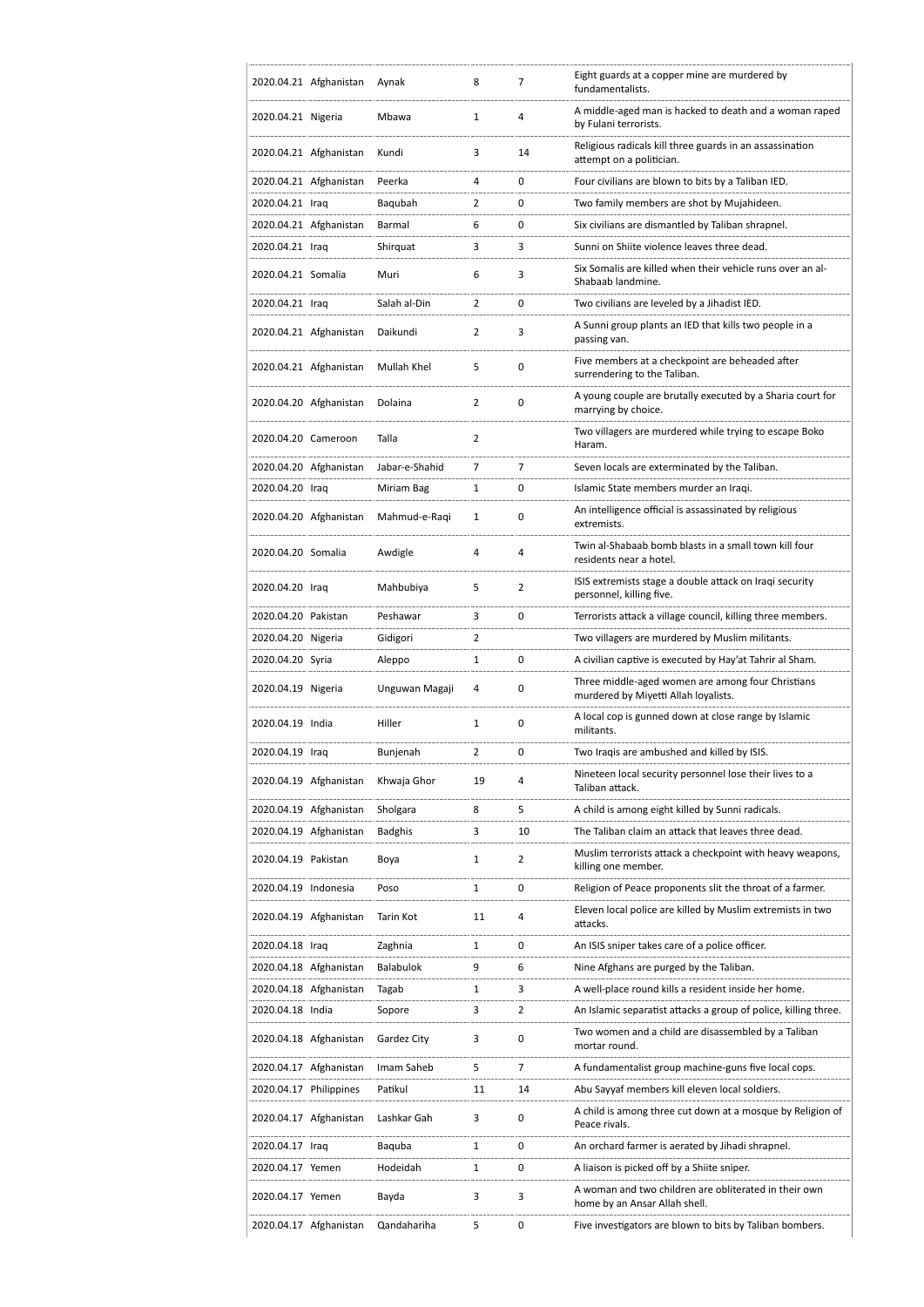| | | | | | |
|---|---|---|---|---|---|
| 2020.04.21 | Afghanistan | Aynak | 8 | 7 | Eight guards at a copper mine are murdered by fundamentalists. |
| 2020.04.21 | Nigeria | Mbawa | 1 | 4 | A middle-aged man is hacked to death and a woman raped by Fulani terrorists. |
| 2020.04.21 | Afghanistan | Kundi | 3 | 14 | Religious radicals kill three guards in an assassination attempt on a politician. |
| 2020.04.21 | Afghanistan | Peerka | 4 | 0 | Four civilians are blown to bits by a Taliban IED. |
| 2020.04.21 | Iraq | Baqubah | 2 | 0 | Two family members are shot by Mujahideen. |
| 2020.04.21 | Afghanistan | Barmal | 6 | 0 | Six civilians are dismantled by Taliban shrapnel. |
| 2020.04.21 | Iraq | Shirquat | 3 | 3 | Sunni on Shiite violence leaves three dead. |
| 2020.04.21 | Somalia | Muri | 6 | 3 | Six Somalis are killed when their vehicle runs over an al-Shabaab landmine. |
| 2020.04.21 | Iraq | Salah al-Din | 2 | 0 | Two civilians are leveled by a Jihadist IED. |
| 2020.04.21 | Afghanistan | Daikundi | 2 | 3 | A Sunni group plants an IED that kills two people in a passing van. |
| 2020.04.21 | Afghanistan | Mullah Khel | 5 | 0 | Five members at a checkpoint are beheaded after surrendering to the Taliban. |
| 2020.04.20 | Afghanistan | Dolaina | 2 | 0 | A young couple are brutally executed by a Sharia court for marrying by choice. |
| 2020.04.20 | Cameroon | Talla | 2 | | Two villagers are murdered while trying to escape Boko Haram. |
| 2020.04.20 | Afghanistan | Jabar-e-Shahid | 7 | 7 | Seven locals are exterminated by the Taliban. |
| 2020.04.20 | Iraq | Miriam Bag | 1 | 0 | Islamic State members murder an Iraqi. |
| 2020.04.20 | Afghanistan | Mahmud-e-Raqi | 1 | 0 | An intelligence official is assassinated by religious extremists. |
| 2020.04.20 | Somalia | Awdigle | 4 | 4 | Twin al-Shabaab bomb blasts in a small town kill four residents near a hotel. |
| 2020.04.20 | Iraq | Mahbubiya | 5 | 2 | ISIS extremists stage a double attack on Iraqi security personnel, killing five. |
| 2020.04.20 | Pakistan | Peshawar | 3 | 0 | Terrorists attack a village council, killing three members. |
| 2020.04.20 | Nigeria | Gidigori | 2 | | Two villagers are murdered by Muslim militants. |
| 2020.04.20 | Syria | Aleppo | 1 | 0 | A civilian captive is executed by Hay'at Tahrir al Sham. |
| 2020.04.19 | Nigeria | Unguwan Magaji | 4 | 0 | Three middle-aged women are among four Christians murdered by Miyetti Allah loyalists. |
| 2020.04.19 | India | Hiller | 1 | 0 | A local cop is gunned down at close range by Islamic militants. |
| 2020.04.19 | Iraq | Bunjenah | 2 | 0 | Two Iraqis are ambushed and killed by ISIS. |
| 2020.04.19 | Afghanistan | Khwaja Ghor | 19 | 4 | Nineteen local security personnel lose their lives to a Taliban attack. |
| 2020.04.19 | Afghanistan | Sholgara | 8 | 5 | A child is among eight killed by Sunni radicals. |
| 2020.04.19 | Afghanistan | Badghis | 3 | 10 | The Taliban claim an attack that leaves three dead. |
| 2020.04.19 | Pakistan | Boya | 1 | 2 | Muslim terrorists attack a checkpoint with heavy weapons, killing one member. |
| 2020.04.19 | Indonesia | Poso | 1 | 0 | Religion of Peace proponents slit the throat of a farmer. |
| 2020.04.19 | Afghanistan | Tarin Kot | 11 | 4 | Eleven local police are killed by Muslim extremists in two attacks. |
| 2020.04.18 | Iraq | Zaghnia | 1 | 0 | An ISIS sniper takes care of a police officer. |
| 2020.04.18 | Afghanistan | Balabulok | 9 | 6 | Nine Afghans are purged by the Taliban. |
| 2020.04.18 | Afghanistan | Tagab | 1 | 3 | A well-place round kills a resident inside her home. |
| 2020.04.18 | India | Sopore | 3 | 2 | An Islamic separatist attacks a group of police, killing three. |
| 2020.04.18 | Afghanistan | Gardez City | 3 | 0 | Two women and a child are disassembled by a Taliban mortar round. |
| 2020.04.17 | Afghanistan | Imam Saheb | 5 | 7 | A fundamentalist group machine-guns five local cops. |
| 2020.04.17 | Philippines | Patikul | 11 | 14 | Abu Sayyaf members kill eleven local soldiers. |
| 2020.04.17 | Afghanistan | Lashkar Gah | 3 | 0 | A child is among three cut down at a mosque by Religion of Peace rivals. |
| 2020.04.17 | Iraq | Baquba | 1 | 0 | An orchard farmer is aerated by Jihadi shrapnel. |
| 2020.04.17 | Yemen | Hodeidah | 1 | 0 | A liaison is picked off by a Shiite sniper. |
| 2020.04.17 | Yemen | Bayda | 3 | 3 | A woman and two children are obliterated in their own home by an Ansar Allah shell. |
| 2020.04.17 | Afghanistan | Qandahariha | 5 | 0 | Five investigators are blown to bits by Taliban bombers. |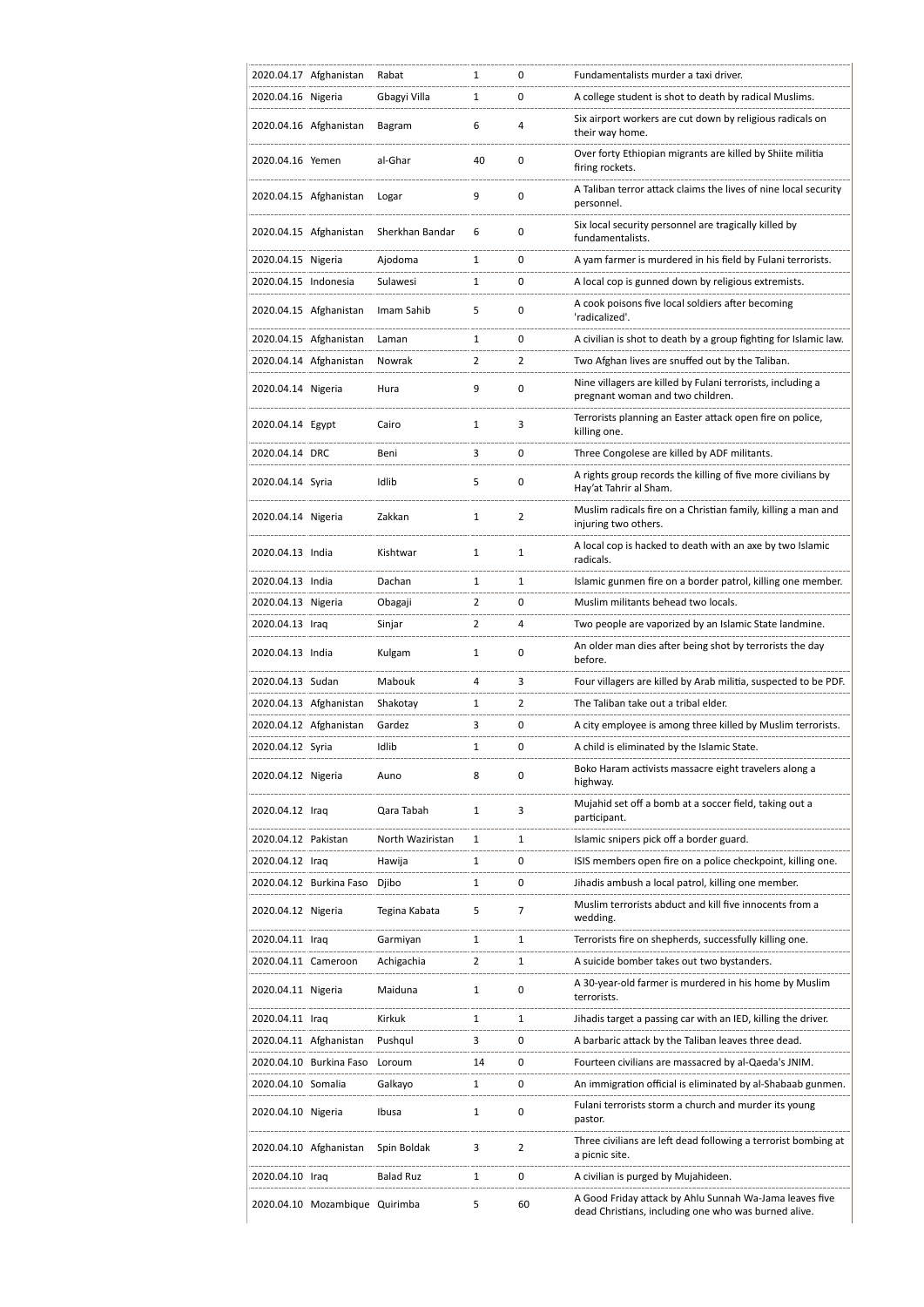| | | | | | |
|---|---|---|---|---|---|
| 2020.04.17 | Afghanistan | Rabat | 1 | 0 | Fundamentalists murder a taxi driver. |
| 2020.04.16 | Nigeria | Gbagyi Villa | 1 | 0 | A college student is shot to death by radical Muslims. |
| 2020.04.16 | Afghanistan | Bagram | 6 | 4 | Six airport workers are cut down by religious radicals on their way home. |
| 2020.04.16 | Yemen | al-Ghar | 40 | 0 | Over forty Ethiopian migrants are killed by Shiite militia firing rockets. |
| 2020.04.15 | Afghanistan | Logar | 9 | 0 | A Taliban terror attack claims the lives of nine local security personnel. |
| 2020.04.15 | Afghanistan | Sherkhan Bandar | 6 | 0 | Six local security personnel are tragically killed by fundamentalists. |
| 2020.04.15 | Nigeria | Ajodoma | 1 | 0 | A yam farmer is murdered in his field by Fulani terrorists. |
| 2020.04.15 | Indonesia | Sulawesi | 1 | 0 | A local cop is gunned down by religious extremists. |
| 2020.04.15 | Afghanistan | Imam Sahib | 5 | 0 | A cook poisons five local soldiers after becoming 'radicalized'. |
| 2020.04.15 | Afghanistan | Laman | 1 | 0 | A civilian is shot to death by a group fighting for Islamic law. |
| 2020.04.14 | Afghanistan | Nowrak | 2 | 2 | Two Afghan lives are snuffed out by the Taliban. |
| 2020.04.14 | Nigeria | Hura | 9 | 0 | Nine villagers are killed by Fulani terrorists, including a pregnant woman and two children. |
| 2020.04.14 | Egypt | Cairo | 1 | 3 | Terrorists planning an Easter attack open fire on police, killing one. |
| 2020.04.14 | DRC | Beni | 3 | 0 | Three Congolese are killed by ADF militants. |
| 2020.04.14 | Syria | Idlib | 5 | 0 | A rights group records the killing of five more civilians by Hay'at Tahrir al Sham. |
| 2020.04.14 | Nigeria | Zakkan | 1 | 2 | Muslim radicals fire on a Christian family, killing a man and injuring two others. |
| 2020.04.13 | India | Kishtwar | 1 | 1 | A local cop is hacked to death with an axe by two Islamic radicals. |
| 2020.04.13 | India | Dachan | 1 | 1 | Islamic gunmen fire on a border patrol, killing one member. |
| 2020.04.13 | Nigeria | Obagaji | 2 | 0 | Muslim militants behead two locals. |
| 2020.04.13 | Iraq | Sinjar | 2 | 4 | Two people are vaporized by an Islamic State landmine. |
| 2020.04.13 | India | Kulgam | 1 | 0 | An older man dies after being shot by terrorists the day before. |
| 2020.04.13 | Sudan | Mabouk | 4 | 3 | Four villagers are killed by Arab militia, suspected to be PDF. |
| 2020.04.13 | Afghanistan | Shakotay | 1 | 2 | The Taliban take out a tribal elder. |
| 2020.04.12 | Afghanistan | Gardez | 3 | 0 | A city employee is among three killed by Muslim terrorists. |
| 2020.04.12 | Syria | Idlib | 1 | 0 | A child is eliminated by the Islamic State. |
| 2020.04.12 | Nigeria | Auno | 8 | 0 | Boko Haram activists massacre eight travelers along a highway. |
| 2020.04.12 | Iraq | Qara Tabah | 1 | 3 | Mujahid set off a bomb at a soccer field, taking out a participant. |
| 2020.04.12 | Pakistan | North Waziristan | 1 | 1 | Islamic snipers pick off a border guard. |
| 2020.04.12 | Iraq | Hawija | 1 | 0 | ISIS members open fire on a police checkpoint, killing one. |
| 2020.04.12 | Burkina Faso | Djibo | 1 | 0 | Jihadis ambush a local patrol, killing one member. |
| 2020.04.12 | Nigeria | Tegina Kabata | 5 | 7 | Muslim terrorists abduct and kill five innocents from a wedding. |
| 2020.04.11 | Iraq | Garmiyan | 1 | 1 | Terrorists fire on shepherds, successfully killing one. |
| 2020.04.11 | Cameroon | Achigachia | 2 | 1 | A suicide bomber takes out two bystanders. |
| 2020.04.11 | Nigeria | Maiduna | 1 | 0 | A 30-year-old farmer is murdered in his home by Muslim terrorists. |
| 2020.04.11 | Iraq | Kirkuk | 1 | 1 | Jihadis target a passing car with an IED, killing the driver. |
| 2020.04.11 | Afghanistan | Pushqul | 3 | 0 | A barbaric attack by the Taliban leaves three dead. |
| 2020.04.10 | Burkina Faso | Loroum | 14 | 0 | Fourteen civilians are massacred by al-Qaeda's JNIM. |
| 2020.04.10 | Somalia | Galkayo | 1 | 0 | An immigration official is eliminated by al-Shabaab gunmen. |
| 2020.04.10 | Nigeria | Ibusa | 1 | 0 | Fulani terrorists storm a church and murder its young pastor. |
| 2020.04.10 | Afghanistan | Spin Boldak | 3 | 2 | Three civilians are left dead following a terrorist bombing at a picnic site. |
| 2020.04.10 | Iraq | Balad Ruz | 1 | 0 | A civilian is purged by Mujahideen. |
| 2020.04.10 | Mozambique | Quirimba | 5 | 60 | A Good Friday attack by Ahlu Sunnah Wa-Jama leaves five dead Christians, including one who was burned alive. |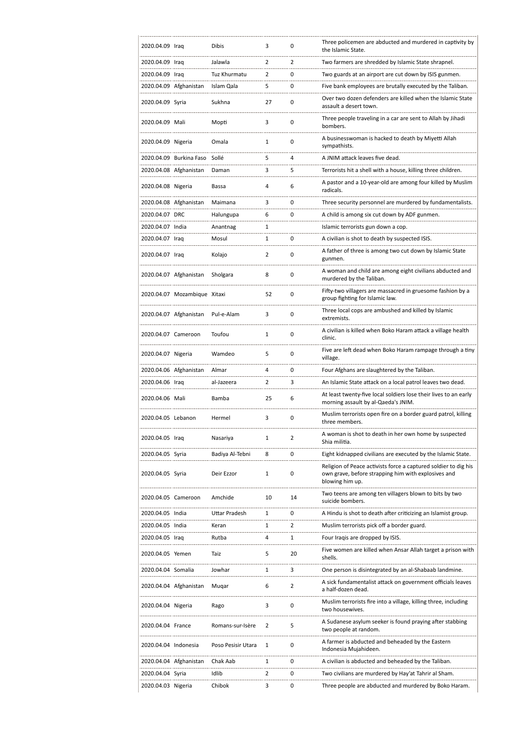| | | | | | |
|---|---|---|---|---|---|
| 2020.04.09 | Iraq | Dibis | 3 | 0 | Three policemen are abducted and murdered in captivity by the Islamic State. |
| 2020.04.09 | Iraq | Jalawla | 2 | 2 | Two farmers are shredded by Islamic State shrapnel. |
| 2020.04.09 | Iraq | Tuz Khurmatu | 2 | 0 | Two guards at an airport are cut down by ISIS gunmen. |
| 2020.04.09 | Afghanistan | Islam Qala | 5 | 0 | Five bank employees are brutally executed by the Taliban. |
| 2020.04.09 | Syria | Sukhna | 27 | 0 | Over two dozen defenders are killed when the Islamic State assault a desert town. |
| 2020.04.09 | Mali | Mopti | 3 | 0 | Three people traveling in a car are sent to Allah by Jihadi bombers. |
| 2020.04.09 | Nigeria | Omala | 1 | 0 | A businesswoman is hacked to death by Miyetti Allah sympathists. |
| 2020.04.09 | Burkina Faso | Sollé | 5 | 4 | A JNIM attack leaves five dead. |
| 2020.04.08 | Afghanistan | Daman | 3 | 5 | Terrorists hit a shell with a house, killing three children. |
| 2020.04.08 | Nigeria | Bassa | 4 | 6 | A pastor and a 10-year-old are among four killed by Muslim radicals. |
| 2020.04.08 | Afghanistan | Maimana | 3 | 0 | Three security personnel are murdered by fundamentalists. |
| 2020.04.07 | DRC | Halungupa | 6 | 0 | A child is among six cut down by ADF gunmen. |
| 2020.04.07 | India | Anantnag | 1 | | Islamic terrorists gun down a cop. |
| 2020.04.07 | Iraq | Mosul | 1 | 0 | A civilian is shot to death by suspected ISIS. |
| 2020.04.07 | Iraq | Kolajo | 2 | 0 | A father of three is among two cut down by Islamic State gunmen. |
| 2020.04.07 | Afghanistan | Sholgara | 8 | 0 | A woman and child are among eight civilians abducted and murdered by the Taliban. |
| 2020.04.07 | Mozambique | Xitaxi | 52 | 0 | Fifty-two villagers are massacred in gruesome fashion by a group fighting for Islamic law. |
| 2020.04.07 | Afghanistan | Pul-e-Alam | 3 | 0 | Three local cops are ambushed and killed by Islamic extremists. |
| 2020.04.07 | Cameroon | Toufou | 1 | 0 | A civilian is killed when Boko Haram attack a village health clinic. |
| 2020.04.07 | Nigeria | Wamdeo | 5 | 0 | Five are left dead when Boko Haram rampage through a tiny village. |
| 2020.04.06 | Afghanistan | Almar | 4 | 0 | Four Afghans are slaughtered by the Taliban. |
| 2020.04.06 | Iraq | al-Jazeera | 2 | 3 | An Islamic State attack on a local patrol leaves two dead. |
| 2020.04.06 | Mali | Bamba | 25 | 6 | At least twenty-five local soldiers lose their lives to an early morning assault by al-Qaeda's JNIM. |
| 2020.04.05 | Lebanon | Hermel | 3 | 0 | Muslim terrorists open fire on a border guard patrol, killing three members. |
| 2020.04.05 | Iraq | Nasariya | 1 | 2 | A woman is shot to death in her own home by suspected Shia militia. |
| 2020.04.05 | Syria | Badiya Al-Tebni | 8 | 0 | Eight kidnapped civilians are executed by the Islamic State. |
| 2020.04.05 | Syria | Deir Ezzor | 1 | 0 | Religion of Peace activists force a captured soldier to dig his own grave, before strapping him with explosives and blowing him up. |
| 2020.04.05 | Cameroon | Amchide | 10 | 14 | Two teens are among ten villagers blown to bits by two suicide bombers. |
| 2020.04.05 | India | Uttar Pradesh | 1 | 0 | A Hindu is shot to death after criticizing an Islamist group. |
| 2020.04.05 | India | Keran | 1 | 2 | Muslim terrorists pick off a border guard. |
| 2020.04.05 | Iraq | Rutba | 4 | 1 | Four Iraqis are dropped by ISIS. |
| 2020.04.05 | Yemen | Taiz | 5 | 20 | Five women are killed when Ansar Allah target a prison with shells. |
| 2020.04.04 | Somalia | Jowhar | 1 | 3 | One person is disintegrated by an al-Shabaab landmine. |
| 2020.04.04 | Afghanistan | Muqar | 6 | 2 | A sick fundamentalist attack on government officials leaves a half-dozen dead. |
| 2020.04.04 | Nigeria | Rago | 3 | 0 | Muslim terrorists fire into a village, killing three, including two housewives. |
| 2020.04.04 | France | Romans-sur-Isère | 2 | 5 | A Sudanese asylum seeker is found praying after stabbing two people at random. |
| 2020.04.04 | Indonesia | Poso Pesisir Utara | 1 | 0 | A farmer is abducted and beheaded by the Eastern Indonesia Mujahideen. |
| 2020.04.04 | Afghanistan | Chak Aab | 1 | 0 | A civilian is abducted and beheaded by the Taliban. |
| 2020.04.04 | Syria | Idlib | 2 | 0 | Two civilians are murdered by Hay'at Tahrir al Sham. |
| 2020.04.03 | Nigeria | Chibok | 3 | 0 | Three people are abducted and murdered by Boko Haram. |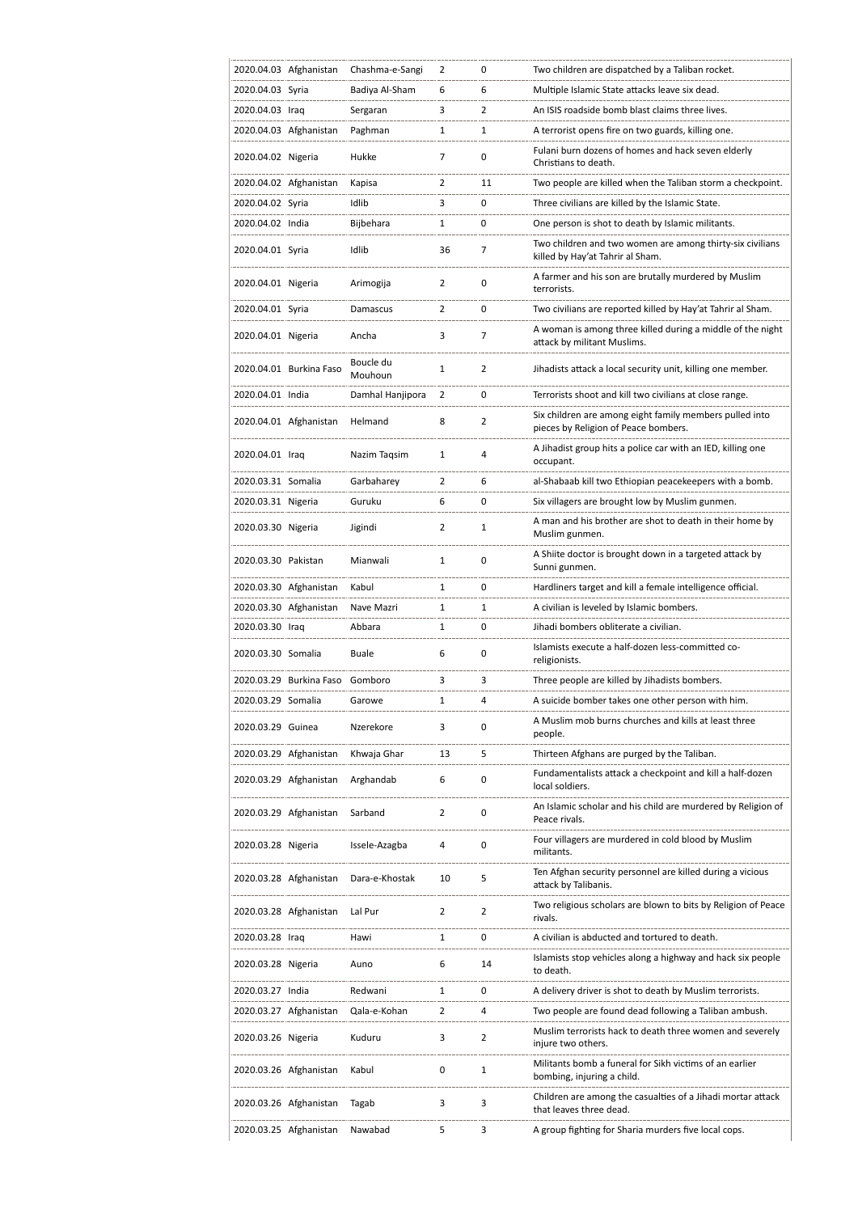| | | | | | |
|---|---|---|---|---|---|
| 2020.04.03 | Afghanistan | Chashma-e-Sangi | 2 | 0 | Two children are dispatched by a Taliban rocket. |
| 2020.04.03 | Syria | Badiya Al-Sham | 6 | 6 | Multiple Islamic State attacks leave six dead. |
| 2020.04.03 | Iraq | Sergaran | 3 | 2 | An ISIS roadside bomb blast claims three lives. |
| 2020.04.03 | Afghanistan | Paghman | 1 | 1 | A terrorist opens fire on two guards, killing one. |
| 2020.04.02 | Nigeria | Hukke | 7 | 0 | Fulani burn dozens of homes and hack seven elderly Christians to death. |
| 2020.04.02 | Afghanistan | Kapisa | 2 | 11 | Two people are killed when the Taliban storm a checkpoint. |
| 2020.04.02 | Syria | Idlib | 3 | 0 | Three civilians are killed by the Islamic State. |
| 2020.04.02 | India | Bijbehara | 1 | 0 | One person is shot to death by Islamic militants. |
| 2020.04.01 | Syria | Idlib | 36 | 7 | Two children and two women are among thirty-six civilians killed by Hay'at Tahrir al Sham. |
| 2020.04.01 | Nigeria | Arimogija | 2 | 0 | A farmer and his son are brutally murdered by Muslim terrorists. |
| 2020.04.01 | Syria | Damascus | 2 | 0 | Two civilians are reported killed by Hay'at Tahrir al Sham. |
| 2020.04.01 | Nigeria | Ancha | 3 | 7 | A woman is among three killed during a middle of the night attack by militant Muslims. |
| 2020.04.01 | Burkina Faso | Boucle du Mouhoun | 1 | 2 | Jihadists attack a local security unit, killing one member. |
| 2020.04.01 | India | Damhal Hanjipora | 2 | 0 | Terrorists shoot and kill two civilians at close range. |
| 2020.04.01 | Afghanistan | Helmand | 8 | 2 | Six children are among eight family members pulled into pieces by Religion of Peace bombers. |
| 2020.04.01 | Iraq | Nazim Taqsim | 1 | 4 | A Jihadist group hits a police car with an IED, killing one occupant. |
| 2020.03.31 | Somalia | Garbaharey | 2 | 6 | al-Shabaab kill two Ethiopian peacekeepers with a bomb. |
| 2020.03.31 | Nigeria | Guruku | 6 | 0 | Six villagers are brought low by Muslim gunmen. |
| 2020.03.30 | Nigeria | Jigindi | 2 | 1 | A man and his brother are shot to death in their home by Muslim gunmen. |
| 2020.03.30 | Pakistan | Mianwali | 1 | 0 | A Shiite doctor is brought down in a targeted attack by Sunni gunmen. |
| 2020.03.30 | Afghanistan | Kabul | 1 | 0 | Hardliners target and kill a female intelligence official. |
| 2020.03.30 | Afghanistan | Nave Mazri | 1 | 1 | A civilian is leveled by Islamic bombers. |
| 2020.03.30 | Iraq | Abbara | 1 | 0 | Jihadi bombers obliterate a civilian. |
| 2020.03.30 | Somalia | Buale | 6 | 0 | Islamists execute a half-dozen less-committed co-religionists. |
| 2020.03.29 | Burkina Faso | Gomboro | 3 | 3 | Three people are killed by Jihadists bombers. |
| 2020.03.29 | Somalia | Garowe | 1 | 4 | A suicide bomber takes one other person with him. |
| 2020.03.29 | Guinea | Nzerekore | 3 | 0 | A Muslim mob burns churches and kills at least three people. |
| 2020.03.29 | Afghanistan | Khwaja Ghar | 13 | 5 | Thirteen Afghans are purged by the Taliban. |
| 2020.03.29 | Afghanistan | Arghandab | 6 | 0 | Fundamentalists attack a checkpoint and kill a half-dozen local soldiers. |
| 2020.03.29 | Afghanistan | Sarband | 2 | 0 | An Islamic scholar and his child are murdered by Religion of Peace rivals. |
| 2020.03.28 | Nigeria | Issele-Azagba | 4 | 0 | Four villagers are murdered in cold blood by Muslim militants. |
| 2020.03.28 | Afghanistan | Dara-e-Khostak | 10 | 5 | Ten Afghan security personnel are killed during a vicious attack by Talibanis. |
| 2020.03.28 | Afghanistan | Lal Pur | 2 | 2 | Two religious scholars are blown to bits by Religion of Peace rivals. |
| 2020.03.28 | Iraq | Hawi | 1 | 0 | A civilian is abducted and tortured to death. |
| 2020.03.28 | Nigeria | Auno | 6 | 14 | Islamists stop vehicles along a highway and hack six people to death. |
| 2020.03.27 | India | Redwani | 1 | 0 | A delivery driver is shot to death by Muslim terrorists. |
| 2020.03.27 | Afghanistan | Qala-e-Kohan | 2 | 4 | Two people are found dead following a Taliban ambush. |
| 2020.03.26 | Nigeria | Kuduru | 3 | 2 | Muslim terrorists hack to death three women and severely injure two others. |
| 2020.03.26 | Afghanistan | Kabul | 0 | 1 | Militants bomb a funeral for Sikh victims of an earlier bombing, injuring a child. |
| 2020.03.26 | Afghanistan | Tagab | 3 | 3 | Children are among the casualties of a Jihadi mortar attack that leaves three dead. |
| 2020.03.25 | Afghanistan | Nawabad | 5 | 3 | A group fighting for Sharia murders five local cops. |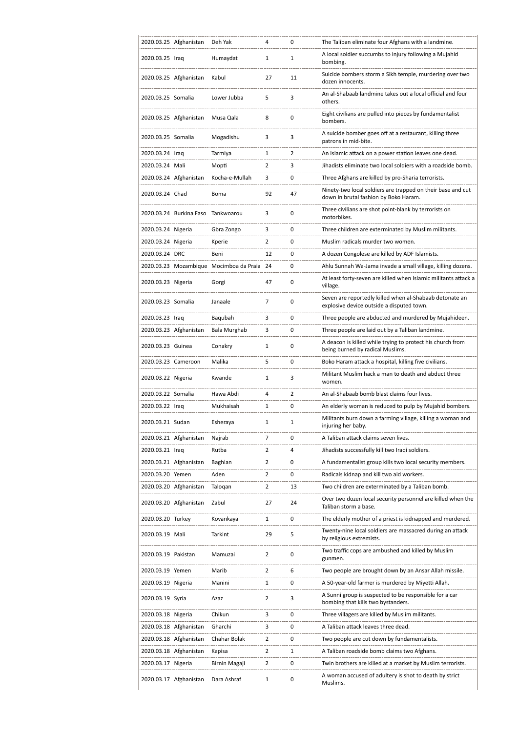| | | | | | |
|---|---|---|---|---|---|
| 2020.03.25 | Afghanistan | Deh Yak | 4 | 0 | The Taliban eliminate four Afghans with a landmine. |
| 2020.03.25 | Iraq | Humaydat | 1 | 1 | A local soldier succumbs to injury following a Mujahid bombing. |
| 2020.03.25 | Afghanistan | Kabul | 27 | 11 | Suicide bombers storm a Sikh temple, murdering over two dozen innocents. |
| 2020.03.25 | Somalia | Lower Jubba | 5 | 3 | An al-Shabaab landmine takes out a local official and four others. |
| 2020.03.25 | Afghanistan | Musa Qala | 8 | 0 | Eight civilians are pulled into pieces by fundamentalist bombers. |
| 2020.03.25 | Somalia | Mogadishu | 3 | 3 | A suicide bomber goes off at a restaurant, killing three patrons in mid-bite. |
| 2020.03.24 | Iraq | Tarmiya | 1 | 2 | An Islamic attack on a power station leaves one dead. |
| 2020.03.24 | Mali | Mopti | 2 | 3 | Jihadists eliminate two local soldiers with a roadside bomb. |
| 2020.03.24 | Afghanistan | Kocha-e-Mullah | 3 | 0 | Three Afghans are killed by pro-Sharia terrorists. |
| 2020.03.24 | Chad | Boma | 92 | 47 | Ninety-two local soldiers are trapped on their base and cut down in brutal fashion by Boko Haram. |
| 2020.03.24 | Burkina Faso | Tankwoarou | 3 | 0 | Three civilians are shot point-blank by terrorists on motorbikes. |
| 2020.03.24 | Nigeria | Gbra Zongo | 3 | 0 | Three children are exterminated by Muslim militants. |
| 2020.03.24 | Nigeria | Kperie | 2 | 0 | Muslim radicals murder two women. |
| 2020.03.24 | DRC | Beni | 12 | 0 | A dozen Congolese are killed by ADF Islamists. |
| 2020.03.23 | Mozambique | Mocimboa da Praia | 24 | 0 | Ahlu Sunnah Wa-Jama invade a small village, killing dozens. |
| 2020.03.23 | Nigeria | Gorgi | 47 | 0 | At least forty-seven are killed when Islamic militants attack a village. |
| 2020.03.23 | Somalia | Janaale | 7 | 0 | Seven are reportedly killed when al-Shabaab detonate an explosive device outside a disputed town. |
| 2020.03.23 | Iraq | Baqubah | 3 | 0 | Three people are abducted and murdered by Mujahideen. |
| 2020.03.23 | Afghanistan | Bala Murghab | 3 | 0 | Three people are laid out by a Taliban landmine. |
| 2020.03.23 | Guinea | Conakry | 1 | 0 | A deacon is killed while trying to protect his church from being burned by radical Muslims. |
| 2020.03.23 | Cameroon | Malika | 5 | 0 | Boko Haram attack a hospital, killing five civilians. |
| 2020.03.22 | Nigeria | Kwande | 1 | 3 | Militant Muslim hack a man to death and abduct three women. |
| 2020.03.22 | Somalia | Hawa Abdi | 4 | 2 | An al-Shabaab bomb blast claims four lives. |
| 2020.03.22 | Iraq | Mukhaisah | 1 | 0 | An elderly woman is reduced to pulp by Mujahid bombers. |
| 2020.03.21 | Sudan | Esheraya | 1 | 1 | Militants burn down a farming village, killing a woman and injuring her baby. |
| 2020.03.21 | Afghanistan | Najrab | 7 | 0 | A Taliban attack claims seven lives. |
| 2020.03.21 | Iraq | Rutba | 2 | 4 | Jihadists successfully kill two Iraqi soldiers. |
| 2020.03.21 | Afghanistan | Baghlan | 2 | 0 | A fundamentalist group kills two local security members. |
| 2020.03.20 | Yemen | Aden | 2 | 0 | Radicals kidnap and kill two aid workers. |
| 2020.03.20 | Afghanistan | Taloqan | 2 | 13 | Two children are exterminated by a Taliban bomb. |
| 2020.03.20 | Afghanistan | Zabul | 27 | 24 | Over two dozen local security personnel are killed when the Taliban storm a base. |
| 2020.03.20 | Turkey | Kovankaya | 1 | 0 | The elderly mother of a priest is kidnapped and murdered. |
| 2020.03.19 | Mali | Tarkint | 29 | 5 | Twenty-nine local soldiers are massacred during an attack by religious extremists. |
| 2020.03.19 | Pakistan | Mamuzai | 2 | 0 | Two traffic cops are ambushed and killed by Muslim gunmen. |
| 2020.03.19 | Yemen | Marib | 2 | 6 | Two people are brought down by an Ansar Allah missile. |
| 2020.03.19 | Nigeria | Manini | 1 | 0 | A 50-year-old farmer is murdered by Miyetti Allah. |
| 2020.03.19 | Syria | Azaz | 2 | 3 | A Sunni group is suspected to be responsible for a car bombing that kills two bystanders. |
| 2020.03.18 | Nigeria | Chikun | 3 | 0 | Three villagers are killed by Muslim militants. |
| 2020.03.18 | Afghanistan | Gharchi | 3 | 0 | A Taliban attack leaves three dead. |
| 2020.03.18 | Afghanistan | Chahar Bolak | 2 | 0 | Two people are cut down by fundamentalists. |
| 2020.03.18 | Afghanistan | Kapisa | 2 | 1 | A Taliban roadside bomb claims two Afghans. |
| 2020.03.17 | Nigeria | Birnin Magaji | 2 | 0 | Twin brothers are killed at a market by Muslim terrorists. |
| 2020.03.17 | Afghanistan | Dara Ashraf | 1 | 0 | A woman accused of adultery is shot to death by strict Muslims. |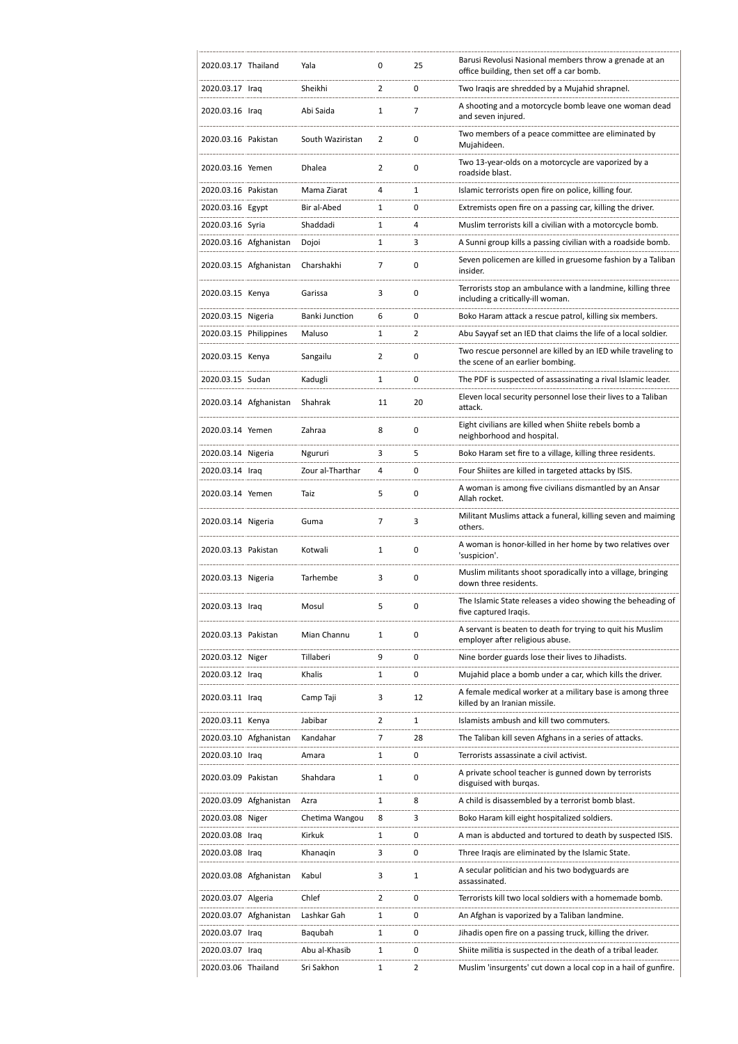| | | | | | |
|---|---|---|---|---|---|
| 2020.03.17 | Thailand | Yala | 0 | 25 | Barusi Revolusi Nasional members throw a grenade at an office building, then set off a car bomb. |
| 2020.03.17 | Iraq | Sheikhi | 2 | 0 | Two Iraqis are shredded by a Mujahid shrapnel. |
| 2020.03.16 | Iraq | Abi Saida | 1 | 7 | A shooting and a motorcycle bomb leave one woman dead and seven injured. |
| 2020.03.16 | Pakistan | South Waziristan | 2 | 0 | Two members of a peace committee are eliminated by Mujahideen. |
| 2020.03.16 | Yemen | Dhalea | 2 | 0 | Two 13-year-olds on a motorcycle are vaporized by a roadside blast. |
| 2020.03.16 | Pakistan | Mama Ziarat | 4 | 1 | Islamic terrorists open fire on police, killing four. |
| 2020.03.16 | Egypt | Bir al-Abed | 1 | 0 | Extremists open fire on a passing car, killing the driver. |
| 2020.03.16 | Syria | Shaddadi | 1 | 4 | Muslim terrorists kill a civilian with a motorcycle bomb. |
| 2020.03.16 | Afghanistan | Dojoi | 1 | 3 | A Sunni group kills a passing civilian with a roadside bomb. |
| 2020.03.15 | Afghanistan | Charshakhi | 7 | 0 | Seven policemen are killed in gruesome fashion by a Taliban insider. |
| 2020.03.15 | Kenya | Garissa | 3 | 0 | Terrorists stop an ambulance with a landmine, killing three including a critically-ill woman. |
| 2020.03.15 | Nigeria | Banki Junction | 6 | 0 | Boko Haram attack a rescue patrol, killing six members. |
| 2020.03.15 | Philippines | Maluso | 1 | 2 | Abu Sayyaf set an IED that claims the life of a local soldier. |
| 2020.03.15 | Kenya | Sangailu | 2 | 0 | Two rescue personnel are killed by an IED while traveling to the scene of an earlier bombing. |
| 2020.03.15 | Sudan | Kadugli | 1 | 0 | The PDF is suspected of assassinating a rival Islamic leader. |
| 2020.03.14 | Afghanistan | Shahrak | 11 | 20 | Eleven local security personnel lose their lives to a Taliban attack. |
| 2020.03.14 | Yemen | Zahraa | 8 | 0 | Eight civilians are killed when Shiite rebels bomb a neighborhood and hospital. |
| 2020.03.14 | Nigeria | Ngururi | 3 | 5 | Boko Haram set fire to a village, killing three residents. |
| 2020.03.14 | Iraq | Zour al-Tharthar | 4 | 0 | Four Shiites are killed in targeted attacks by ISIS. |
| 2020.03.14 | Yemen | Taiz | 5 | 0 | A woman is among five civilians dismantled by an Ansar Allah rocket. |
| 2020.03.14 | Nigeria | Guma | 7 | 3 | Militant Muslims attack a funeral, killing seven and maiming others. |
| 2020.03.13 | Pakistan | Kotwali | 1 | 0 | A woman is honor-killed in her home by two relatives over 'suspicion'. |
| 2020.03.13 | Nigeria | Tarhembe | 3 | 0 | Muslim militants shoot sporadically into a village, bringing down three residents. |
| 2020.03.13 | Iraq | Mosul | 5 | 0 | The Islamic State releases a video showing the beheading of five captured Iraqis. |
| 2020.03.13 | Pakistan | Mian Channu | 1 | 0 | A servant is beaten to death for trying to quit his Muslim employer after religious abuse. |
| 2020.03.12 | Niger | Tillaberi | 9 | 0 | Nine border guards lose their lives to Jihadists. |
| 2020.03.12 | Iraq | Khalis | 1 | 0 | Mujahid place a bomb under a car, which kills the driver. |
| 2020.03.11 | Iraq | Camp Taji | 3 | 12 | A female medical worker at a military base is among three killed by an Iranian missile. |
| 2020.03.11 | Kenya | Jabibar | 2 | 1 | Islamists ambush and kill two commuters. |
| 2020.03.10 | Afghanistan | Kandahar | 7 | 28 | The Taliban kill seven Afghans in a series of attacks. |
| 2020.03.10 | Iraq | Amara | 1 | 0 | Terrorists assassinate a civil activist. |
| 2020.03.09 | Pakistan | Shahdara | 1 | 0 | A private school teacher is gunned down by terrorists disguised with burqas. |
| 2020.03.09 | Afghanistan | Azra | 1 | 8 | A child is disassembled by a terrorist bomb blast. |
| 2020.03.08 | Niger | Chetima Wangou | 8 | 3 | Boko Haram kill eight hospitalized soldiers. |
| 2020.03.08 | Iraq | Kirkuk | 1 | 0 | A man is abducted and tortured to death by suspected ISIS. |
| 2020.03.08 | Iraq | Khanaqin | 3 | 0 | Three Iraqis are eliminated by the Islamic State. |
| 2020.03.08 | Afghanistan | Kabul | 3 | 1 | A secular politician and his two bodyguards are assassinated. |
| 2020.03.07 | Algeria | Chlef | 2 | 0 | Terrorists kill two local soldiers with a homemade bomb. |
| 2020.03.07 | Afghanistan | Lashkar Gah | 1 | 0 | An Afghan is vaporized by a Taliban landmine. |
| 2020.03.07 | Iraq | Baqubah | 1 | 0 | Jihadis open fire on a passing truck, killing the driver. |
| 2020.03.07 | Iraq | Abu al-Khasib | 1 | 0 | Shiite militia is suspected in the death of a tribal leader. |
| 2020.03.06 | Thailand | Sri Sakhon | 1 | 2 | Muslim 'insurgents' cut down a local cop in a hail of gunfire. |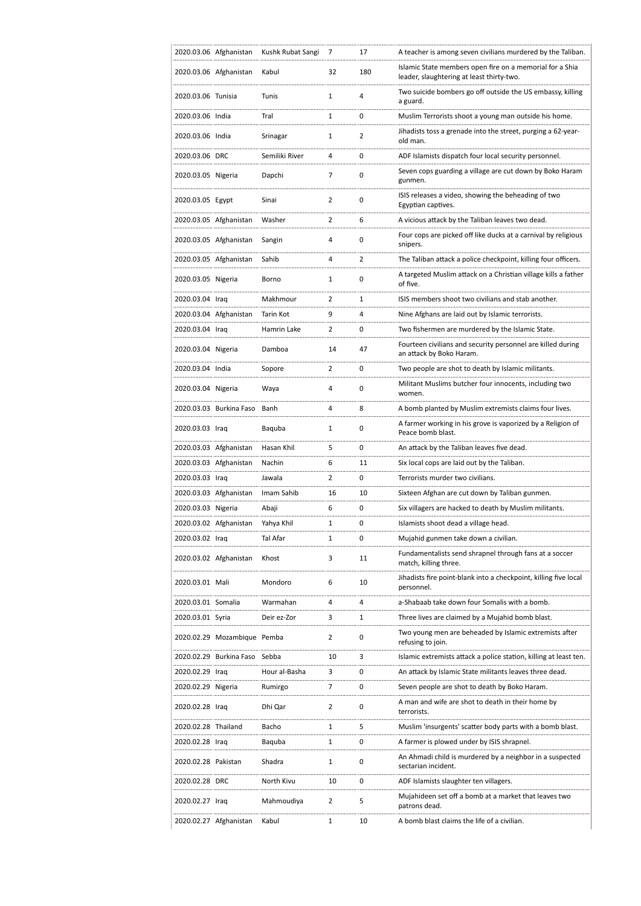| | | | | | |
|---|---|---|---|---|---|
| 2020.03.06 | Afghanistan | Kushk Rubat Sangi | 7 | 17 | A teacher is among seven civilians murdered by the Taliban. |
| 2020.03.06 | Afghanistan | Kabul | 32 | 180 | Islamic State members open fire on a memorial for a Shia leader, slaughtering at least thirty-two. |
| 2020.03.06 | Tunisia | Tunis | 1 | 4 | Two suicide bombers go off outside the US embassy, killing a guard. |
| 2020.03.06 | India | Tral | 1 | 0 | Muslim Terrorists shoot a young man outside his home. |
| 2020.03.06 | India | Srinagar | 1 | 2 | Jihadists toss a grenade into the street, purging a 62-year-old man. |
| 2020.03.06 | DRC | Semiliki River | 4 | 0 | ADF Islamists dispatch four local security personnel. |
| 2020.03.05 | Nigeria | Dapchi | 7 | 0 | Seven cops guarding a village are cut down by Boko Haram gunmen. |
| 2020.03.05 | Egypt | Sinai | 2 | 0 | ISIS releases a video, showing the beheading of two Egyptian captives. |
| 2020.03.05 | Afghanistan | Washer | 2 | 6 | A vicious attack by the Taliban leaves two dead. |
| 2020.03.05 | Afghanistan | Sangin | 4 | 0 | Four cops are picked off like ducks at a carnival by religious snipers. |
| 2020.03.05 | Afghanistan | Sahib | 4 | 2 | The Taliban attack a police checkpoint, killing four officers. |
| 2020.03.05 | Nigeria | Borno | 1 | 0 | A targeted Muslim attack on a Christian village kills a father of five. |
| 2020.03.04 | Iraq | Makhmour | 2 | 1 | ISIS members shoot two civilians and stab another. |
| 2020.03.04 | Afghanistan | Tarin Kot | 9 | 4 | Nine Afghans are laid out by Islamic terrorists. |
| 2020.03.04 | Iraq | Hamrin Lake | 2 | 0 | Two fishermen are murdered by the Islamic State. |
| 2020.03.04 | Nigeria | Damboa | 14 | 47 | Fourteen civilians and security personnel are killed during an attack by Boko Haram. |
| 2020.03.04 | India | Sopore | 2 | 0 | Two people are shot to death by Islamic militants. |
| 2020.03.04 | Nigeria | Waya | 4 | 0 | Militant Muslims butcher four innocents, including two women. |
| 2020.03.03 | Burkina Faso | Banh | 4 | 8 | A bomb planted by Muslim extremists claims four lives. |
| 2020.03.03 | Iraq | Baquba | 1 | 0 | A farmer working in his grove is vaporized by a Religion of Peace bomb blast. |
| 2020.03.03 | Afghanistan | Hasan Khil | 5 | 0 | An attack by the Taliban leaves five dead. |
| 2020.03.03 | Afghanistan | Nachin | 6 | 11 | Six local cops are laid out by the Taliban. |
| 2020.03.03 | Iraq | Jawala | 2 | 0 | Terrorists murder two civilians. |
| 2020.03.03 | Afghanistan | Imam Sahib | 16 | 10 | Sixteen Afghan are cut down by Taliban gunmen. |
| 2020.03.03 | Nigeria | Abaji | 6 | 0 | Six villagers are hacked to death by Muslim militants. |
| 2020.03.02 | Afghanistan | Yahya Khil | 1 | 0 | Islamists shoot dead a village head. |
| 2020.03.02 | Iraq | Tal Afar | 1 | 0 | Mujahid gunmen take down a civilian. |
| 2020.03.02 | Afghanistan | Khost | 3 | 11 | Fundamentalists send shrapnel through fans at a soccer match, killing three. |
| 2020.03.01 | Mali | Mondoro | 6 | 10 | Jihadists fire point-blank into a checkpoint, killing five local personnel. |
| 2020.03.01 | Somalia | Warmahan | 4 | 4 | a-Shabaab take down four Somalis with a bomb. |
| 2020.03.01 | Syria | Deir ez-Zor | 3 | 1 | Three lives are claimed by a Mujahid bomb blast. |
| 2020.02.29 | Mozambique | Pemba | 2 | 0 | Two young men are beheaded by Islamic extremists after refusing to join. |
| 2020.02.29 | Burkina Faso | Sebba | 10 | 3 | Islamic extremists attack a police station, killing at least ten. |
| 2020.02.29 | Iraq | Hour al-Basha | 3 | 0 | An attack by Islamic State militants leaves three dead. |
| 2020.02.29 | Nigeria | Rumirgo | 7 | 0 | Seven people are shot to death by Boko Haram. |
| 2020.02.28 | Iraq | Dhi Qar | 2 | 0 | A man and wife are shot to death in their home by terrorists. |
| 2020.02.28 | Thailand | Bacho | 1 | 5 | Muslim 'insurgents' scatter body parts with a bomb blast. |
| 2020.02.28 | Iraq | Baquba | 1 | 0 | A farmer is plowed under by ISIS shrapnel. |
| 2020.02.28 | Pakistan | Shadra | 1 | 0 | An Ahmadi child is murdered by a neighbor in a suspected sectarian incident. |
| 2020.02.28 | DRC | North Kivu | 10 | 0 | ADF Islamists slaughter ten villagers. |
| 2020.02.27 | Iraq | Mahmoudiya | 2 | 5 | Mujahideen set off a bomb at a market that leaves two patrons dead. |
| 2020.02.27 | Afghanistan | Kabul | 1 | 10 | A bomb blast claims the life of a civilian. |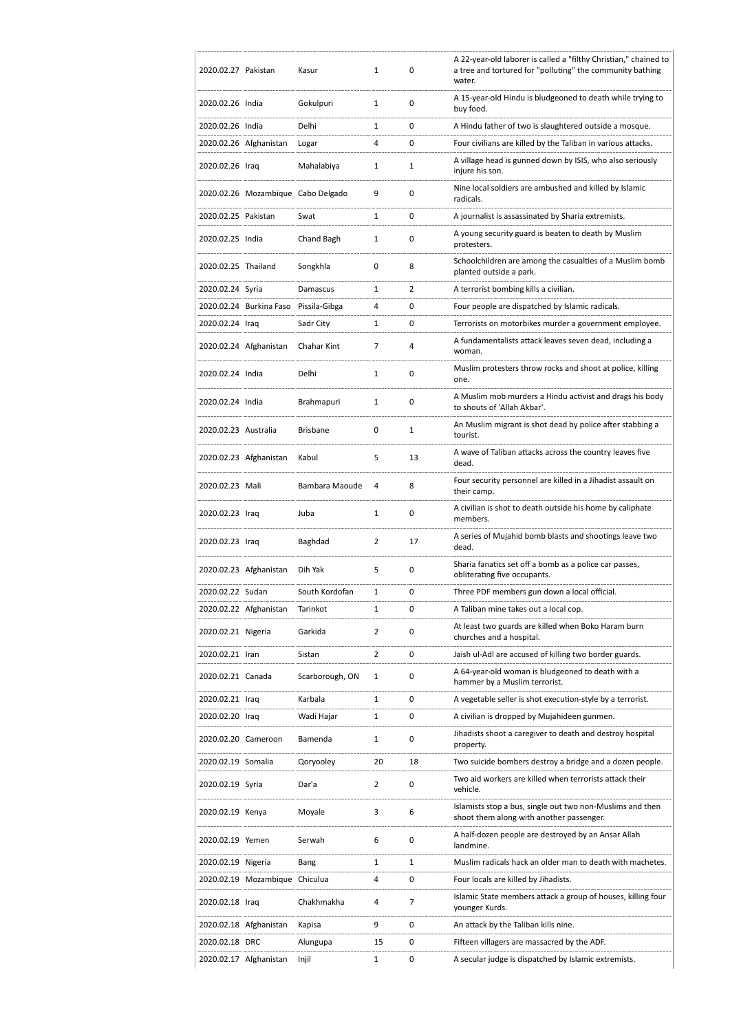| | | | | | |
|---|---|---|---|---|---|
| 2020.02.27 | Pakistan | Kasur | 1 | 0 | A 22-year-old laborer is called a "filthy Christian," chained to a tree and tortured for "polluting" the community bathing water. |
| 2020.02.26 | India | Gokulpuri | 1 | 0 | A 15-year-old Hindu is bludgeoned to death while trying to buy food. |
| 2020.02.26 | India | Delhi | 1 | 0 | A Hindu father of two is slaughtered outside a mosque. |
| 2020.02.26 | Afghanistan | Logar | 4 | 0 | Four civilians are killed by the Taliban in various attacks. |
| 2020.02.26 | Iraq | Mahalabiya | 1 | 1 | A village head is gunned down by ISIS, who also seriously injure his son. |
| 2020.02.26 | Mozambique | Cabo Delgado | 9 | 0 | Nine local soldiers are ambushed and killed by Islamic radicals. |
| 2020.02.25 | Pakistan | Swat | 1 | 0 | A journalist is assassinated by Sharia extremists. |
| 2020.02.25 | India | Chand Bagh | 1 | 0 | A young security guard is beaten to death by Muslim protesters. |
| 2020.02.25 | Thailand | Songkhla | 0 | 8 | Schoolchildren are among the casualties of a Muslim bomb planted outside a park. |
| 2020.02.24 | Syria | Damascus | 1 | 2 | A terrorist bombing kills a civilian. |
| 2020.02.24 | Burkina Faso | Pissila-Gibga | 4 | 0 | Four people are dispatched by Islamic radicals. |
| 2020.02.24 | Iraq | Sadr City | 1 | 0 | Terrorists on motorbikes murder a government employee. |
| 2020.02.24 | Afghanistan | Chahar Kint | 7 | 4 | A fundamentalists attack leaves seven dead, including a woman. |
| 2020.02.24 | India | Delhi | 1 | 0 | Muslim protesters throw rocks and shoot at police, killing one. |
| 2020.02.24 | India | Brahmapuri | 1 | 0 | A Muslim mob murders a Hindu activist and drags his body to shouts of 'Allah Akbar'. |
| 2020.02.23 | Australia | Brisbane | 0 | 1 | An Muslim migrant is shot dead by police after stabbing a tourist. |
| 2020.02.23 | Afghanistan | Kabul | 5 | 13 | A wave of Taliban attacks across the country leaves five dead. |
| 2020.02.23 | Mali | Bambara Maoude | 4 | 8 | Four security personnel are killed in a Jihadist assault on their camp. |
| 2020.02.23 | Iraq | Juba | 1 | 0 | A civilian is shot to death outside his home by caliphate members. |
| 2020.02.23 | Iraq | Baghdad | 2 | 17 | A series of Mujahid bomb blasts and shootings leave two dead. |
| 2020.02.23 | Afghanistan | Dih Yak | 5 | 0 | Sharia fanatics set off a bomb as a police car passes, obliterating five occupants. |
| 2020.02.22 | Sudan | South Kordofan | 1 | 0 | Three PDF members gun down a local official. |
| 2020.02.22 | Afghanistan | Tarinkot | 1 | 0 | A Taliban mine takes out a local cop. |
| 2020.02.21 | Nigeria | Garkida | 2 | 0 | At least two guards are killed when Boko Haram burn churches and a hospital. |
| 2020.02.21 | Iran | Sistan | 2 | 0 | Jaish ul-Adl are accused of killing two border guards. |
| 2020.02.21 | Canada | Scarborough, ON | 1 | 0 | A 64-year-old woman is bludgeoned to death with a hammer by a Muslim terrorist. |
| 2020.02.21 | Iraq | Karbala | 1 | 0 | A vegetable seller is shot execution-style by a terrorist. |
| 2020.02.20 | Iraq | Wadi Hajar | 1 | 0 | A civilian is dropped by Mujahideen gunmen. |
| 2020.02.20 | Cameroon | Bamenda | 1 | 0 | Jihadists shoot a caregiver to death and destroy hospital property. |
| 2020.02.19 | Somalia | Qoryooley | 20 | 18 | Two suicide bombers destroy a bridge and a dozen people. |
| 2020.02.19 | Syria | Dar'a | 2 | 0 | Two aid workers are killed when terrorists attack their vehicle. |
| 2020.02.19 | Kenya | Moyale | 3 | 6 | Islamists stop a bus, single out two non-Muslims and then shoot them along with another passenger. |
| 2020.02.19 | Yemen | Serwah | 6 | 0 | A half-dozen people are destroyed by an Ansar Allah landmine. |
| 2020.02.19 | Nigeria | Bang | 1 | 1 | Muslim radicals hack an older man to death with machetes. |
| 2020.02.19 | Mozambique | Chiculua | 4 | 0 | Four locals are killed by Jihadists. |
| 2020.02.18 | Iraq | Chakhmakha | 4 | 7 | Islamic State members attack a group of houses, killing four younger Kurds. |
| 2020.02.18 | Afghanistan | Kapisa | 9 | 0 | An attack by the Taliban kills nine. |
| 2020.02.18 | DRC | Alungupa | 15 | 0 | Fifteen villagers are massacred by the ADF. |
| 2020.02.17 | Afghanistan | Injil | 1 | 0 | A secular judge is dispatched by Islamic extremists. |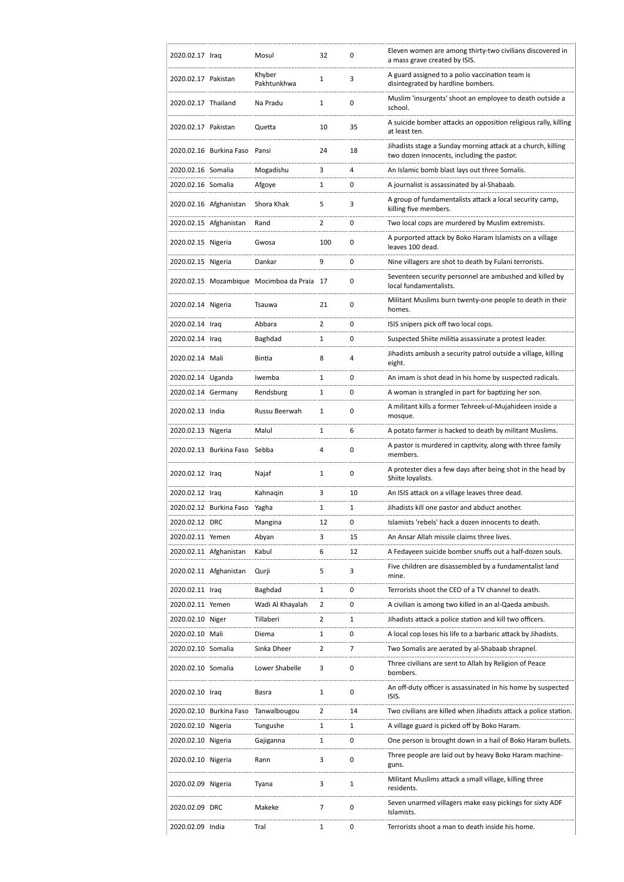| | | | | | |
|---|---|---|---|---|---|
| 2020.02.17 | Iraq | Mosul | 32 | 0 | Eleven women are among thirty-two civilians discovered in a mass grave created by ISIS. |
| 2020.02.17 | Pakistan | Khyber Pakhtunkhwa | 1 | 3 | A guard assigned to a polio vaccination team is disintegrated by hardline bombers. |
| 2020.02.17 | Thailand | Na Pradu | 1 | 0 | Muslim 'insurgents' shoot an employee to death outside a school. |
| 2020.02.17 | Pakistan | Quetta | 10 | 35 | A suicide bomber attacks an opposition religious rally, killing at least ten. |
| 2020.02.16 | Burkina Faso | Pansi | 24 | 18 | Jihadists stage a Sunday morning attack at a church, killing two dozen innocents, including the pastor. |
| 2020.02.16 | Somalia | Mogadishu | 3 | 4 | An Islamic bomb blast lays out three Somalis. |
| 2020.02.16 | Somalia | Afgoye | 1 | 0 | A journalist is assassinated by al-Shabaab. |
| 2020.02.16 | Afghanistan | Shora Khak | 5 | 3 | A group of fundamentalists attack a local security camp, killing five members. |
| 2020.02.15 | Afghanistan | Rand | 2 | 0 | Two local cops are murdered by Muslim extremists. |
| 2020.02.15 | Nigeria | Gwosa | 100 | 0 | A purported attack by Boko Haram Islamists on a village leaves 100 dead. |
| 2020.02.15 | Nigeria | Dankar | 9 | 0 | Nine villagers are shot to death by Fulani terrorists. |
| 2020.02.15 | Mozambique | Mocimboa da Praia | 17 | 0 | Seventeen security personnel are ambushed and killed by local fundamentalists. |
| 2020.02.14 | Nigeria | Tsauwa | 21 | 0 | Militant Muslims burn twenty-one people to death in their homes. |
| 2020.02.14 | Iraq | Abbara | 2 | 0 | ISIS snipers pick off two local cops. |
| 2020.02.14 | Iraq | Baghdad | 1 | 0 | Suspected Shiite militia assassinate a protest leader. |
| 2020.02.14 | Mali | Bintia | 8 | 4 | Jihadists ambush a security patrol outside a village, killing eight. |
| 2020.02.14 | Uganda | Iwemba | 1 | 0 | An imam is shot dead in his home by suspected radicals. |
| 2020.02.14 | Germany | Rendsburg | 1 | 0 | A woman is strangled in part for baptizing her son. |
| 2020.02.13 | India | Russu Beerwah | 1 | 0 | A militant kills a former Tehreek-ul-Mujahideen inside a mosque. |
| 2020.02.13 | Nigeria | Malul | 1 | 6 | A potato farmer is hacked to death by militant Muslims. |
| 2020.02.13 | Burkina Faso | Sebba | 4 | 0 | A pastor is murdered in captivity, along with three family members. |
| 2020.02.12 | Iraq | Najaf | 1 | 0 | A protester dies a few days after being shot in the head by Shiite loyalists. |
| 2020.02.12 | Iraq | Kahnaqin | 3 | 10 | An ISIS attack on a village leaves three dead. |
| 2020.02.12 | Burkina Faso | Yagha | 1 | 1 | Jihadists kill one pastor and abduct another. |
| 2020.02.12 | DRC | Mangina | 12 | 0 | Islamists 'rebels' hack a dozen innocents to death. |
| 2020.02.11 | Yemen | Abyan | 3 | 15 | An Ansar Allah missile claims three lives. |
| 2020.02.11 | Afghanistan | Kabul | 6 | 12 | A Fedayeen suicide bomber snuffs out a half-dozen souls. |
| 2020.02.11 | Afghanistan | Qurji | 5 | 3 | Five children are disassembled by a fundamentalist land mine. |
| 2020.02.11 | Iraq | Baghdad | 1 | 0 | Terrorists shoot the CEO of a TV channel to death. |
| 2020.02.11 | Yemen | Wadi Al Khayalah | 2 | 0 | A civilian is among two killed in an al-Qaeda ambush. |
| 2020.02.10 | Niger | Tillaberi | 2 | 1 | Jihadists attack a police station and kill two officers. |
| 2020.02.10 | Mali | Diema | 1 | 0 | A local cop loses his life to a barbaric attack by Jihadists. |
| 2020.02.10 | Somalia | Sinka Dheer | 2 | 7 | Two Somalis are aerated by al-Shabaab shrapnel. |
| 2020.02.10 | Somalia | Lower Shabelle | 3 | 0 | Three civilians are sent to Allah by Religion of Peace bombers. |
| 2020.02.10 | Iraq | Basra | 1 | 0 | An off-duty officer is assassinated in his home by suspected ISIS. |
| 2020.02.10 | Burkina Faso | Tanwalbougou | 2 | 14 | Two civilians are killed when Jihadists attack a police station. |
| 2020.02.10 | Nigeria | Tungushe | 1 | 1 | A village guard is picked off by Boko Haram. |
| 2020.02.10 | Nigeria | Gajiganna | 1 | 0 | One person is brought down in a hail of Boko Haram bullets. |
| 2020.02.10 | Nigeria | Rann | 3 | 0 | Three people are laid out by heavy Boko Haram machine-guns. |
| 2020.02.09 | Nigeria | Tyana | 3 | 1 | Militant Muslims attack a small village, killing three residents. |
| 2020.02.09 | DRC | Makeke | 7 | 0 | Seven unarmed villagers make easy pickings for sixty ADF Islamists. |
| 2020.02.09 | India | Tral | 1 | 0 | Terrorists shoot a man to death inside his home. |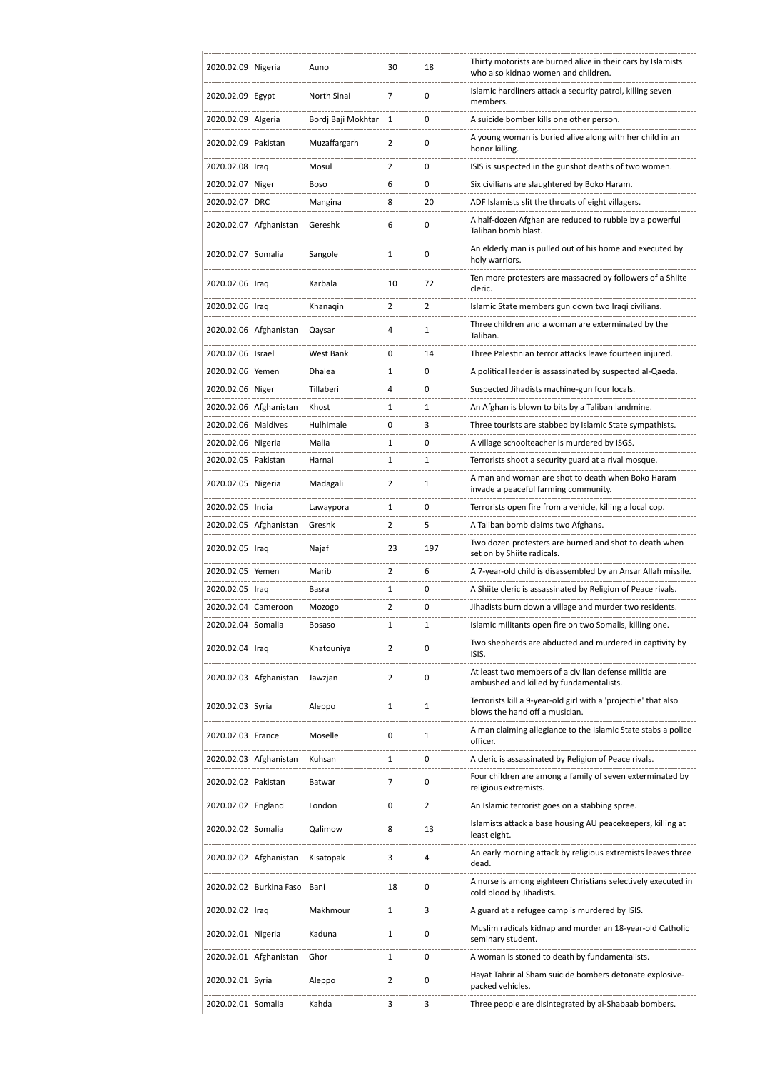| | | | | | |
|---|---|---|---|---|---|
| 2020.02.09 | Nigeria | Auno | 30 | 18 | Thirty motorists are burned alive in their cars by Islamists who also kidnap women and children. |
| 2020.02.09 | Egypt | North Sinai | 7 | 0 | Islamic hardliners attack a security patrol, killing seven members. |
| 2020.02.09 | Algeria | Bordj Baji Mokhtar | 1 | 0 | A suicide bomber kills one other person. |
| 2020.02.09 | Pakistan | Muzaffargarh | 2 | 0 | A young woman is buried alive along with her child in an honor killing. |
| 2020.02.08 | Iraq | Mosul | 2 | 0 | ISIS is suspected in the gunshot deaths of two women. |
| 2020.02.07 | Niger | Boso | 6 | 0 | Six civilians are slaughtered by Boko Haram. |
| 2020.02.07 | DRC | Mangina | 8 | 20 | ADF Islamists slit the throats of eight villagers. |
| 2020.02.07 | Afghanistan | Gereshk | 6 | 0 | A half-dozen Afghan are reduced to rubble by a powerful Taliban bomb blast. |
| 2020.02.07 | Somalia | Sangole | 1 | 0 | An elderly man is pulled out of his home and executed by holy warriors. |
| 2020.02.06 | Iraq | Karbala | 10 | 72 | Ten more protesters are massacred by followers of a Shiite cleric. |
| 2020.02.06 | Iraq | Khanaqin | 2 | 2 | Islamic State members gun down two Iraqi civilians. |
| 2020.02.06 | Afghanistan | Qaysar | 4 | 1 | Three children and a woman are exterminated by the Taliban. |
| 2020.02.06 | Israel | West Bank | 0 | 14 | Three Palestinian terror attacks leave fourteen injured. |
| 2020.02.06 | Yemen | Dhalea | 1 | 0 | A political leader is assassinated by suspected al-Qaeda. |
| 2020.02.06 | Niger | Tillaberi | 4 | 0 | Suspected Jihadists machine-gun four locals. |
| 2020.02.06 | Afghanistan | Khost | 1 | 1 | An Afghan is blown to bits by a Taliban landmine. |
| 2020.02.06 | Maldives | Hulhimale | 0 | 3 | Three tourists are stabbed by Islamic State sympathists. |
| 2020.02.06 | Nigeria | Malia | 1 | 0 | A village schoolteacher is murdered by ISGS. |
| 2020.02.05 | Pakistan | Harnai | 1 | 1 | Terrorists shoot a security guard at a rival mosque. |
| 2020.02.05 | Nigeria | Madagali | 2 | 1 | A man and woman are shot to death when Boko Haram invade a peaceful farming community. |
| 2020.02.05 | India | Lawaypora | 1 | 0 | Terrorists open fire from a vehicle, killing a local cop. |
| 2020.02.05 | Afghanistan | Greshk | 2 | 5 | A Taliban bomb claims two Afghans. |
| 2020.02.05 | Iraq | Najaf | 23 | 197 | Two dozen protesters are burned and shot to death when set on by Shiite radicals. |
| 2020.02.05 | Yemen | Marib | 2 | 6 | A 7-year-old child is disassembled by an Ansar Allah missile. |
| 2020.02.05 | Iraq | Basra | 1 | 0 | A Shiite cleric is assassinated by Religion of Peace rivals. |
| 2020.02.04 | Cameroon | Mozogo | 2 | 0 | Jihadists burn down a village and murder two residents. |
| 2020.02.04 | Somalia | Bosaso | 1 | 1 | Islamic militants open fire on two Somalis, killing one. |
| 2020.02.04 | Iraq | Khatouniya | 2 | 0 | Two shepherds are abducted and murdered in captivity by ISIS. |
| 2020.02.03 | Afghanistan | Jawzjan | 2 | 0 | At least two members of a civilian defense militia are ambushed and killed by fundamentalists. |
| 2020.02.03 | Syria | Aleppo | 1 | 1 | Terrorists kill a 9-year-old girl with a 'projectile' that also blows the hand off a musician. |
| 2020.02.03 | France | Moselle | 0 | 1 | A man claiming allegiance to the Islamic State stabs a police officer. |
| 2020.02.03 | Afghanistan | Kuhsan | 1 | 0 | A cleric is assassinated by Religion of Peace rivals. |
| 2020.02.02 | Pakistan | Batwar | 7 | 0 | Four children are among a family of seven exterminated by religious extremists. |
| 2020.02.02 | England | London | 0 | 2 | An Islamic terrorist goes on a stabbing spree. |
| 2020.02.02 | Somalia | Qalimow | 8 | 13 | Islamists attack a base housing AU peacekeepers, killing at least eight. |
| 2020.02.02 | Afghanistan | Kisatopak | 3 | 4 | An early morning attack by religious extremists leaves three dead. |
| 2020.02.02 | Burkina Faso | Bani | 18 | 0 | A nurse is among eighteen Christians selectively executed in cold blood by Jihadists. |
| 2020.02.02 | Iraq | Makhmour | 1 | 3 | A guard at a refugee camp is murdered by ISIS. |
| 2020.02.01 | Nigeria | Kaduna | 1 | 0 | Muslim radicals kidnap and murder an 18-year-old Catholic seminary student. |
| 2020.02.01 | Afghanistan | Ghor | 1 | 0 | A woman is stoned to death by fundamentalists. |
| 2020.02.01 | Syria | Aleppo | 2 | 0 | Hayat Tahrir al Sham suicide bombers detonate explosive-packed vehicles. |
| 2020.02.01 | Somalia | Kahda | 3 | 3 | Three people are disintegrated by al-Shabaab bombers. |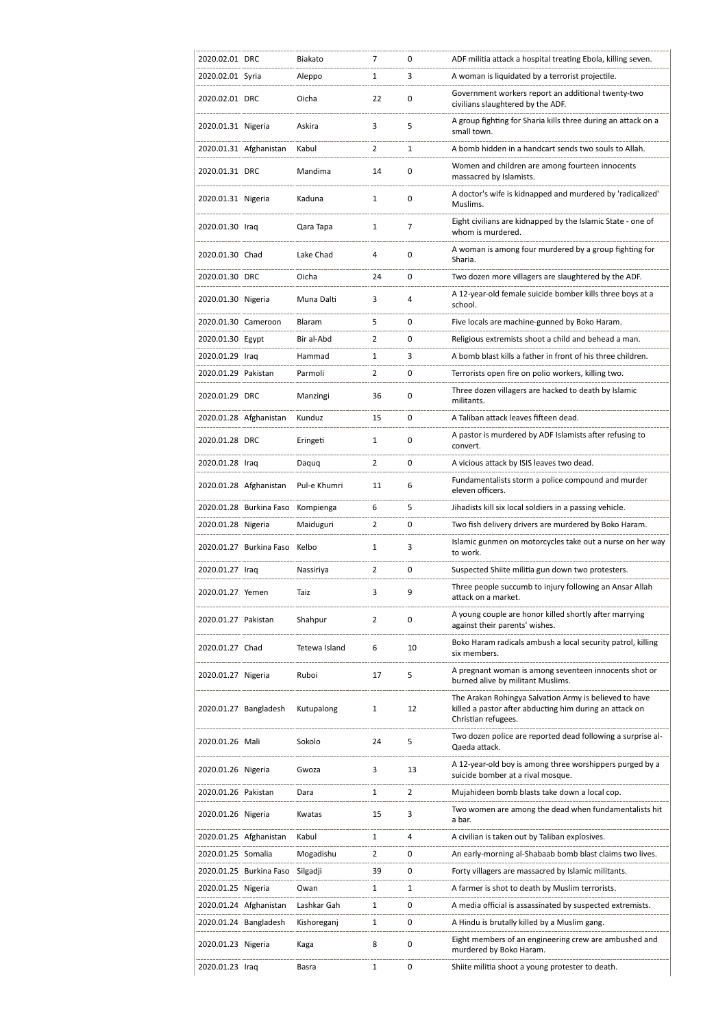| | | | | | |
|---|---|---|---|---|---|
| 2020.02.01 | DRC | Biakato | 7 | 0 | ADF militia attack a hospital treating Ebola, killing seven. |
| 2020.02.01 | Syria | Aleppo | 1 | 3 | A woman is liquidated by a terrorist projectile. |
| 2020.02.01 | DRC | Oicha | 22 | 0 | Government workers report an additional twenty-two civilians slaughtered by the ADF. |
| 2020.01.31 | Nigeria | Askira | 3 | 5 | A group fighting for Sharia kills three during an attack on a small town. |
| 2020.01.31 | Afghanistan | Kabul | 2 | 1 | A bomb hidden in a handcart sends two souls to Allah. |
| 2020.01.31 | DRC | Mandima | 14 | 0 | Women and children are among fourteen innocents massacred by Islamists. |
| 2020.01.31 | Nigeria | Kaduna | 1 | 0 | A doctor's wife is kidnapped and murdered by 'radicalized' Muslims. |
| 2020.01.30 | Iraq | Qara Tapa | 1 | 7 | Eight civilians are kidnapped by the Islamic State - one of whom is murdered. |
| 2020.01.30 | Chad | Lake Chad | 4 | 0 | A woman is among four murdered by a group fighting for Sharia. |
| 2020.01.30 | DRC | Oicha | 24 | 0 | Two dozen more villagers are slaughtered by the ADF. |
| 2020.01.30 | Nigeria | Muna Dalti | 3 | 4 | A 12-year-old female suicide bomber kills three boys at a school. |
| 2020.01.30 | Cameroon | Blaram | 5 | 0 | Five locals are machine-gunned by Boko Haram. |
| 2020.01.30 | Egypt | Bir al-Abd | 2 | 0 | Religious extremists shoot a child and behead a man. |
| 2020.01.29 | Iraq | Hammad | 1 | 3 | A bomb blast kills a father in front of his three children. |
| 2020.01.29 | Pakistan | Parmoli | 2 | 0 | Terrorists open fire on polio workers, killing two. |
| 2020.01.29 | DRC | Manzingi | 36 | 0 | Three dozen villagers are hacked to death by Islamic militants. |
| 2020.01.28 | Afghanistan | Kunduz | 15 | 0 | A Taliban attack leaves fifteen dead. |
| 2020.01.28 | DRC | Eringeti | 1 | 0 | A pastor is murdered by ADF Islamists after refusing to convert. |
| 2020.01.28 | Iraq | Daquq | 2 | 0 | A vicious attack by ISIS leaves two dead. |
| 2020.01.28 | Afghanistan | Pul-e Khumri | 11 | 6 | Fundamentalists storm a police compound and murder eleven officers. |
| 2020.01.28 | Burkina Faso | Kompienga | 6 | 5 | Jihadists kill six local soldiers in a passing vehicle. |
| 2020.01.28 | Nigeria | Maiduguri | 2 | 0 | Two fish delivery drivers are murdered by Boko Haram. |
| 2020.01.27 | Burkina Faso | Kelbo | 1 | 3 | Islamic gunmen on motorcycles take out a nurse on her way to work. |
| 2020.01.27 | Iraq | Nassiriya | 2 | 0 | Suspected Shiite militia gun down two protesters. |
| 2020.01.27 | Yemen | Taiz | 3 | 9 | Three people succumb to injury following an Ansar Allah attack on a market. |
| 2020.01.27 | Pakistan | Shahpur | 2 | 0 | A young couple are honor killed shortly after marrying against their parents' wishes. |
| 2020.01.27 | Chad | Tetewa Island | 6 | 10 | Boko Haram radicals ambush a local security patrol, killing six members. |
| 2020.01.27 | Nigeria | Ruboi | 17 | 5 | A pregnant woman is among seventeen innocents shot or burned alive by militant Muslims. |
| 2020.01.27 | Bangladesh | Kutupalong | 1 | 12 | The Arakan Rohingya Salvation Army is believed to have killed a pastor after abducting him during an attack on Christian refugees. |
| 2020.01.26 | Mali | Sokolo | 24 | 5 | Two dozen police are reported dead following a surprise al-Qaeda attack. |
| 2020.01.26 | Nigeria | Gwoza | 3 | 13 | A 12-year-old boy is among three worshippers purged by a suicide bomber at a rival mosque. |
| 2020.01.26 | Pakistan | Dara | 1 | 2 | Mujahideen bomb blasts take down a local cop. |
| 2020.01.26 | Nigeria | Kwatas | 15 | 3 | Two women are among the dead when fundamentalists hit a bar. |
| 2020.01.25 | Afghanistan | Kabul | 1 | 4 | A civilian is taken out by Taliban explosives. |
| 2020.01.25 | Somalia | Mogadishu | 2 | 0 | An early-morning al-Shabaab bomb blast claims two lives. |
| 2020.01.25 | Burkina Faso | Silgadji | 39 | 0 | Forty villagers are massacred by Islamic militants. |
| 2020.01.25 | Nigeria | Owan | 1 | 1 | A farmer is shot to death by Muslim terrorists. |
| 2020.01.24 | Afghanistan | Lashkar Gah | 1 | 0 | A media official is assassinated by suspected extremists. |
| 2020.01.24 | Bangladesh | Kishoreganj | 1 | 0 | A Hindu is brutally killed by a Muslim gang. |
| 2020.01.23 | Nigeria | Kaga | 8 | 0 | Eight members of an engineering crew are ambushed and murdered by Boko Haram. |
| 2020.01.23 | Iraq | Basra | 1 | 0 | Shiite militia shoot a young protester to death. |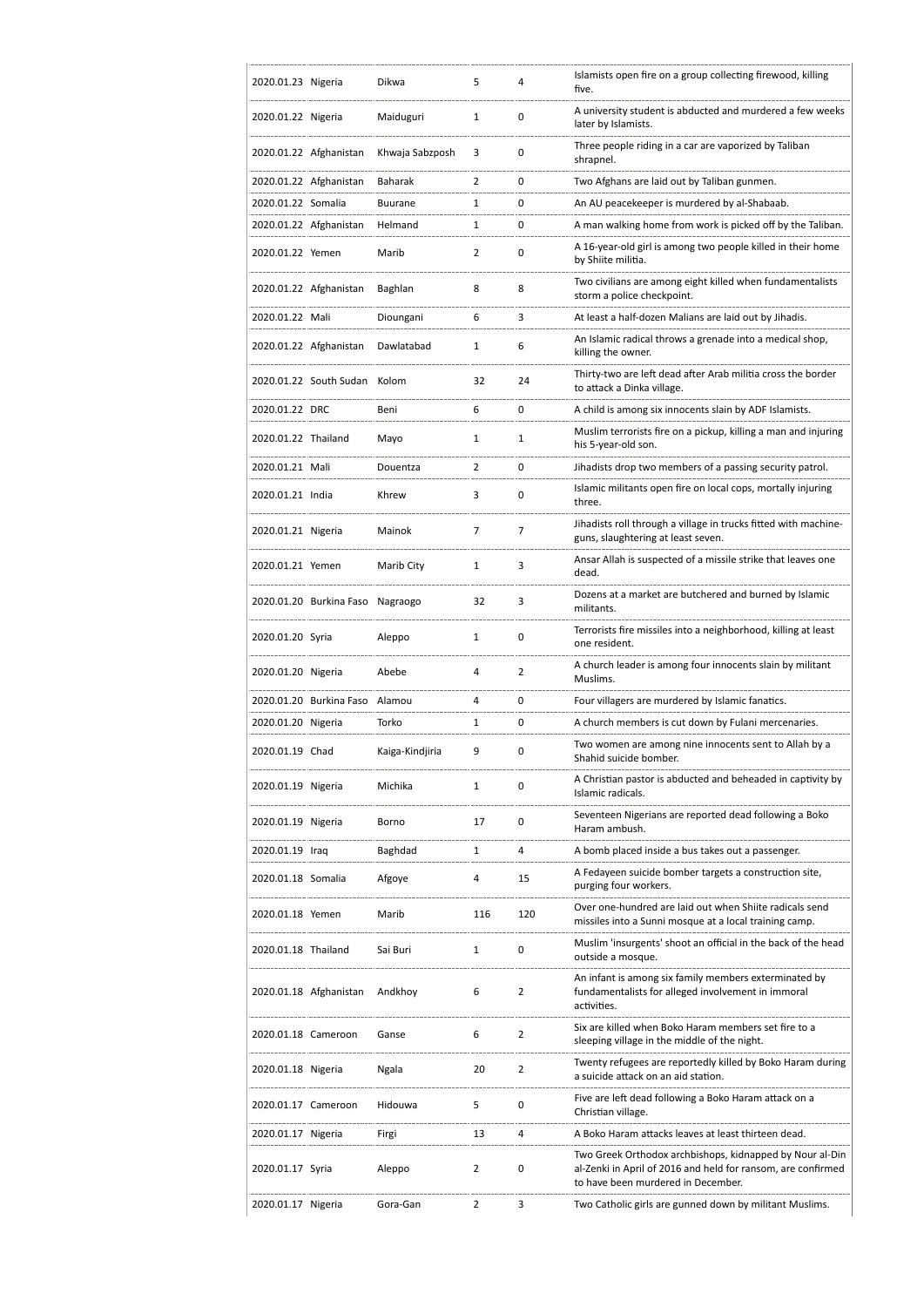| | | | | | |
|---|---|---|---|---|---|
| 2020.01.23 | Nigeria | Dikwa | 5 | 4 | Islamists open fire on a group collecting firewood, killing five. |
| 2020.01.22 | Nigeria | Maiduguri | 1 | 0 | A university student is abducted and murdered a few weeks later by Islamists. |
| 2020.01.22 | Afghanistan | Khwaja Sabzposh | 3 | 0 | Three people riding in a car are vaporized by Taliban shrapnel. |
| 2020.01.22 | Afghanistan | Baharak | 2 | 0 | Two Afghans are laid out by Taliban gunmen. |
| 2020.01.22 | Somalia | Buurane | 1 | 0 | An AU peacekeeper is murdered by al-Shabaab. |
| 2020.01.22 | Afghanistan | Helmand | 1 | 0 | A man walking home from work is picked off by the Taliban. |
| 2020.01.22 | Yemen | Marib | 2 | 0 | A 16-year-old girl is among two people killed in their home by Shiite militia. |
| 2020.01.22 | Afghanistan | Baghlan | 8 | 8 | Two civilians are among eight killed when fundamentalists storm a police checkpoint. |
| 2020.01.22 | Mali | Dioungani | 6 | 3 | At least a half-dozen Malians are laid out by Jihadis. |
| 2020.01.22 | Afghanistan | Dawlatabad | 1 | 6 | An Islamic radical throws a grenade into a medical shop, killing the owner. |
| 2020.01.22 | South Sudan | Kolom | 32 | 24 | Thirty-two are left dead after Arab militia cross the border to attack a Dinka village. |
| 2020.01.22 | DRC | Beni | 6 | 0 | A child is among six innocents slain by ADF Islamists. |
| 2020.01.22 | Thailand | Mayo | 1 | 1 | Muslim terrorists fire on a pickup, killing a man and injuring his 5-year-old son. |
| 2020.01.21 | Mali | Douentza | 2 | 0 | Jihadists drop two members of a passing security patrol. |
| 2020.01.21 | India | Khrew | 3 | 0 | Islamic militants open fire on local cops, mortally injuring three. |
| 2020.01.21 | Nigeria | Mainok | 7 | 7 | Jihadists roll through a village in trucks fitted with machine-guns, slaughtering at least seven. |
| 2020.01.21 | Yemen | Marib City | 1 | 3 | Ansar Allah is suspected of a missile strike that leaves one dead. |
| 2020.01.20 | Burkina Faso | Nagraogo | 32 | 3 | Dozens at a market are butchered and burned by Islamic militants. |
| 2020.01.20 | Syria | Aleppo | 1 | 0 | Terrorists fire missiles into a neighborhood, killing at least one resident. |
| 2020.01.20 | Nigeria | Abebe | 4 | 2 | A church leader is among four innocents slain by militant Muslims. |
| 2020.01.20 | Burkina Faso | Alamou | 4 | 0 | Four villagers are murdered by Islamic fanatics. |
| 2020.01.20 | Nigeria | Torko | 1 | 0 | A church members is cut down by Fulani mercenaries. |
| 2020.01.19 | Chad | Kaiga-Kindjiria | 9 | 0 | Two women are among nine innocents sent to Allah by a Shahid suicide bomber. |
| 2020.01.19 | Nigeria | Michika | 1 | 0 | A Christian pastor is abducted and beheaded in captivity by Islamic radicals. |
| 2020.01.19 | Nigeria | Borno | 17 | 0 | Seventeen Nigerians are reported dead following a Boko Haram ambush. |
| 2020.01.19 | Iraq | Baghdad | 1 | 4 | A bomb placed inside a bus takes out a passenger. |
| 2020.01.18 | Somalia | Afgoye | 4 | 15 | A Fedayeen suicide bomber targets a construction site, purging four workers. |
| 2020.01.18 | Yemen | Marib | 116 | 120 | Over one-hundred are laid out when Shiite radicals send missiles into a Sunni mosque at a local training camp. |
| 2020.01.18 | Thailand | Sai Buri | 1 | 0 | Muslim 'insurgents' shoot an official in the back of the head outside a mosque. |
| 2020.01.18 | Afghanistan | Andkhoy | 6 | 2 | An infant is among six family members exterminated by fundamentalists for alleged involvement in immoral activities. |
| 2020.01.18 | Cameroon | Ganse | 6 | 2 | Six are killed when Boko Haram members set fire to a sleeping village in the middle of the night. |
| 2020.01.18 | Nigeria | Ngala | 20 | 2 | Twenty refugees are reportedly killed by Boko Haram during a suicide attack on an aid station. |
| 2020.01.17 | Cameroon | Hidouwa | 5 | 0 | Five are left dead following a Boko Haram attack on a Christian village. |
| 2020.01.17 | Nigeria | Firgi | 13 | 4 | A Boko Haram attacks leaves at least thirteen dead. |
| 2020.01.17 | Syria | Aleppo | 2 | 0 | Two Greek Orthodox archbishops, kidnapped by Nour al-Din al-Zenki in April of 2016 and held for ransom, are confirmed to have been murdered in December. |
| 2020.01.17 | Nigeria | Gora-Gan | 2 | 3 | Two Catholic girls are gunned down by militant Muslims. |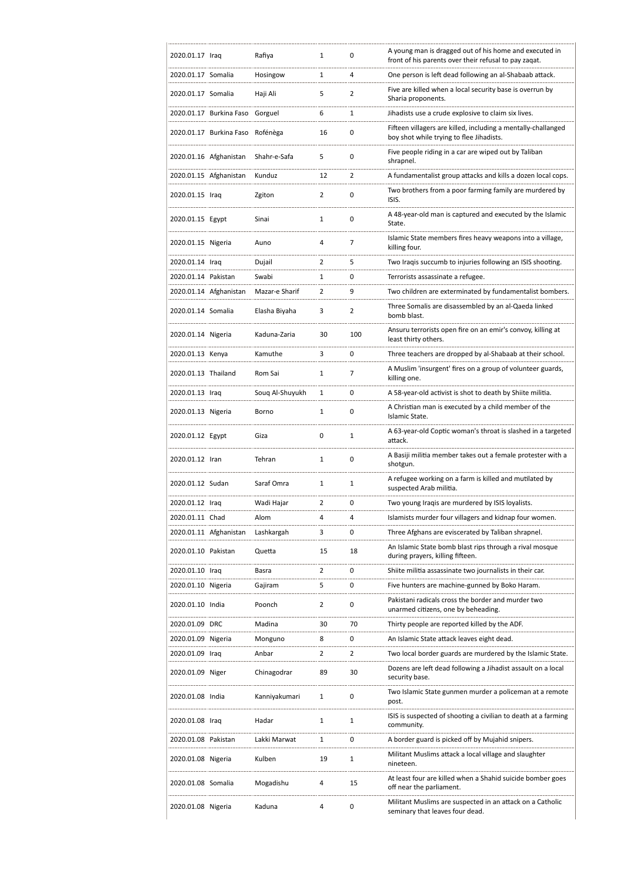| | | | | | |
|---|---|---|---|---|---|
| 2020.01.17 | Iraq | Rafiya | 1 | 0 | A young man is dragged out of his home and executed in front of his parents over their refusal to pay zaqat. |
| 2020.01.17 | Somalia | Hosingow | 1 | 4 | One person is left dead following an al-Shabaab attack. |
| 2020.01.17 | Somalia | Haji Ali | 5 | 2 | Five are killed when a local security base is overrun by Sharia proponents. |
| 2020.01.17 | Burkina Faso | Gorguel | 6 | 1 | Jihadists use a crude explosive to claim six lives. |
| 2020.01.17 | Burkina Faso | Roféněga | 16 | 0 | Fifteen villagers are killed, including a mentally-challanged boy shot while trying to flee Jihadists. |
| 2020.01.16 | Afghanistan | Shahr-e-Safa | 5 | 0 | Five people riding in a car are wiped out by Taliban shrapnel. |
| 2020.01.15 | Afghanistan | Kunduz | 12 | 2 | A fundamentalist group attacks and kills a dozen local cops. |
| 2020.01.15 | Iraq | Zgiton | 2 | 0 | Two brothers from a poor farming family are murdered by ISIS. |
| 2020.01.15 | Egypt | Sinai | 1 | 0 | A 48-year-old man is captured and executed by the Islamic State. |
| 2020.01.15 | Nigeria | Auno | 4 | 7 | Islamic State members fires heavy weapons into a village, killing four. |
| 2020.01.14 | Iraq | Dujail | 2 | 5 | Two Iraqis succumb to injuries following an ISIS shooting. |
| 2020.01.14 | Pakistan | Swabi | 1 | 0 | Terrorists assassinate a refugee. |
| 2020.01.14 | Afghanistan | Mazar-e Sharif | 2 | 9 | Two children are exterminated by fundamentalist bombers. |
| 2020.01.14 | Somalia | Elasha Biyaha | 3 | 2 | Three Somalis are disassembled by an al-Qaeda linked bomb blast. |
| 2020.01.14 | Nigeria | Kaduna-Zaria | 30 | 100 | Ansuru terrorists open fire on an emir's convoy, killing at least thirty others. |
| 2020.01.13 | Kenya | Kamuthe | 3 | 0 | Three teachers are dropped by al-Shabaab at their school. |
| 2020.01.13 | Thailand | Rom Sai | 1 | 7 | A Muslim 'insurgent' fires on a group of volunteer guards, killing one. |
| 2020.01.13 | Iraq | Souq Al-Shuyukh | 1 | 0 | A 58-year-old activist is shot to death by Shiite militia. |
| 2020.01.13 | Nigeria | Borno | 1 | 0 | A Christian man is executed by a child member of the Islamic State. |
| 2020.01.12 | Egypt | Giza | 0 | 1 | A 63-year-old Coptic woman's throat is slashed in a targeted attack. |
| 2020.01.12 | Iran | Tehran | 1 | 0 | A Basiji militia member takes out a female protester with a shotgun. |
| 2020.01.12 | Sudan | Saraf Omra | 1 | 1 | A refugee working on a farm is killed and mutilated by suspected Arab militia. |
| 2020.01.12 | Iraq | Wadi Hajar | 2 | 0 | Two young Iraqis are murdered by ISIS loyalists. |
| 2020.01.11 | Chad | Alom | 4 | 4 | Islamists murder four villagers and kidnap four women. |
| 2020.01.11 | Afghanistan | Lashkargah | 3 | 0 | Three Afghans are eviscerated by Taliban shrapnel. |
| 2020.01.10 | Pakistan | Quetta | 15 | 18 | An Islamic State bomb blast rips through a rival mosque during prayers, killing fifteen. |
| 2020.01.10 | Iraq | Basra | 2 | 0 | Shiite militia assassinate two journalists in their car. |
| 2020.01.10 | Nigeria | Gajiram | 5 | 0 | Five hunters are machine-gunned by Boko Haram. |
| 2020.01.10 | India | Poonch | 2 | 0 | Pakistani radicals cross the border and murder two unarmed citizens, one by beheading. |
| 2020.01.09 | DRC | Madina | 30 | 70 | Thirty people are reported killed by the ADF. |
| 2020.01.09 | Nigeria | Monguno | 8 | 0 | An Islamic State attack leaves eight dead. |
| 2020.01.09 | Iraq | Anbar | 2 | 2 | Two local border guards are murdered by the Islamic State. |
| 2020.01.09 | Niger | Chinagodrar | 89 | 30 | Dozens are left dead following a Jihadist assault on a local security base. |
| 2020.01.08 | India | Kanniyakumari | 1 | 0 | Two Islamic State gunmen murder a policeman at a remote post. |
| 2020.01.08 | Iraq | Hadar | 1 | 1 | ISIS is suspected of shooting a civilian to death at a farming community. |
| 2020.01.08 | Pakistan | Lakki Marwat | 1 | 0 | A border guard is picked off by Mujahid snipers. |
| 2020.01.08 | Nigeria | Kulben | 19 | 1 | Militant Muslims attack a local village and slaughter nineteen. |
| 2020.01.08 | Somalia | Mogadishu | 4 | 15 | At least four are killed when a Shahid suicide bomber goes off near the parliament. |
| 2020.01.08 | Nigeria | Kaduna | 4 | 0 | Militant Muslims are suspected in an attack on a Catholic seminary that leaves four dead. |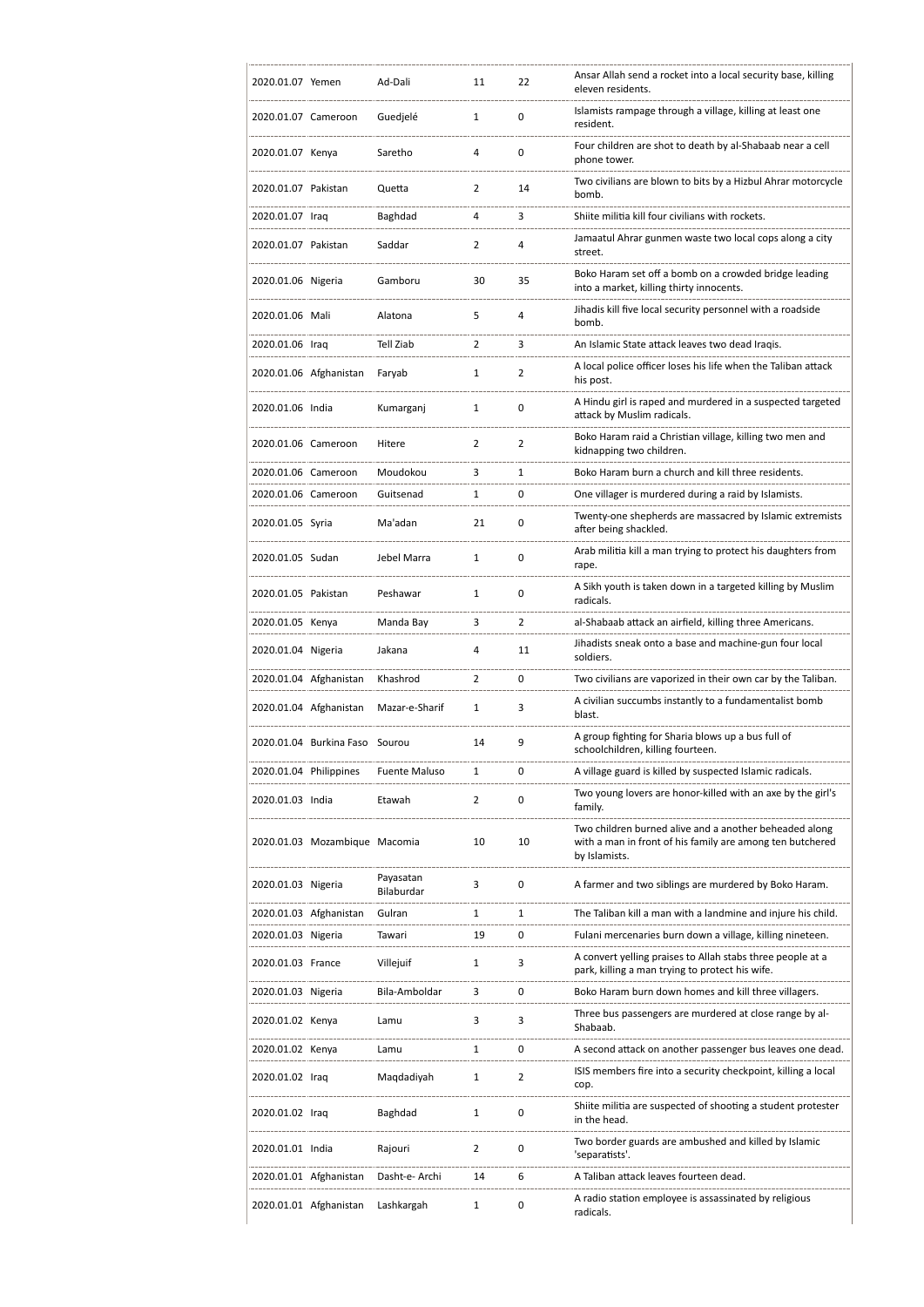| | | | | | |
|---|---|---|---|---|---|
| 2020.01.07 | Yemen | Ad-Dali | 11 | 22 | Ansar Allah send a rocket into a local security base, killing eleven residents. |
| 2020.01.07 | Cameroon | Guedjelé | 1 | 0 | Islamists rampage through a village, killing at least one resident. |
| 2020.01.07 | Kenya | Saretho | 4 | 0 | Four children are shot to death by al-Shabaab near a cell phone tower. |
| 2020.01.07 | Pakistan | Quetta | 2 | 14 | Two civilians are blown to bits by a Hizbul Ahrar motorcycle bomb. |
| 2020.01.07 | Iraq | Baghdad | 4 | 3 | Shiite militia kill four civilians with rockets. |
| 2020.01.07 | Pakistan | Saddar | 2 | 4 | Jamaatul Ahrar gunmen waste two local cops along a city street. |
| 2020.01.06 | Nigeria | Gamboru | 30 | 35 | Boko Haram set off a bomb on a crowded bridge leading into a market, killing thirty innocents. |
| 2020.01.06 | Mali | Alatona | 5 | 4 | Jihadis kill five local security personnel with a roadside bomb. |
| 2020.01.06 | Iraq | Tell Ziab | 2 | 3 | An Islamic State attack leaves two dead Iraqis. |
| 2020.01.06 | Afghanistan | Faryab | 1 | 2 | A local police officer loses his life when the Taliban attack his post. |
| 2020.01.06 | India | Kumarganj | 1 | 0 | A Hindu girl is raped and murdered in a suspected targeted attack by Muslim radicals. |
| 2020.01.06 | Cameroon | Hitere | 2 | 2 | Boko Haram raid a Christian village, killing two men and kidnapping two children. |
| 2020.01.06 | Cameroon | Moudokou | 3 | 1 | Boko Haram burn a church and kill three residents. |
| 2020.01.06 | Cameroon | Guitsenad | 1 | 0 | One villager is murdered during a raid by Islamists. |
| 2020.01.05 | Syria | Ma'adan | 21 | 0 | Twenty-one shepherds are massacred by Islamic extremists after being shackled. |
| 2020.01.05 | Sudan | Jebel Marra | 1 | 0 | Arab militia kill a man trying to protect his daughters from rape. |
| 2020.01.05 | Pakistan | Peshawar | 1 | 0 | A Sikh youth is taken down in a targeted killing by Muslim radicals. |
| 2020.01.05 | Kenya | Manda Bay | 3 | 2 | al-Shabaab attack an airfield, killing three Americans. |
| 2020.01.04 | Nigeria | Jakana | 4 | 11 | Jihadists sneak onto a base and machine-gun four local soldiers. |
| 2020.01.04 | Afghanistan | Khashrod | 2 | 0 | Two civilians are vaporized in their own car by the Taliban. |
| 2020.01.04 | Afghanistan | Mazar-e-Sharif | 1 | 3 | A civilian succumbs instantly to a fundamentalist bomb blast. |
| 2020.01.04 | Burkina Faso | Sourou | 14 | 9 | A group fighting for Sharia blows up a bus full of schoolchildren, killing fourteen. |
| 2020.01.04 | Philippines | Fuente Maluso | 1 | 0 | A village guard is killed by suspected Islamic radicals. |
| 2020.01.03 | India | Etawah | 2 | 0 | Two young lovers are honor-killed with an axe by the girl's family. |
| 2020.01.03 | Mozambique | Macomia | 10 | 10 | Two children burned alive and a another beheaded along with a man in front of his family are among ten butchered by Islamists. |
| 2020.01.03 | Nigeria | Payasatan Bilaburdar | 3 | 0 | A farmer and two siblings are murdered by Boko Haram. |
| 2020.01.03 | Afghanistan | Gulran | 1 | 1 | The Taliban kill a man with a landmine and injure his child. |
| 2020.01.03 | Nigeria | Tawari | 19 | 0 | Fulani mercenaries burn down a village, killing nineteen. |
| 2020.01.03 | France | Villejuif | 1 | 3 | A convert yelling praises to Allah stabs three people at a park, killing a man trying to protect his wife. |
| 2020.01.03 | Nigeria | Bila-Amboldar | 3 | 0 | Boko Haram burn down homes and kill three villagers. |
| 2020.01.02 | Kenya | Lamu | 3 | 3 | Three bus passengers are murdered at close range by al-Shabaab. |
| 2020.01.02 | Kenya | Lamu | 1 | 0 | A second attack on another passenger bus leaves one dead. |
| 2020.01.02 | Iraq | Maqdadiyah | 1 | 2 | ISIS members fire into a security checkpoint, killing a local cop. |
| 2020.01.02 | Iraq | Baghdad | 1 | 0 | Shiite militia are suspected of shooting a student protester in the head. |
| 2020.01.01 | India | Rajouri | 2 | 0 | Two border guards are ambushed and killed by Islamic 'separatists'. |
| 2020.01.01 | Afghanistan | Dasht-e- Archi | 14 | 6 | A Taliban attack leaves fourteen dead. |
| 2020.01.01 | Afghanistan | Lashkargah | 1 | 0 | A radio station employee is assassinated by religious radicals. |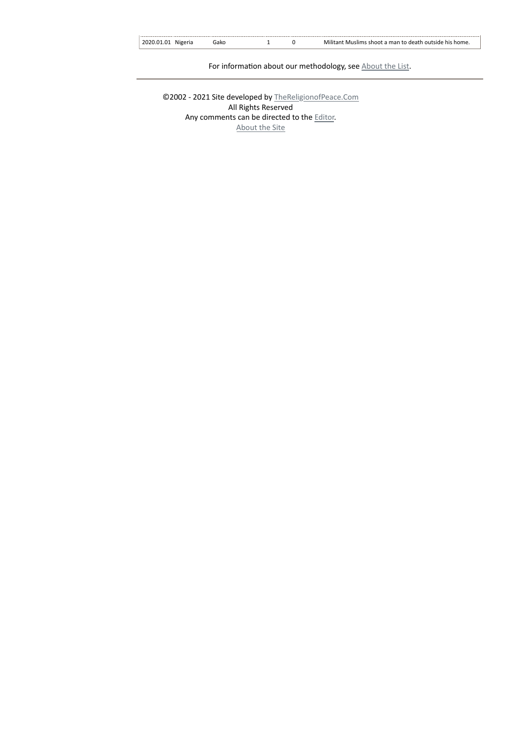| | | | | | |
|---|---|---|---|---|---|
| 2020.01.01 | Nigeria | Gako | 1 | 0 | Militant Muslims shoot a man to death outside his home. |

For information about our methodology, see About the List.

©2002 - 2021 Site developed by TheReligionofPeace.Com
All Rights Reserved
Any comments can be directed to the Editor.
About the Site